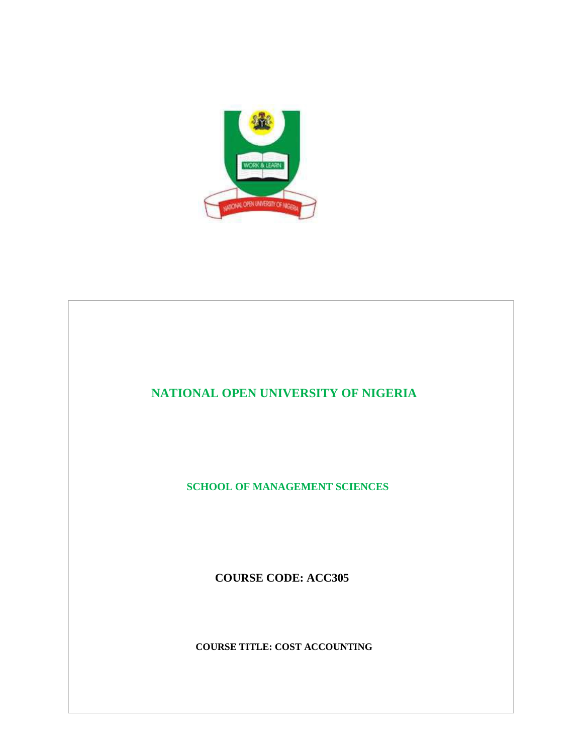# NATIONAL OPEN UNIVERSITY OF NIGERIA

## SCHOOL OF MANAGEMENT SCIENCES

**COURSE CODE: ACC305**

**COURSE TITLE: COST ACCOUNTING**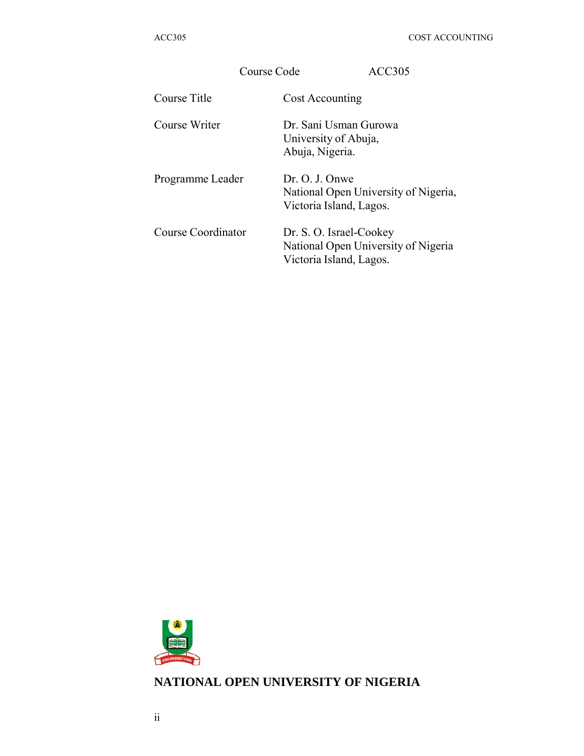| | |
|---|---|
| Course Code | ACC305 |
| Course Title | Cost Accounting |
| Course Writer | Dr. Sani Usman Gurowa<br>University of Abuja,<br>Abuja, Nigeria. |
| Programme Leader | Dr. O. J. Onwe<br>National Open University of Nigeria,<br>Victoria Island, Lagos. |
| Course Coordinator | Dr. S. O. Israel-Cookey<br>National Open University of Nigeria<br>Victoria Island, Lagos. |

**NATIONAL OPEN UNIVERSITY OF NIGERIA**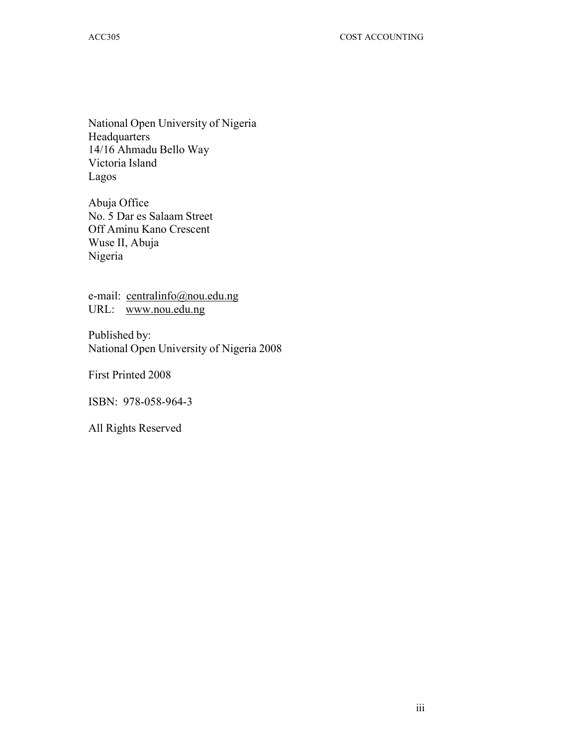National Open University of Nigeria
Headquarters
14/16 Ahmadu Bello Way
Victoria Island
Lagos

Abuja Office
No. 5 Dar es Salaam Street
Off Aminu Kano Crescent
Wuse II, Abuja
Nigeria

e-mail: centralinfo@nou.edu.ng
URL: www.nou.edu.ng

Published by:
National Open University of Nigeria 2008

First Printed 2008

ISBN: 978-058-964-3

All Rights Reserved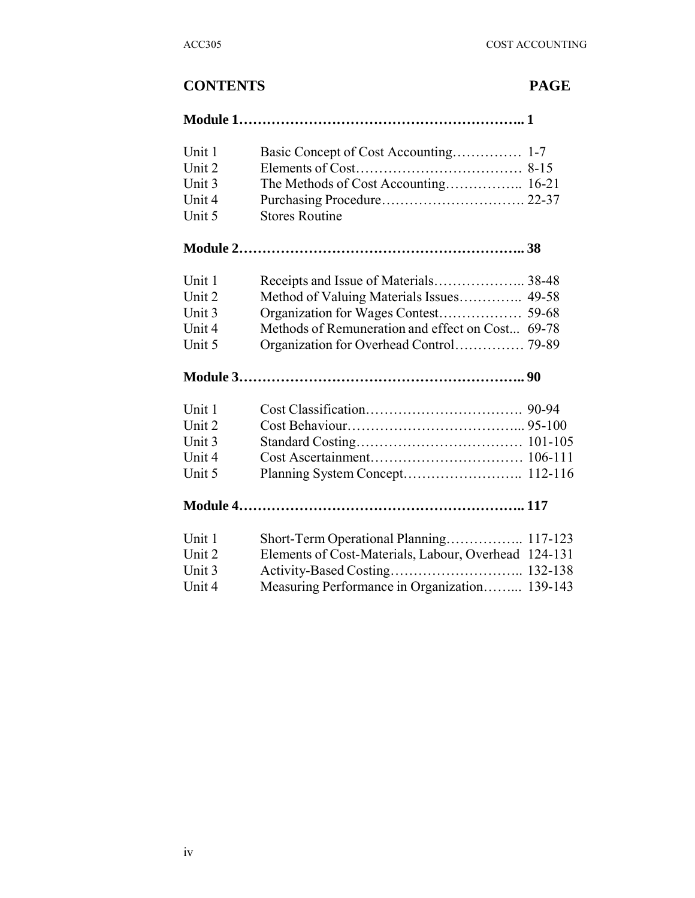## CONTENTS PAGE

**Module 1………………………………………………….. 1**

| | | |
|---|---|---|
| Unit 1 | Basic Concept of Cost Accounting…………… | 1-7 |
| Unit 2 | Elements of Cost……………………………… | 8-15 |
| Unit 3 | The Methods of Cost Accounting…………….. | 16-21 |
| Unit 4 | Purchasing Procedure…………………………. | 22-37 |
| Unit 5 | Stores Routine | |

**Module 2………………………………………………….. 38**

| | | |
|---|---|---|
| Unit 1 | Receipts and Issue of Materials……………….. | 38-48 |
| Unit 2 | Method of Valuing Materials Issues………….. | 49-58 |
| Unit 3 | Organization for Wages Contest……………… | 59-68 |
| Unit 4 | Methods of Remuneration and effect on Cost... | 69-78 |
| Unit 5 | Organization for Overhead Control…………… | 79-89 |

**Module 3………………………………………………….. 90**

| | | |
|---|---|---|
| Unit 1 | Cost Classification……………………………. | 90-94 |
| Unit 2 | Cost Behaviour……………………………….... | 95-100 |
| Unit 3 | Standard Costing……………………………… | 101-105 |
| Unit 4 | Cost Ascertainment…………………………… | 106-111 |
| Unit 5 | Planning System Concept…………………….. | 112-116 |

**Module 4………………………………………………….. 117**

| | | |
|---|---|---|
| Unit 1 | Short-Term Operational Planning…………….. | 117-123 |
| Unit 2 | Elements of Cost-Materials, Labour, Overhead | 124-131 |
| Unit 3 | Activity-Based Costing……………………….. | 132-138 |
| Unit 4 | Measuring Performance in Organization……... | 139-143 |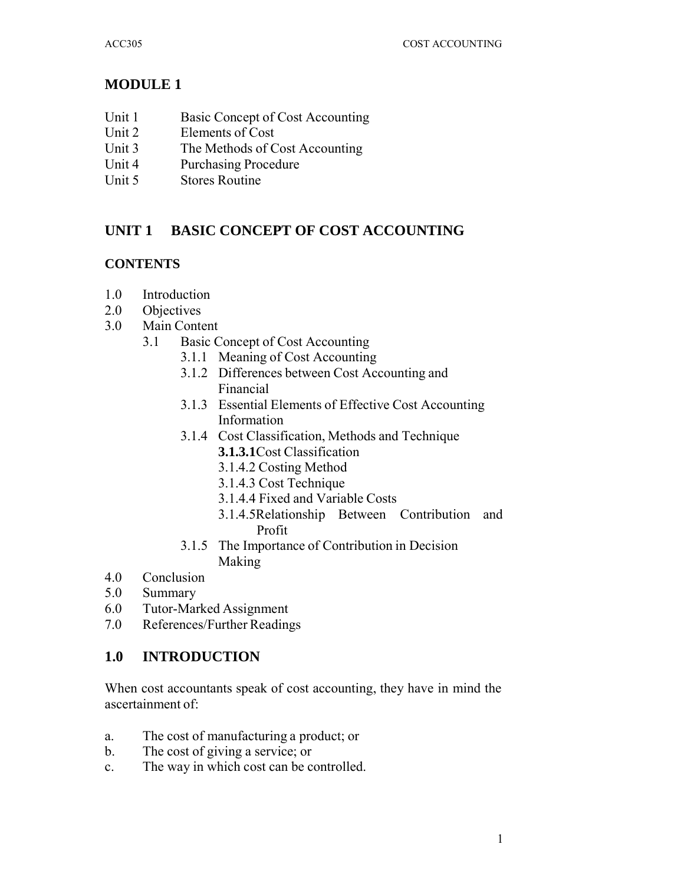# MODULE 1

Unit 1 Basic Concept of Cost Accounting
Unit 2 Elements of Cost
Unit 3 The Methods of Cost Accounting
Unit 4 Purchasing Procedure
Unit 5 Stores Routine

## UNIT 1 BASIC CONCEPT OF COST ACCOUNTING

### CONTENTS

- 1.0 Introduction
- 2.0 Objectives
- 3.0 Main Content
    - 3.1 Basic Concept of Cost Accounting
        - 3.1.1 Meaning of Cost Accounting
        - 3.1.2 Differences between Cost Accounting and Financial
        - 3.1.3 Essential Elements of Effective Cost Accounting Information
        - 3.1.4 Cost Classification, Methods and Technique
            - **3.1.3.1** Cost Classification
            - 3.1.4.2 Costing Method
            - 3.1.4.3 Cost Technique
            - 3.1.4.4 Fixed and Variable Costs
            - 3.1.4.5 Relationship Between Contribution and Profit
        - 3.1.5 The Importance of Contribution in Decision Making
- 4.0 Conclusion
- 5.0 Summary
- 6.0 Tutor-Marked Assignment
- 7.0 References/Further Readings

## 1.0 INTRODUCTION

When cost accountants speak of cost accounting, they have in mind the ascertainment of:

a. The cost of manufacturing a product; or
b. The cost of giving a service; or
c. The way in which cost can be controlled.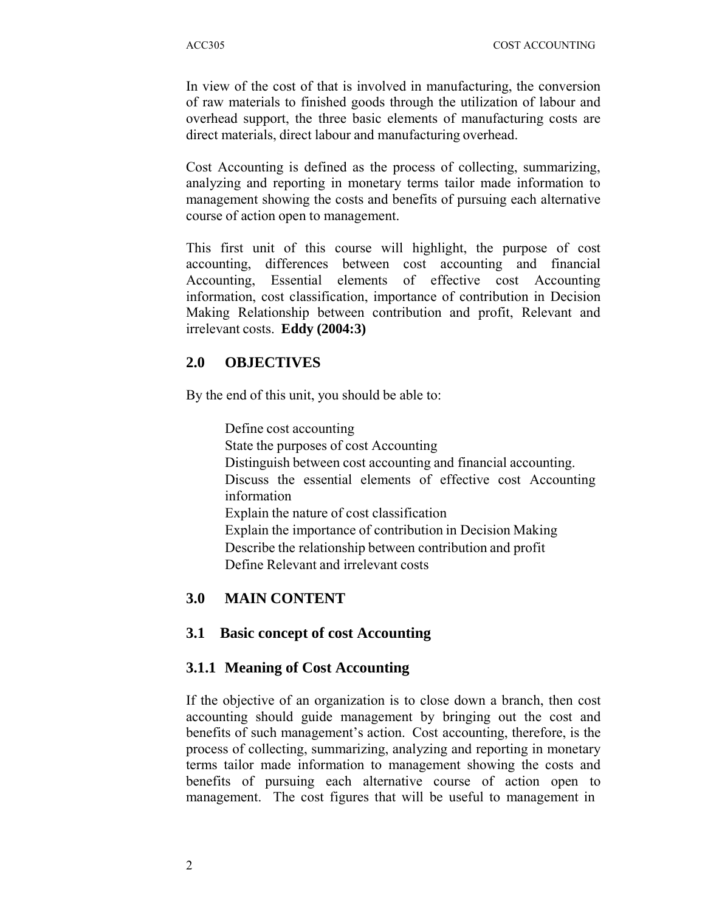In view of the cost of that is involved in manufacturing, the conversion of raw materials to finished goods through the utilization of labour and overhead support, the three basic elements of manufacturing costs are direct materials, direct labour and manufacturing overhead.

Cost Accounting is defined as the process of collecting, summarizing, analyzing and reporting in monetary terms tailor made information to management showing the costs and benefits of pursuing each alternative course of action open to management.

This first unit of this course will highlight, the purpose of cost accounting, differences between cost accounting and financial Accounting, Essential elements of effective cost Accounting information, cost classification, importance of contribution in Decision Making Relationship between contribution and profit, Relevant and irrelevant costs. **Eddy (2004:3)**

## 2.0 OBJECTIVES

By the end of this unit, you should be able to:

- Define cost accounting
- State the purposes of cost Accounting
- Distinguish between cost accounting and financial accounting.
- Discuss the essential elements of effective cost Accounting information
- Explain the nature of cost classification
- Explain the importance of contribution in Decision Making
- Describe the relationship between contribution and profit
- Define Relevant and irrelevant costs

## 3.0 MAIN CONTENT

### 3.1 Basic concept of cost Accounting

#### 3.1.1 Meaning of Cost Accounting

If the objective of an organization is to close down a branch, then cost accounting should guide management by bringing out the cost and benefits of such management's action. Cost accounting, therefore, is the process of collecting, summarizing, analyzing and reporting in monetary terms tailor made information to management showing the costs and benefits of pursuing each alternative course of action open to management. The cost figures that will be useful to management in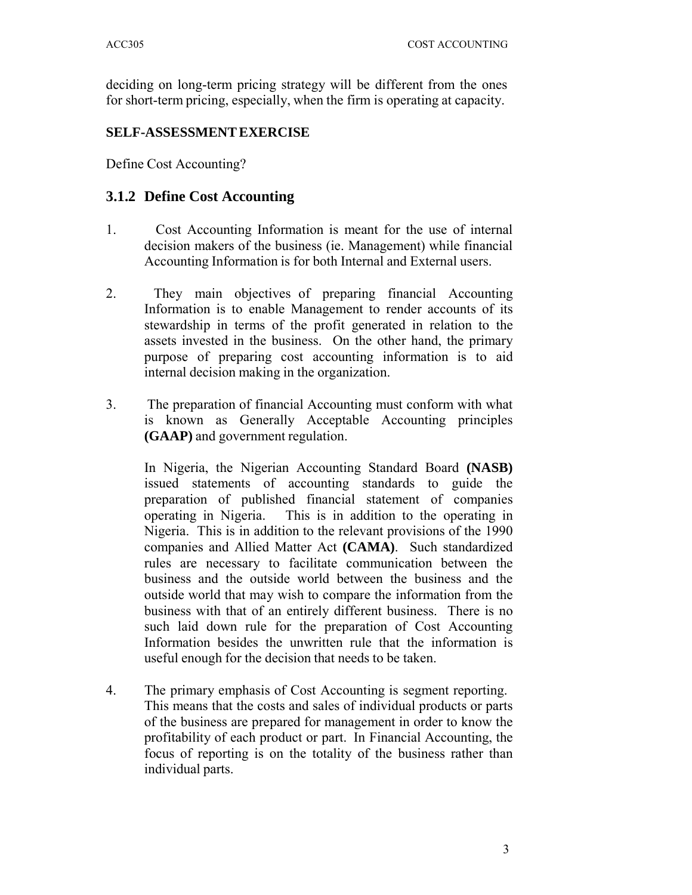deciding on long-term pricing strategy will be different from the ones for short-term pricing, especially, when the firm is operating at capacity.

**SELF-ASSESSMENT EXERCISE**

Define Cost Accounting?

### 3.1.2 Define Cost Accounting

1. Cost Accounting Information is meant for the use of internal decision makers of the business (ie. Management) while financial Accounting Information is for both Internal and External users.

2. They main objectives of preparing financial Accounting Information is to enable Management to render accounts of its stewardship in terms of the profit generated in relation to the assets invested in the business. On the other hand, the primary purpose of preparing cost accounting information is to aid internal decision making in the organization.

3. The preparation of financial Accounting must conform with what is known as Generally Acceptable Accounting principles **(GAAP)** and government regulation.

   In Nigeria, the Nigerian Accounting Standard Board **(NASB)** issued statements of accounting standards to guide the preparation of published financial statement of companies operating in Nigeria. This is in addition to the operating in Nigeria. This is in addition to the relevant provisions of the 1990 companies and Allied Matter Act **(CAMA)**. Such standardized rules are necessary to facilitate communication between the business and the outside world between the business and the outside world that may wish to compare the information from the business with that of an entirely different business. There is no such laid down rule for the preparation of Cost Accounting Information besides the unwritten rule that the information is useful enough for the decision that needs to be taken.

4. The primary emphasis of Cost Accounting is segment reporting. This means that the costs and sales of individual products or parts of the business are prepared for management in order to know the profitability of each product or part. In Financial Accounting, the focus of reporting is on the totality of the business rather than individual parts.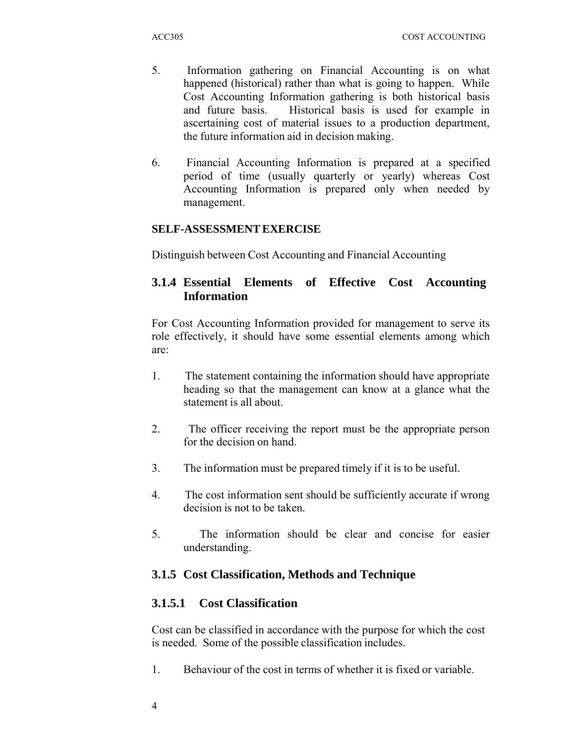5. Information gathering on Financial Accounting is on what happened (historical) rather than what is going to happen. While Cost Accounting Information gathering is both historical basis and future basis. Historical basis is used for example in ascertaining cost of material issues to a production department, the future information aid in decision making.

6. Financial Accounting Information is prepared at a specified period of time (usually quarterly or yearly) whereas Cost Accounting Information is prepared only when needed by management.

**SELF-ASSESSMENT EXERCISE**

Distinguish between Cost Accounting and Financial Accounting

### 3.1.4 Essential Elements of Effective Cost Accounting Information

For Cost Accounting Information provided for management to serve its role effectively, it should have some essential elements among which are:

1. The statement containing the information should have appropriate heading so that the management can know at a glance what the statement is all about.

2. The officer receiving the report must be the appropriate person for the decision on hand.

3. The information must be prepared timely if it is to be useful.

4. The cost information sent should be sufficiently accurate if wrong decision is not to be taken.

5. The information should be clear and concise for easier understanding.

### 3.1.5 Cost Classification, Methods and Technique

#### 3.1.5.1 Cost Classification

Cost can be classified in accordance with the purpose for which the cost is needed. Some of the possible classification includes.

1. Behaviour of the cost in terms of whether it is fixed or variable.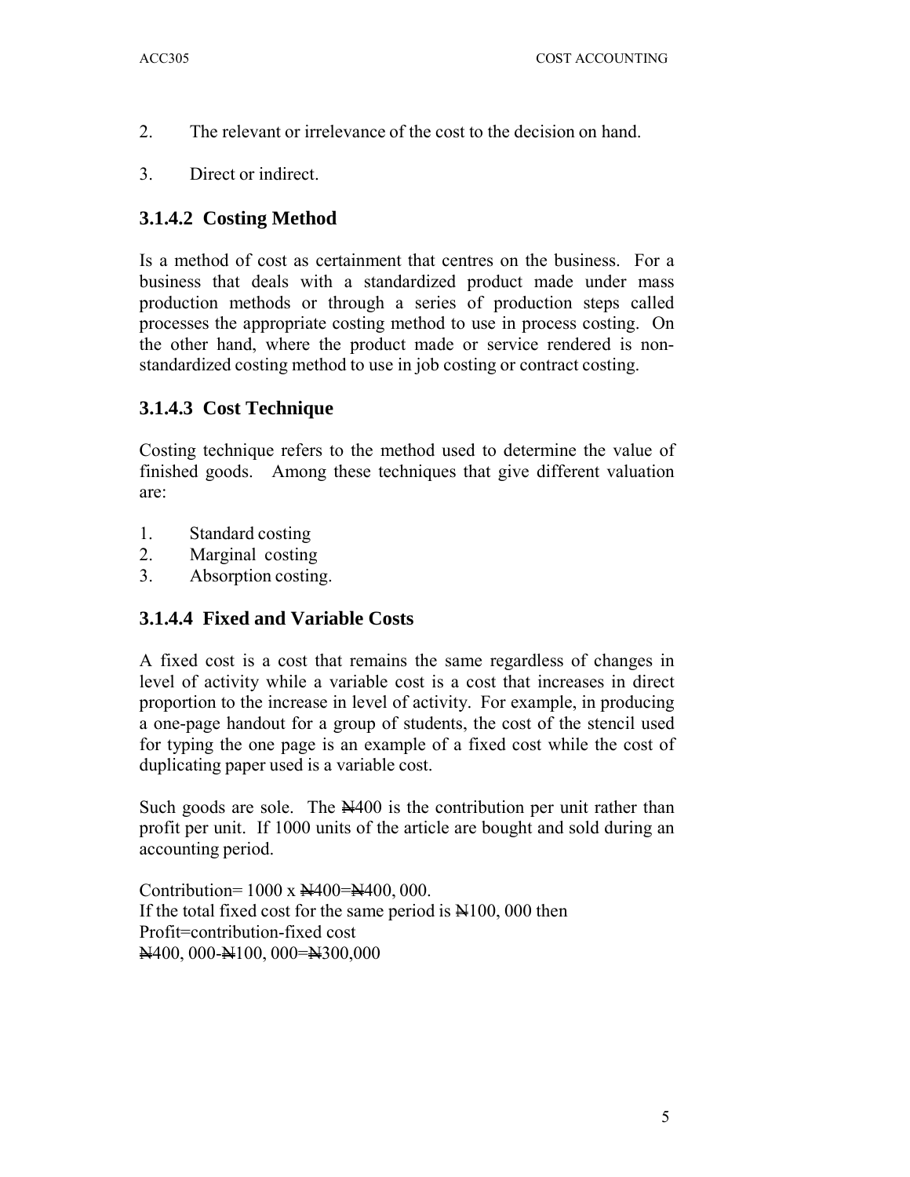2. The relevant or irrelevance of the cost to the decision on hand.

3. Direct or indirect.

### 3.1.4.2 Costing Method

Is a method of cost as certainment that centres on the business. For a business that deals with a standardized product made under mass production methods or through a series of production steps called processes the appropriate costing method to use in process costing. On the other hand, where the product made or service rendered is non-standardized costing method to use in job costing or contract costing.

### 3.1.4.3 Cost Technique

Costing technique refers to the method used to determine the value of finished goods. Among these techniques that give different valuation are:

1. Standard costing
2. Marginal costing
3. Absorption costing.

### 3.1.4.4 Fixed and Variable Costs

A fixed cost is a cost that remains the same regardless of changes in level of activity while a variable cost is a cost that increases in direct proportion to the increase in level of activity. For example, in producing a one-page handout for a group of students, the cost of the stencil used for typing the one page is an example of a fixed cost while the cost of duplicating paper used is a variable cost.

Such goods are sole. The ₦400 is the contribution per unit rather than profit per unit. If 1000 units of the article are bought and sold during an accounting period.

Contribution= 1000 x ₦400=₦400, 000.
If the total fixed cost for the same period is ₦100, 000 then
Profit=contribution-fixed cost
₦400, 000-₦100, 000=₦300,000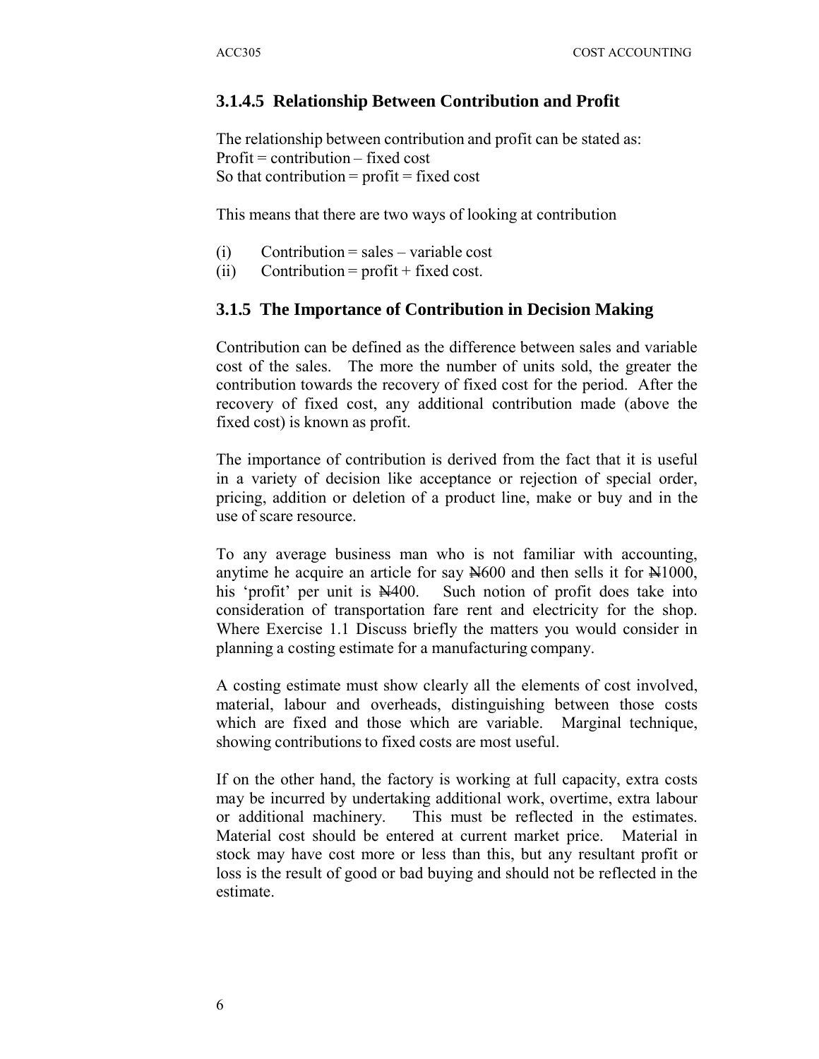### 3.1.4.5 Relationship Between Contribution and Profit

The relationship between contribution and profit can be stated as:
Profit = contribution – fixed cost
So that contribution = profit = fixed cost

This means that there are two ways of looking at contribution

(i) Contribution = sales – variable cost
(ii) Contribution = profit + fixed cost.

### 3.1.5 The Importance of Contribution in Decision Making

Contribution can be defined as the difference between sales and variable cost of the sales. The more the number of units sold, the greater the contribution towards the recovery of fixed cost for the period. After the recovery of fixed cost, any additional contribution made (above the fixed cost) is known as profit.

The importance of contribution is derived from the fact that it is useful in a variety of decision like acceptance or rejection of special order, pricing, addition or deletion of a product line, make or buy and in the use of scare resource.

To any average business man who is not familiar with accounting, anytime he acquire an article for say ₦600 and then sells it for ₦1000, his 'profit' per unit is ₦400. Such notion of profit does take into consideration of transportation fare rent and electricity for the shop. Where Exercise 1.1 Discuss briefly the matters you would consider in planning a costing estimate for a manufacturing company.

A costing estimate must show clearly all the elements of cost involved, material, labour and overheads, distinguishing between those costs which are fixed and those which are variable. Marginal technique, showing contributions to fixed costs are most useful.

If on the other hand, the factory is working at full capacity, extra costs may be incurred by undertaking additional work, overtime, extra labour or additional machinery. This must be reflected in the estimates. Material cost should be entered at current market price. Material in stock may have cost more or less than this, but any resultant profit or loss is the result of good or bad buying and should not be reflected in the estimate.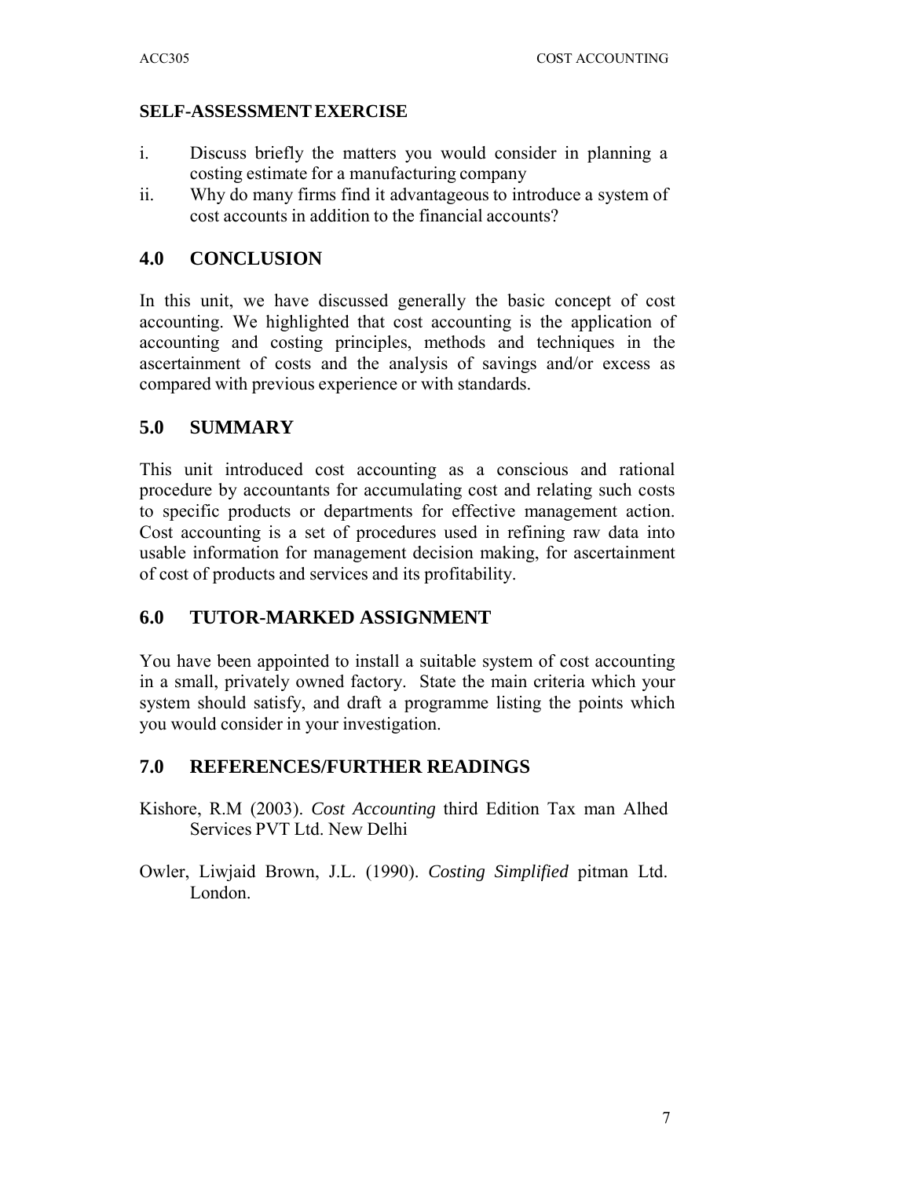**SELF-ASSESSMENT EXERCISE**

i. Discuss briefly the matters you would consider in planning a costing estimate for a manufacturing company
ii. Why do many firms find it advantageous to introduce a system of cost accounts in addition to the financial accounts?

## 4.0 CONCLUSION

In this unit, we have discussed generally the basic concept of cost accounting. We highlighted that cost accounting is the application of accounting and costing principles, methods and techniques in the ascertainment of costs and the analysis of savings and/or excess as compared with previous experience or with standards.

## 5.0 SUMMARY

This unit introduced cost accounting as a conscious and rational procedure by accountants for accumulating cost and relating such costs to specific products or departments for effective management action. Cost accounting is a set of procedures used in refining raw data into usable information for management decision making, for ascertainment of cost of products and services and its profitability.

## 6.0 TUTOR-MARKED ASSIGNMENT

You have been appointed to install a suitable system of cost accounting in a small, privately owned factory. State the main criteria which your system should satisfy, and draft a programme listing the points which you would consider in your investigation.

## 7.0 REFERENCES/FURTHER READINGS

Kishore, R.M (2003). *Cost Accounting* third Edition Tax man Alhed Services PVT Ltd. New Delhi

Owler, Liwjaid Brown, J.L. (1990). *Costing Simplified* pitman Ltd. London.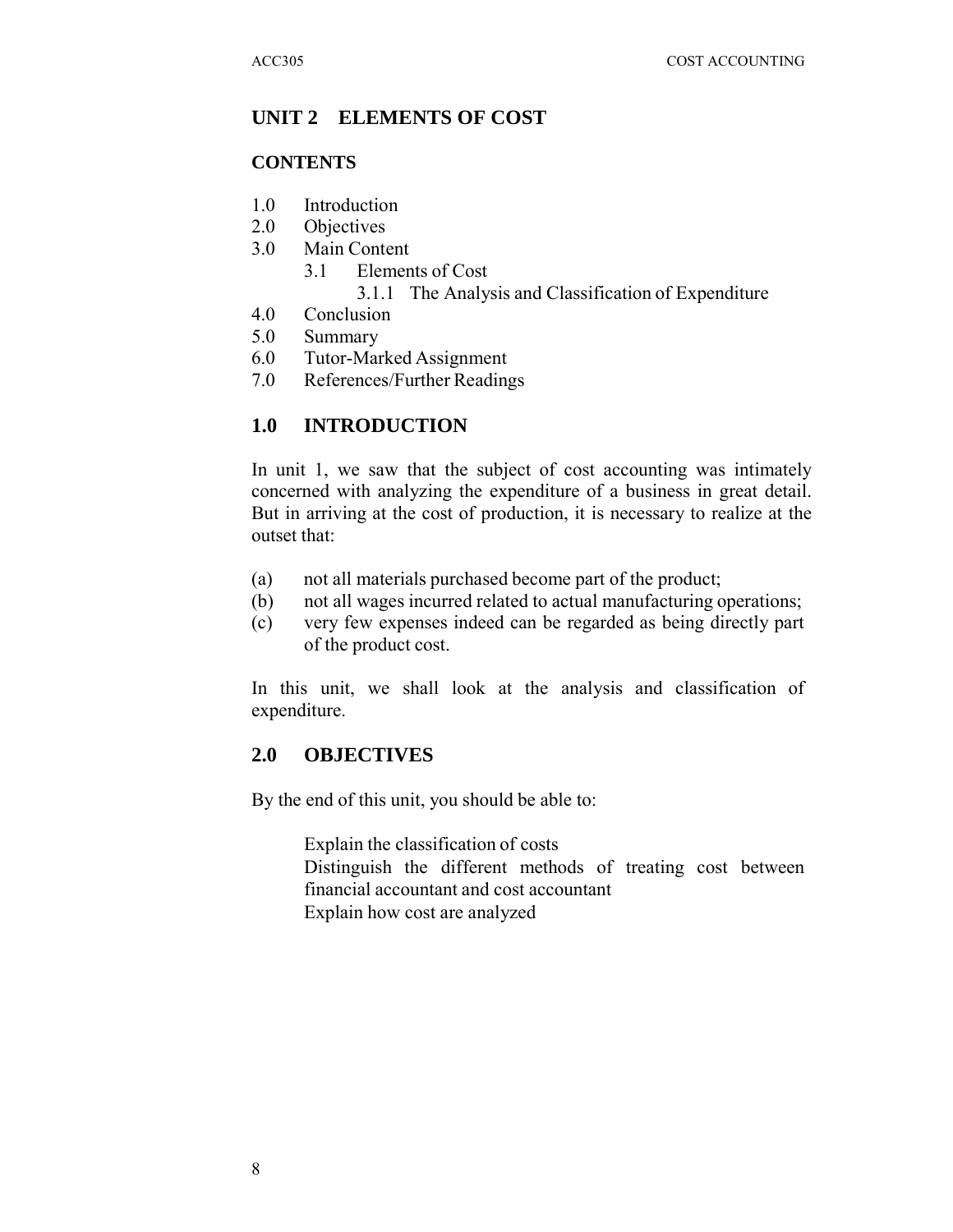## UNIT 2 ELEMENTS OF COST

### CONTENTS

1.0 Introduction
2.0 Objectives
3.0 Main Content
    3.1 Elements of Cost
        3.1.1 The Analysis and Classification of Expenditure
4.0 Conclusion
5.0 Summary
6.0 Tutor-Marked Assignment
7.0 References/Further Readings

### 1.0 INTRODUCTION

In unit 1, we saw that the subject of cost accounting was intimately concerned with analyzing the expenditure of a business in great detail. But in arriving at the cost of production, it is necessary to realize at the outset that:

(a) not all materials purchased become part of the product;
(b) not all wages incurred related to actual manufacturing operations;
(c) very few expenses indeed can be regarded as being directly part of the product cost.

In this unit, we shall look at the analysis and classification of expenditure.

### 2.0 OBJECTIVES

By the end of this unit, you should be able to:

Explain the classification of costs
Distinguish the different methods of treating cost between financial accountant and cost accountant
Explain how cost are analyzed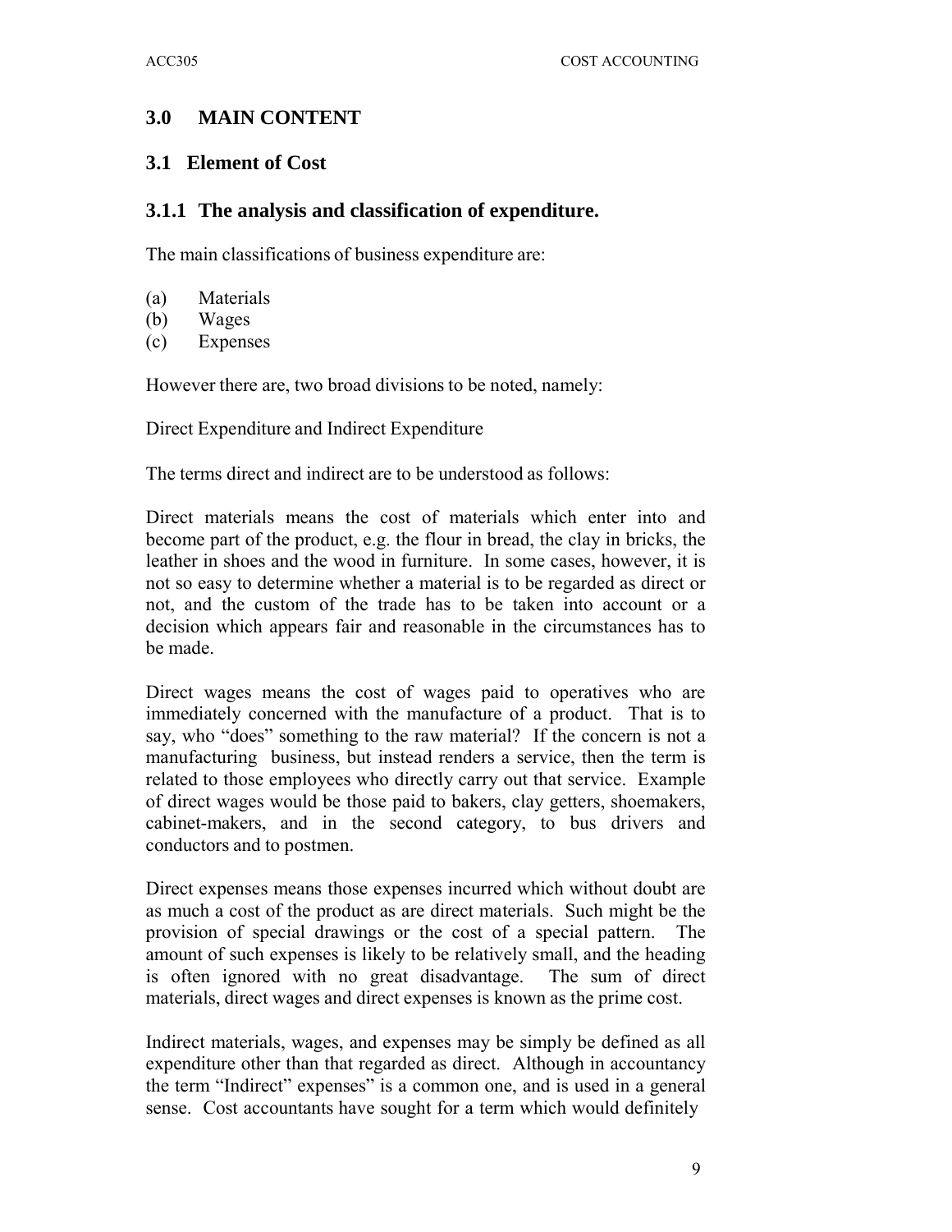## 3.0 MAIN CONTENT

### 3.1 Element of Cost

### 3.1.1 The analysis and classification of expenditure.

The main classifications of business expenditure are:

(a) Materials
(b) Wages
(c) Expenses

However there are, two broad divisions to be noted, namely:

Direct Expenditure and Indirect Expenditure

The terms direct and indirect are to be understood as follows:

Direct materials means the cost of materials which enter into and become part of the product, e.g. the flour in bread, the clay in bricks, the leather in shoes and the wood in furniture. In some cases, however, it is not so easy to determine whether a material is to be regarded as direct or not, and the custom of the trade has to be taken into account or a decision which appears fair and reasonable in the circumstances has to be made.

Direct wages means the cost of wages paid to operatives who are immediately concerned with the manufacture of a product. That is to say, who "does" something to the raw material? If the concern is not a manufacturing business, but instead renders a service, then the term is related to those employees who directly carry out that service. Example of direct wages would be those paid to bakers, clay getters, shoemakers, cabinet-makers, and in the second category, to bus drivers and conductors and to postmen.

Direct expenses means those expenses incurred which without doubt are as much a cost of the product as are direct materials. Such might be the provision of special drawings or the cost of a special pattern. The amount of such expenses is likely to be relatively small, and the heading is often ignored with no great disadvantage. The sum of direct materials, direct wages and direct expenses is known as the prime cost.

Indirect materials, wages, and expenses may be simply be defined as all expenditure other than that regarded as direct. Although in accountancy the term "Indirect" expenses" is a common one, and is used in a general sense. Cost accountants have sought for a term which would definitely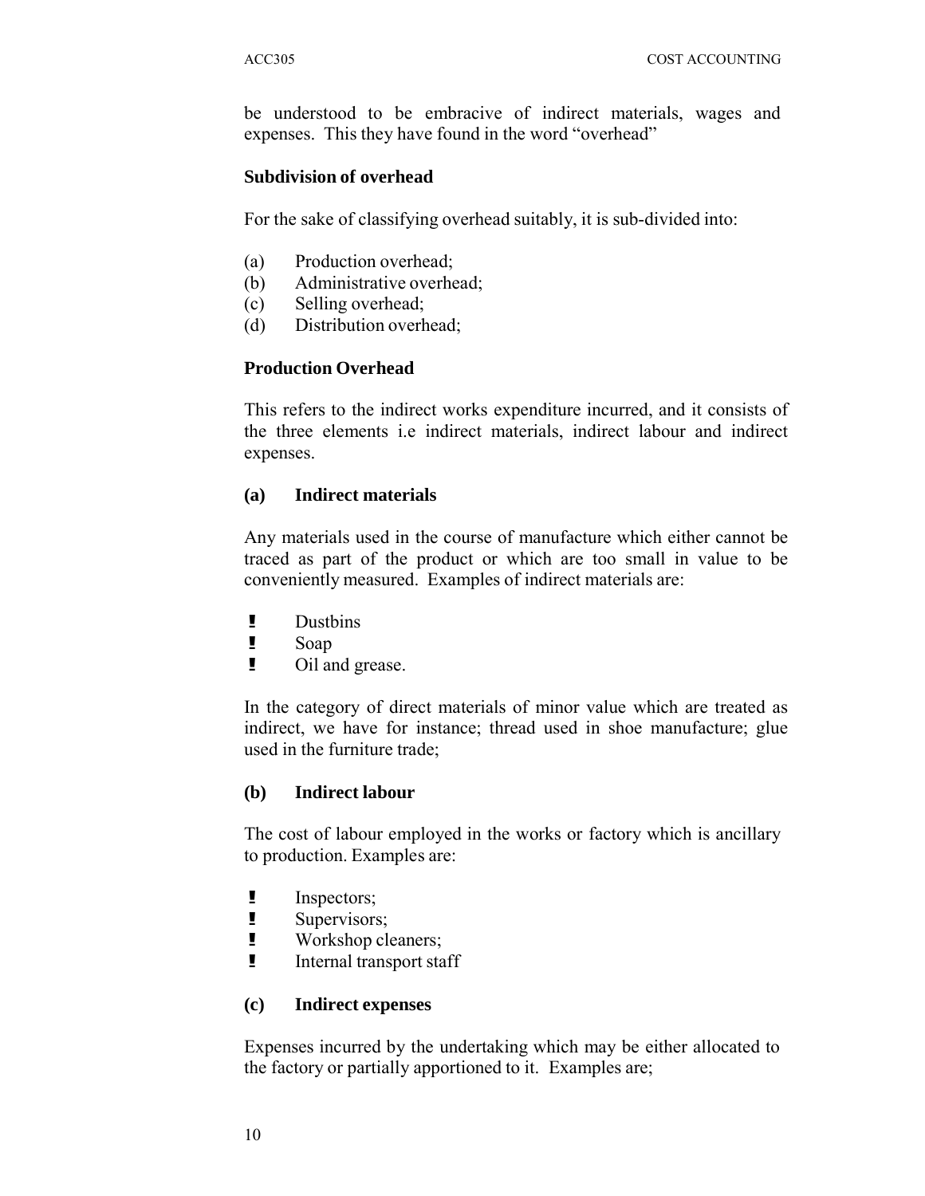be understood to be embracive of indirect materials, wages and expenses. This they have found in the word "overhead"

**Subdivision of overhead**

For the sake of classifying overhead suitably, it is sub-divided into:

(a) Production overhead;
(b) Administrative overhead;
(c) Selling overhead;
(d) Distribution overhead;

**Production Overhead**

This refers to the indirect works expenditure incurred, and it consists of the three elements i.e indirect materials, indirect labour and indirect expenses.

**(a) Indirect materials**

Any materials used in the course of manufacture which either cannot be traced as part of the product or which are too small in value to be conveniently measured. Examples of indirect materials are:

- Dustbins
- Soap
- Oil and grease.

In the category of direct materials of minor value which are treated as indirect, we have for instance; thread used in shoe manufacture; glue used in the furniture trade;

**(b) Indirect labour**

The cost of labour employed in the works or factory which is ancillary to production. Examples are:

- Inspectors;
- Supervisors;
- Workshop cleaners;
- Internal transport staff

**(c) Indirect expenses**

Expenses incurred by the undertaking which may be either allocated to the factory or partially apportioned to it. Examples are;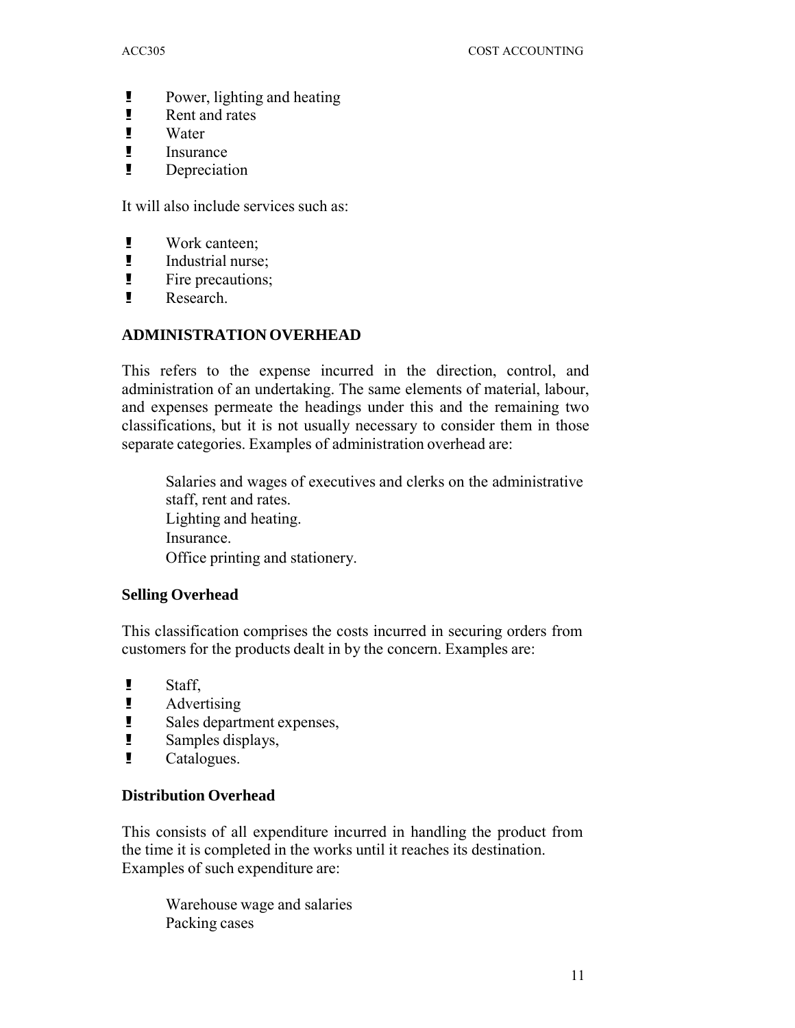- Power, lighting and heating
- Rent and rates
- Water
- Insurance
- Depreciation

It will also include services such as:

- Work canteen;
- Industrial nurse;
- Fire precautions;
- Research.

## ADMINISTRATION OVERHEAD

This refers to the expense incurred in the direction, control, and administration of an undertaking. The same elements of material, labour, and expenses permeate the headings under this and the remaining two classifications, but it is not usually necessary to consider them in those separate categories. Examples of administration overhead are:

Salaries and wages of executives and clerks on the administrative staff, rent and rates.
Lighting and heating.
Insurance.
Office printing and stationery.

### Selling Overhead

This classification comprises the costs incurred in securing orders from customers for the products dealt in by the concern. Examples are:

- Staff,
- Advertising
- Sales department expenses,
- Samples displays,
- Catalogues.

### Distribution Overhead

This consists of all expenditure incurred in handling the product from the time it is completed in the works until it reaches its destination. Examples of such expenditure are:

Warehouse wage and salaries
Packing cases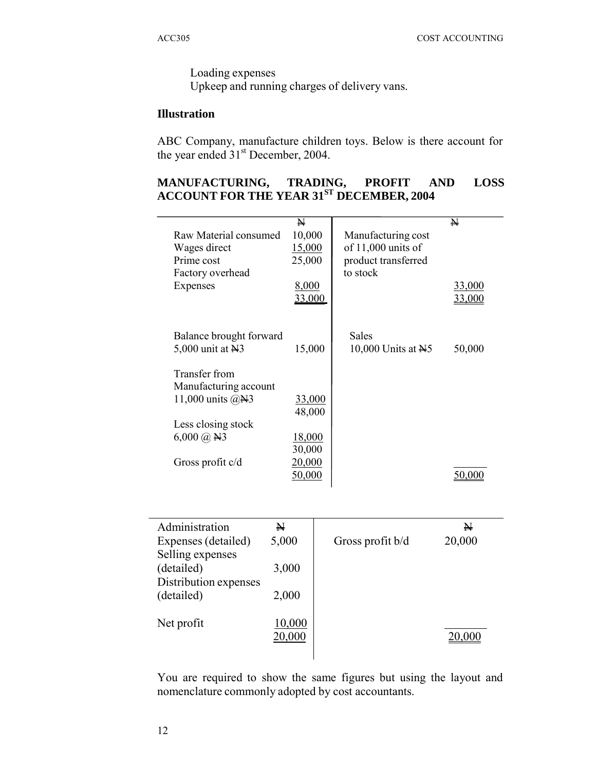Loading expenses
Upkeep and running charges of delivery vans.

**Illustration**

ABC Company, manufacture children toys. Below is there account for the year ended 31st December, 2004.

**MANUFACTURING, TRADING, PROFIT AND LOSS ACCOUNT FOR THE YEAR 31ST DECEMBER, 2004**

| | ₦ | | ₦ |
|---|---|---|---|
| Raw Material consumed | 10,000 | Manufacturing cost of 11,000 units of product transferred to stock | |
| Wages direct | 15,000 | | |
| Prime cost | 25,000 | | |
| Factory overhead Expenses | 8,000 | | 33,000 |
| | 33,000 | | 33,000 |
| Balance brought forward 5,000 unit at ₦3 | 15,000 | Sales 10,000 Units at ₦5 | 50,000 |
| Transfer from Manufacturing account 11,000 units @₦3 | 33,000 | | |
| | 48,000 | | |
| Less closing stock 6,000 @ ₦3 | 18,000 | | |
| | 30,000 | | |
| Gross profit c/d | 20,000 | | |
| | 50,000 | | 50,000 |

| | | | |
|---|---|---|---|
| Administration | ₦ | | ₦ |
| Expenses (detailed) | 5,000 | Gross profit b/d | 20,000 |
| Selling expenses (detailed) | 3,000 | | |
| Distribution expenses (detailed) | 2,000 | | |
| Net profit | 10,000 | | |
| | 20,000 | | 20,000 |

You are required to show the same figures but using the layout and nomenclature commonly adopted by cost accountants.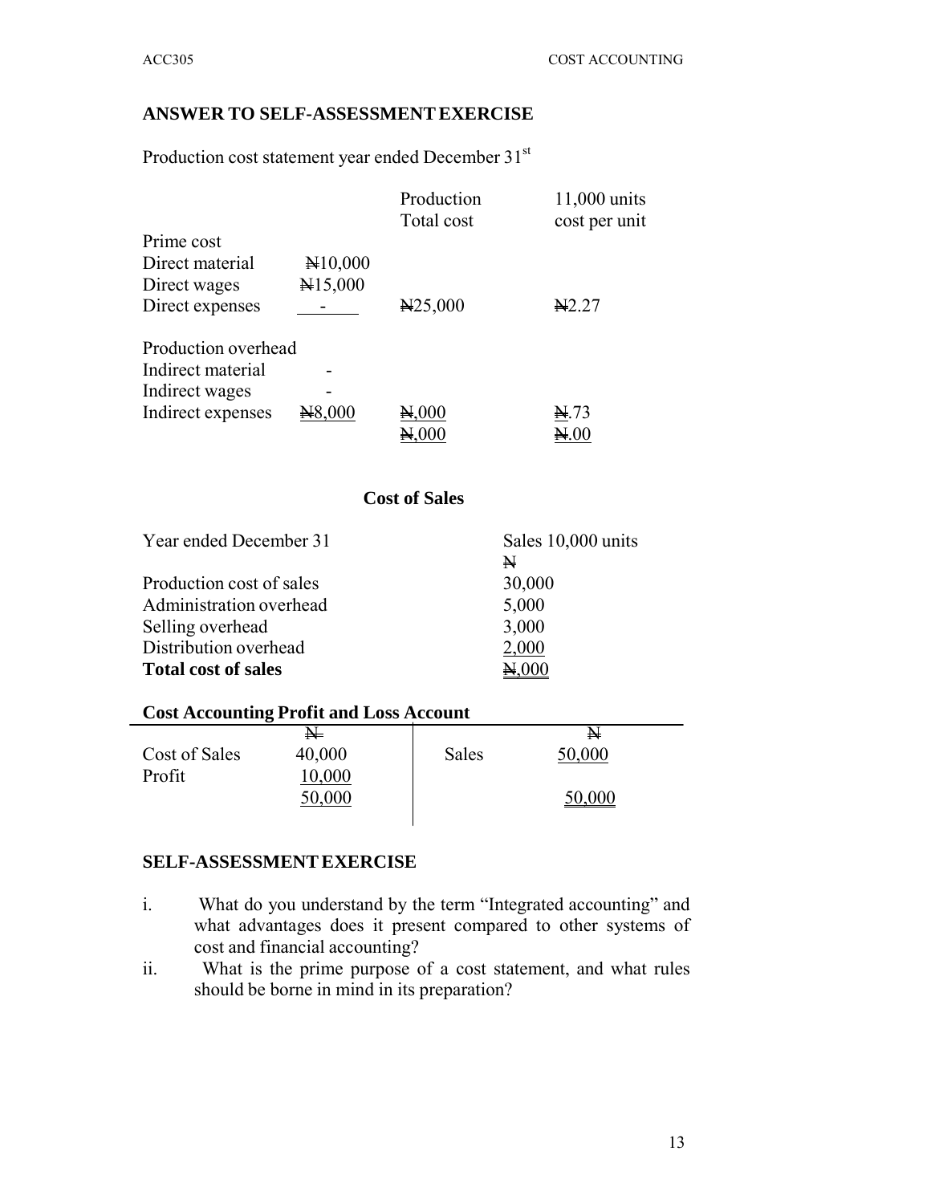## ANSWER TO SELF-ASSESSMENT EXERCISE

Production cost statement year ended December 31st

| | | Production Total cost | 11,000 units cost per unit |
|---|---|---|---|
| Prime cost | | | |
| Direct material | ₦10,000 | | |
| Direct wages | ₦15,000 | | |
| Direct expenses | - | ₦25,000 | ₦2.27 |
| Production overhead | | | |
| Indirect material | - | | |
| Indirect wages | - | | |
| Indirect expenses | ₦8,000 | ₦,000 | ₦.73 |
| | | ₦,000 | ₦.00 |

### Cost of Sales

| Year ended December 31 | Sales 10,000 units |
|---|---|
| | ₦ |
| Production cost of sales | 30,000 |
| Administration overhead | 5,000 |
| Selling overhead | 3,000 |
| Distribution overhead | 2,000 |
| **Total cost of sales** | ₦,000 |

### Cost Accounting Profit and Loss Account

| | ₦ | | ₦ |
|---|---|---|---|
| Cost of Sales | 40,000 | Sales | 50,000 |
| Profit | 10,000 | | |
| | 50,000 | | 50,000 |

## SELF-ASSESSMENT EXERCISE

i. What do you understand by the term "Integrated accounting" and what advantages does it present compared to other systems of cost and financial accounting?

ii. What is the prime purpose of a cost statement, and what rules should be borne in mind in its preparation?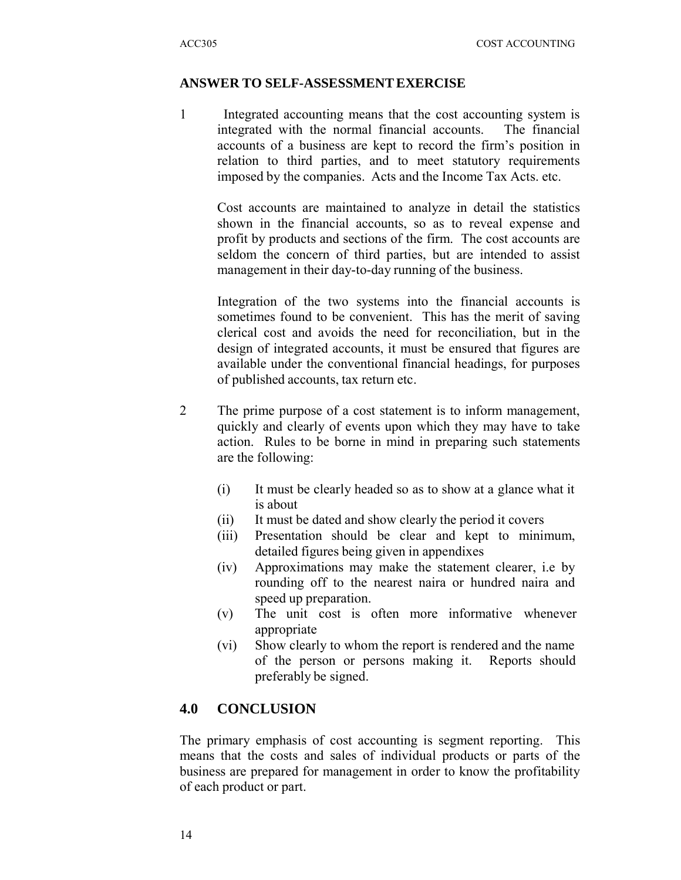**ANSWER TO SELF-ASSESSMENT EXERCISE**

1. Integrated accounting means that the cost accounting system is integrated with the normal financial accounts. The financial accounts of a business are kept to record the firm's position in relation to third parties, and to meet statutory requirements imposed by the companies. Acts and the Income Tax Acts. etc.

   Cost accounts are maintained to analyze in detail the statistics shown in the financial accounts, so as to reveal expense and profit by products and sections of the firm. The cost accounts are seldom the concern of third parties, but are intended to assist management in their day-to-day running of the business.

   Integration of the two systems into the financial accounts is sometimes found to be convenient. This has the merit of saving clerical cost and avoids the need for reconciliation, but in the design of integrated accounts, it must be ensured that figures are available under the conventional financial headings, for purposes of published accounts, tax return etc.

2. The prime purpose of a cost statement is to inform management, quickly and clearly of events upon which they may have to take action. Rules to be borne in mind in preparing such statements are the following:

   (i) It must be clearly headed so as to show at a glance what it is about
   (ii) It must be dated and show clearly the period it covers
   (iii) Presentation should be clear and kept to minimum, detailed figures being given in appendixes
   (iv) Approximations may make the statement clearer, i.e by rounding off to the nearest naira or hundred naira and speed up preparation.
   (v) The unit cost is often more informative whenever appropriate
   (vi) Show clearly to whom the report is rendered and the name of the person or persons making it. Reports should preferably be signed.

## 4.0 CONCLUSION

The primary emphasis of cost accounting is segment reporting. This means that the costs and sales of individual products or parts of the business are prepared for management in order to know the profitability of each product or part.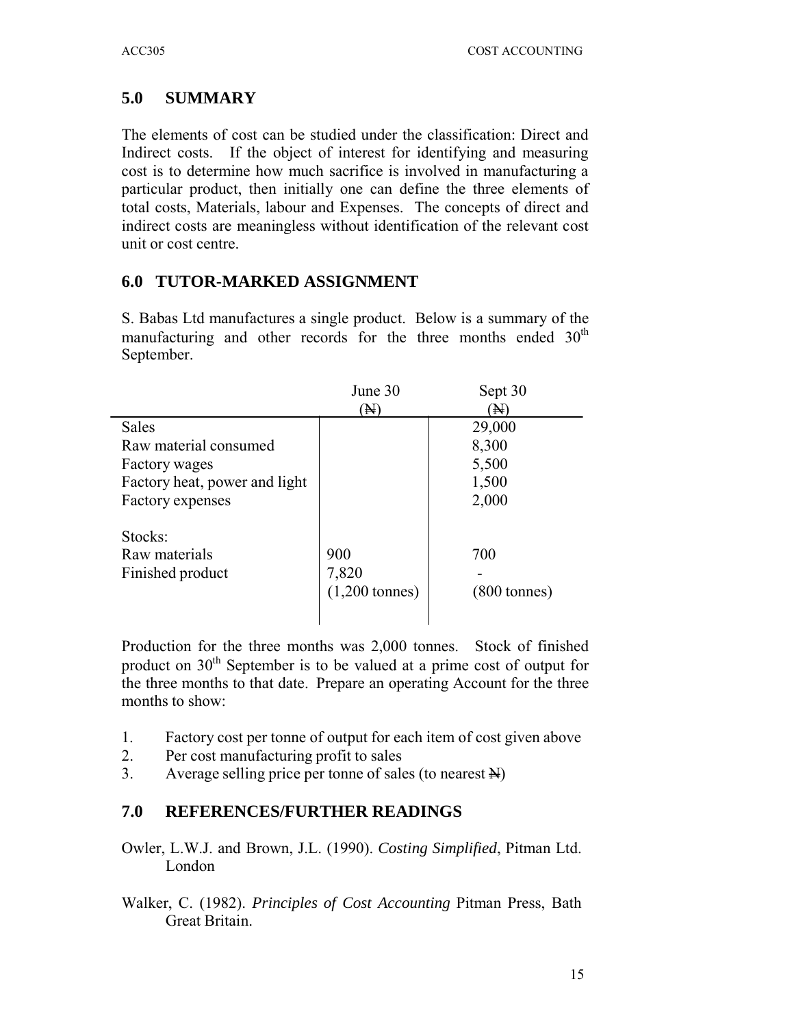## 5.0 SUMMARY

The elements of cost can be studied under the classification: Direct and Indirect costs. If the object of interest for identifying and measuring cost is to determine how much sacrifice is involved in manufacturing a particular product, then initially one can define the three elements of total costs, Materials, labour and Expenses. The concepts of direct and indirect costs are meaningless without identification of the relevant cost unit or cost centre.

## 6.0 TUTOR-MARKED ASSIGNMENT

S. Babas Ltd manufactures a single product. Below is a summary of the manufacturing and other records for the three months ended 30th September.

| | June 30 (₦) | Sept 30 (₦) |
|---|---|---|
| Sales | | 29,000 |
| Raw material consumed | | 8,300 |
| Factory wages | | 5,500 |
| Factory heat, power and light | | 1,500 |
| Factory expenses | | 2,000 |
| | | |
| Stocks: | | |
| Raw materials | 900 | 700 |
| Finished product | 7,820 | - |
| | (1,200 tonnes) | (800 tonnes) |

Production for the three months was 2,000 tonnes. Stock of finished product on 30th September is to be valued at a prime cost of output for the three months to that date. Prepare an operating Account for the three months to show:

1. Factory cost per tonne of output for each item of cost given above
2. Per cost manufacturing profit to sales
3. Average selling price per tonne of sales (to nearest ₦)

## 7.0 REFERENCES/FURTHER READINGS

Owler, L.W.J. and Brown, J.L. (1990). *Costing Simplified*, Pitman Ltd. London

Walker, C. (1982). *Principles of Cost Accounting* Pitman Press, Bath Great Britain.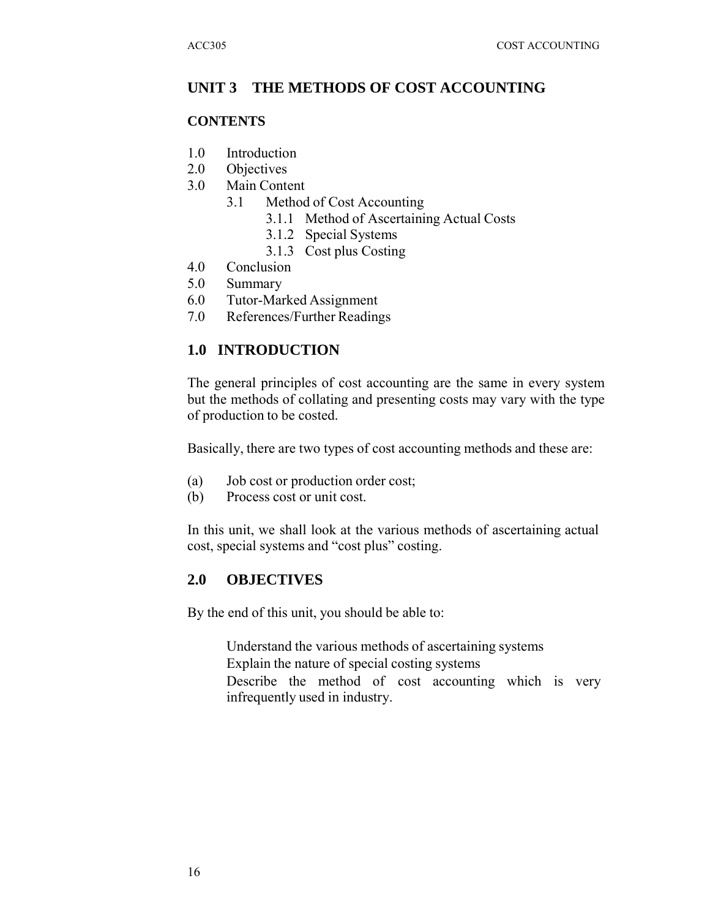# UNIT 3 THE METHODS OF COST ACCOUNTING

## CONTENTS

1.0 Introduction
2.0 Objectives
3.0 Main Content
   3.1 Method of Cost Accounting
      3.1.1 Method of Ascertaining Actual Costs
      3.1.2 Special Systems
      3.1.3 Cost plus Costing
4.0 Conclusion
5.0 Summary
6.0 Tutor-Marked Assignment
7.0 References/Further Readings

## 1.0 INTRODUCTION

The general principles of cost accounting are the same in every system but the methods of collating and presenting costs may vary with the type of production to be costed.

Basically, there are two types of cost accounting methods and these are:

(a) Job cost or production order cost;
(b) Process cost or unit cost.

In this unit, we shall look at the various methods of ascertaining actual cost, special systems and "cost plus" costing.

## 2.0 OBJECTIVES

By the end of this unit, you should be able to:

- Understand the various methods of ascertaining systems
- Explain the nature of special costing systems
- Describe the method of cost accounting which is very infrequently used in industry.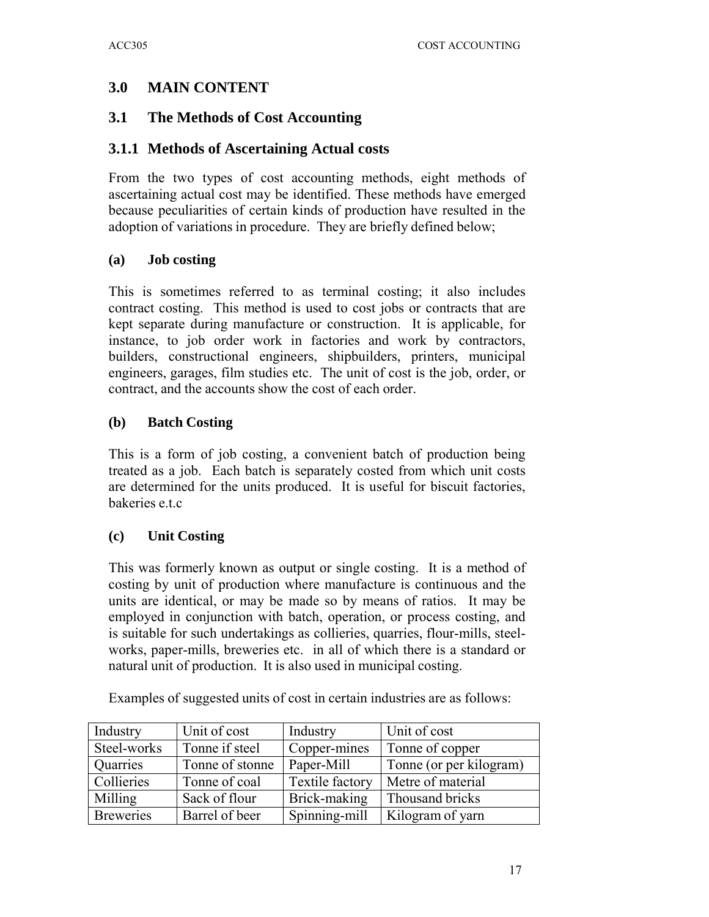## 3.0 MAIN CONTENT

## 3.1 The Methods of Cost Accounting

### 3.1.1 Methods of Ascertaining Actual costs

From the two types of cost accounting methods, eight methods of ascertaining actual cost may be identified. These methods have emerged because peculiarities of certain kinds of production have resulted in the adoption of variations in procedure. They are briefly defined below;

**(a) Job costing**

This is sometimes referred to as terminal costing; it also includes contract costing. This method is used to cost jobs or contracts that are kept separate during manufacture or construction. It is applicable, for instance, to job order work in factories and work by contractors, builders, constructional engineers, shipbuilders, printers, municipal engineers, garages, film studies etc. The unit of cost is the job, order, or contract, and the accounts show the cost of each order.

**(b) Batch Costing**

This is a form of job costing, a convenient batch of production being treated as a job. Each batch is separately costed from which unit costs are determined for the units produced. It is useful for biscuit factories, bakeries e.t.c

**(c) Unit Costing**

This was formerly known as output or single costing. It is a method of costing by unit of production where manufacture is continuous and the units are identical, or may be made so by means of ratios. It may be employed in conjunction with batch, operation, or process costing, and is suitable for such undertakings as collieries, quarries, flour-mills, steel-works, paper-mills, breweries etc. in all of which there is a standard or natural unit of production. It is also used in municipal costing.

Examples of suggested units of cost in certain industries are as follows:

| Industry | Unit of cost | Industry | Unit of cost |
|---|---|---|---|
| Steel-works | Tonne if steel | Copper-mines | Tonne of copper |
| Quarries | Tonne of stonne | Paper-Mill | Tonne (or per kilogram) |
| Collieries | Tonne of coal | Textile factory | Metre of material |
| Milling | Sack of flour | Brick-making | Thousand bricks |
| Breweries | Barrel of beer | Spinning-mill | Kilogram of yarn |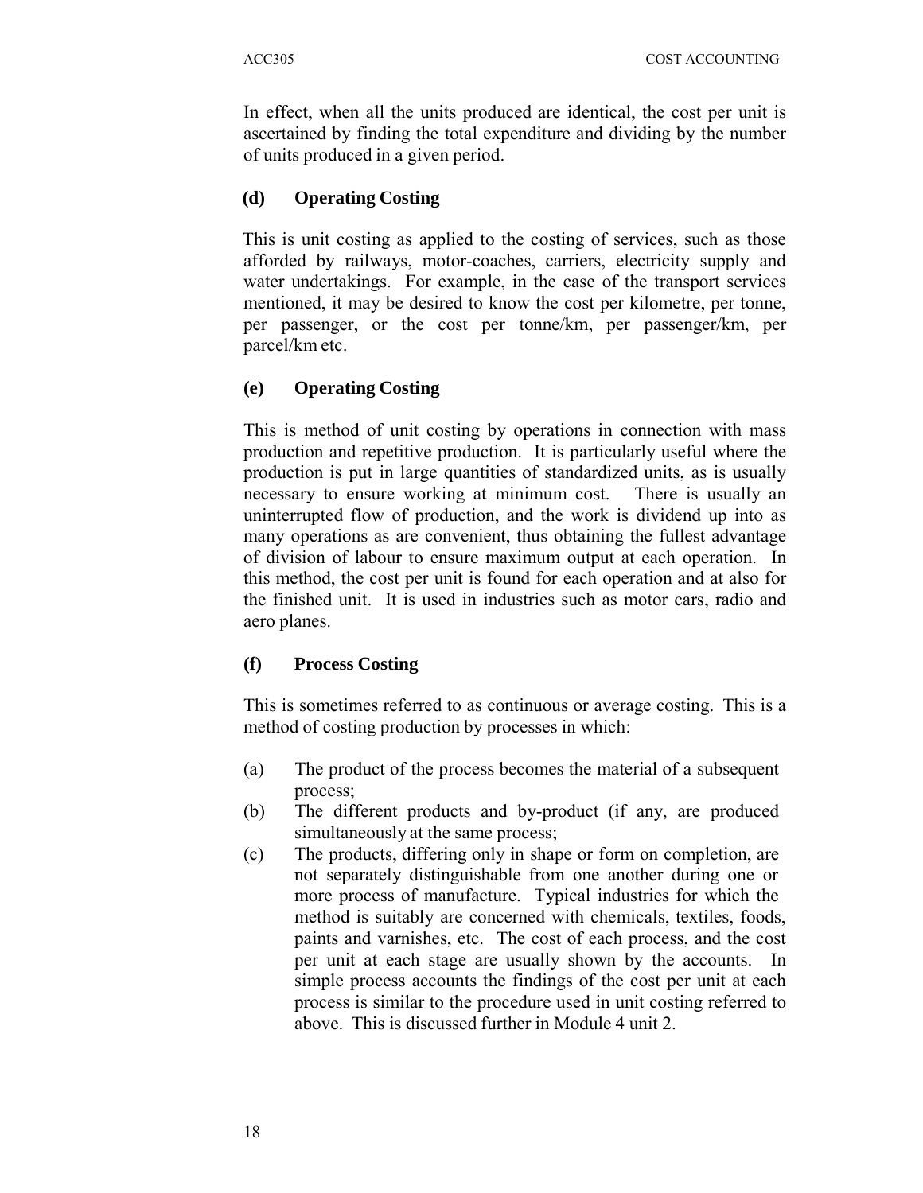In effect, when all the units produced are identical, the cost per unit is ascertained by finding the total expenditure and dividing by the number of units produced in a given period.

### (d) Operating Costing

This is unit costing as applied to the costing of services, such as those afforded by railways, motor-coaches, carriers, electricity supply and water undertakings. For example, in the case of the transport services mentioned, it may be desired to know the cost per kilometre, per tonne, per passenger, or the cost per tonne/km, per passenger/km, per parcel/km etc.

### (e) Operating Costing

This is method of unit costing by operations in connection with mass production and repetitive production. It is particularly useful where the production is put in large quantities of standardized units, as is usually necessary to ensure working at minimum cost. There is usually an uninterrupted flow of production, and the work is dividend up into as many operations as are convenient, thus obtaining the fullest advantage of division of labour to ensure maximum output at each operation. In this method, the cost per unit is found for each operation and at also for the finished unit. It is used in industries such as motor cars, radio and aero planes.

### (f) Process Costing

This is sometimes referred to as continuous or average costing. This is a method of costing production by processes in which:

(a) The product of the process becomes the material of a subsequent process;

(b) The different products and by-product (if any, are produced simultaneously at the same process;

(c) The products, differing only in shape or form on completion, are not separately distinguishable from one another during one or more process of manufacture. Typical industries for which the method is suitably are concerned with chemicals, textiles, foods, paints and varnishes, etc. The cost of each process, and the cost per unit at each stage are usually shown by the accounts. In simple process accounts the findings of the cost per unit at each process is similar to the procedure used in unit costing referred to above. This is discussed further in Module 4 unit 2.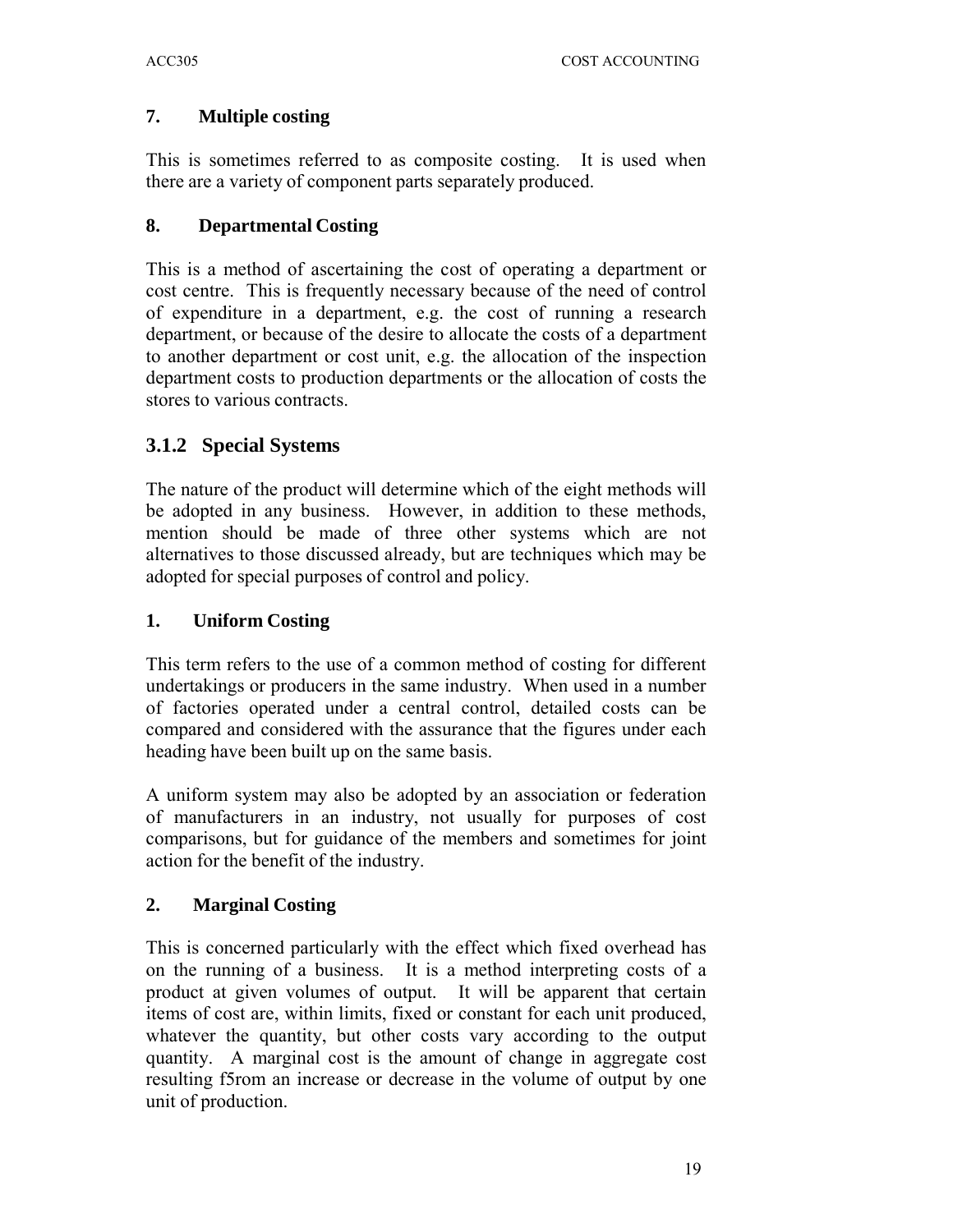**7. Multiple costing**

This is sometimes referred to as composite costing. It is used when there are a variety of component parts separately produced.

**8. Departmental Costing**

This is a method of ascertaining the cost of operating a department or cost centre. This is frequently necessary because of the need of control of expenditure in a department, e.g. the cost of running a research department, or because of the desire to allocate the costs of a department to another department or cost unit, e.g. the allocation of the inspection department costs to production departments or the allocation of costs the stores to various contracts.

### 3.1.2 Special Systems

The nature of the product will determine which of the eight methods will be adopted in any business. However, in addition to these methods, mention should be made of three other systems which are not alternatives to those discussed already, but are techniques which may be adopted for special purposes of control and policy.

**1. Uniform Costing**

This term refers to the use of a common method of costing for different undertakings or producers in the same industry. When used in a number of factories operated under a central control, detailed costs can be compared and considered with the assurance that the figures under each heading have been built up on the same basis.

A uniform system may also be adopted by an association or federation of manufacturers in an industry, not usually for purposes of cost comparisons, but for guidance of the members and sometimes for joint action for the benefit of the industry.

**2. Marginal Costing**

This is concerned particularly with the effect which fixed overhead has on the running of a business. It is a method interpreting costs of a product at given volumes of output. It will be apparent that certain items of cost are, within limits, fixed or constant for each unit produced, whatever the quantity, but other costs vary according to the output quantity. A marginal cost is the amount of change in aggregate cost resulting f5rom an increase or decrease in the volume of output by one unit of production.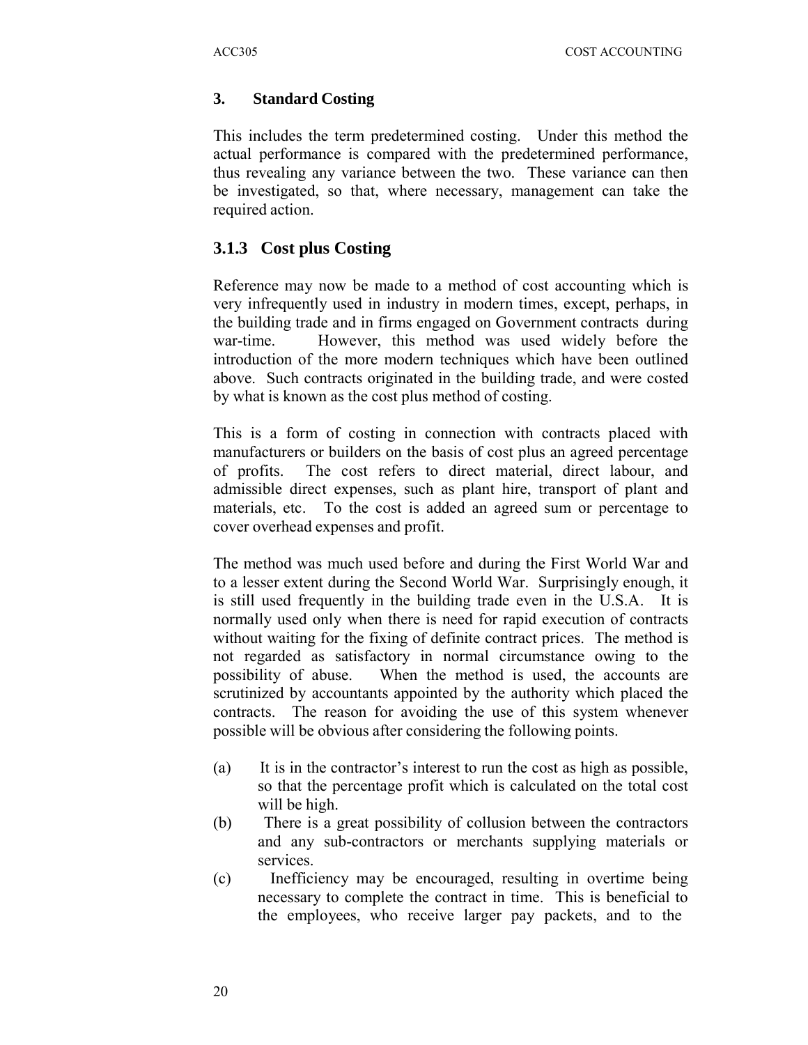### 3. Standard Costing

This includes the term predetermined costing. Under this method the actual performance is compared with the predetermined performance, thus revealing any variance between the two. These variance can then be investigated, so that, where necessary, management can take the required action.

## 3.1.3 Cost plus Costing

Reference may now be made to a method of cost accounting which is very infrequently used in industry in modern times, except, perhaps, in the building trade and in firms engaged on Government contracts during war-time. However, this method was used widely before the introduction of the more modern techniques which have been outlined above. Such contracts originated in the building trade, and were costed by what is known as the cost plus method of costing.

This is a form of costing in connection with contracts placed with manufacturers or builders on the basis of cost plus an agreed percentage of profits. The cost refers to direct material, direct labour, and admissible direct expenses, such as plant hire, transport of plant and materials, etc. To the cost is added an agreed sum or percentage to cover overhead expenses and profit.

The method was much used before and during the First World War and to a lesser extent during the Second World War. Surprisingly enough, it is still used frequently in the building trade even in the U.S.A. It is normally used only when there is need for rapid execution of contracts without waiting for the fixing of definite contract prices. The method is not regarded as satisfactory in normal circumstance owing to the possibility of abuse. When the method is used, the accounts are scrutinized by accountants appointed by the authority which placed the contracts. The reason for avoiding the use of this system whenever possible will be obvious after considering the following points.

(a) It is in the contractor's interest to run the cost as high as possible, so that the percentage profit which is calculated on the total cost will be high.

(b) There is a great possibility of collusion between the contractors and any sub-contractors or merchants supplying materials or services.

(c) Inefficiency may be encouraged, resulting in overtime being necessary to complete the contract in time. This is beneficial to the employees, who receive larger pay packets, and to the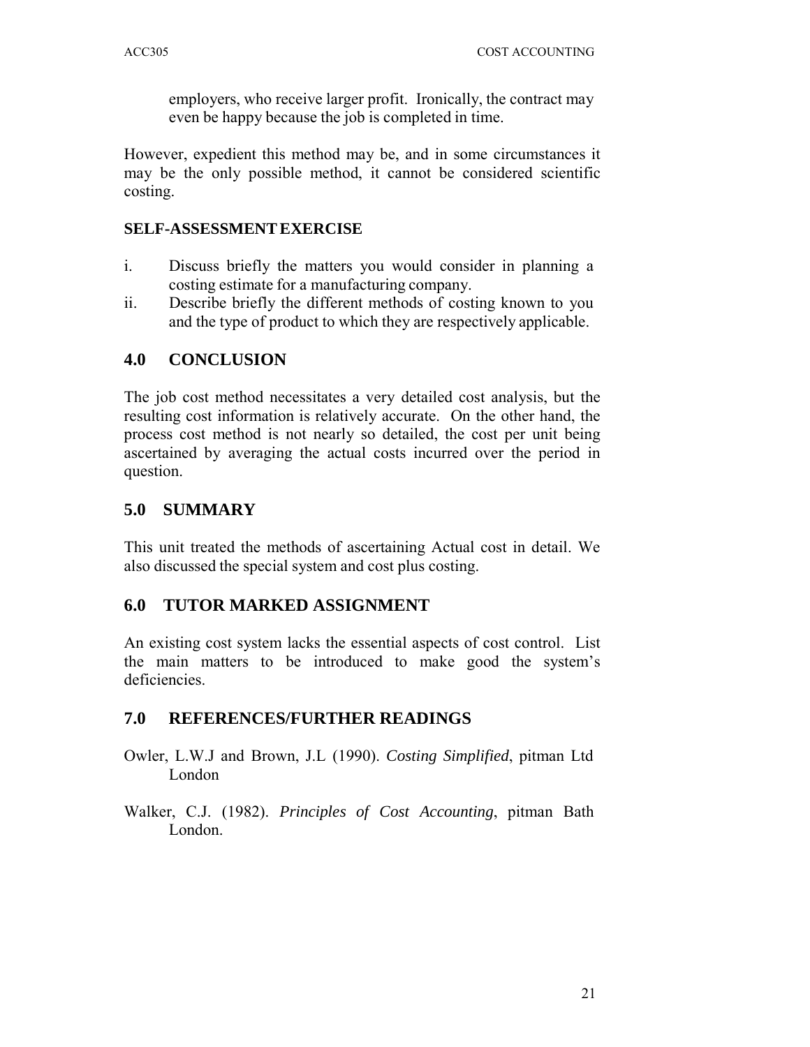employers, who receive larger profit. Ironically, the contract may even be happy because the job is completed in time.

However, expedient this method may be, and in some circumstances it may be the only possible method, it cannot be considered scientific costing.

**SELF-ASSESSMENT EXERCISE**

i. Discuss briefly the matters you would consider in planning a costing estimate for a manufacturing company.
ii. Describe briefly the different methods of costing known to you and the type of product to which they are respectively applicable.

## 4.0 CONCLUSION

The job cost method necessitates a very detailed cost analysis, but the resulting cost information is relatively accurate. On the other hand, the process cost method is not nearly so detailed, the cost per unit being ascertained by averaging the actual costs incurred over the period in question.

## 5.0 SUMMARY

This unit treated the methods of ascertaining Actual cost in detail. We also discussed the special system and cost plus costing.

## 6.0 TUTOR MARKED ASSIGNMENT

An existing cost system lacks the essential aspects of cost control. List the main matters to be introduced to make good the system's deficiencies.

## 7.0 REFERENCES/FURTHER READINGS

Owler, L.W.J and Brown, J.L (1990). *Costing Simplified*, pitman Ltd London

Walker, C.J. (1982). *Principles of Cost Accounting*, pitman Bath London.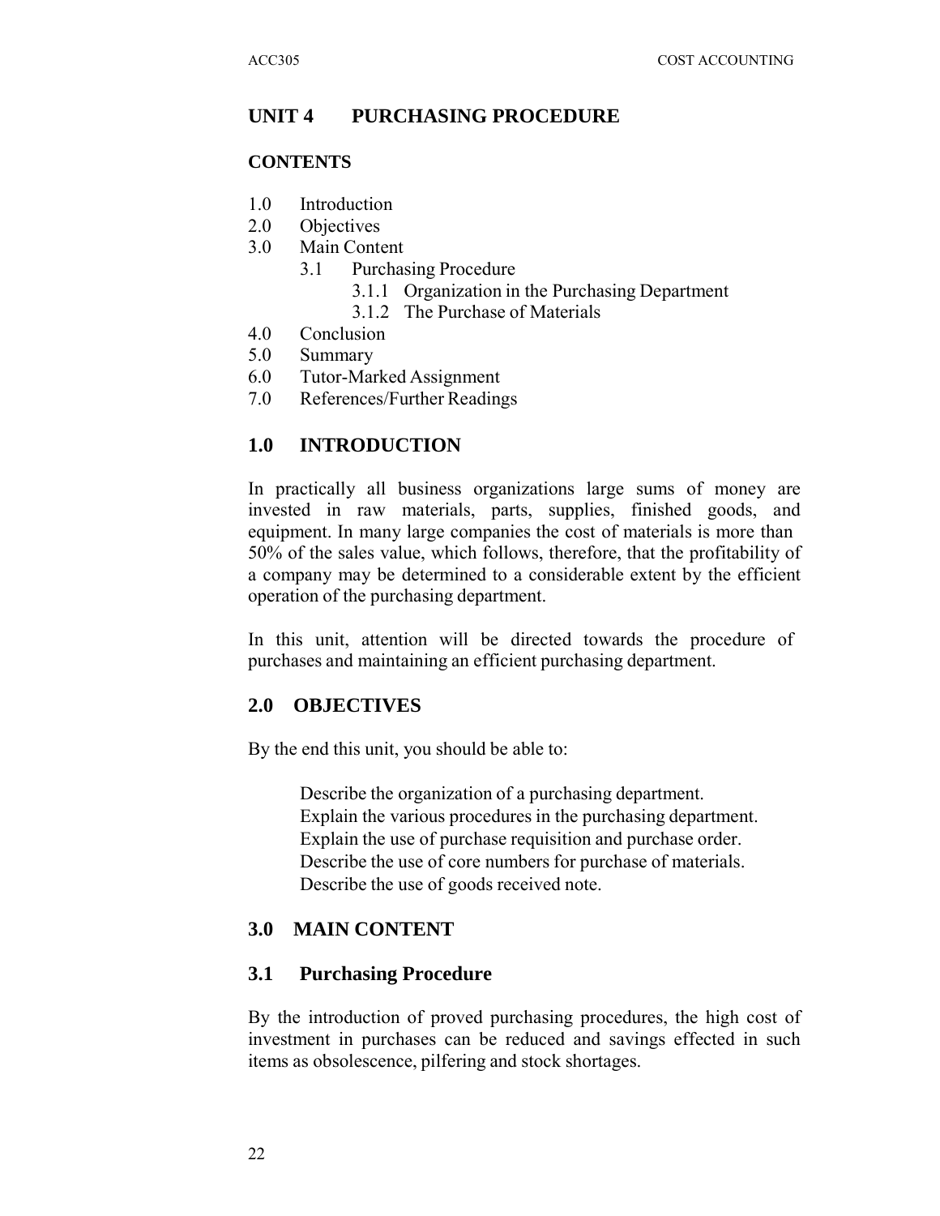## UNIT 4 PURCHASING PROCEDURE

### CONTENTS

1.0 Introduction
2.0 Objectives
3.0 Main Content
 3.1 Purchasing Procedure
  3.1.1 Organization in the Purchasing Department
  3.1.2 The Purchase of Materials
4.0 Conclusion
5.0 Summary
6.0 Tutor-Marked Assignment
7.0 References/Further Readings

### 1.0 INTRODUCTION

In practically all business organizations large sums of money are invested in raw materials, parts, supplies, finished goods, and equipment. In many large companies the cost of materials is more than 50% of the sales value, which follows, therefore, that the profitability of a company may be determined to a considerable extent by the efficient operation of the purchasing department.

In this unit, attention will be directed towards the procedure of purchases and maintaining an efficient purchasing department.

### 2.0 OBJECTIVES

By the end this unit, you should be able to:

- Describe the organization of a purchasing department.
- Explain the various procedures in the purchasing department.
- Explain the use of purchase requisition and purchase order.
- Describe the use of core numbers for purchase of materials.
- Describe the use of goods received note.

### 3.0 MAIN CONTENT

### 3.1 Purchasing Procedure

By the introduction of proved purchasing procedures, the high cost of investment in purchases can be reduced and savings effected in such items as obsolescence, pilfering and stock shortages.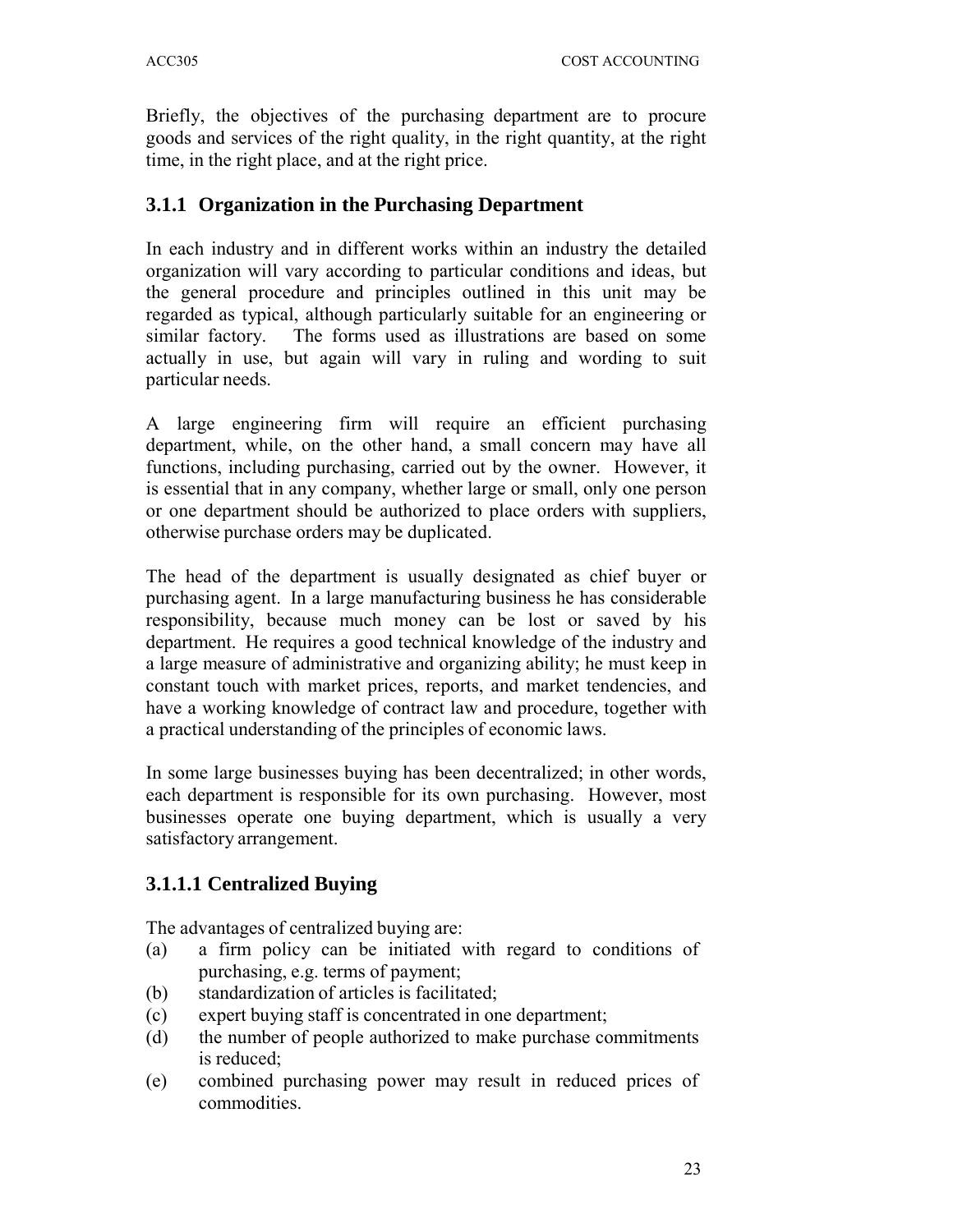Briefly, the objectives of the purchasing department are to procure goods and services of the right quality, in the right quantity, at the right time, in the right place, and at the right price.

### 3.1.1 Organization in the Purchasing Department

In each industry and in different works within an industry the detailed organization will vary according to particular conditions and ideas, but the general procedure and principles outlined in this unit may be regarded as typical, although particularly suitable for an engineering or similar factory. The forms used as illustrations are based on some actually in use, but again will vary in ruling and wording to suit particular needs.

A large engineering firm will require an efficient purchasing department, while, on the other hand, a small concern may have all functions, including purchasing, carried out by the owner. However, it is essential that in any company, whether large or small, only one person or one department should be authorized to place orders with suppliers, otherwise purchase orders may be duplicated.

The head of the department is usually designated as chief buyer or purchasing agent. In a large manufacturing business he has considerable responsibility, because much money can be lost or saved by his department. He requires a good technical knowledge of the industry and a large measure of administrative and organizing ability; he must keep in constant touch with market prices, reports, and market tendencies, and have a working knowledge of contract law and procedure, together with a practical understanding of the principles of economic laws.

In some large businesses buying has been decentralized; in other words, each department is responsible for its own purchasing. However, most businesses operate one buying department, which is usually a very satisfactory arrangement.

#### 3.1.1.1 Centralized Buying

The advantages of centralized buying are:

(a) a firm policy can be initiated with regard to conditions of purchasing, e.g. terms of payment;
(b) standardization of articles is facilitated;
(c) expert buying staff is concentrated in one department;
(d) the number of people authorized to make purchase commitments is reduced;
(e) combined purchasing power may result in reduced prices of commodities.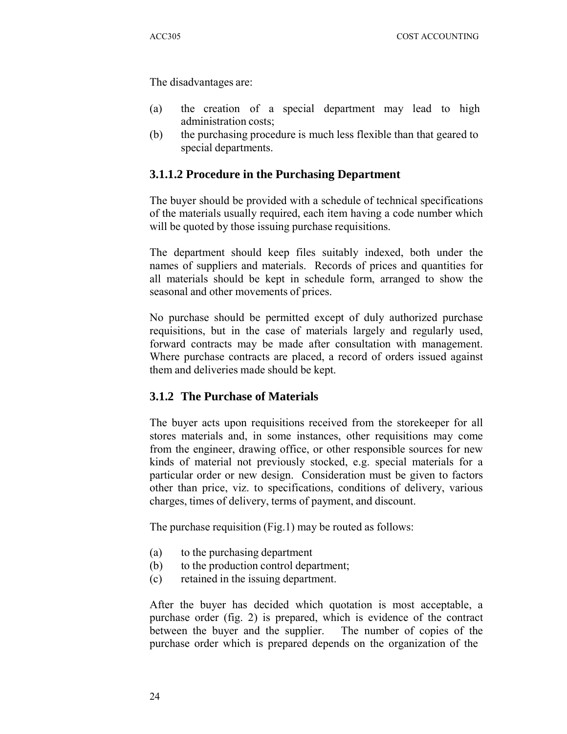The disadvantages are:

(a) the creation of a special department may lead to high administration costs;
(b) the purchasing procedure is much less flexible than that geared to special departments.

### 3.1.1.2 Procedure in the Purchasing Department

The buyer should be provided with a schedule of technical specifications of the materials usually required, each item having a code number which will be quoted by those issuing purchase requisitions.

The department should keep files suitably indexed, both under the names of suppliers and materials. Records of prices and quantities for all materials should be kept in schedule form, arranged to show the seasonal and other movements of prices.

No purchase should be permitted except of duly authorized purchase requisitions, but in the case of materials largely and regularly used, forward contracts may be made after consultation with management. Where purchase contracts are placed, a record of orders issued against them and deliveries made should be kept.

### 3.1.2 The Purchase of Materials

The buyer acts upon requisitions received from the storekeeper for all stores materials and, in some instances, other requisitions may come from the engineer, drawing office, or other responsible sources for new kinds of material not previously stocked, e.g. special materials for a particular order or new design. Consideration must be given to factors other than price, viz. to specifications, conditions of delivery, various charges, times of delivery, terms of payment, and discount.

The purchase requisition (Fig.1) may be routed as follows:

(a) to the purchasing department
(b) to the production control department;
(c) retained in the issuing department.

After the buyer has decided which quotation is most acceptable, a purchase order (fig. 2) is prepared, which is evidence of the contract between the buyer and the supplier. The number of copies of the purchase order which is prepared depends on the organization of the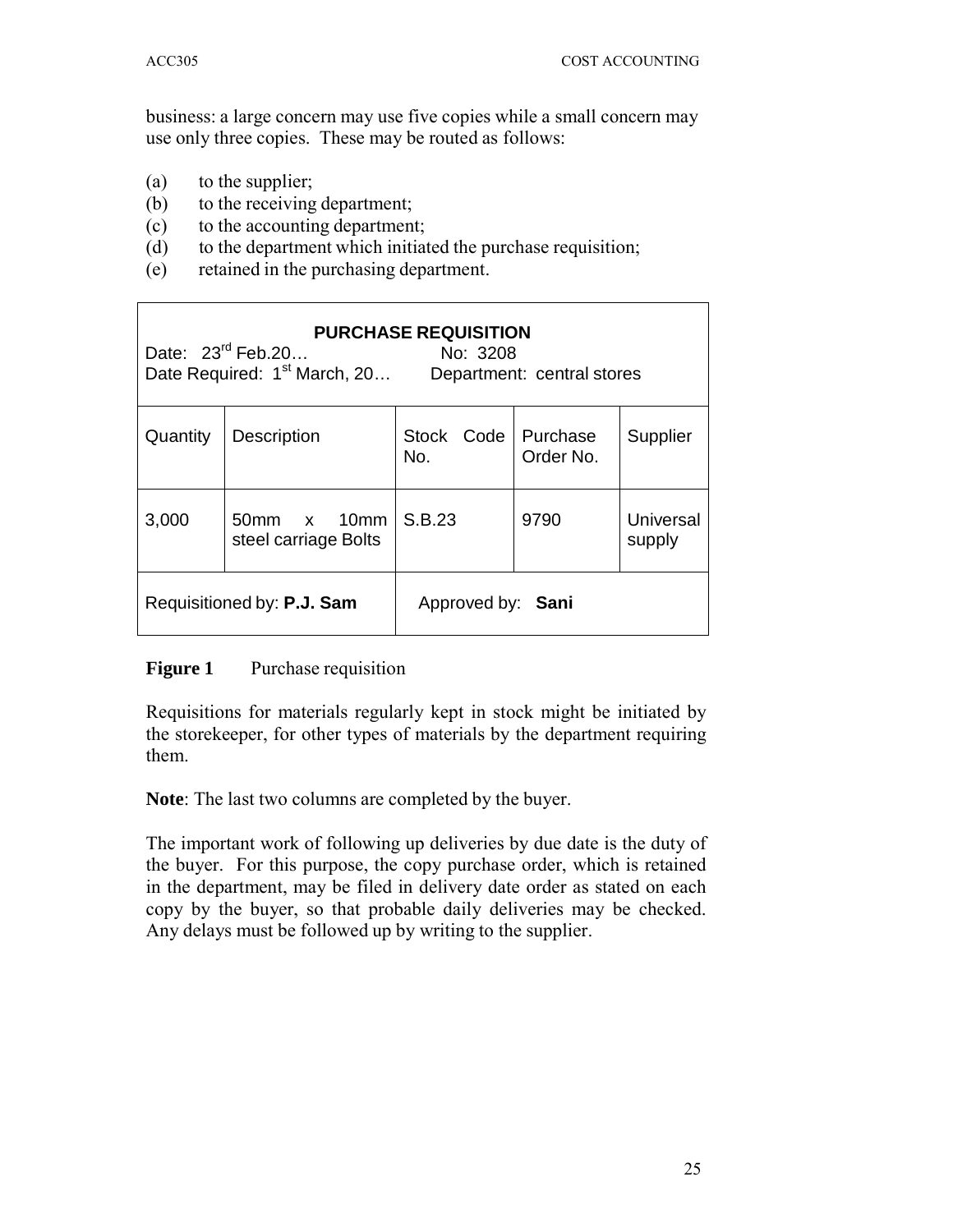business: a large concern may use five copies while a small concern may use only three copies. These may be routed as follows:

(a) to the supplier;
(b) to the receiving department;
(c) to the accounting department;
(d) to the department which initiated the purchase requisition;
(e) retained in the purchasing department.

| **PURCHASE REQUISITION**<br>Date: 23rd Feb.20… No: 3208<br>Date Required: 1st March, 20… Department: central stores | | | | |
|---|---|---|---|---|
| Quantity | Description | Stock Code No. | Purchase Order No. | Supplier |
| 3,000 | 50mm x 10mm steel carriage Bolts | S.B.23 | 9790 | Universal supply |
| Requisitioned by: **P.J. Sam** | | Approved by: **Sani** | | |

**Figure 1** Purchase requisition

Requisitions for materials regularly kept in stock might be initiated by the storekeeper, for other types of materials by the department requiring them.

**Note**: The last two columns are completed by the buyer.

The important work of following up deliveries by due date is the duty of the buyer. For this purpose, the copy purchase order, which is retained in the department, may be filed in delivery date order as stated on each copy by the buyer, so that probable daily deliveries may be checked. Any delays must be followed up by writing to the supplier.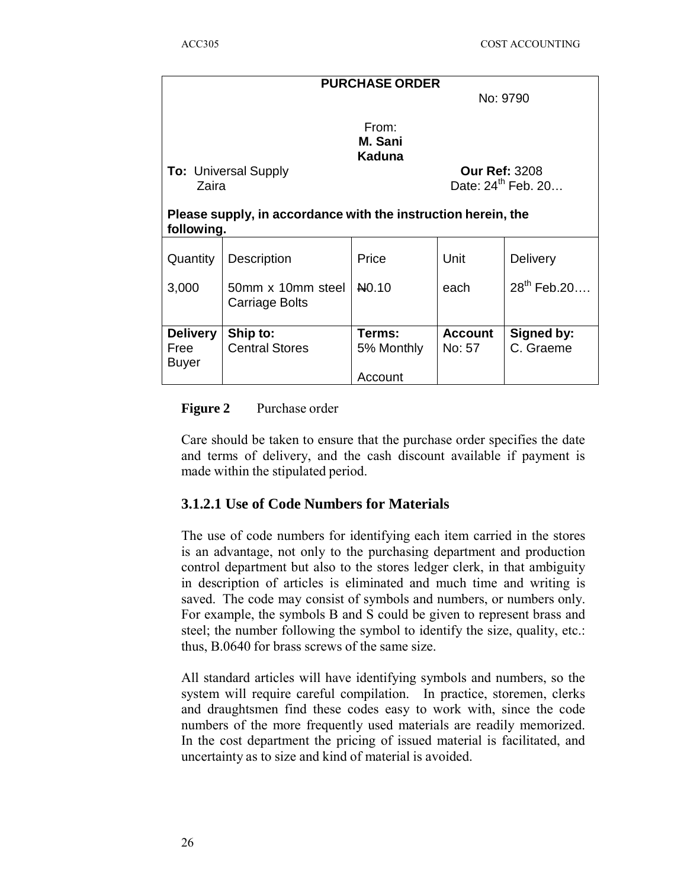**PURCHASE ORDER**

No: 9790

From:
**M. Sani**
**Kaduna**

**To:** Universal Supply
Zaira

**Our Ref:** 3208
Date: 24th Feb. 20…

**Please supply, in accordance with the instruction herein, the following.**

| Quantity | Description | Price | Unit | Delivery |
|---|---|---|---|---|
| 3,000 | 50mm x 10mm steel Carriage Bolts | ₦0.10 | each | 28th Feb.20…. |
| **Delivery** Free Buyer | **Ship to:** Central Stores | **Terms:** 5% Monthly Account | **Account** No: 57 | **Signed by:** C. Graeme |

**Figure 2** Purchase order

Care should be taken to ensure that the purchase order specifies the date and terms of delivery, and the cash discount available if payment is made within the stipulated period.

### 3.1.2.1 Use of Code Numbers for Materials

The use of code numbers for identifying each item carried in the stores is an advantage, not only to the purchasing department and production control department but also to the stores ledger clerk, in that ambiguity in description of articles is eliminated and much time and writing is saved. The code may consist of symbols and numbers, or numbers only. For example, the symbols B and S could be given to represent brass and steel; the number following the symbol to identify the size, quality, etc.: thus, B.0640 for brass screws of the same size.

All standard articles will have identifying symbols and numbers, so the system will require careful compilation. In practice, storemen, clerks and draughtsmen find these codes easy to work with, since the code numbers of the more frequently used materials are readily memorized. In the cost department the pricing of issued material is facilitated, and uncertainty as to size and kind of material is avoided.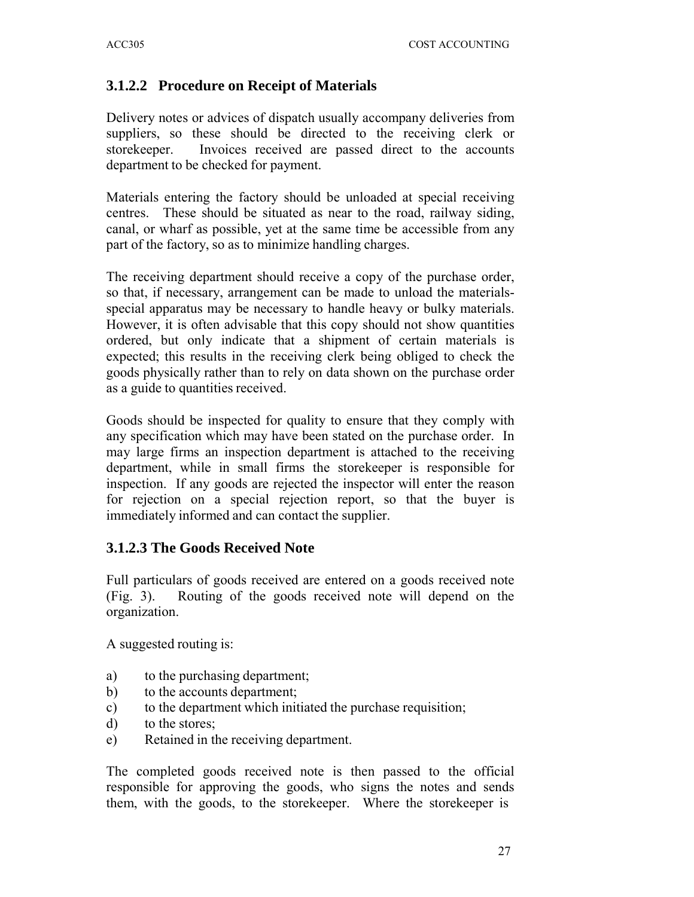### 3.1.2.2 Procedure on Receipt of Materials

Delivery notes or advices of dispatch usually accompany deliveries from suppliers, so these should be directed to the receiving clerk or storekeeper. Invoices received are passed direct to the accounts department to be checked for payment.

Materials entering the factory should be unloaded at special receiving centres. These should be situated as near to the road, railway siding, canal, or wharf as possible, yet at the same time be accessible from any part of the factory, so as to minimize handling charges.

The receiving department should receive a copy of the purchase order, so that, if necessary, arrangement can be made to unload the materials-special apparatus may be necessary to handle heavy or bulky materials. However, it is often advisable that this copy should not show quantities ordered, but only indicate that a shipment of certain materials is expected; this results in the receiving clerk being obliged to check the goods physically rather than to rely on data shown on the purchase order as a guide to quantities received.

Goods should be inspected for quality to ensure that they comply with any specification which may have been stated on the purchase order. In may large firms an inspection department is attached to the receiving department, while in small firms the storekeeper is responsible for inspection. If any goods are rejected the inspector will enter the reason for rejection on a special rejection report, so that the buyer is immediately informed and can contact the supplier.

### 3.1.2.3 The Goods Received Note

Full particulars of goods received are entered on a goods received note (Fig. 3). Routing of the goods received note will depend on the organization.

A suggested routing is:

a) to the purchasing department;
b) to the accounts department;
c) to the department which initiated the purchase requisition;
d) to the stores;
e) Retained in the receiving department.

The completed goods received note is then passed to the official responsible for approving the goods, who signs the notes and sends them, with the goods, to the storekeeper. Where the storekeeper is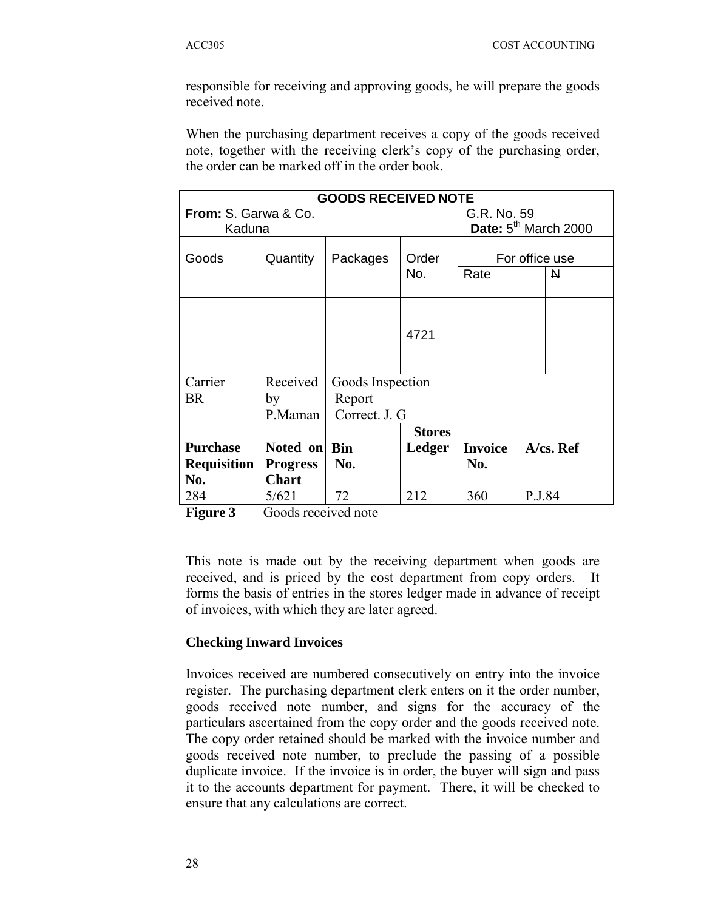responsible for receiving and approving goods, he will prepare the goods received note.

When the purchasing department receives a copy of the goods received note, together with the receiving clerk's copy of the purchasing order, the order can be marked off in the order book.

| **GOODS RECEIVED NOTE** | | | | | | |
|---|---|---|---|---|---|---|
| **From:** S. Garwa & Co. Kaduna | | | | G.R. No. 59 **Date:** 5th March 2000 | | |
| Goods | Quantity | Packages | Order No. | For office use | | |
| | | | | Rate | | ₦ |
| | | | 4721 | | | |
| Carrier BR | Received by P.Maman | Goods Inspection Report Correct. J. G | | | | |
| **Purchase Requisition No.** | **Noted on Progress Chart** | **Bin No.** | **Stores Ledger** | **Invoice No.** | **A/cs. Ref** | |
| 284 | 5/621 | 72 | 212 | 360 | P.J.84 | |

**Figure 3** Goods received note

This note is made out by the receiving department when goods are received, and is priced by the cost department from copy orders. It forms the basis of entries in the stores ledger made in advance of receipt of invoices, with which they are later agreed.

**Checking Inward Invoices**

Invoices received are numbered consecutively on entry into the invoice register. The purchasing department clerk enters on it the order number, goods received note number, and signs for the accuracy of the particulars ascertained from the copy order and the goods received note. The copy order retained should be marked with the invoice number and goods received note number, to preclude the passing of a possible duplicate invoice. If the invoice is in order, the buyer will sign and pass it to the accounts department for payment. There, it will be checked to ensure that any calculations are correct.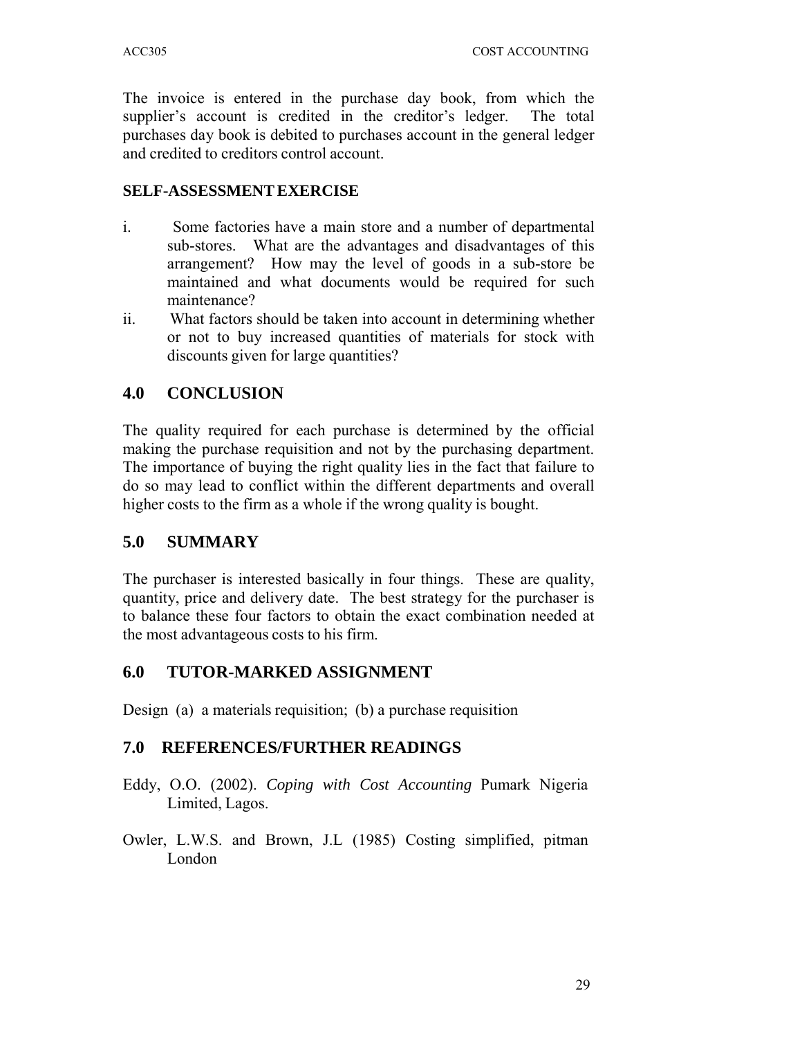The invoice is entered in the purchase day book, from which the supplier's account is credited in the creditor's ledger. The total purchases day book is debited to purchases account in the general ledger and credited to creditors control account.

**SELF-ASSESSMENT EXERCISE**

i. Some factories have a main store and a number of departmental sub-stores. What are the advantages and disadvantages of this arrangement? How may the level of goods in a sub-store be maintained and what documents would be required for such maintenance?

ii. What factors should be taken into account in determining whether or not to buy increased quantities of materials for stock with discounts given for large quantities?

## 4.0 CONCLUSION

The quality required for each purchase is determined by the official making the purchase requisition and not by the purchasing department. The importance of buying the right quality lies in the fact that failure to do so may lead to conflict within the different departments and overall higher costs to the firm as a whole if the wrong quality is bought.

## 5.0 SUMMARY

The purchaser is interested basically in four things. These are quality, quantity, price and delivery date. The best strategy for the purchaser is to balance these four factors to obtain the exact combination needed at the most advantageous costs to his firm.

## 6.0 TUTOR-MARKED ASSIGNMENT

Design (a) a materials requisition; (b) a purchase requisition

## 7.0 REFERENCES/FURTHER READINGS

Eddy, O.O. (2002). *Coping with Cost Accounting* Pumark Nigeria Limited, Lagos.

Owler, L.W.S. and Brown, J.L (1985) Costing simplified, pitman London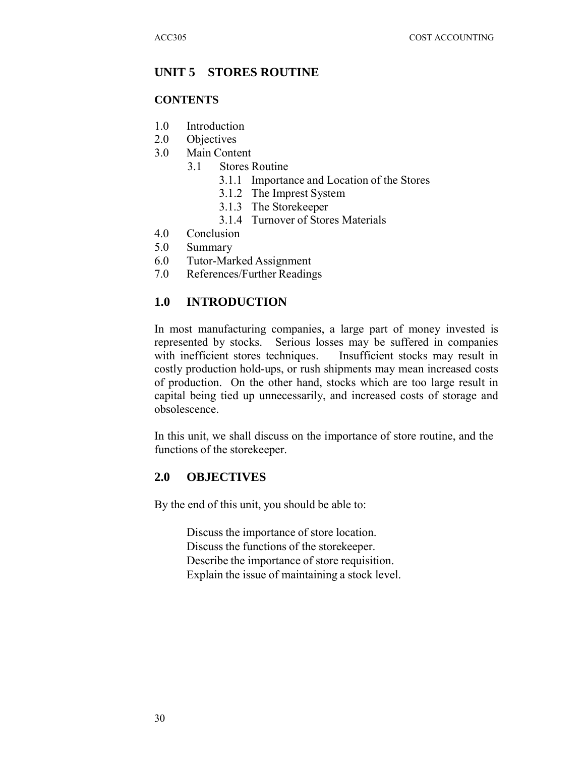# UNIT 5 STORES ROUTINE

## CONTENTS

1.0 Introduction
2.0 Objectives
3.0 Main Content
  3.1 Stores Routine
    3.1.1 Importance and Location of the Stores
    3.1.2 The Imprest System
    3.1.3 The Storekeeper
    3.1.4 Turnover of Stores Materials
4.0 Conclusion
5.0 Summary
6.0 Tutor-Marked Assignment
7.0 References/Further Readings

## 1.0 INTRODUCTION

In most manufacturing companies, a large part of money invested is represented by stocks. Serious losses may be suffered in companies with inefficient stores techniques. Insufficient stocks may result in costly production hold-ups, or rush shipments may mean increased costs of production. On the other hand, stocks which are too large result in capital being tied up unnecessarily, and increased costs of storage and obsolescence.

In this unit, we shall discuss on the importance of store routine, and the functions of the storekeeper.

## 2.0 OBJECTIVES

By the end of this unit, you should be able to:

- Discuss the importance of store location.
- Discuss the functions of the storekeeper.
- Describe the importance of store requisition.
- Explain the issue of maintaining a stock level.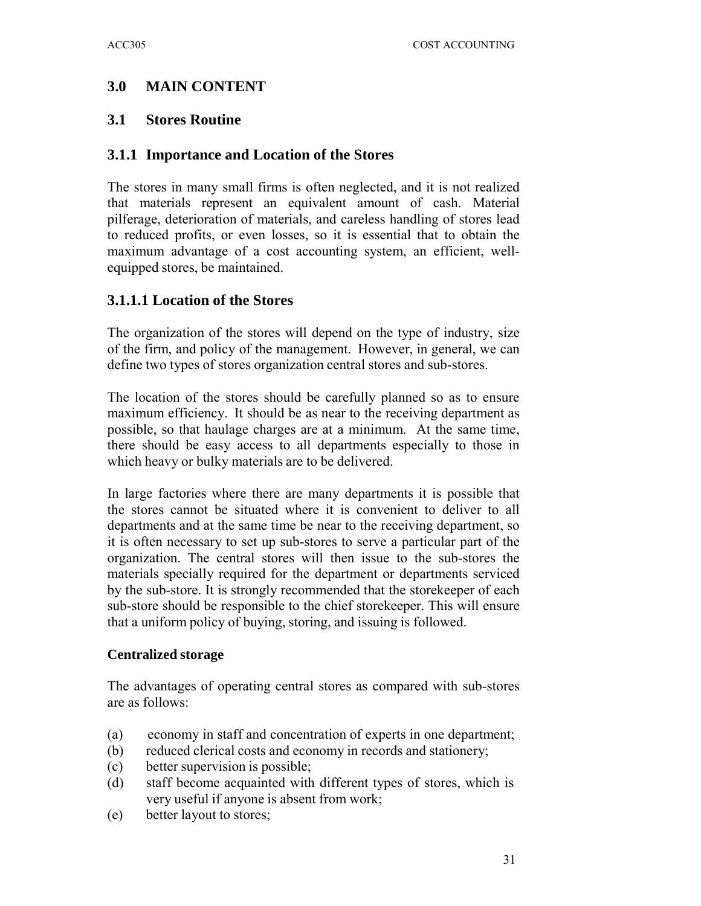## 3.0 MAIN CONTENT

## 3.1 Stores Routine

### 3.1.1 Importance and Location of the Stores

The stores in many small firms is often neglected, and it is not realized that materials represent an equivalent amount of cash. Material pilferage, deterioration of materials, and careless handling of stores lead to reduced profits, or even losses, so it is essential that to obtain the maximum advantage of a cost accounting system, an efficient, well-equipped stores, be maintained.

#### 3.1.1.1 Location of the Stores

The organization of the stores will depend on the type of industry, size of the firm, and policy of the management. However, in general, we can define two types of stores organization central stores and sub-stores.

The location of the stores should be carefully planned so as to ensure maximum efficiency. It should be as near to the receiving department as possible, so that haulage charges are at a minimum. At the same time, there should be easy access to all departments especially to those in which heavy or bulky materials are to be delivered.

In large factories where there are many departments it is possible that the stores cannot be situated where it is convenient to deliver to all departments and at the same time be near to the receiving department, so it is often necessary to set up sub-stores to serve a particular part of the organization. The central stores will then issue to the sub-stores the materials specially required for the department or departments serviced by the sub-store. It is strongly recommended that the storekeeper of each sub-store should be responsible to the chief storekeeper. This will ensure that a uniform policy of buying, storing, and issuing is followed.

**Centralized storage**

The advantages of operating central stores as compared with sub-stores are as follows:

(a) economy in staff and concentration of experts in one department;
(b) reduced clerical costs and economy in records and stationery;
(c) better supervision is possible;
(d) staff become acquainted with different types of stores, which is very useful if anyone is absent from work;
(e) better layout to stores;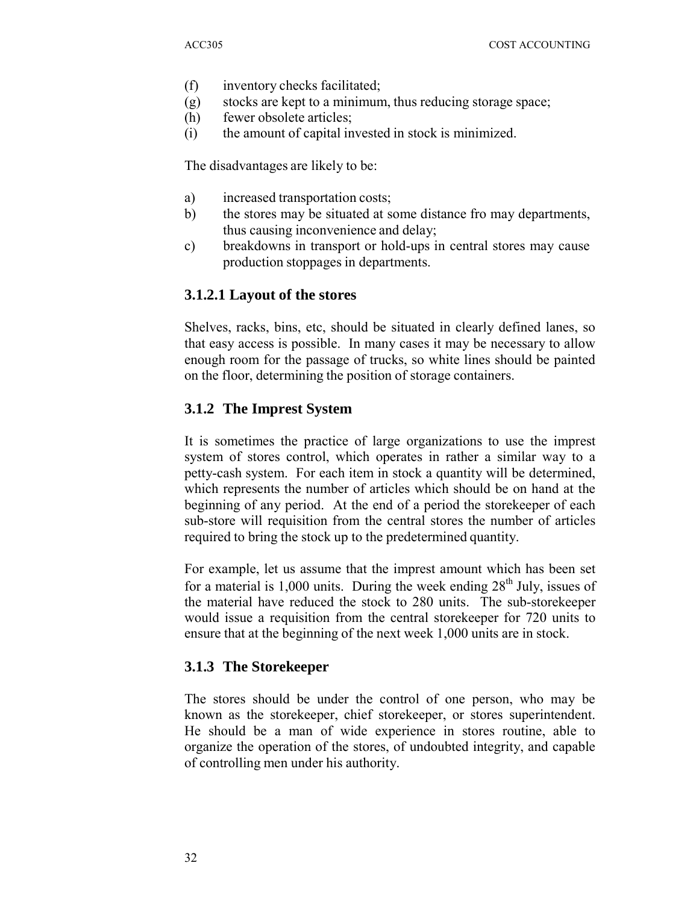(f) inventory checks facilitated;
(g) stocks are kept to a minimum, thus reducing storage space;
(h) fewer obsolete articles;
(i) the amount of capital invested in stock is minimized.

The disadvantages are likely to be:

a) increased transportation costs;
b) the stores may be situated at some distance fro may departments, thus causing inconvenience and delay;
c) breakdowns in transport or hold-ups in central stores may cause production stoppages in departments.

### 3.1.2.1 Layout of the stores

Shelves, racks, bins, etc, should be situated in clearly defined lanes, so that easy access is possible. In many cases it may be necessary to allow enough room for the passage of trucks, so white lines should be painted on the floor, determining the position of storage containers.

### 3.1.2 The Imprest System

It is sometimes the practice of large organizations to use the imprest system of stores control, which operates in rather a similar way to a petty-cash system. For each item in stock a quantity will be determined, which represents the number of articles which should be on hand at the beginning of any period. At the end of a period the storekeeper of each sub-store will requisition from the central stores the number of articles required to bring the stock up to the predetermined quantity.

For example, let us assume that the imprest amount which has been set for a material is 1,000 units. During the week ending 28th July, issues of the material have reduced the stock to 280 units. The sub-storekeeper would issue a requisition from the central storekeeper for 720 units to ensure that at the beginning of the next week 1,000 units are in stock.

### 3.1.3 The Storekeeper

The stores should be under the control of one person, who may be known as the storekeeper, chief storekeeper, or stores superintendent. He should be a man of wide experience in stores routine, able to organize the operation of the stores, of undoubted integrity, and capable of controlling men under his authority.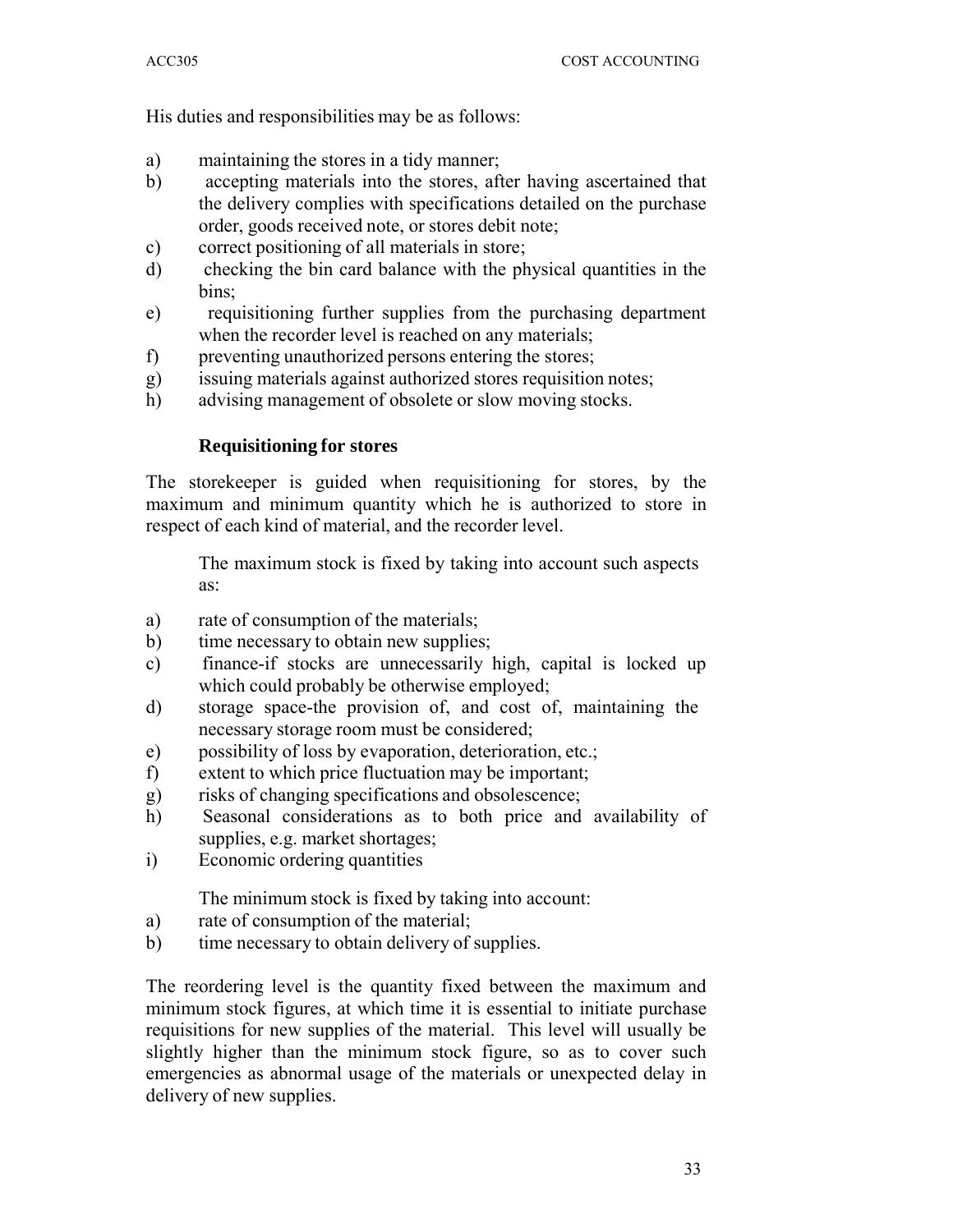His duties and responsibilities may be as follows:

a) maintaining the stores in a tidy manner;
b) accepting materials into the stores, after having ascertained that the delivery complies with specifications detailed on the purchase order, goods received note, or stores debit note;
c) correct positioning of all materials in store;
d) checking the bin card balance with the physical quantities in the bins;
e) requisitioning further supplies from the purchasing department when the recorder level is reached on any materials;
f) preventing unauthorized persons entering the stores;
g) issuing materials against authorized stores requisition notes;
h) advising management of obsolete or slow moving stocks.

### Requisitioning for stores

The storekeeper is guided when requisitioning for stores, by the maximum and minimum quantity which he is authorized to store in respect of each kind of material, and the recorder level.

The maximum stock is fixed by taking into account such aspects as:

a) rate of consumption of the materials;
b) time necessary to obtain new supplies;
c) finance-if stocks are unnecessarily high, capital is locked up which could probably be otherwise employed;
d) storage space-the provision of, and cost of, maintaining the necessary storage room must be considered;
e) possibility of loss by evaporation, deterioration, etc.;
f) extent to which price fluctuation may be important;
g) risks of changing specifications and obsolescence;
h) Seasonal considerations as to both price and availability of supplies, e.g. market shortages;
i) Economic ordering quantities

The minimum stock is fixed by taking into account:

a) rate of consumption of the material;
b) time necessary to obtain delivery of supplies.

The reordering level is the quantity fixed between the maximum and minimum stock figures, at which time it is essential to initiate purchase requisitions for new supplies of the material. This level will usually be slightly higher than the minimum stock figure, so as to cover such emergencies as abnormal usage of the materials or unexpected delay in delivery of new supplies.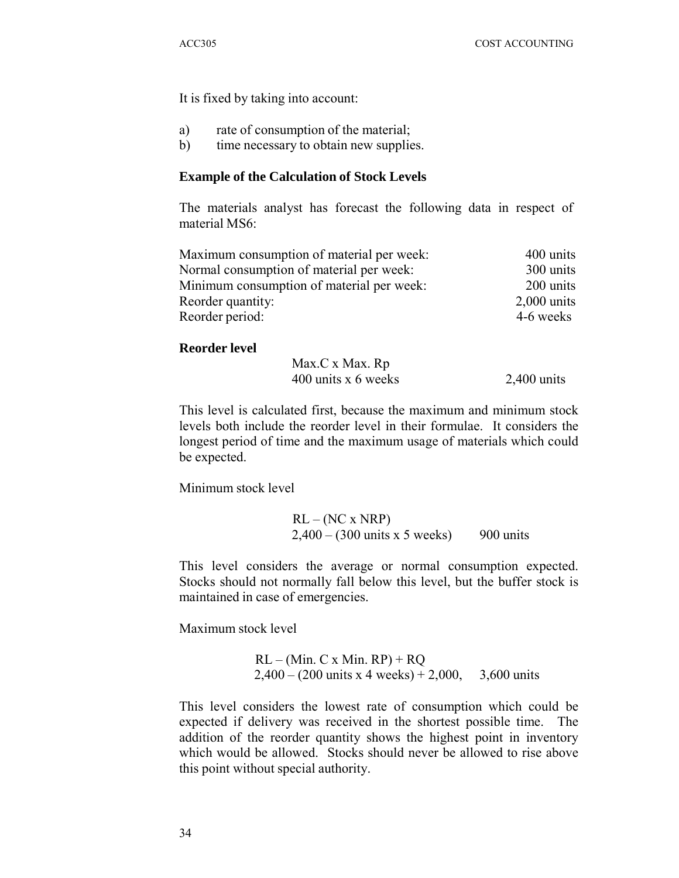It is fixed by taking into account:

a) rate of consumption of the material;
b) time necessary to obtain new supplies.

**Example of the Calculation of Stock Levels**

The materials analyst has forecast the following data in respect of material MS6:

| | |
|---|---|
| Maximum consumption of material per week: | 400 units |
| Normal consumption of material per week: | 300 units |
| Minimum consumption of material per week: | 200 units |
| Reorder quantity: | 2,000 units |
| Reorder period: | 4-6 weeks |

**Reorder level**

| | |
|---|---|
| Max.C x Max. Rp | |
| 400 units x 6 weeks | 2,400 units |

This level is calculated first, because the maximum and minimum stock levels both include the reorder level in their formulae. It considers the longest period of time and the maximum usage of materials which could be expected.

Minimum stock level

| | |
|---|---|
| RL – (NC x NRP) | |
| 2,400 – (300 units x 5 weeks) | 900 units |

This level considers the average or normal consumption expected. Stocks should not normally fall below this level, but the buffer stock is maintained in case of emergencies.

Maximum stock level

| | |
|---|---|
| RL – (Min. C x Min. RP) + RQ | |
| 2,400 – (200 units x 4 weeks) + 2,000, | 3,600 units |

This level considers the lowest rate of consumption which could be expected if delivery was received in the shortest possible time. The addition of the reorder quantity shows the highest point in inventory which would be allowed. Stocks should never be allowed to rise above this point without special authority.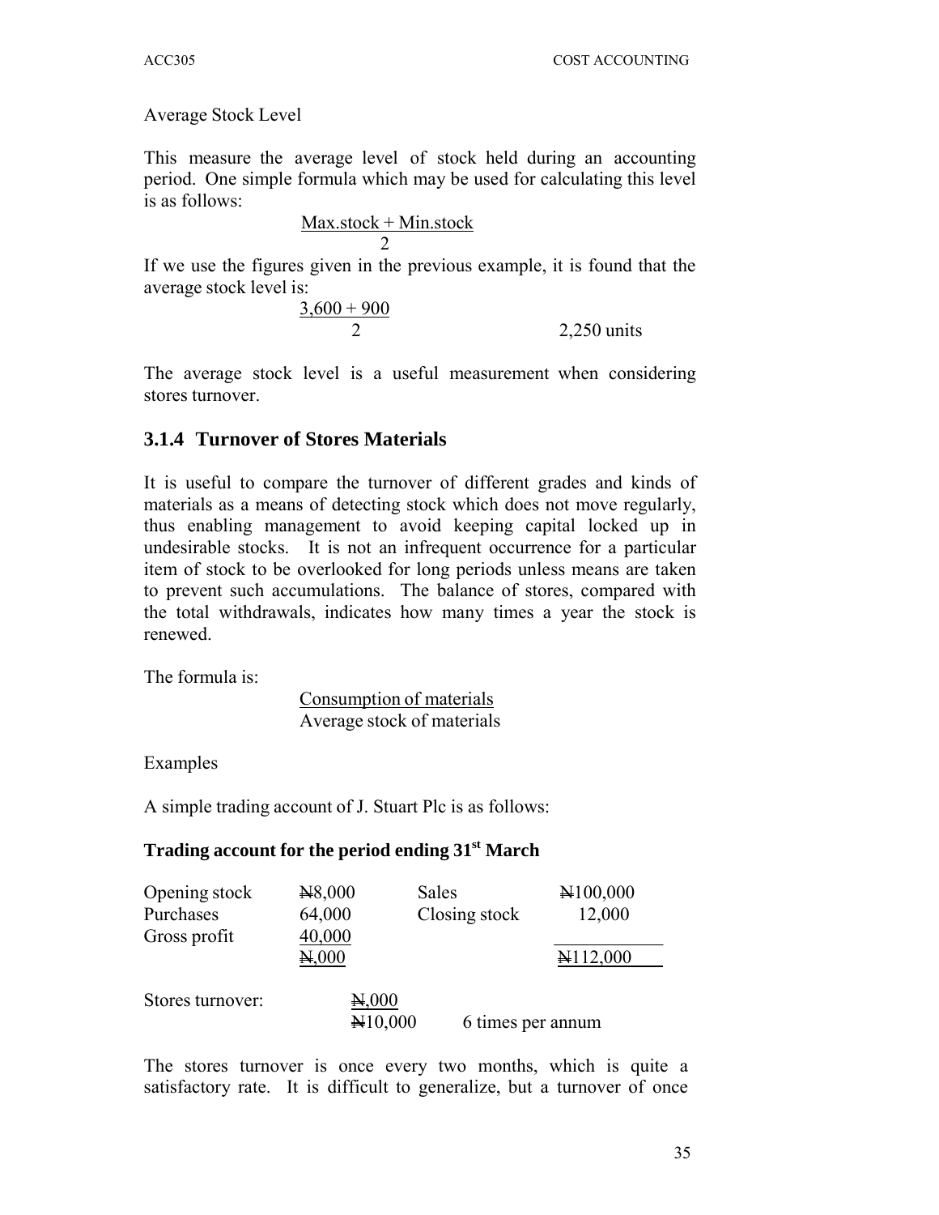Average Stock Level

This measure the average level of stock held during an accounting period. One simple formula which may be used for calculating this level is as follows:

$$\frac{\text{Max.stock} + \text{Min.stock}}{2}$$

If we use the figures given in the previous example, it is found that the average stock level is:

$$\frac{3{,}600 + 900}{2} \qquad 2{,}250 \text{ units}$$

The average stock level is a useful measurement when considering stores turnover.

## 3.1.4 Turnover of Stores Materials

It is useful to compare the turnover of different grades and kinds of materials as a means of detecting stock which does not move regularly, thus enabling management to avoid keeping capital locked up in undesirable stocks. It is not an infrequent occurrence for a particular item of stock to be overlooked for long periods unless means are taken to prevent such accumulations. The balance of stores, compared with the total withdrawals, indicates how many times a year the stock is renewed.

The formula is:

$$\frac{\text{Consumption of materials}}{\text{Average stock of materials}}$$

Examples

A simple trading account of J. Stuart Plc is as follows:

### Trading account for the period ending 31st March

| | | | |
|---|---|---|---|
| Opening stock | ₦8,000 | Sales | ₦100,000 |
| Purchases | 64,000 | Closing stock | 12,000 |
| Gross profit | 40,000 | | |
| | ₦,000 | | ₦112,000 |

Stores turnover: $\frac{\text{₦,000}}{\text{₦10,000}}$ 6 times per annum

The stores turnover is once every two months, which is quite a satisfactory rate. It is difficult to generalize, but a turnover of once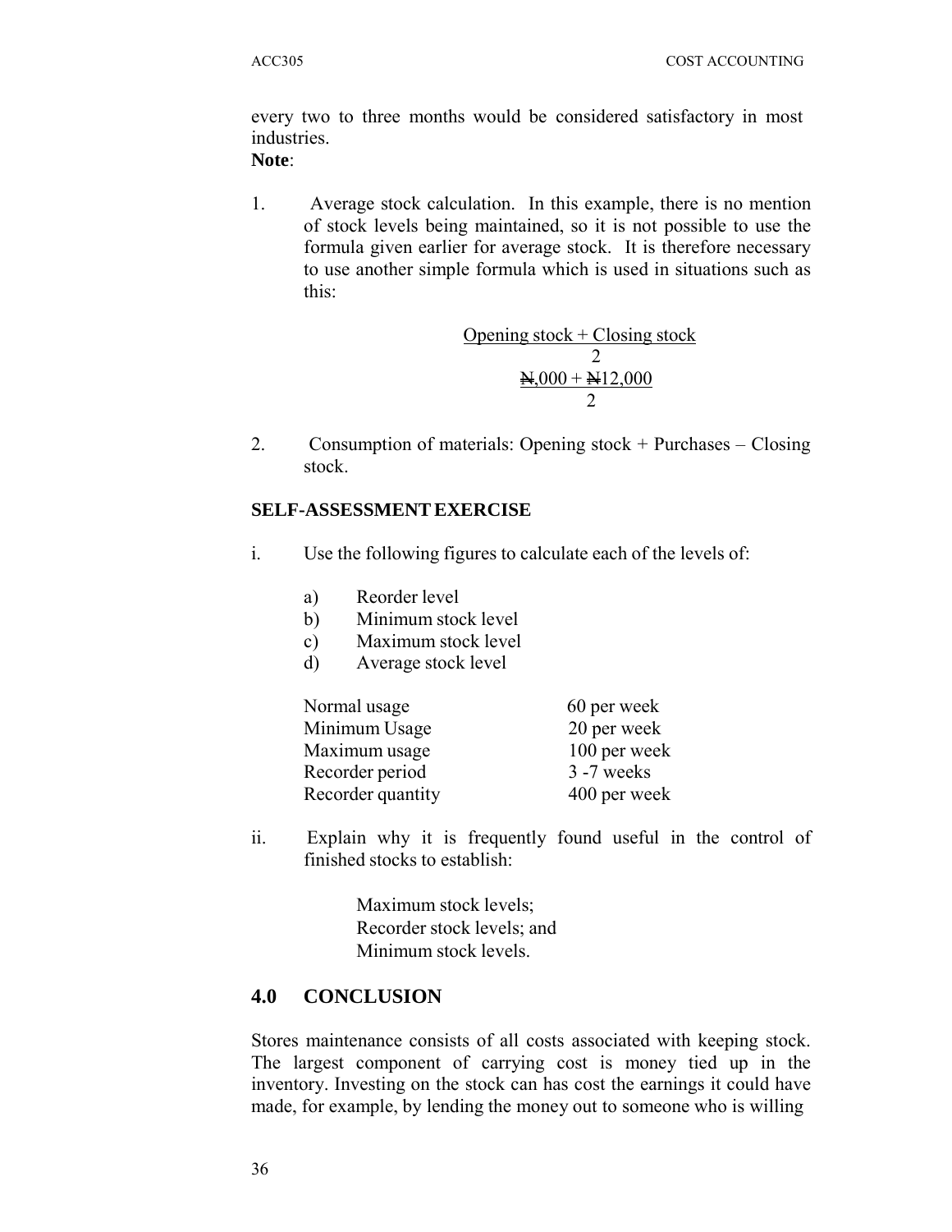every two to three months would be considered satisfactory in most industries.

**Note**:

1. Average stock calculation. In this example, there is no mention of stock levels being maintained, so it is not possible to use the formula given earlier for average stock. It is therefore necessary to use another simple formula which is used in situations such as this:

$$\frac{\text{Opening stock} + \text{Closing stock}}{2}$$

$$\frac{₦,000 + ₦12,000}{2}$$

2. Consumption of materials: Opening stock + Purchases – Closing stock.

**SELF-ASSESSMENT EXERCISE**

i. Use the following figures to calculate each of the levels of:

   a) Reorder level
   b) Minimum stock level
   c) Maximum stock level
   d) Average stock level

| | |
|---|---|
| Normal usage | 60 per week |
| Minimum Usage | 20 per week |
| Maximum usage | 100 per week |
| Recorder period | 3 -7 weeks |
| Recorder quantity | 400 per week |

ii. Explain why it is frequently found useful in the control of finished stocks to establish:

   Maximum stock levels;
   Recorder stock levels; and
   Minimum stock levels.

## 4.0 CONCLUSION

Stores maintenance consists of all costs associated with keeping stock. The largest component of carrying cost is money tied up in the inventory. Investing on the stock can has cost the earnings it could have made, for example, by lending the money out to someone who is willing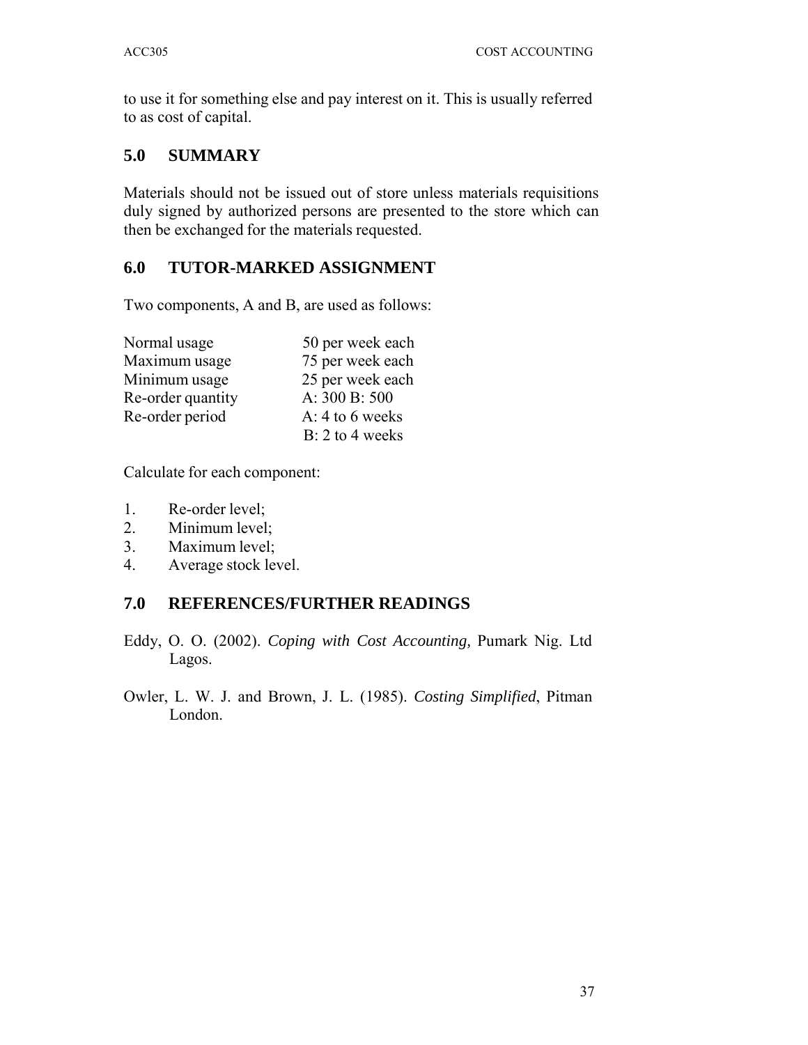to use it for something else and pay interest on it. This is usually referred to as cost of capital.

## 5.0 SUMMARY

Materials should not be issued out of store unless materials requisitions duly signed by authorized persons are presented to the store which can then be exchanged for the materials requested.

## 6.0 TUTOR-MARKED ASSIGNMENT

Two components, A and B, are used as follows:

| | |
|---|---|
| Normal usage | 50 per week each |
| Maximum usage | 75 per week each |
| Minimum usage | 25 per week each |
| Re-order quantity | A: 300 B: 500 |
| Re-order period | A: 4 to 6 weeks |
| | B: 2 to 4 weeks |

Calculate for each component:

1. Re-order level;
2. Minimum level;
3. Maximum level;
4. Average stock level.

## 7.0 REFERENCES/FURTHER READINGS

Eddy, O. O. (2002). *Coping with Cost Accounting,* Pumark Nig. Ltd Lagos.

Owler, L. W. J. and Brown, J. L. (1985). *Costing Simplified*, Pitman London.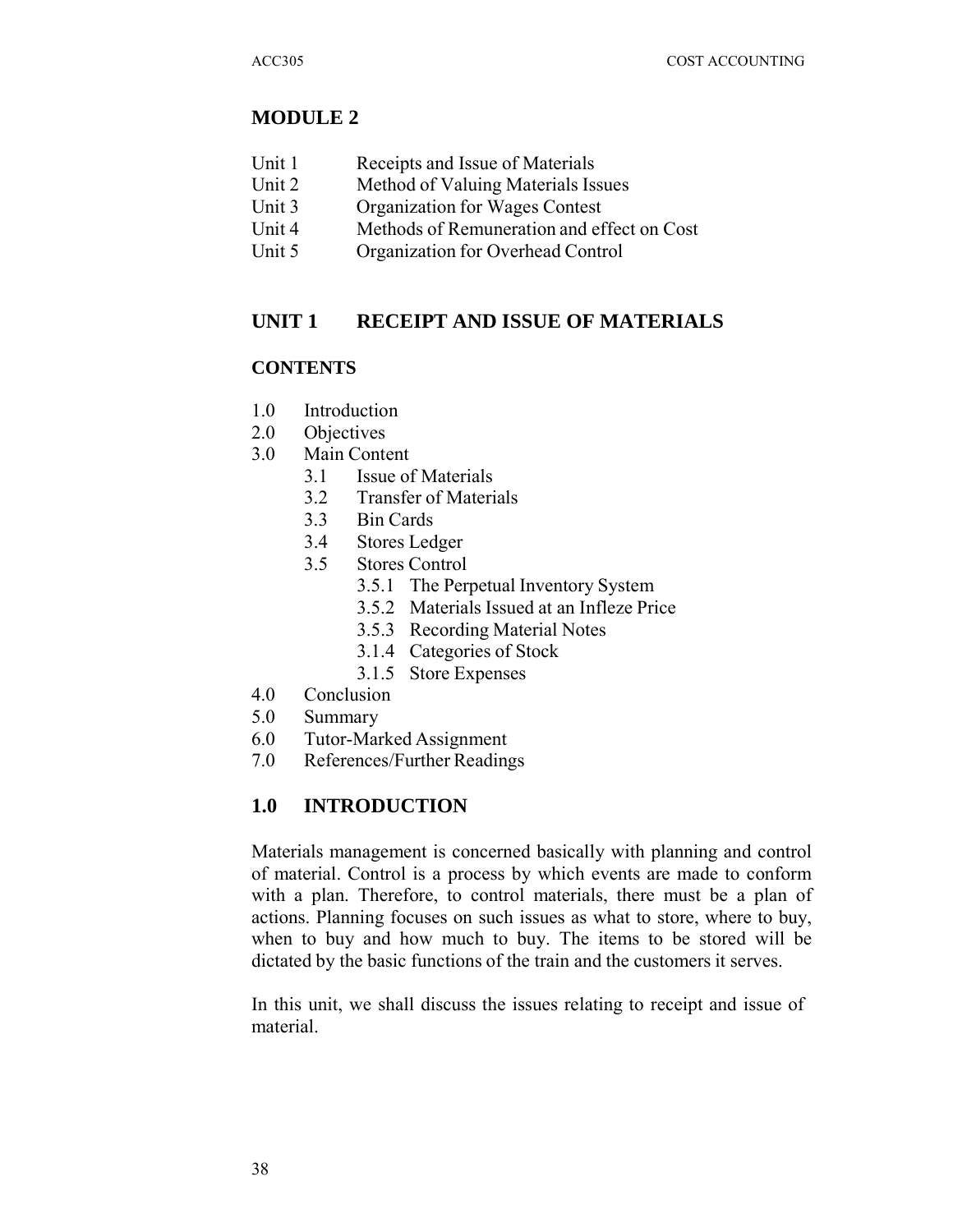## MODULE 2

- Unit 1 Receipts and Issue of Materials
- Unit 2 Method of Valuing Materials Issues
- Unit 3 Organization for Wages Contest
- Unit 4 Methods of Remuneration and effect on Cost
- Unit 5 Organization for Overhead Control

## UNIT 1 RECEIPT AND ISSUE OF MATERIALS

### CONTENTS

- 1.0 Introduction
- 2.0 Objectives
- 3.0 Main Content
  - 3.1 Issue of Materials
  - 3.2 Transfer of Materials
  - 3.3 Bin Cards
  - 3.4 Stores Ledger
  - 3.5 Stores Control
    - 3.5.1 The Perpetual Inventory System
    - 3.5.2 Materials Issued at an Infleze Price
    - 3.5.3 Recording Material Notes
    - 3.1.4 Categories of Stock
    - 3.1.5 Store Expenses
- 4.0 Conclusion
- 5.0 Summary
- 6.0 Tutor-Marked Assignment
- 7.0 References/Further Readings

### 1.0 INTRODUCTION

Materials management is concerned basically with planning and control of material. Control is a process by which events are made to conform with a plan. Therefore, to control materials, there must be a plan of actions. Planning focuses on such issues as what to store, where to buy, when to buy and how much to buy. The items to be stored will be dictated by the basic functions of the train and the customers it serves.

In this unit, we shall discuss the issues relating to receipt and issue of material.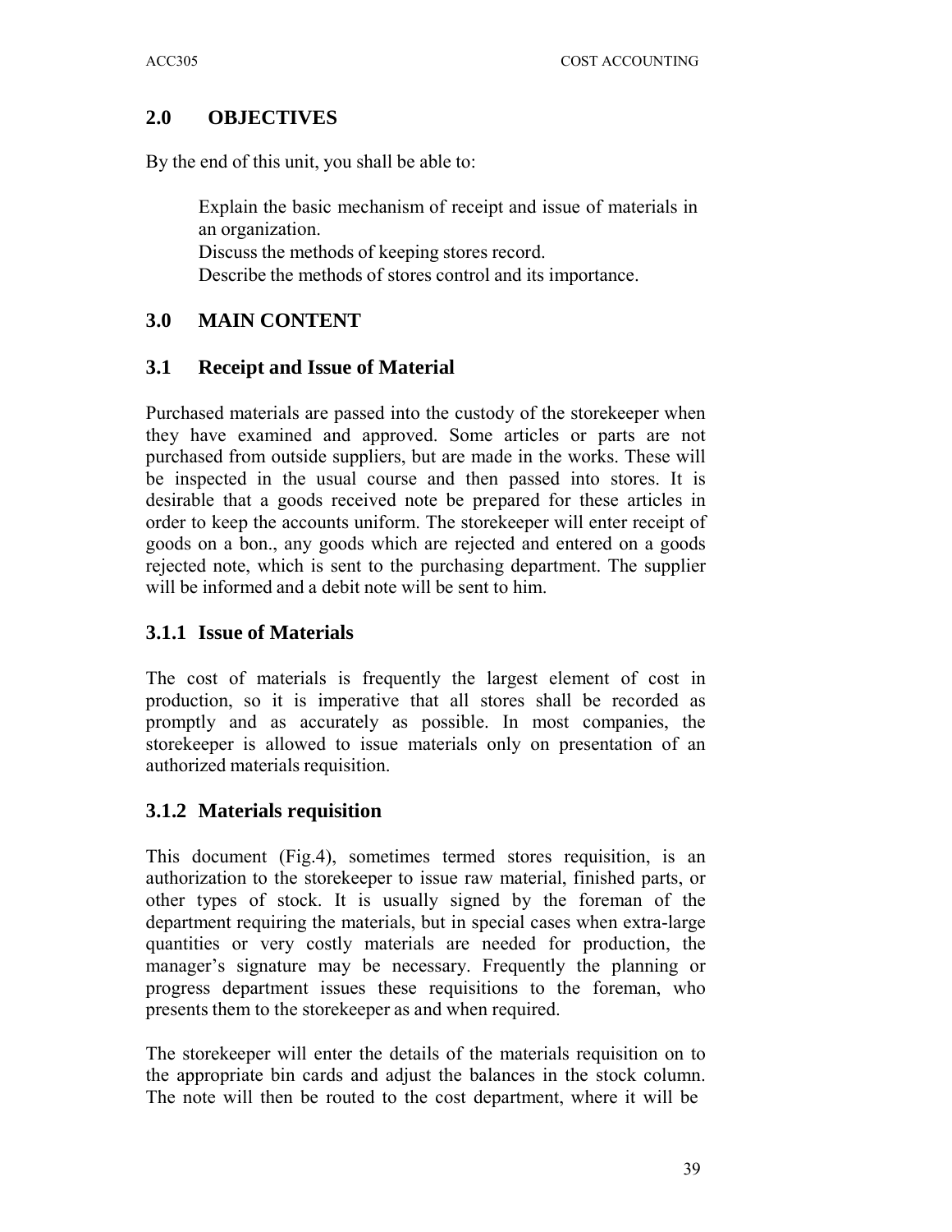## 2.0 OBJECTIVES

By the end of this unit, you shall be able to:

- Explain the basic mechanism of receipt and issue of materials in an organization.
- Discuss the methods of keeping stores record.
- Describe the methods of stores control and its importance.

## 3.0 MAIN CONTENT

### 3.1 Receipt and Issue of Material

Purchased materials are passed into the custody of the storekeeper when they have examined and approved. Some articles or parts are not purchased from outside suppliers, but are made in the works. These will be inspected in the usual course and then passed into stores. It is desirable that a goods received note be prepared for these articles in order to keep the accounts uniform. The storekeeper will enter receipt of goods on a bon., any goods which are rejected and entered on a goods rejected note, which is sent to the purchasing department. The supplier will be informed and a debit note will be sent to him.

### 3.1.1 Issue of Materials

The cost of materials is frequently the largest element of cost in production, so it is imperative that all stores shall be recorded as promptly and as accurately as possible. In most companies, the storekeeper is allowed to issue materials only on presentation of an authorized materials requisition.

### 3.1.2 Materials requisition

This document (Fig.4), sometimes termed stores requisition, is an authorization to the storekeeper to issue raw material, finished parts, or other types of stock. It is usually signed by the foreman of the department requiring the materials, but in special cases when extra-large quantities or very costly materials are needed for production, the manager's signature may be necessary. Frequently the planning or progress department issues these requisitions to the foreman, who presents them to the storekeeper as and when required.

The storekeeper will enter the details of the materials requisition on to the appropriate bin cards and adjust the balances in the stock column. The note will then be routed to the cost department, where it will be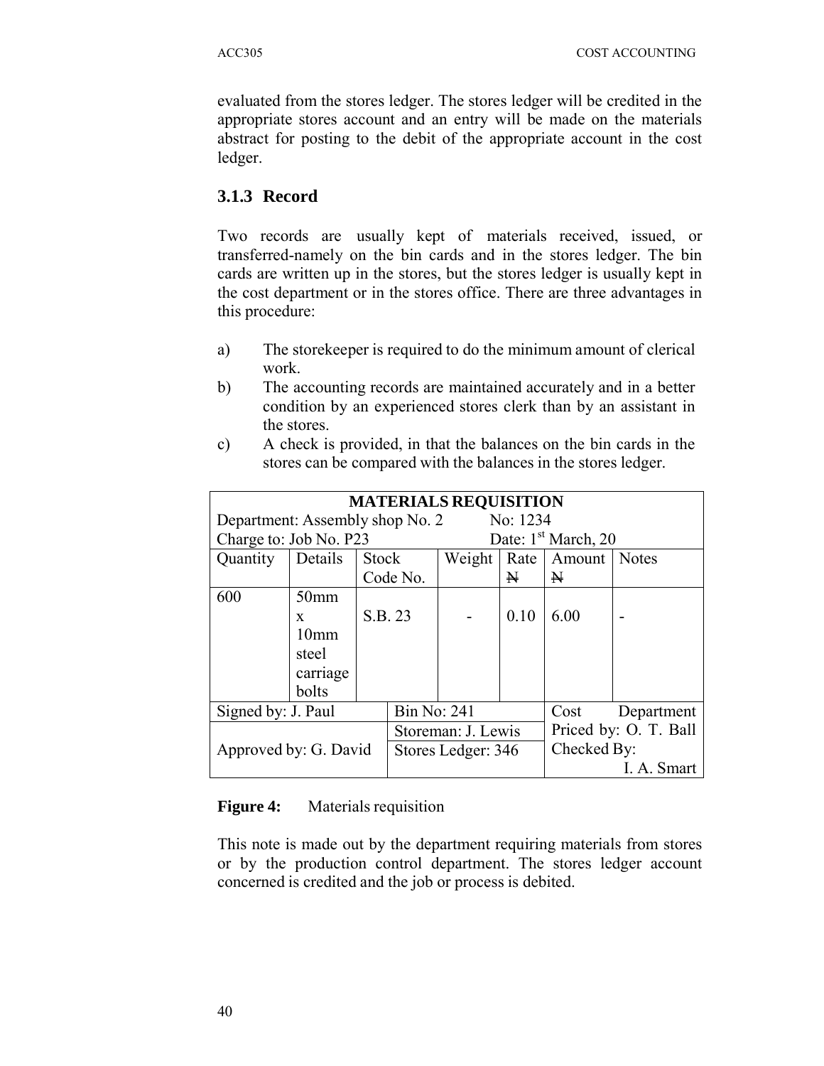evaluated from the stores ledger. The stores ledger will be credited in the appropriate stores account and an entry will be made on the materials abstract for posting to the debit of the appropriate account in the cost ledger.

### 3.1.3 Record

Two records are usually kept of materials received, issued, or transferred-namely on the bin cards and in the stores ledger. The bin cards are written up in the stores, but the stores ledger is usually kept in the cost department or in the stores office. There are three advantages in this procedure:

a) The storekeeper is required to do the minimum amount of clerical work.
b) The accounting records are maintained accurately and in a better condition by an experienced stores clerk than by an assistant in the stores.
c) A check is provided, in that the balances on the bin cards in the stores can be compared with the balances in the stores ledger.

| | | | | | | |
|---|---|---|---|---|---|---|
| **MATERIALS REQUISITION** | | | | | | |
| Department: Assembly shop No. 2 | | | | No: 1234 | | |
| Charge to: Job No. P23 | | | | Date: 1st March, 20 | | |
| Quantity | Details | Stock Code No. | Weight | Rate ₦ | Amount ₦ | Notes |
| 600 | 50mm x 10mm steel carriage bolts | S.B. 23 | - | 0.10 | 6.00 | - |
| Signed by: J. Paul | | Bin No: 241 | | | Cost Department | |
| Approved by: G. David | | Storeman: J. Lewis | | | Priced by: O. T. Ball | |
| | | Stores Ledger: 346 | | | Checked By: I. A. Smart | |

**Figure 4:** Materials requisition

This note is made out by the department requiring materials from stores or by the production control department. The stores ledger account concerned is credited and the job or process is debited.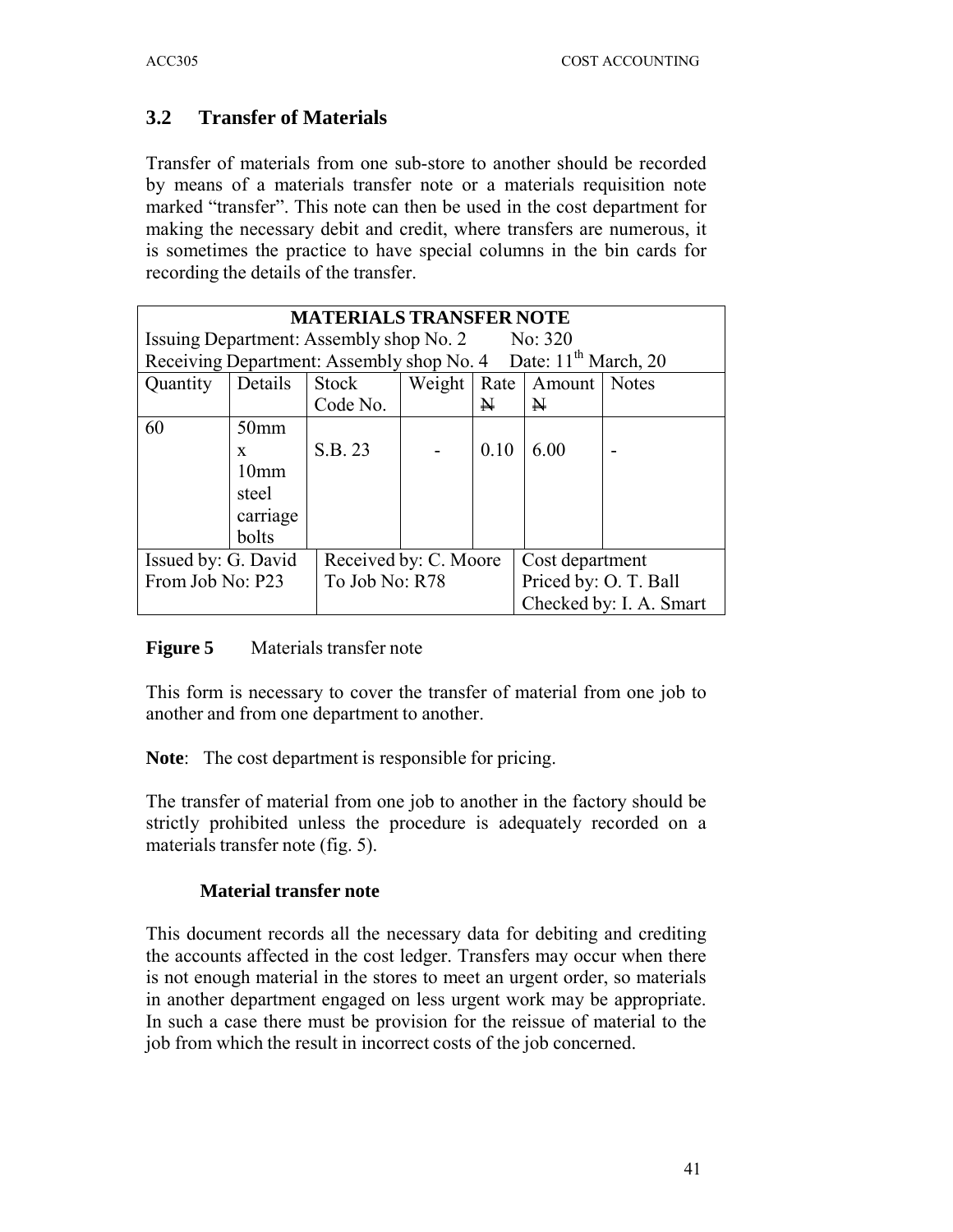## 3.2 Transfer of Materials

Transfer of materials from one sub-store to another should be recorded by means of a materials transfer note or a materials requisition note marked "transfer". This note can then be used in the cost department for making the necessary debit and credit, where transfers are numerous, it is sometimes the practice to have special columns in the bin cards for recording the details of the transfer.

| MATERIALS TRANSFER NOTE | | | | | | |
|---|---|---|---|---|---|---|
| Issuing Department: Assembly shop No. 2 | | | | No: 320 | | |
| Receiving Department: Assembly shop No. 4 | | | | Date: 11th March, 20 | | |
| Quantity | Details | Stock Code No. | Weight | Rate ₦ | Amount ₦ | Notes |
| 60 | 50mm x 10mm steel carriage bolts | S.B. 23 | - | 0.10 | 6.00 | - |
| Issued by: G. David | | Received by: C. Moore | | Cost department | | |
| From Job No: P23 | | To Job No: R78 | | Priced by: O. T. Ball | | |
| | | | | Checked by: I. A. Smart | | |

**Figure 5** Materials transfer note

This form is necessary to cover the transfer of material from one job to another and from one department to another.

**Note**: The cost department is responsible for pricing.

The transfer of material from one job to another in the factory should be strictly prohibited unless the procedure is adequately recorded on a materials transfer note (fig. 5).

### Material transfer note

This document records all the necessary data for debiting and crediting the accounts affected in the cost ledger. Transfers may occur when there is not enough material in the stores to meet an urgent order, so materials in another department engaged on less urgent work may be appropriate. In such a case there must be provision for the reissue of material to the job from which the result in incorrect costs of the job concerned.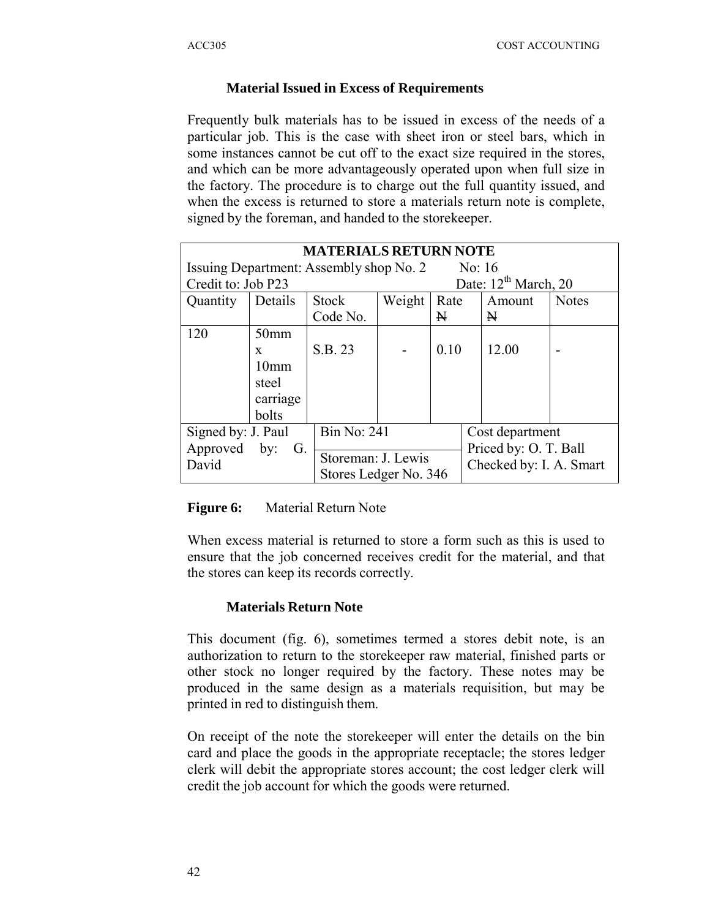### Material Issued in Excess of Requirements

Frequently bulk materials has to be issued in excess of the needs of a particular job. This is the case with sheet iron or steel bars, which in some instances cannot be cut off to the exact size required in the stores, and which can be more advantageously operated upon when full size in the factory. The procedure is to charge out the full quantity issued, and when the excess is returned to store a materials return note is complete, signed by the foreman, and handed to the storekeeper.

| MATERIALS RETURN NOTE | | | | | | |
|---|---|---|---|---|---|---|
| Issuing Department: Assembly shop No. 2 | | | | No: 16 | | |
| Credit to: Job P23 | | | | Date: 12th March, 20 | | |
| Quantity | Details | Stock Code No. | Weight | Rate ₦ | Amount ₦ | Notes |
| 120 | 50mm x 10mm steel carriage bolts | S.B. 23 | - | 0.10 | 12.00 | - |
| Signed by: J. Paul<br>Approved by: G. David | | Bin No: 241<br>Storeman: J. Lewis<br>Stores Ledger No. 346 | | | Cost department<br>Priced by: O. T. Ball<br>Checked by: I. A. Smart | |

**Figure 6:** Material Return Note

When excess material is returned to store a form such as this is used to ensure that the job concerned receives credit for the material, and that the stores can keep its records correctly.

### Materials Return Note

This document (fig. 6), sometimes termed a stores debit note, is an authorization to return to the storekeeper raw material, finished parts or other stock no longer required by the factory. These notes may be produced in the same design as a materials requisition, but may be printed in red to distinguish them.

On receipt of the note the storekeeper will enter the details on the bin card and place the goods in the appropriate receptacle; the stores ledger clerk will debit the appropriate stores account; the cost ledger clerk will credit the job account for which the goods were returned.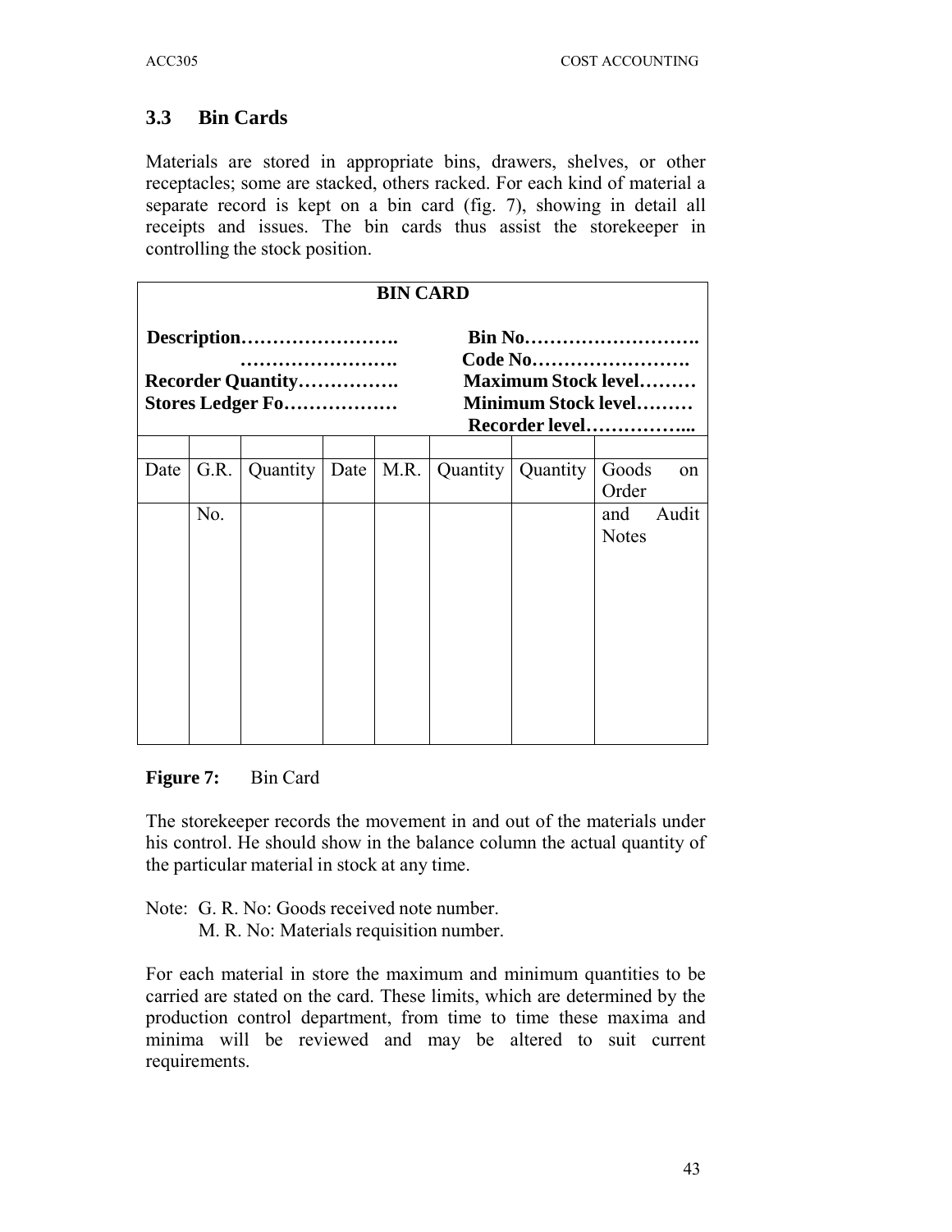### 3.3 Bin Cards

Materials are stored in appropriate bins, drawers, shelves, or other receptacles; some are stacked, others racked. For each kind of material a separate record is kept on a bin card (fig. 7), showing in detail all receipts and issues. The bin cards thus assist the storekeeper in controlling the stock position.

| BIN CARD | | | | | | | |
|---|---|---|---|---|---|---|---|
| **Description…………………….** <br> **…………………….** <br> **Recorder Quantity…………….** <br> **Stores Ledger Fo………………** | | | | | **Bin No……………………….** <br> **Code No…………………….** <br> **Maximum Stock level………** <br> **Minimum Stock level………** <br> **Recorder level……………...** | | |
| | | | | | | | |
| Date | G.R. | Quantity | Date | M.R. | Quantity | Quantity | Goods on Order |
| | No. | | | | | | and Audit Notes |

**Figure 7:** Bin Card

The storekeeper records the movement in and out of the materials under his control. He should show in the balance column the actual quantity of the particular material in stock at any time.

Note: G. R. No: Goods received note number.
M. R. No: Materials requisition number.

For each material in store the maximum and minimum quantities to be carried are stated on the card. These limits, which are determined by the production control department, from time to time these maxima and minima will be reviewed and may be altered to suit current requirements.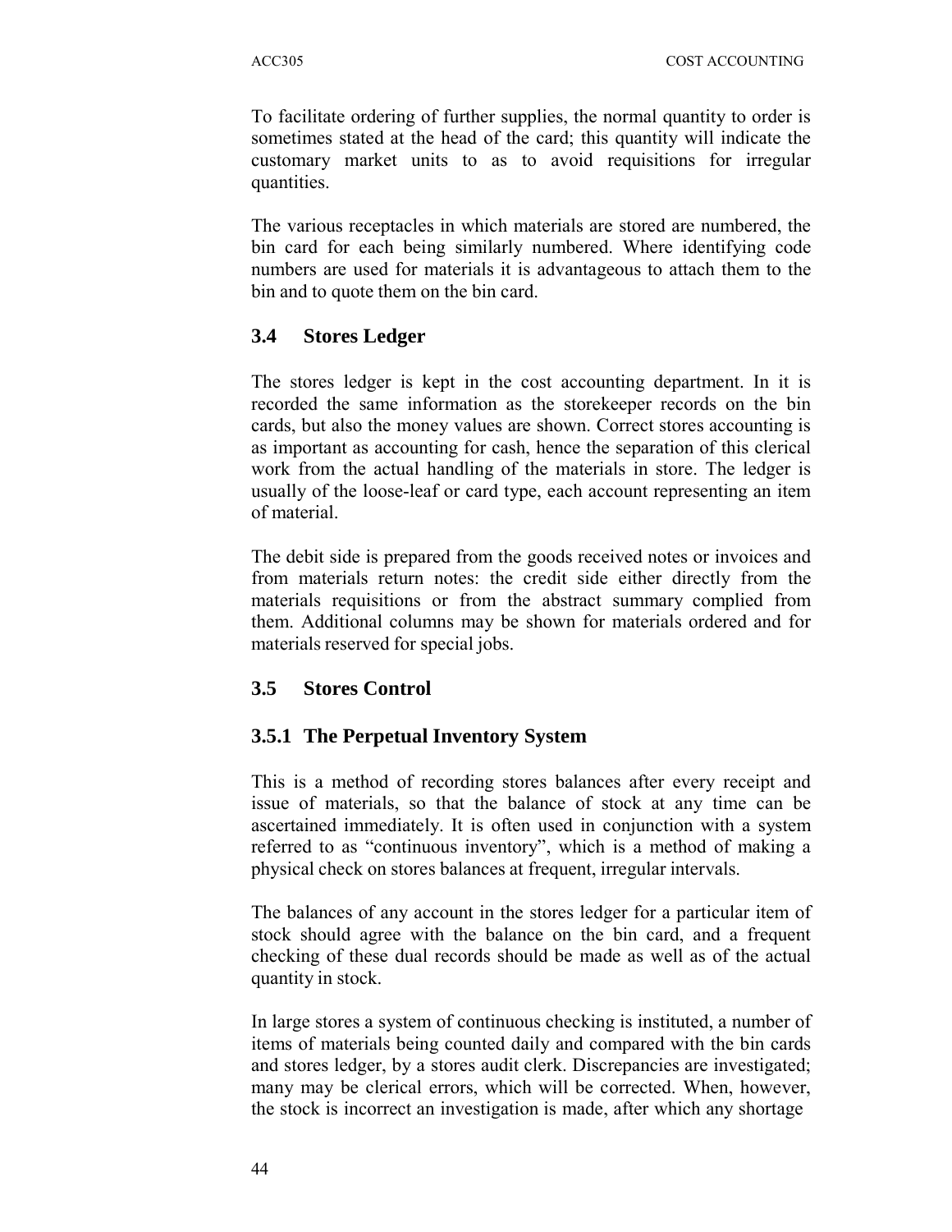To facilitate ordering of further supplies, the normal quantity to order is sometimes stated at the head of the card; this quantity will indicate the customary market units to as to avoid requisitions for irregular quantities.

The various receptacles in which materials are stored are numbered, the bin card for each being similarly numbered. Where identifying code numbers are used for materials it is advantageous to attach them to the bin and to quote them on the bin card.

## 3.4 Stores Ledger

The stores ledger is kept in the cost accounting department. In it is recorded the same information as the storekeeper records on the bin cards, but also the money values are shown. Correct stores accounting is as important as accounting for cash, hence the separation of this clerical work from the actual handling of the materials in store. The ledger is usually of the loose-leaf or card type, each account representing an item of material.

The debit side is prepared from the goods received notes or invoices and from materials return notes: the credit side either directly from the materials requisitions or from the abstract summary complied from them. Additional columns may be shown for materials ordered and for materials reserved for special jobs.

## 3.5 Stores Control

### 3.5.1 The Perpetual Inventory System

This is a method of recording stores balances after every receipt and issue of materials, so that the balance of stock at any time can be ascertained immediately. It is often used in conjunction with a system referred to as "continuous inventory", which is a method of making a physical check on stores balances at frequent, irregular intervals.

The balances of any account in the stores ledger for a particular item of stock should agree with the balance on the bin card, and a frequent checking of these dual records should be made as well as of the actual quantity in stock.

In large stores a system of continuous checking is instituted, a number of items of materials being counted daily and compared with the bin cards and stores ledger, by a stores audit clerk. Discrepancies are investigated; many may be clerical errors, which will be corrected. When, however, the stock is incorrect an investigation is made, after which any shortage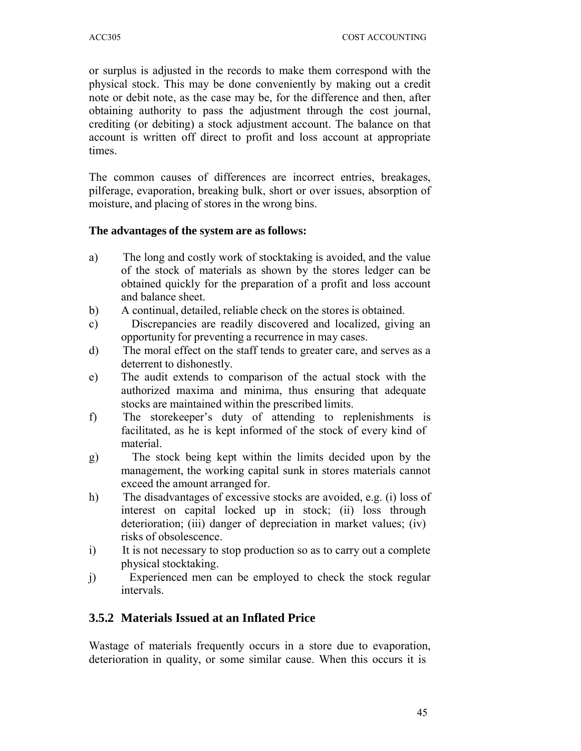or surplus is adjusted in the records to make them correspond with the physical stock. This may be done conveniently by making out a credit note or debit note, as the case may be, for the difference and then, after obtaining authority to pass the adjustment through the cost journal, crediting (or debiting) a stock adjustment account. The balance on that account is written off direct to profit and loss account at appropriate times.

The common causes of differences are incorrect entries, breakages, pilferage, evaporation, breaking bulk, short or over issues, absorption of moisture, and placing of stores in the wrong bins.

**The advantages of the system are as follows:**

a) The long and costly work of stocktaking is avoided, and the value of the stock of materials as shown by the stores ledger can be obtained quickly for the preparation of a profit and loss account and balance sheet.
b) A continual, detailed, reliable check on the stores is obtained.
c) Discrepancies are readily discovered and localized, giving an opportunity for preventing a recurrence in may cases.
d) The moral effect on the staff tends to greater care, and serves as a deterrent to dishonestly.
e) The audit extends to comparison of the actual stock with the authorized maxima and minima, thus ensuring that adequate stocks are maintained within the prescribed limits.
f) The storekeeper's duty of attending to replenishments is facilitated, as he is kept informed of the stock of every kind of material.
g) The stock being kept within the limits decided upon by the management, the working capital sunk in stores materials cannot exceed the amount arranged for.
h) The disadvantages of excessive stocks are avoided, e.g. (i) loss of interest on capital locked up in stock; (ii) loss through deterioration; (iii) danger of depreciation in market values; (iv) risks of obsolescence.
i) It is not necessary to stop production so as to carry out a complete physical stocktaking.
j) Experienced men can be employed to check the stock regular intervals.

### 3.5.2 Materials Issued at an Inflated Price

Wastage of materials frequently occurs in a store due to evaporation, deterioration in quality, or some similar cause. When this occurs it is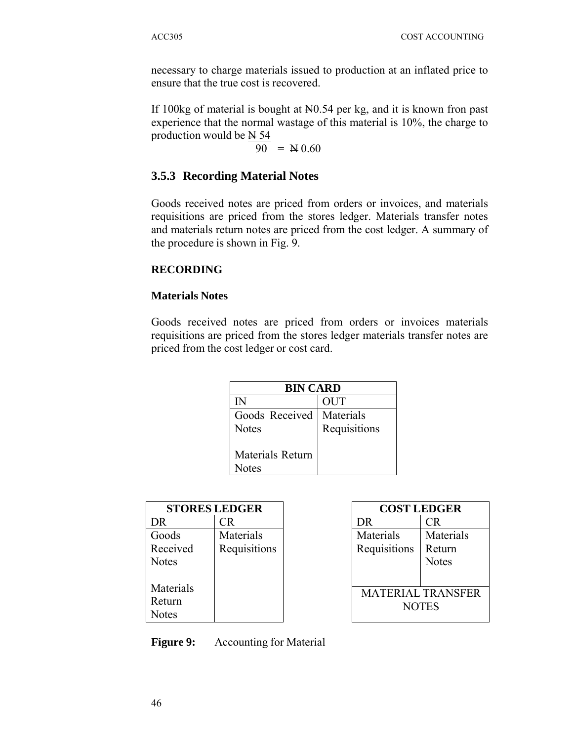necessary to charge materials issued to production at an inflated price to ensure that the true cost is recovered.

If 100kg of material is bought at ₦0.54 per kg, and it is known fron past experience that the normal wastage of this material is 10%, the charge to production would be $\frac{₦\,54}{90} = ₦\,0.60$

### 3.5.3 Recording Material Notes

Goods received notes are priced from orders or invoices, and materials requisitions are priced from the stores ledger. Materials transfer notes and materials return notes are priced from the cost ledger. A summary of the procedure is shown in Fig. 9.

**RECORDING**

**Materials Notes**

Goods received notes are priced from orders or invoices materials requisitions are priced from the stores ledger materials transfer notes are priced from the cost ledger or cost card.

| BIN CARD | |
|---|---|
| IN | OUT |
| Goods Received Notes<br><br>Materials Return Notes | Materials Requisitions |

| STORES LEDGER | |
|---|---|
| DR | CR |
| Goods Received Notes<br><br>Materials Return Notes | Materials Requisitions |

| COST LEDGER | |
|---|---|
| DR | CR |
| Materials Requisitions | Materials Return Notes |
| MATERIAL TRANSFER NOTES | |

**Figure 9:** Accounting for Material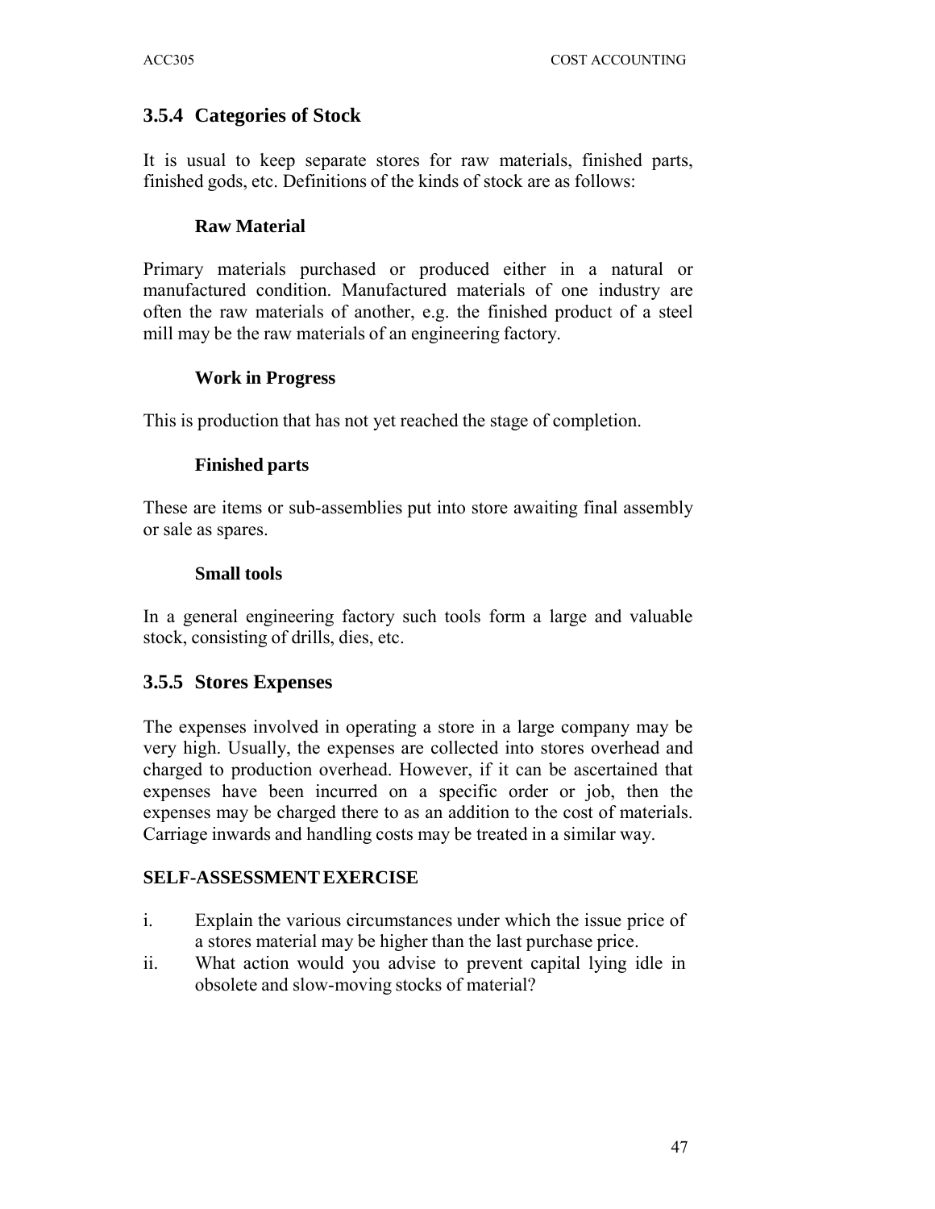### 3.5.4 Categories of Stock

It is usual to keep separate stores for raw materials, finished parts, finished gods, etc. Definitions of the kinds of stock are as follows:

**Raw Material**

Primary materials purchased or produced either in a natural or manufactured condition. Manufactured materials of one industry are often the raw materials of another, e.g. the finished product of a steel mill may be the raw materials of an engineering factory.

**Work in Progress**

This is production that has not yet reached the stage of completion.

**Finished parts**

These are items or sub-assemblies put into store awaiting final assembly or sale as spares.

**Small tools**

In a general engineering factory such tools form a large and valuable stock, consisting of drills, dies, etc.

### 3.5.5 Stores Expenses

The expenses involved in operating a store in a large company may be very high. Usually, the expenses are collected into stores overhead and charged to production overhead. However, if it can be ascertained that expenses have been incurred on a specific order or job, then the expenses may be charged there to as an addition to the cost of materials. Carriage inwards and handling costs may be treated in a similar way.

**SELF-ASSESSMENT EXERCISE**

i. Explain the various circumstances under which the issue price of a stores material may be higher than the last purchase price.

ii. What action would you advise to prevent capital lying idle in obsolete and slow-moving stocks of material?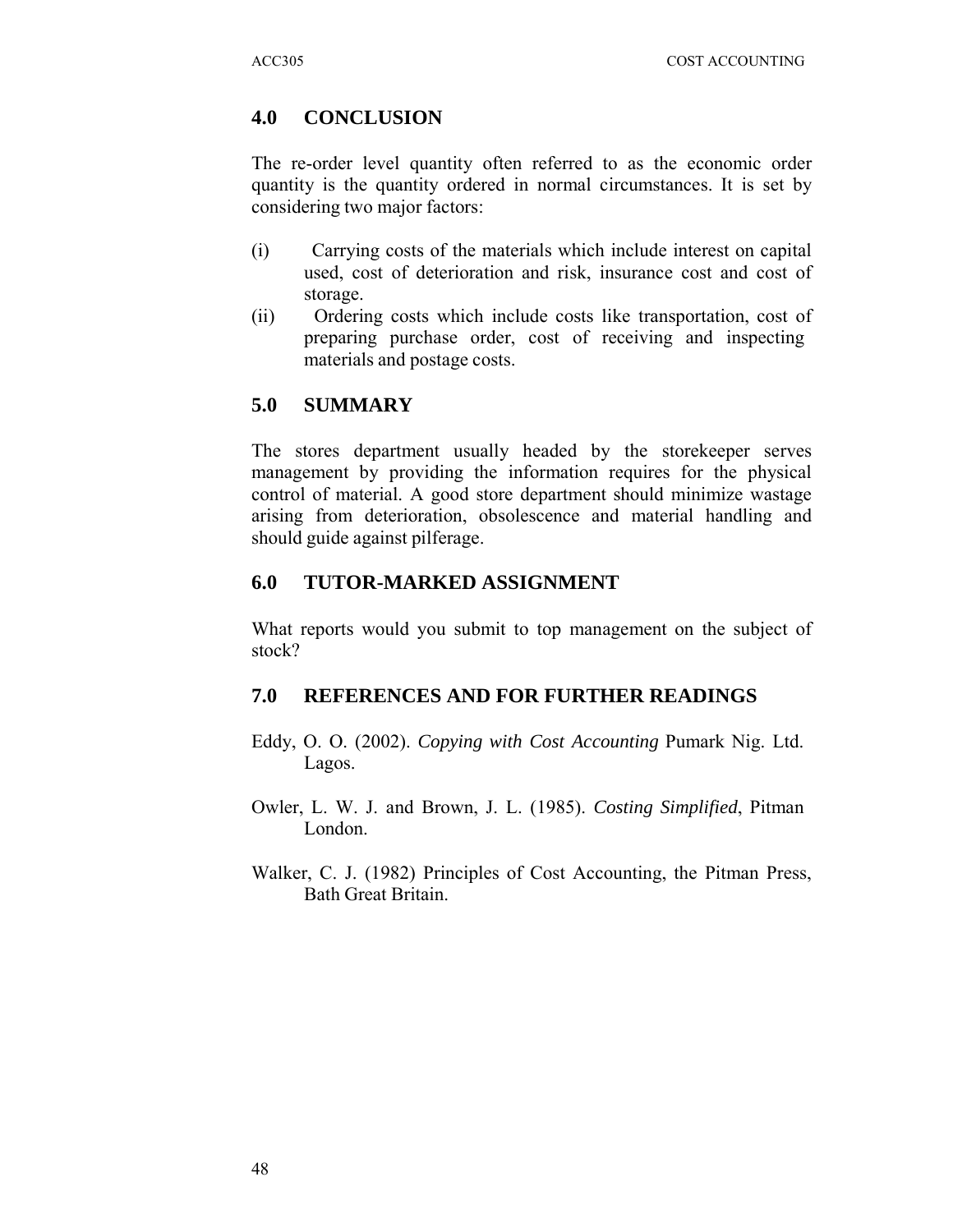## 4.0 CONCLUSION

The re-order level quantity often referred to as the economic order quantity is the quantity ordered in normal circumstances. It is set by considering two major factors:

(i) Carrying costs of the materials which include interest on capital used, cost of deterioration and risk, insurance cost and cost of storage.

(ii) Ordering costs which include costs like transportation, cost of preparing purchase order, cost of receiving and inspecting materials and postage costs.

## 5.0 SUMMARY

The stores department usually headed by the storekeeper serves management by providing the information requires for the physical control of material. A good store department should minimize wastage arising from deterioration, obsolescence and material handling and should guide against pilferage.

## 6.0 TUTOR-MARKED ASSIGNMENT

What reports would you submit to top management on the subject of stock?

## 7.0 REFERENCES AND FOR FURTHER READINGS

Eddy, O. O. (2002). *Copying with Cost Accounting* Pumark Nig. Ltd. Lagos.

Owler, L. W. J. and Brown, J. L. (1985). *Costing Simplified*, Pitman London.

Walker, C. J. (1982) Principles of Cost Accounting, the Pitman Press, Bath Great Britain.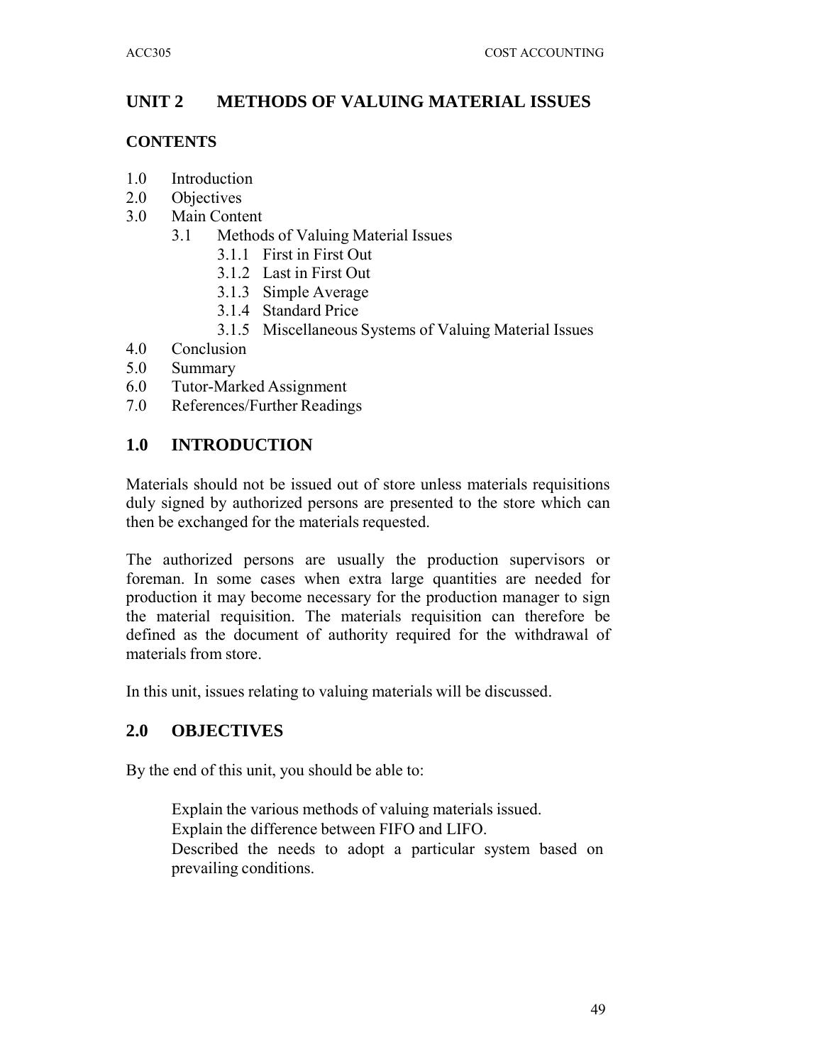# UNIT 2 METHODS OF VALUING MATERIAL ISSUES

## CONTENTS

- 1.0 Introduction
- 2.0 Objectives
- 3.0 Main Content
  - 3.1 Methods of Valuing Material Issues
    - 3.1.1 First in First Out
    - 3.1.2 Last in First Out
    - 3.1.3 Simple Average
    - 3.1.4 Standard Price
    - 3.1.5 Miscellaneous Systems of Valuing Material Issues
- 4.0 Conclusion
- 5.0 Summary
- 6.0 Tutor-Marked Assignment
- 7.0 References/Further Readings

## 1.0 INTRODUCTION

Materials should not be issued out of store unless materials requisitions duly signed by authorized persons are presented to the store which can then be exchanged for the materials requested.

The authorized persons are usually the production supervisors or foreman. In some cases when extra large quantities are needed for production it may become necessary for the production manager to sign the material requisition. The materials requisition can therefore be defined as the document of authority required for the withdrawal of materials from store.

In this unit, issues relating to valuing materials will be discussed.

## 2.0 OBJECTIVES

By the end of this unit, you should be able to:

- Explain the various methods of valuing materials issued.
- Explain the difference between FIFO and LIFO.
- Described the needs to adopt a particular system based on prevailing conditions.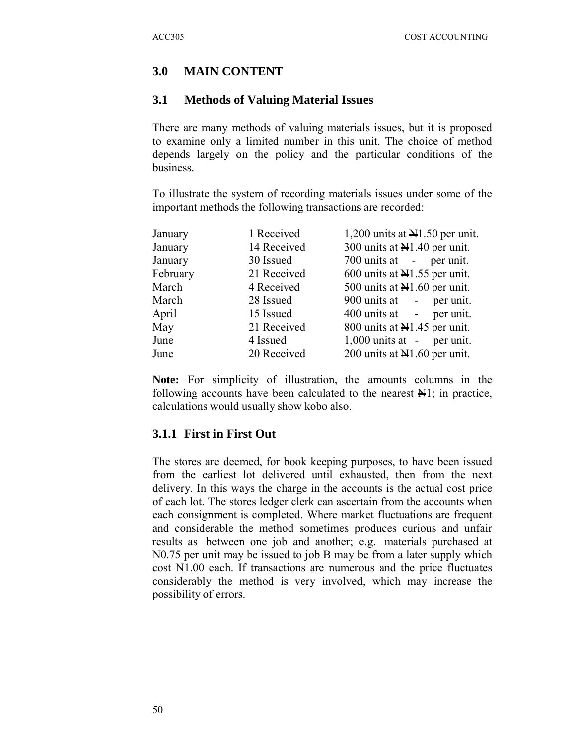## 3.0 MAIN CONTENT

### 3.1 Methods of Valuing Material Issues

There are many methods of valuing materials issues, but it is proposed to examine only a limited number in this unit. The choice of method depends largely on the policy and the particular conditions of the business.

To illustrate the system of recording materials issues under some of the important methods the following transactions are recorded:

| | | |
|---|---|---|
| January | 1 Received | 1,200 units at ₦1.50 per unit. |
| January | 14 Received | 300 units at ₦1.40 per unit. |
| January | 30 Issued | 700 units at - per unit. |
| February | 21 Received | 600 units at ₦1.55 per unit. |
| March | 4 Received | 500 units at ₦1.60 per unit. |
| March | 28 Issued | 900 units at - per unit. |
| April | 15 Issued | 400 units at - per unit. |
| May | 21 Received | 800 units at ₦1.45 per unit. |
| June | 4 Issued | 1,000 units at - per unit. |
| June | 20 Received | 200 units at ₦1.60 per unit. |

**Note:** For simplicity of illustration, the amounts columns in the following accounts have been calculated to the nearest ₦1; in practice, calculations would usually show kobo also.

#### 3.1.1 First in First Out

The stores are deemed, for book keeping purposes, to have been issued from the earliest lot delivered until exhausted, then from the next delivery. In this ways the charge in the accounts is the actual cost price of each lot. The stores ledger clerk can ascertain from the accounts when each consignment is completed. Where market fluctuations are frequent and considerable the method sometimes produces curious and unfair results as between one job and another; e.g. materials purchased at N0.75 per unit may be issued to job B may be from a later supply which cost N1.00 each. If transactions are numerous and the price fluctuates considerably the method is very involved, which may increase the possibility of errors.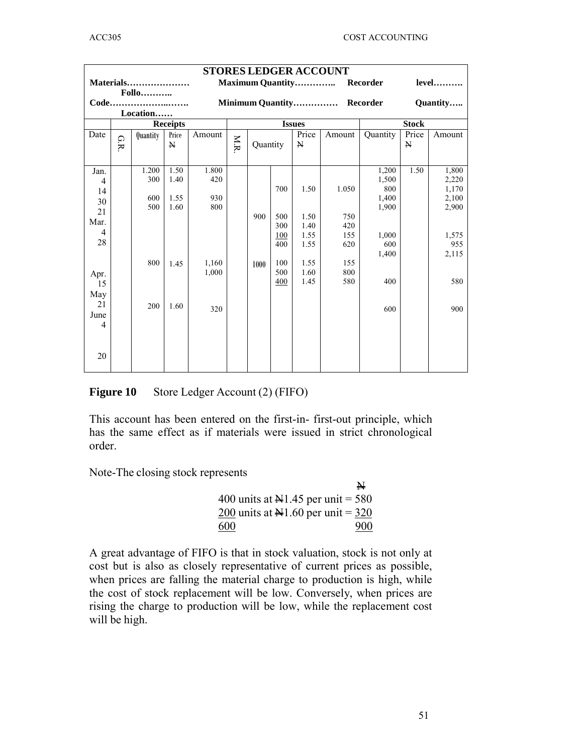| STORES LEDGER ACCOUNT | | | | | | | | | | | | |
|---|---|---|---|---|---|---|---|---|---|---|---|---|
| Materials………………… Follo……….. | | | | Maximum Quantity………….. | | | | | Recorder | | level………. | |
| Code……………..……. Location…… | | | | Minimum Quantity…………… | | | | | Recorder | | Quantity….. | |
| | Receipts | | | | Issues | | | | | Stock | | |
| Date | G.R. | Quantity | Price ₦ | Amount | M.R. | Quantity | | Price ₦ | Amount | Quantity | Price ₦ | Amount |
| Jan. | | 1.200 | 1.50 | 1.800 | | | | | | 1,200 | 1.50 | 1,800 |
| 4 | | 300 | 1.40 | 420 | | | | | | 1,500 | | 2,220 |
| 14 | | | | | | | 700 | 1.50 | 1.050 | 800 | | 1,170 |
| 30 | | 600 | 1.55 | 930 | | | | | | 1,400 | | 2,100 |
| 21 | | 500 | 1.60 | 800 | | | | | | 1,900 | | 2,900 |
| Mar. | | | | | | 900 | 500 | 1.50 | 750 | | | |
| 4 | | | | | | | 300 | 1.40 | 420 | | | |
| 28 | | | | | | | 100 | 1.55 | 155 | 1,000 | | 1,575 |
| | | | | | | | 400 | 1.55 | 620 | 600 | | 955 |
| | | | | | | | | | | 1,400 | | 2,115 |
| | | 800 | 1.45 | 1,160 | | 1000 | 100 | 1.55 | 155 | | | |
| Apr. | | | | 1,000 | | | 500 | 1.60 | 800 | | | |
| 15 | | | | | | | 400 | 1.45 | 580 | 400 | | 580 |
| May | | | | | | | | | | | | |
| 21 | | 200 | 1.60 | 320 | | | | | | 600 | | 900 |
| June | | | | | | | | | | | | |
| 4 | | | | | | | | | | | | |
| 20 | | | | | | | | | | | | |

**Figure 10** Store Ledger Account (2) (FIFO)

This account has been entered on the first-in- first-out principle, which has the same effect as if materials were issued in strict chronological order.

Note-The closing stock represents

| | ₦ |
|---|---|
| 400 units at ₦1.45 per unit = | 580 |
| 200 units at ₦1.60 per unit = | 320 |
| 600 | 900 |

A great advantage of FIFO is that in stock valuation, stock is not only at cost but is also as closely representative of current prices as possible, when prices are falling the material charge to production is high, while the cost of stock replacement will be low. Conversely, when prices are rising the charge to production will be low, while the replacement cost will be high.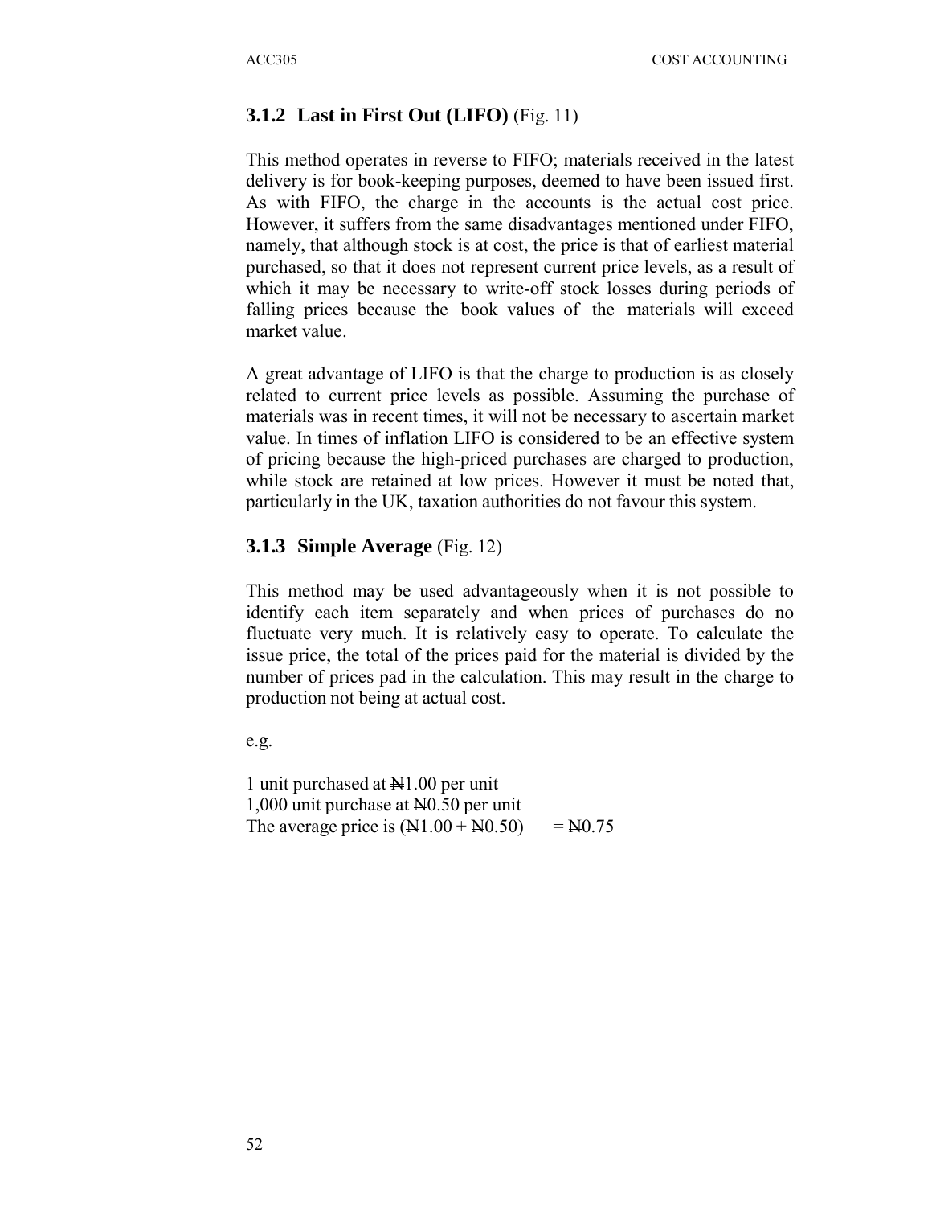### 3.1.2 Last in First Out (LIFO) (Fig. 11)

This method operates in reverse to FIFO; materials received in the latest delivery is for book-keeping purposes, deemed to have been issued first. As with FIFO, the charge in the accounts is the actual cost price. However, it suffers from the same disadvantages mentioned under FIFO, namely, that although stock is at cost, the price is that of earliest material purchased, so that it does not represent current price levels, as a result of which it may be necessary to write-off stock losses during periods of falling prices because the book values of the materials will exceed market value.

A great advantage of LIFO is that the charge to production is as closely related to current price levels as possible. Assuming the purchase of materials was in recent times, it will not be necessary to ascertain market value. In times of inflation LIFO is considered to be an effective system of pricing because the high-priced purchases are charged to production, while stock are retained at low prices. However it must be noted that, particularly in the UK, taxation authorities do not favour this system.

### 3.1.3 Simple Average (Fig. 12)

This method may be used advantageously when it is not possible to identify each item separately and when prices of purchases do no fluctuate very much. It is relatively easy to operate. To calculate the issue price, the total of the prices paid for the material is divided by the number of prices pad in the calculation. This may result in the charge to production not being at actual cost.

e.g.

1 unit purchased at ₦1.00 per unit
1,000 unit purchase at ₦0.50 per unit
The average price is (₦1.00 + ₦0.50) = ₦0.75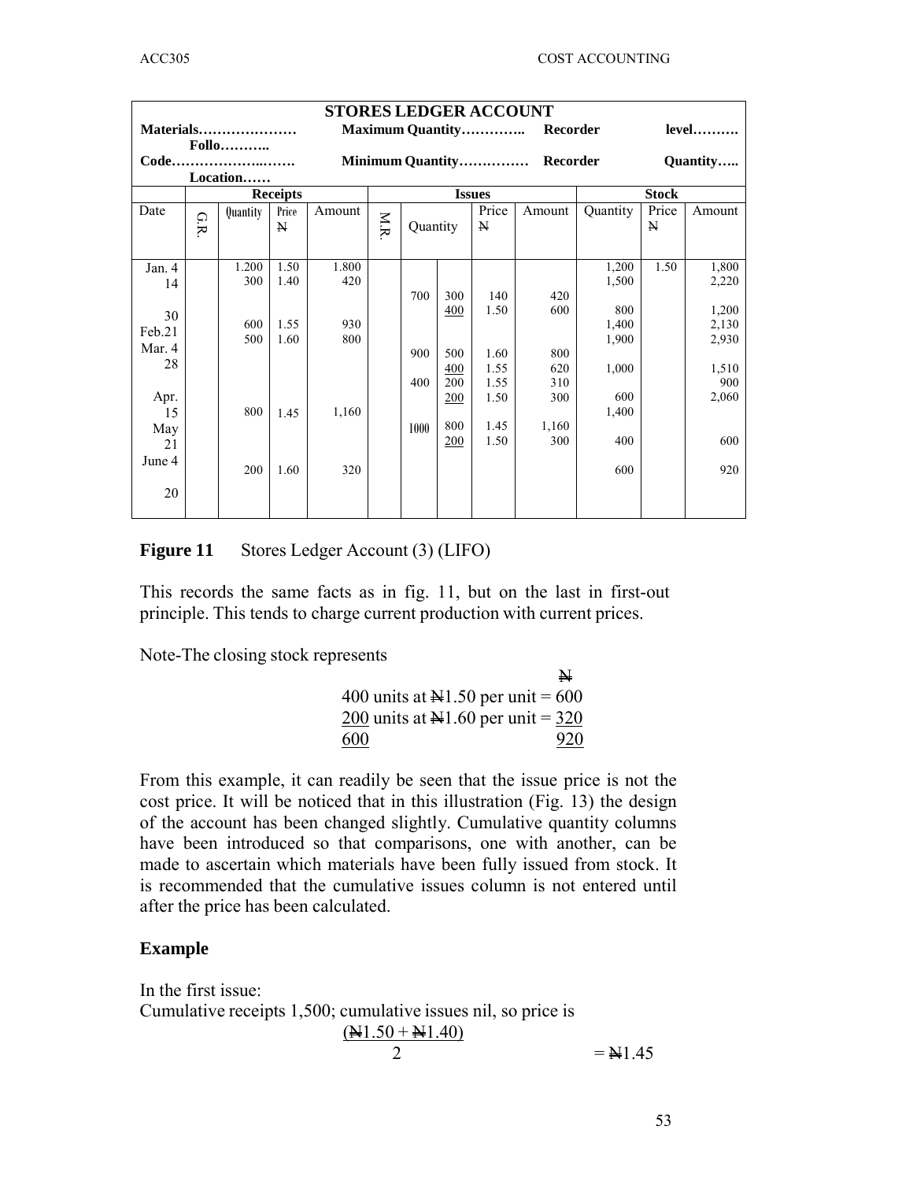| STORES LEDGER ACCOUNT | | | | | | | | | | | | |
|---|---|---|---|---|---|---|---|---|---|---|---|---|
| Materials………………… Follo……….. | | | | Maximum Quantity………….. | | | | Recorder | | | level………. | |
| Code…………………..……. Location…… | | | | Minimum Quantity…………… | | | | Recorder | | | Quantity….. | |
| | Receipts | | | | Issues | | | | | Stock | | |
| Date | G.R. | Quantity | Price ₦ | Amount | M.R. | Quantity | | Price ₦ | Amount | Quantity | Price ₦ | Amount |
| Jan. 4 | | 1.200 | 1.50 | 1.800 | | | | | | 1,200 | 1.50 | 1,800 |
| 14 | | 300 | 1.40 | 420 | | | | | | 1,500 | | 2,220 |
| | | | | | | 700 | 300 | 140 | 420 | | | |
| 30 | | | | | | | 400 | 1.50 | 600 | 800 | | 1,200 |
| Feb.21 | | 600 | 1.55 | 930 | | | | | | 1,400 | | 2,130 |
| Mar. 4 | | 500 | 1.60 | 800 | | | | | | 1,900 | | 2,930 |
| 28 | | | | | | 900 | 500 | 1.60 | 800 | | | |
| | | | | | | | 400 | 1.55 | 620 | 1,000 | | 1,510 |
| Apr. | | | | | | 400 | 200 | 1.55 | 310 | | | 900 |
| | | | | | | | 200 | 1.50 | 300 | 600 | | 2,060 |
| 15 | | 800 | 1.45 | 1,160 | | | | | | 1,400 | | |
| May 21 | | | | | | 1000 | 800 | 1.45 | 1,160 | | | |
| | | | | | | | 200 | 1.50 | 300 | 400 | | 600 |
| June 4 | | 200 | 1.60 | 320 | | | | | | 600 | | 920 |
| 20 | | | | | | | | | | | | |

**Figure 11** Stores Ledger Account (3) (LIFO)

This records the same facts as in fig. 11, but on the last in first-out principle. This tends to charge current production with current prices.

Note-The closing stock represents

| | ₦ |
|---|---|
| 400 units at ₦1.50 per unit = | 600 |
| 200 units at ₦1.60 per unit = | 320 |
| 600 | 920 |

From this example, it can readily be seen that the issue price is not the cost price. It will be noticed that in this illustration (Fig. 13) the design of the account has been changed slightly. Cumulative quantity columns have been introduced so that comparisons, one with another, can be made to ascertain which materials have been fully issued from stock. It is recommended that the cumulative issues column is not entered until after the price has been calculated.

## Example

In the first issue:
Cumulative receipts 1,500; cumulative issues nil, so price is

$$\frac{(₦1.50 + ₦1.40)}{2} = ₦1.45$$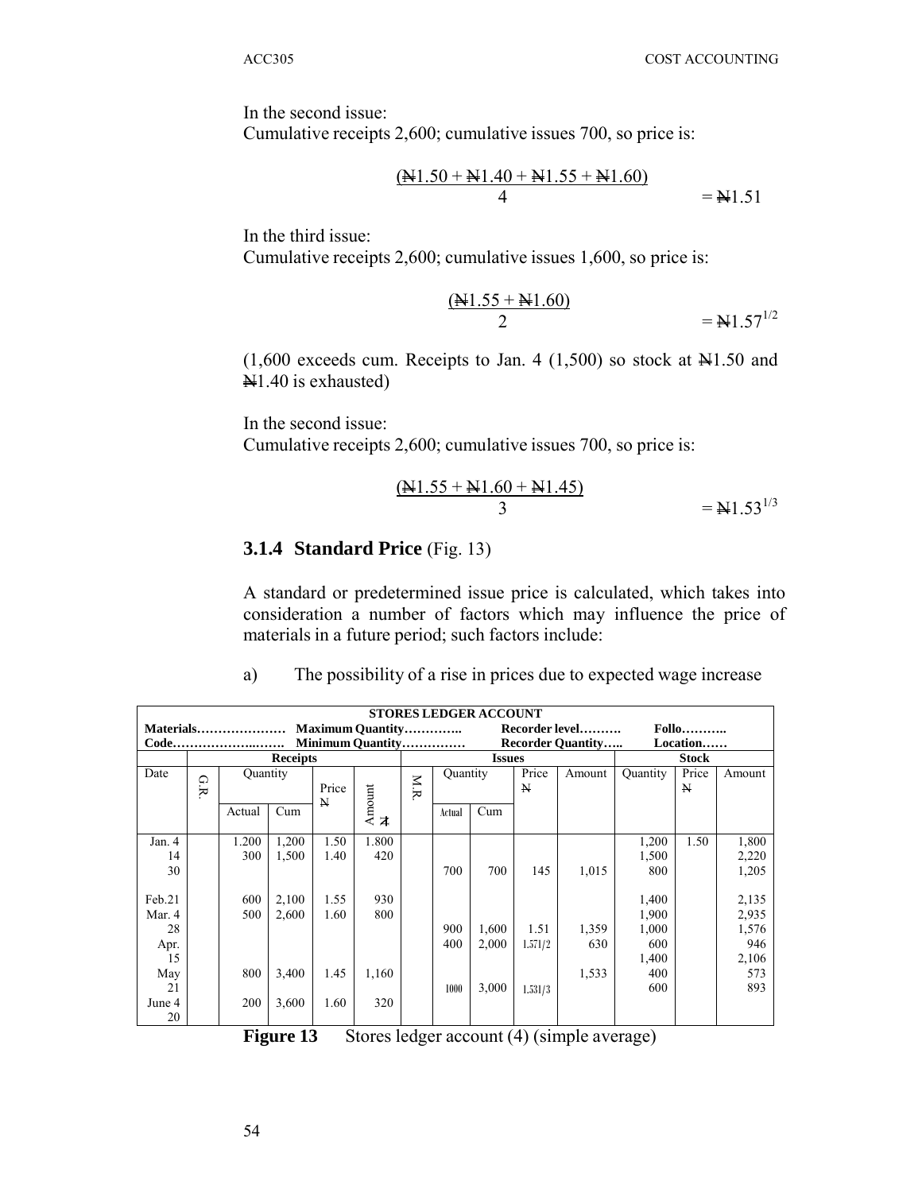In the second issue:
Cumulative receipts 2,600; cumulative issues 700, so price is:

$$\frac{(₦1.50 + ₦1.40 + ₦1.55 + ₦1.60)}{4} = ₦1.51$$

In the third issue:
Cumulative receipts 2,600; cumulative issues 1,600, so price is:

$$\frac{(₦1.55 + ₦1.60)}{2} = ₦1.57^{1/2}$$

(1,600 exceeds cum. Receipts to Jan. 4 (1,500) so stock at ₦1.50 and ₦1.40 is exhausted)

In the second issue:
Cumulative receipts 2,600; cumulative issues 700, so price is:

$$\frac{(₦1.55 + ₦1.60 + ₦1.45)}{3} = ₦1.53^{1/3}$$

### 3.1.4 Standard Price (Fig. 13)

A standard or predetermined issue price is calculated, which takes into consideration a number of factors which may influence the price of materials in a future period; such factors include:

a) The possibility of a rise in prices due to expected wage increase

**STORES LEDGER ACCOUNT**

Materials………………… Maximum Quantity………….. Recorder level………. Follo………..
Code……………..……. Minimum Quantity…………… Recorder Quantity….. Location……

| | Receipts | | | | | Issues | | | | | Stock | | |
|---|---|---|---|---|---|---|---|---|---|---|---|---|---|
| Date | G.R. | Quantity Actual | Quantity Cum | Price ₦ | Amount ₦ | M.R. | Quantity Actual | Quantity Cum | Price ₦ | Amount | Quantity | Price ₦ | Amount |
| Jan. 4 | | 1.200 | 1,200 | 1.50 | 1.800 | | | | | | 1,200 | 1.50 | 1,800 |
| 14 | | 300 | 1,500 | 1.40 | 420 | | | | | | 1,500 | | 2,220 |
| 30 | | | | | | | 700 | 700 | 145 | 1,015 | 800 | | 1,205 |
| Feb.21 | | 600 | 2,100 | 1.55 | 930 | | | | | | 1,400 | | 2,135 |
| Mar. 4 | | 500 | 2,600 | 1.60 | 800 | | | | | | 1,900 | | 2,935 |
| 28 | | | | | | | 900 | 1,600 | 1.51 | 1,359 | 1,000 | | 1,576 |
| Apr. 15 | | | | | | | 400 | 2,000 | 1.571/2 | 630 | 600 | | 946 |
| May 21 | | 800 | 3,400 | 1.45 | 1,160 | | | | | | 1,400 | | 2,106 |
| | | | | | | | | | | 1,533 | 400 | | 573 |
| June 4 | | 200 | 3,600 | 1.60 | 320 | | 1000 | 3,000 | 1.531/3 | | 600 | | 893 |
| 20 | | | | | | | | | | | | | |

**Figure 13** Stores ledger account (4) (simple average)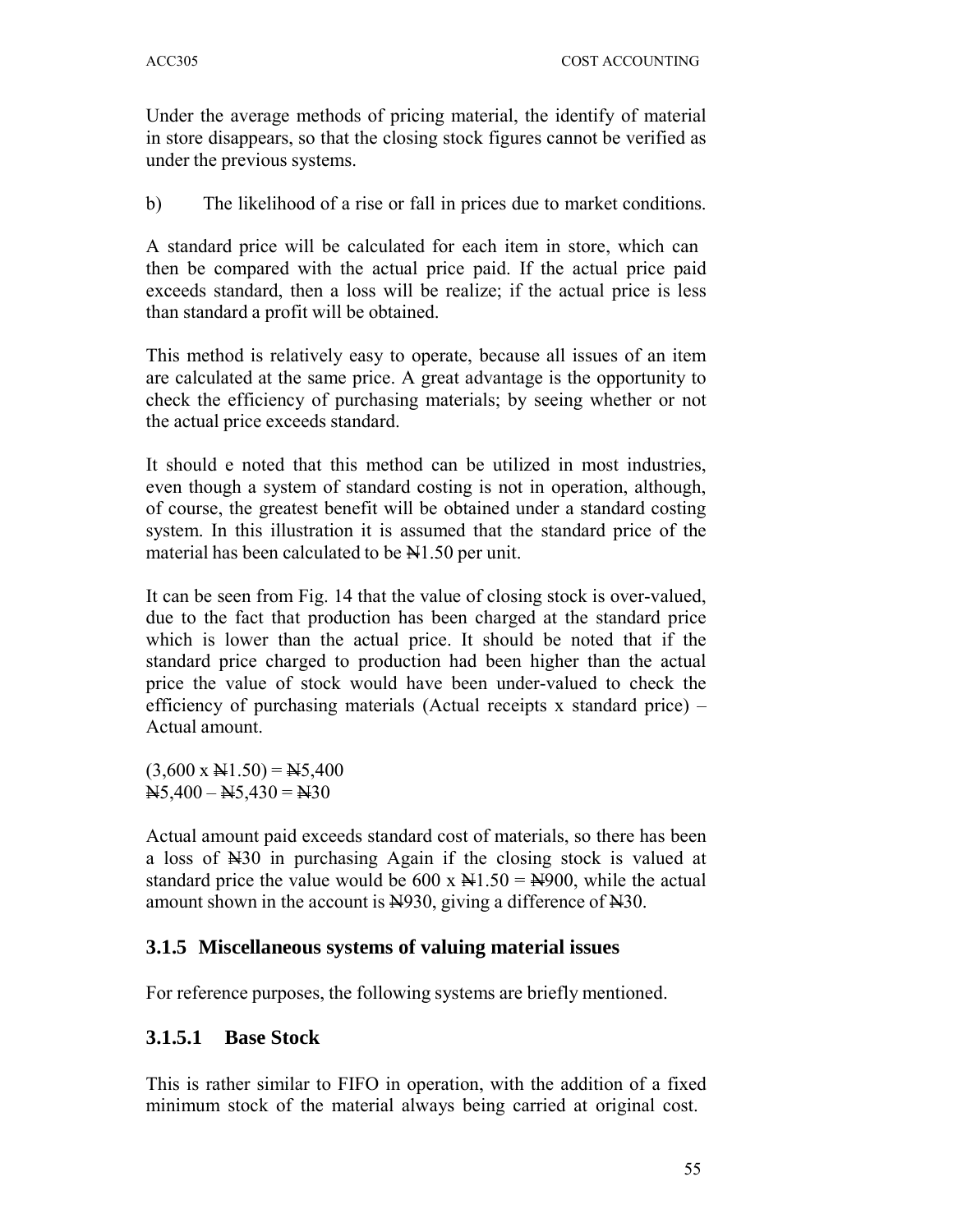Under the average methods of pricing material, the identify of material in store disappears, so that the closing stock figures cannot be verified as under the previous systems.

b) The likelihood of a rise or fall in prices due to market conditions.

A standard price will be calculated for each item in store, which can then be compared with the actual price paid. If the actual price paid exceeds standard, then a loss will be realize; if the actual price is less than standard a profit will be obtained.

This method is relatively easy to operate, because all issues of an item are calculated at the same price. A great advantage is the opportunity to check the efficiency of purchasing materials; by seeing whether or not the actual price exceeds standard.

It should e noted that this method can be utilized in most industries, even though a system of standard costing is not in operation, although, of course, the greatest benefit will be obtained under a standard costing system. In this illustration it is assumed that the standard price of the material has been calculated to be ₦1.50 per unit.

It can be seen from Fig. 14 that the value of closing stock is over-valued, due to the fact that production has been charged at the standard price which is lower than the actual price. It should be noted that if the standard price charged to production had been higher than the actual price the value of stock would have been under-valued to check the efficiency of purchasing materials (Actual receipts x standard price) – Actual amount.

(3,600 x ₦1.50) = ₦5,400
₦5,400 – ₦5,430 = ₦30

Actual amount paid exceeds standard cost of materials, so there has been a loss of ₦30 in purchasing Again if the closing stock is valued at standard price the value would be 600 x ₦1.50 = ₦900, while the actual amount shown in the account is ₦930, giving a difference of ₦30.

### 3.1.5 Miscellaneous systems of valuing material issues

For reference purposes, the following systems are briefly mentioned.

#### 3.1.5.1 Base Stock

This is rather similar to FIFO in operation, with the addition of a fixed minimum stock of the material always being carried at original cost.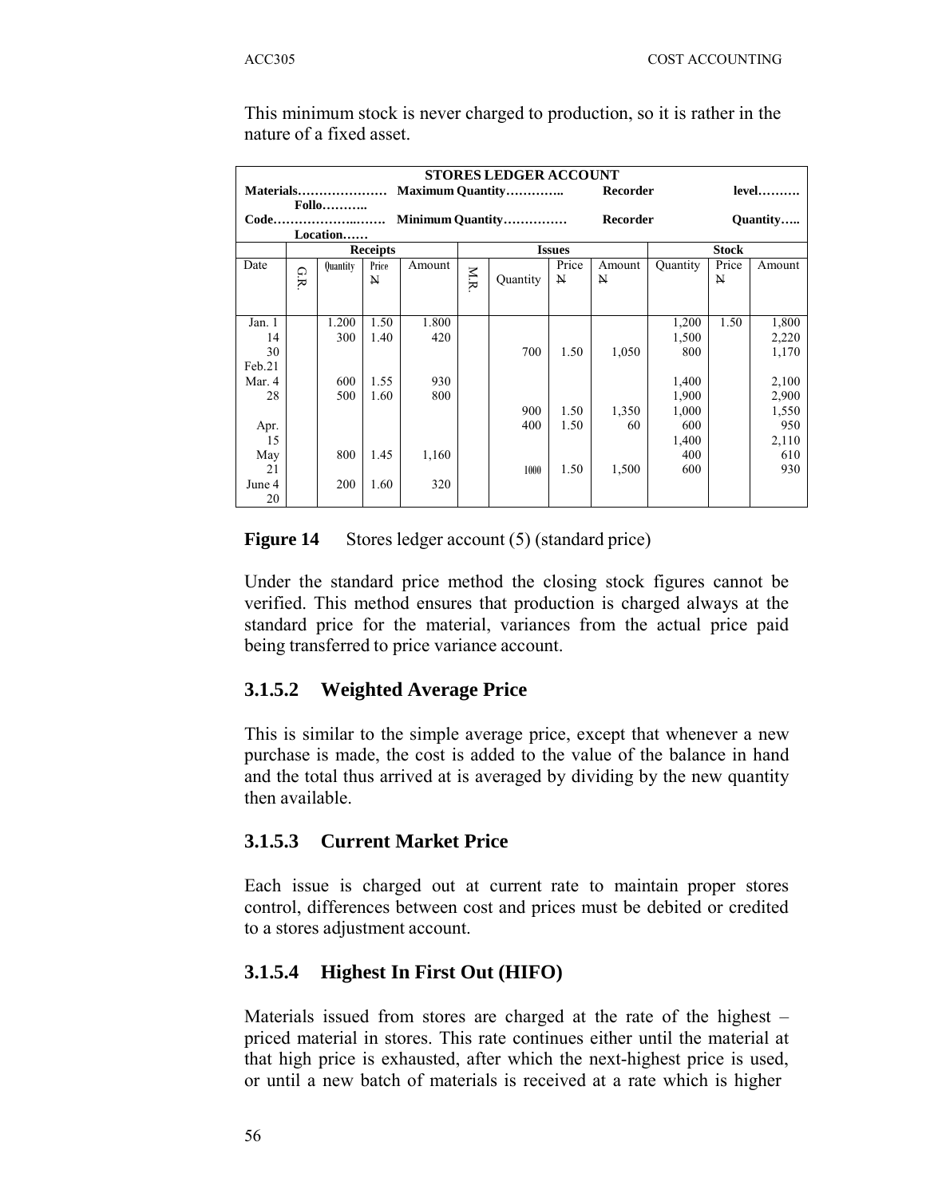This minimum stock is never charged to production, so it is rather in the nature of a fixed asset.

| STORES LEDGER ACCOUNT | | | | | | | | | | | |
|---|---|---|---|---|---|---|---|---|---|---|---|
| Materials………………… Follo……….. | | | | Maximum Quantity……….. | | | Recorder | | | level………. | |
| Code……………..……. Location…… | | | | Minimum Quantity…………… | | | Recorder | | | Quantity….. | |
| | Receipts | | | | Issues | | | | Stock | | |
| Date | G.R. | Quantity | Price N | Amount | M.R. | Quantity | Price N | Amount N | Quantity | Price N | Amount |
| Jan. 1 | | 1.200 | 1.50 | 1.800 | | | | | 1,200 | 1.50 | 1,800 |
| 14 | | 300 | 1.40 | 420 | | | | | 1,500 | | 2,220 |
| 30 | | | | | | 700 | 1.50 | 1,050 | 800 | | 1,170 |
| Feb.21 | | | | | | | | | | | |
| Mar. 4 | | 600 | 1.55 | 930 | | | | | 1,400 | | 2,100 |
| 28 | | 500 | 1.60 | 800 | | | | | 1,900 | | 2,900 |
| | | | | | | 900 | 1.50 | 1,350 | 1,000 | | 1,550 |
| Apr. | | | | | | 400 | 1.50 | 60 | 600 | | 950 |
| 15 | | | | | | | | | 1,400 | | 2,110 |
| May | | 800 | 1.45 | 1,160 | | | | | 400 | | 610 |
| 21 | | | | | | 1000 | 1.50 | 1,500 | 600 | | 930 |
| June 4 | | 200 | 1.60 | 320 | | | | | | | |
| 20 | | | | | | | | | | | |

**Figure 14** Stores ledger account (5) (standard price)

Under the standard price method the closing stock figures cannot be verified. This method ensures that production is charged always at the standard price for the material, variances from the actual price paid being transferred to price variance account.

### 3.1.5.2 Weighted Average Price

This is similar to the simple average price, except that whenever a new purchase is made, the cost is added to the value of the balance in hand and the total thus arrived at is averaged by dividing by the new quantity then available.

### 3.1.5.3 Current Market Price

Each issue is charged out at current rate to maintain proper stores control, differences between cost and prices must be debited or credited to a stores adjustment account.

### 3.1.5.4 Highest In First Out (HIFO)

Materials issued from stores are charged at the rate of the highest – priced material in stores. This rate continues either until the material at that high price is exhausted, after which the next-highest price is used, or until a new batch of materials is received at a rate which is higher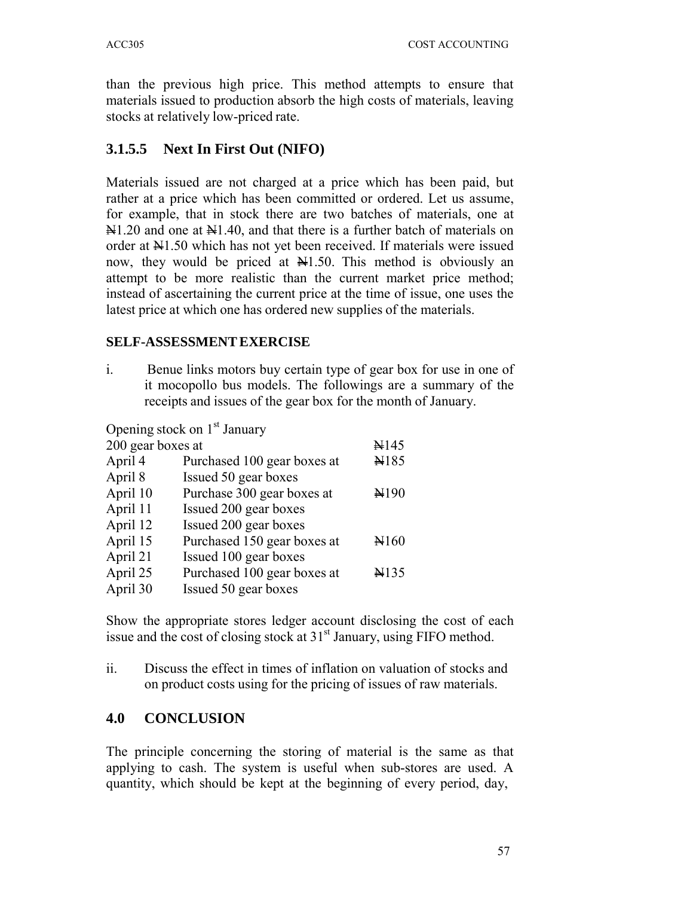than the previous high price. This method attempts to ensure that materials issued to production absorb the high costs of materials, leaving stocks at relatively low-priced rate.

### 3.1.5.5 Next In First Out (NIFO)

Materials issued are not charged at a price which has been paid, but rather at a price which has been committed or ordered. Let us assume, for example, that in stock there are two batches of materials, one at ₦1.20 and one at ₦1.40, and that there is a further batch of materials on order at ₦1.50 which has not yet been received. If materials were issued now, they would be priced at ₦1.50. This method is obviously an attempt to be more realistic than the current market price method; instead of ascertaining the current price at the time of issue, one uses the latest price at which one has ordered new supplies of the materials.

#### SELF-ASSESSMENT EXERCISE

i. Benue links motors buy certain type of gear box for use in one of it mocopollo bus models. The followings are a summary of the receipts and issues of the gear box for the month of January.

Opening stock on 1st January

| | | |
|---|---|---|
| 200 gear boxes at | | ₦145 |
| April 4 | Purchased 100 gear boxes at | ₦185 |
| April 8 | Issued 50 gear boxes | |
| April 10 | Purchase 300 gear boxes at | ₦190 |
| April 11 | Issued 200 gear boxes | |
| April 12 | Issued 200 gear boxes | |
| April 15 | Purchased 150 gear boxes at | ₦160 |
| April 21 | Issued 100 gear boxes | |
| April 25 | Purchased 100 gear boxes at | ₦135 |
| April 30 | Issued 50 gear boxes | |

Show the appropriate stores ledger account disclosing the cost of each issue and the cost of closing stock at 31st January, using FIFO method.

ii. Discuss the effect in times of inflation on valuation of stocks and on product costs using for the pricing of issues of raw materials.

## 4.0 CONCLUSION

The principle concerning the storing of material is the same as that applying to cash. The system is useful when sub-stores are used. A quantity, which should be kept at the beginning of every period, day,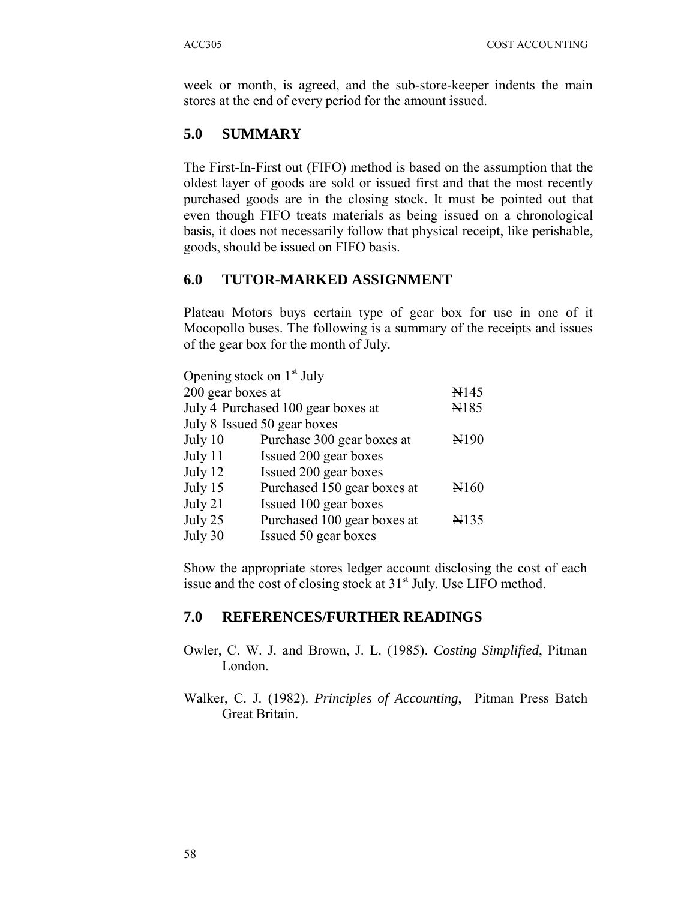week or month, is agreed, and the sub-store-keeper indents the main stores at the end of every period for the amount issued.

## 5.0 SUMMARY

The First-In-First out (FIFO) method is based on the assumption that the oldest layer of goods are sold or issued first and that the most recently purchased goods are in the closing stock. It must be pointed out that even though FIFO treats materials as being issued on a chronological basis, it does not necessarily follow that physical receipt, like perishable, goods, should be issued on FIFO basis.

## 6.0 TUTOR-MARKED ASSIGNMENT

Plateau Motors buys certain type of gear box for use in one of it Mocopollo buses. The following is a summary of the receipts and issues of the gear box for the month of July.

| | | |
|---|---|---|
| Opening stock on 1st July | | |
| 200 gear boxes at | | ₦145 |
| July 4 Purchased 100 gear boxes at | | ₦185 |
| July 8 Issued 50 gear boxes | | |
| July 10 | Purchase 300 gear boxes at | ₦190 |
| July 11 | Issued 200 gear boxes | |
| July 12 | Issued 200 gear boxes | |
| July 15 | Purchased 150 gear boxes at | ₦160 |
| July 21 | Issued 100 gear boxes | |
| July 25 | Purchased 100 gear boxes at | ₦135 |
| July 30 | Issued 50 gear boxes | |

Show the appropriate stores ledger account disclosing the cost of each issue and the cost of closing stock at 31st July. Use LIFO method.

## 7.0 REFERENCES/FURTHER READINGS

Owler, C. W. J. and Brown, J. L. (1985). *Costing Simplified*, Pitman London.

Walker, C. J. (1982). *Principles of Accounting*, Pitman Press Batch Great Britain.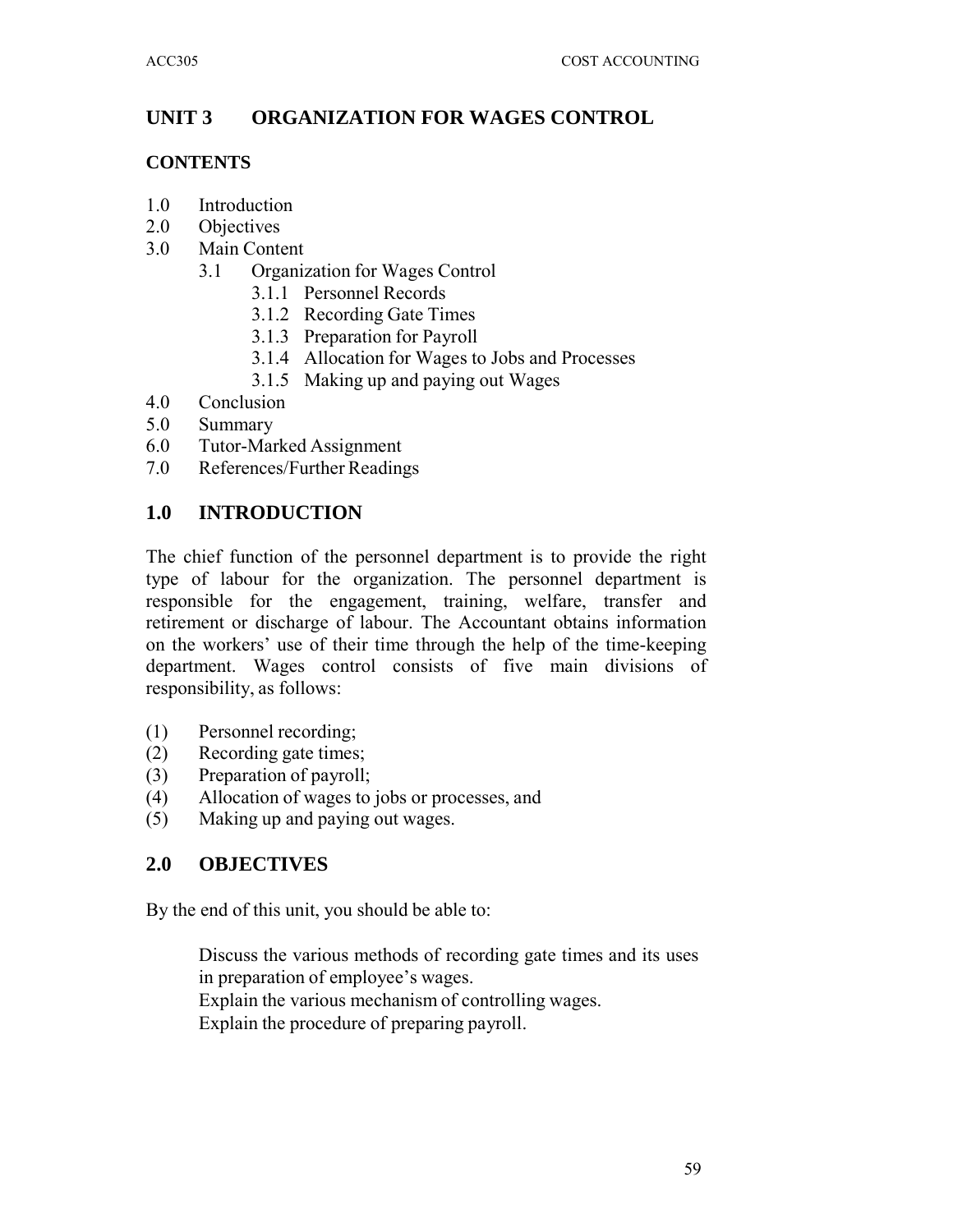## UNIT 3 ORGANIZATION FOR WAGES CONTROL

### CONTENTS

1.0 Introduction
2.0 Objectives
3.0 Main Content
    3.1 Organization for Wages Control
        3.1.1 Personnel Records
        3.1.2 Recording Gate Times
        3.1.3 Preparation for Payroll
        3.1.4 Allocation for Wages to Jobs and Processes
        3.1.5 Making up and paying out Wages
4.0 Conclusion
5.0 Summary
6.0 Tutor-Marked Assignment
7.0 References/Further Readings

## 1.0 INTRODUCTION

The chief function of the personnel department is to provide the right type of labour for the organization. The personnel department is responsible for the engagement, training, welfare, transfer and retirement or discharge of labour. The Accountant obtains information on the workers' use of their time through the help of the time-keeping department. Wages control consists of five main divisions of responsibility, as follows:

(1) Personnel recording;
(2) Recording gate times;
(3) Preparation of payroll;
(4) Allocation of wages to jobs or processes, and
(5) Making up and paying out wages.

## 2.0 OBJECTIVES

By the end of this unit, you should be able to:

- Discuss the various methods of recording gate times and its uses in preparation of employee's wages.
- Explain the various mechanism of controlling wages.
- Explain the procedure of preparing payroll.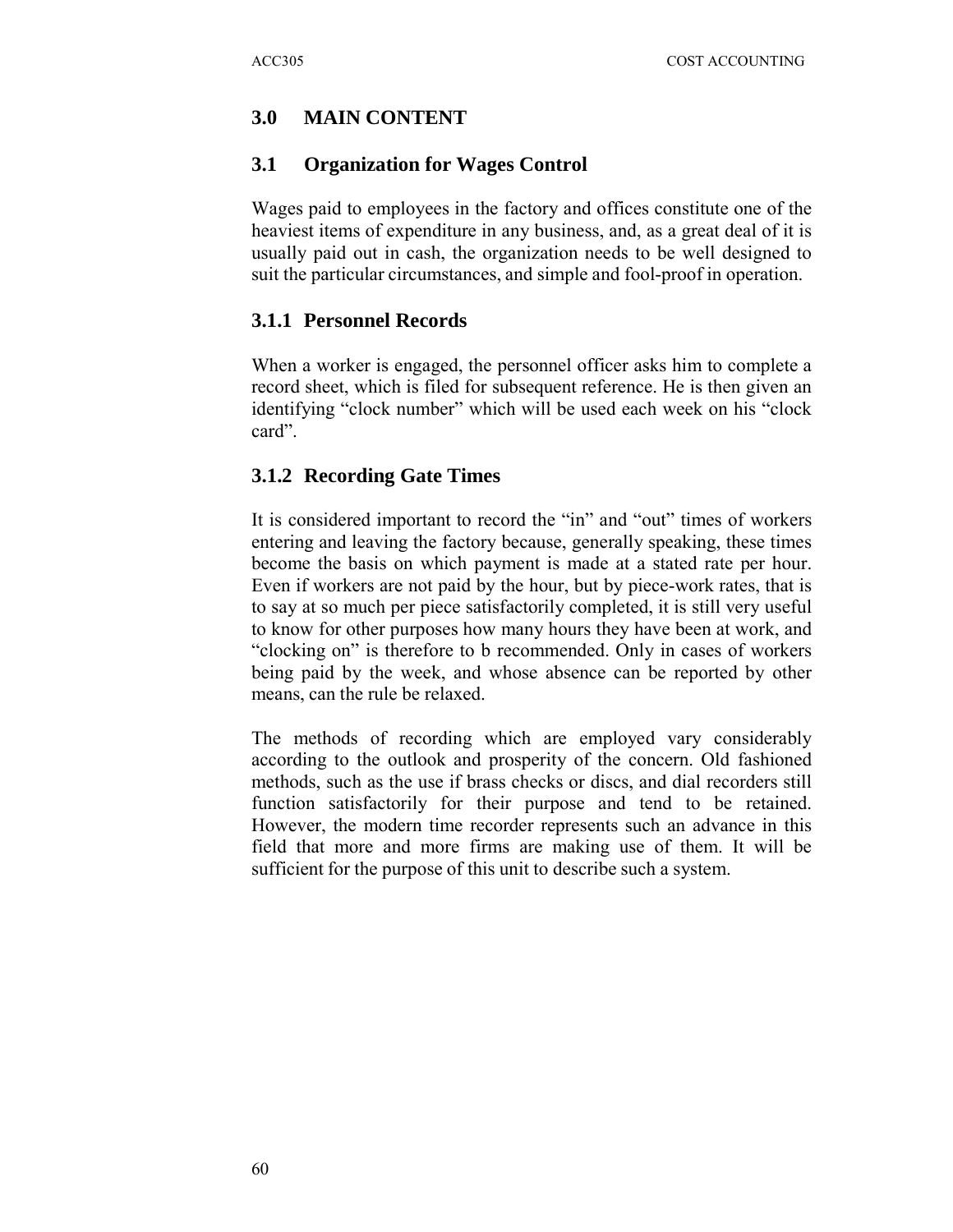## 3.0 MAIN CONTENT

### 3.1 Organization for Wages Control

Wages paid to employees in the factory and offices constitute one of the heaviest items of expenditure in any business, and, as a great deal of it is usually paid out in cash, the organization needs to be well designed to suit the particular circumstances, and simple and fool-proof in operation.

#### 3.1.1 Personnel Records

When a worker is engaged, the personnel officer asks him to complete a record sheet, which is filed for subsequent reference. He is then given an identifying "clock number" which will be used each week on his "clock card".

#### 3.1.2 Recording Gate Times

It is considered important to record the "in" and "out" times of workers entering and leaving the factory because, generally speaking, these times become the basis on which payment is made at a stated rate per hour. Even if workers are not paid by the hour, but by piece-work rates, that is to say at so much per piece satisfactorily completed, it is still very useful to know for other purposes how many hours they have been at work, and "clocking on" is therefore to b recommended. Only in cases of workers being paid by the week, and whose absence can be reported by other means, can the rule be relaxed.

The methods of recording which are employed vary considerably according to the outlook and prosperity of the concern. Old fashioned methods, such as the use if brass checks or discs, and dial recorders still function satisfactorily for their purpose and tend to be retained. However, the modern time recorder represents such an advance in this field that more and more firms are making use of them. It will be sufficient for the purpose of this unit to describe such a system.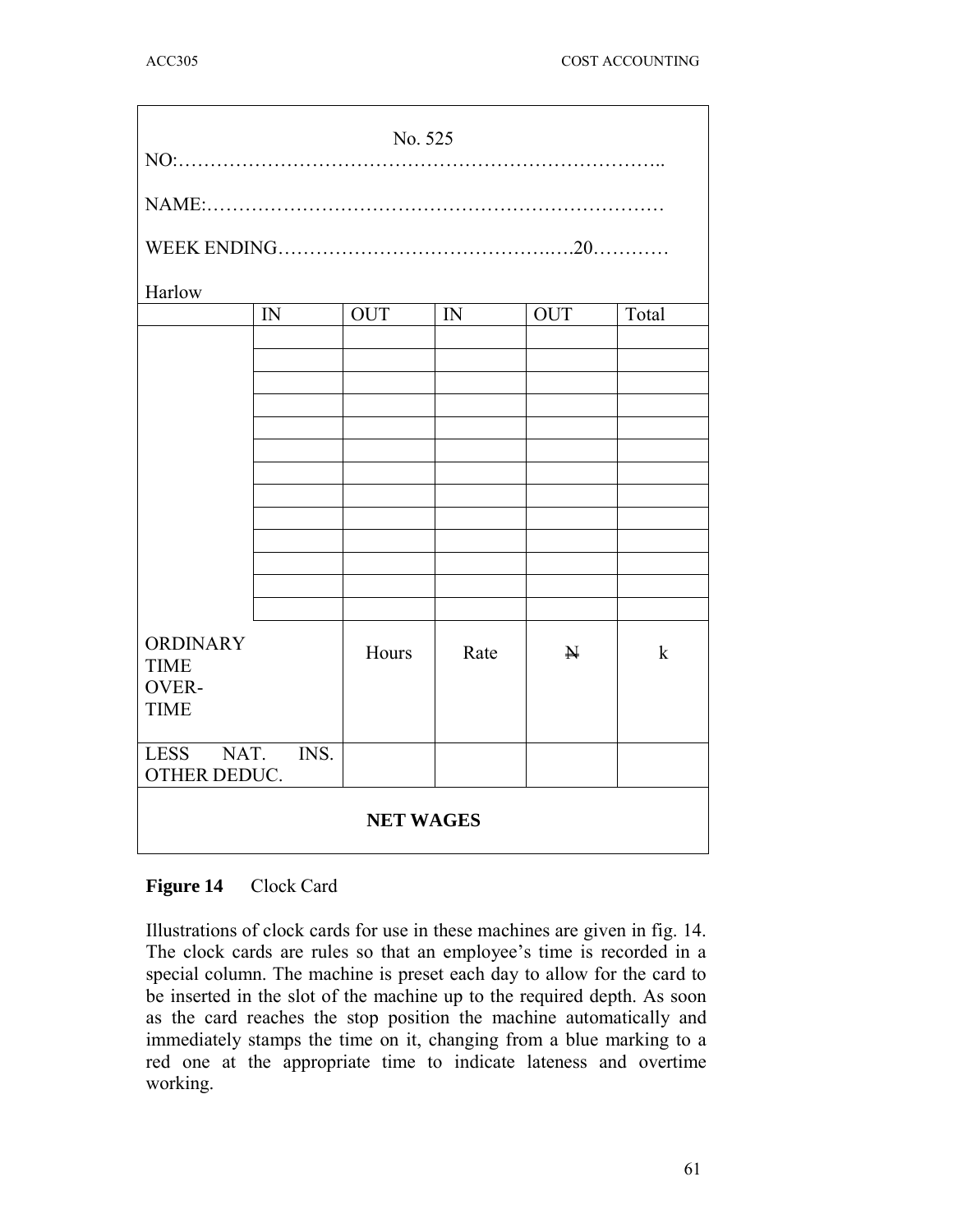No. 525

NO:…………………………………………………………………..

NAME:……………………………………………………………

WEEK ENDING……………………………………….20…………

Harlow

| | IN | OUT | IN | OUT | Total |
|---|---|---|---|---|---|
| | | | | | |
| | | | | | |
| | | | | | |
| | | | | | |
| | | | | | |
| | | | | | |
| | | | | | |
| | | | | | |
| | | | | | |
| | | | | | |
| | | | | | |
| | | | | | |
| | | | | | |
| ORDINARY TIME OVER-TIME | | Hours | Rate | ₦ | k |
| LESS NAT. INS. OTHER DEDUC. | | | | | |
| **NET WAGES** | | | | | |

**Figure 14** Clock Card

Illustrations of clock cards for use in these machines are given in fig. 14. The clock cards are rules so that an employee's time is recorded in a special column. The machine is preset each day to allow for the card to be inserted in the slot of the machine up to the required depth. As soon as the card reaches the stop position the machine automatically and immediately stamps the time on it, changing from a blue marking to a red one at the appropriate time to indicate lateness and overtime working.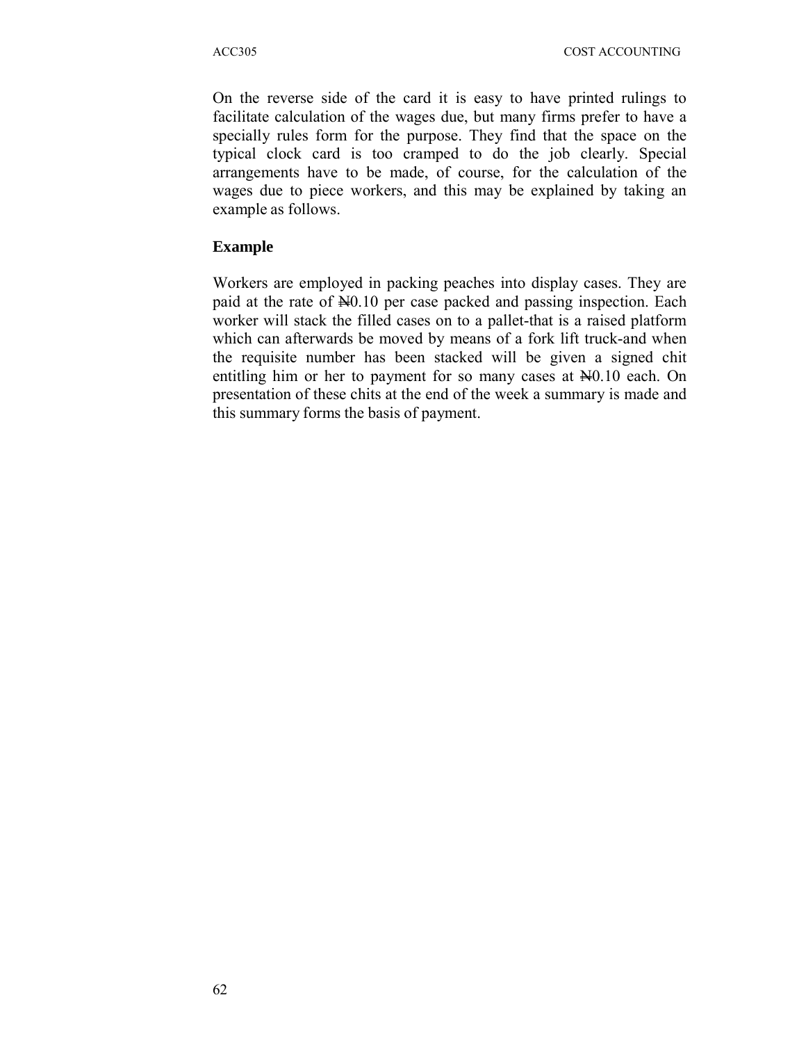On the reverse side of the card it is easy to have printed rulings to facilitate calculation of the wages due, but many firms prefer to have a specially rules form for the purpose. They find that the space on the typical clock card is too cramped to do the job clearly. Special arrangements have to be made, of course, for the calculation of the wages due to piece workers, and this may be explained by taking an example as follows.

**Example**

Workers are employed in packing peaches into display cases. They are paid at the rate of ₦0.10 per case packed and passing inspection. Each worker will stack the filled cases on to a pallet-that is a raised platform which can afterwards be moved by means of a fork lift truck-and when the requisite number has been stacked will be given a signed chit entitling him or her to payment for so many cases at ₦0.10 each. On presentation of these chits at the end of the week a summary is made and this summary forms the basis of payment.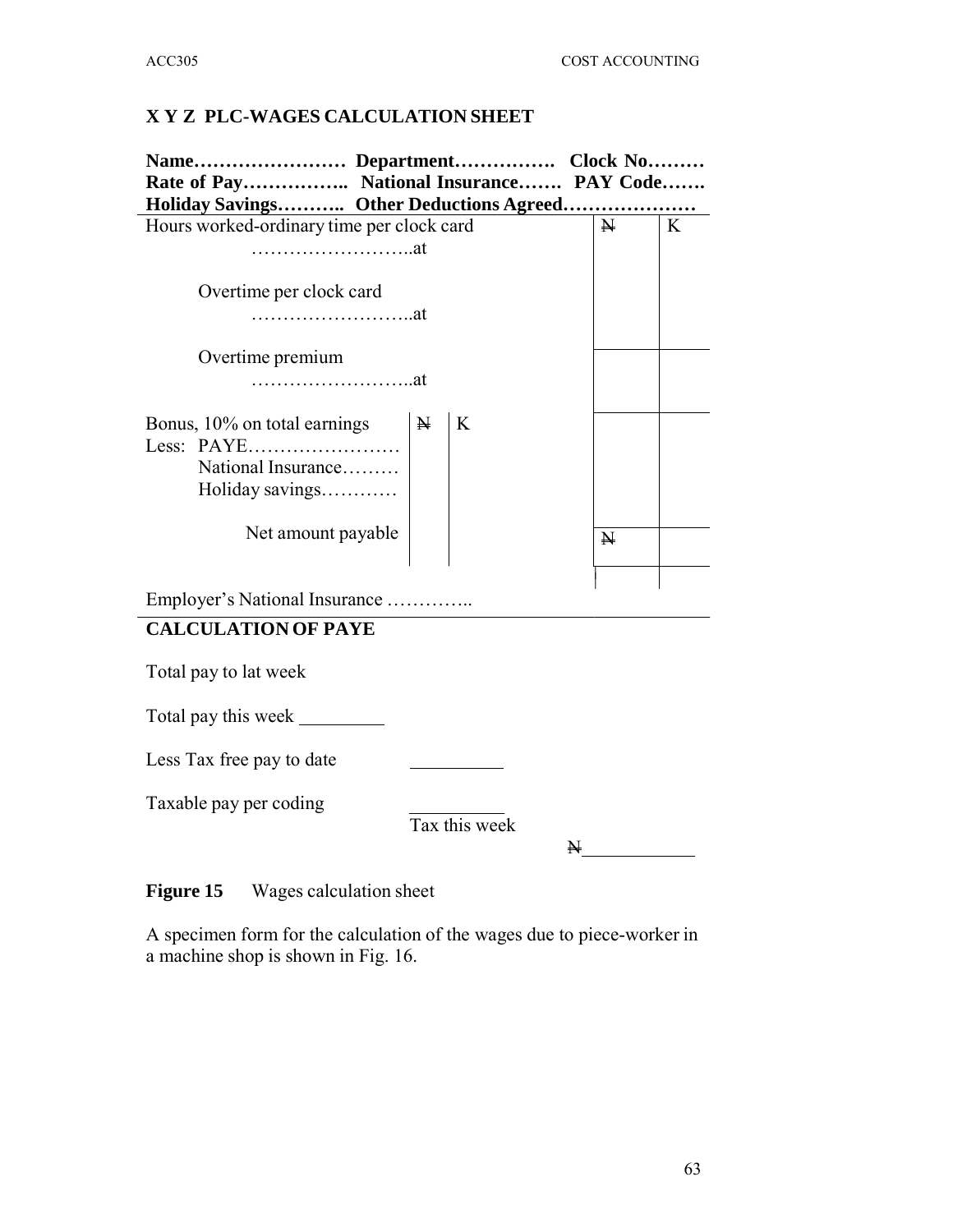**X Y Z PLC-WAGES CALCULATION SHEET**

**Name…………………… Department……………. Clock No………**
**Rate of Pay…………….. National Insurance……. PAY Code…….**
**Holiday Savings……….. Other Deductions Agreed…………………**

| | | | ₦ | K |
|---|---|---|---|---|
| Hours worked-ordinary time per clock card ……………………..at | | | | |
| Overtime per clock card ……………………..at | | | | |
| Overtime premium ……………………..at | | | | |
| Bonus, 10% on total earnings | ₦ | K | | |
| Less: PAYE…………………… | | | | |
| National Insurance……… | | | | |
| Holiday savings………… | | | | |
| Net amount payable | | | ₦ | |

Employer's National Insurance …………..

**CALCULATION OF PAYE**

Total pay to lat week

Total pay this week _________

Less Tax free pay to date _________

Taxable pay per coding _________

Tax this week

₦___________

**Figure 15** Wages calculation sheet

A specimen form for the calculation of the wages due to piece-worker in a machine shop is shown in Fig. 16.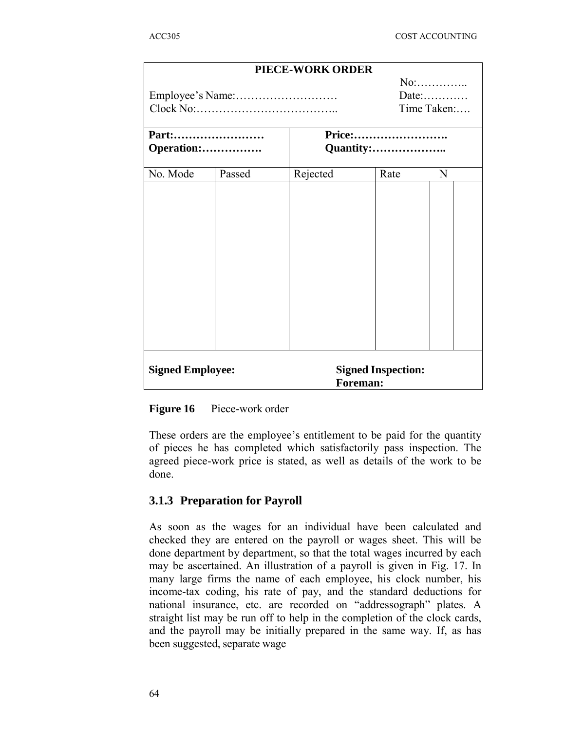**PIECE-WORK ORDER**

No:…………..

Employee's Name:……………………… Date:…………

Clock No:……………………………….. Time Taken:….

| **Part:……………………** | | **Price:…………………….** | | | |
|---|---|---|---|---|---|
| **Operation:…………….** | | **Quantity:………………..** | | | |
| No. Mode | Passed | Rejected | Rate | N | |
| | | | | | |
| **Signed Employee:** | | **Signed Inspection: Foreman:** | | | |

**Figure 16** Piece-work order

These orders are the employee's entitlement to be paid for the quantity of pieces he has completed which satisfactorily pass inspection. The agreed piece-work price is stated, as well as details of the work to be done.

### 3.1.3 Preparation for Payroll

As soon as the wages for an individual have been calculated and checked they are entered on the payroll or wages sheet. This will be done department by department, so that the total wages incurred by each may be ascertained. An illustration of a payroll is given in Fig. 17. In many large firms the name of each employee, his clock number, his income-tax coding, his rate of pay, and the standard deductions for national insurance, etc. are recorded on "addressograph" plates. A straight list may be run off to help in the completion of the clock cards, and the payroll may be initially prepared in the same way. If, as has been suggested, separate wage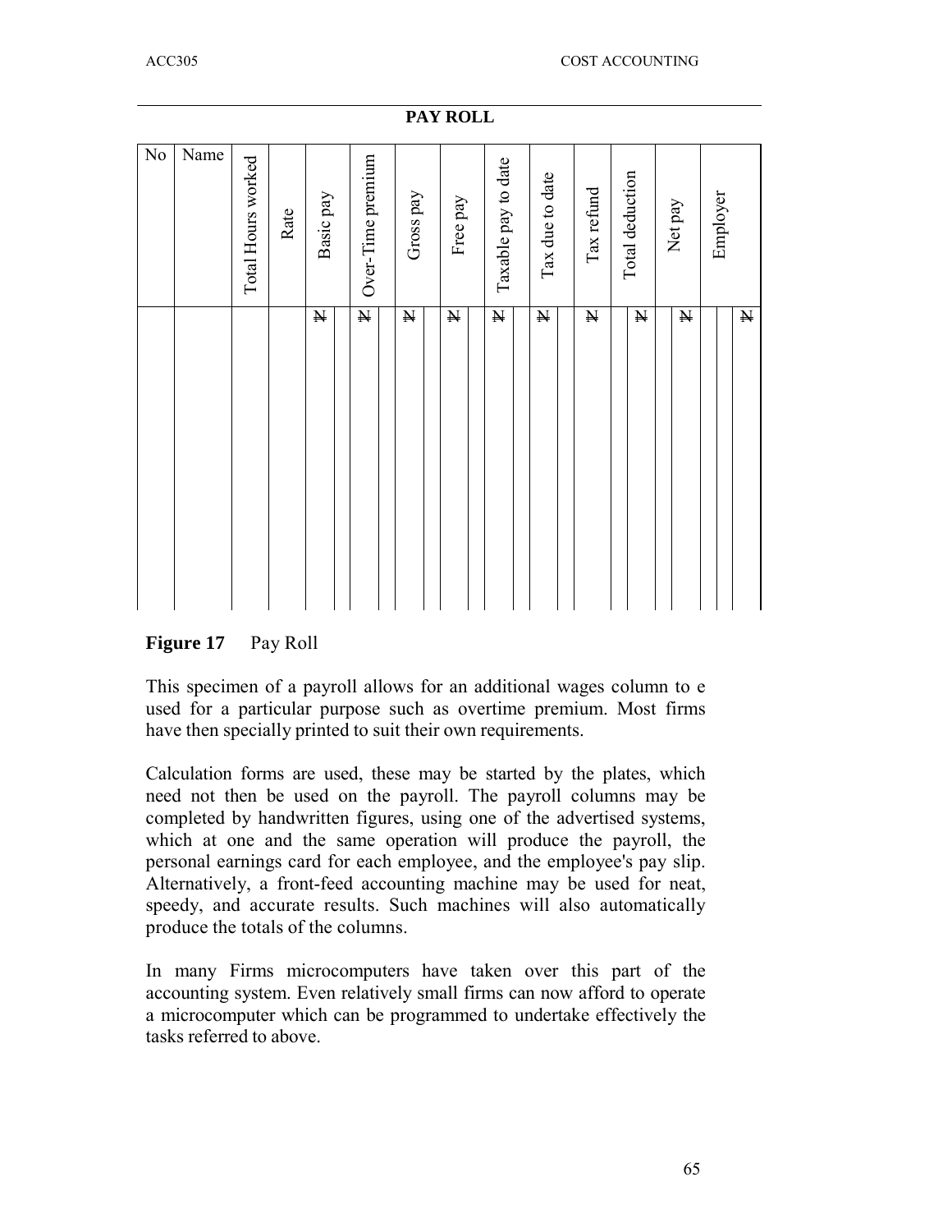**PAY ROLL**

| No | Name | Total Hours worked | Rate | Basic pay | Over-Time premium | Gross pay | Free pay | Taxable pay to date | Tax due to date | Tax refund | Total deduction | Net pay | Employer |
|---|---|---|---|---|---|---|---|---|---|---|---|---|---|
| | | | | ₦ | ₦ | ₦ | ₦ | ₦ | ₦ | ₦ | ₦ | ₦ | ₦ |

**Figure 17** Pay Roll

This specimen of a payroll allows for an additional wages column to e used for a particular purpose such as overtime premium. Most firms have then specially printed to suit their own requirements.

Calculation forms are used, these may be started by the plates, which need not then be used on the payroll. The payroll columns may be completed by handwritten figures, using one of the advertised systems, which at one and the same operation will produce the payroll, the personal earnings card for each employee, and the employee's pay slip. Alternatively, a front-feed accounting machine may be used for neat, speedy, and accurate results. Such machines will also automatically produce the totals of the columns.

In many Firms microcomputers have taken over this part of the accounting system. Even relatively small firms can now afford to operate a microcomputer which can be programmed to undertake effectively the tasks referred to above.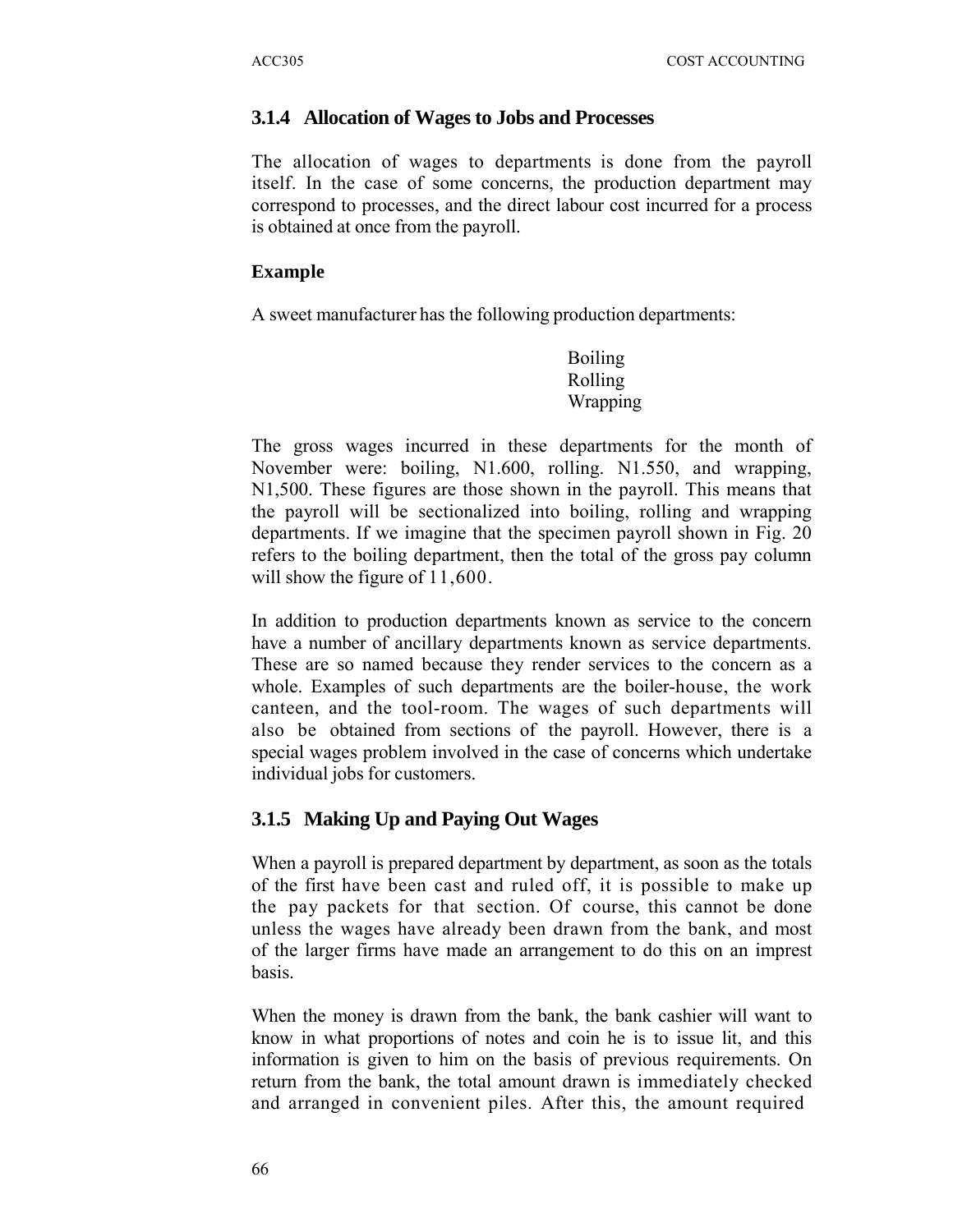### 3.1.4 Allocation of Wages to Jobs and Processes

The allocation of wages to departments is done from the payroll itself. In the case of some concerns, the production department may correspond to processes, and the direct labour cost incurred for a process is obtained at once from the payroll.

**Example**

A sweet manufacturer has the following production departments:

Boiling
Rolling
Wrapping

The gross wages incurred in these departments for the month of November were: boiling, N1.600, rolling. N1.550, and wrapping, N1,500. These figures are those shown in the payroll. This means that the payroll will be sectionalized into boiling, rolling and wrapping departments. If we imagine that the specimen payroll shown in Fig. 20 refers to the boiling department, then the total of the gross pay column will show the figure of 11,600.

In addition to production departments known as service to the concern have a number of ancillary departments known as service departments. These are so named because they render services to the concern as a whole. Examples of such departments are the boiler-house, the work canteen, and the tool-room. The wages of such departments will also be obtained from sections of the payroll. However, there is a special wages problem involved in the case of concerns which undertake individual jobs for customers.

### 3.1.5 Making Up and Paying Out Wages

When a payroll is prepared department by department, as soon as the totals of the first have been cast and ruled off, it is possible to make up the pay packets for that section. Of course, this cannot be done unless the wages have already been drawn from the bank, and most of the larger firms have made an arrangement to do this on an imprest basis.

When the money is drawn from the bank, the bank cashier will want to know in what proportions of notes and coin he is to issue lit, and this information is given to him on the basis of previous requirements. On return from the bank, the total amount drawn is immediately checked and arranged in convenient piles. After this, the amount required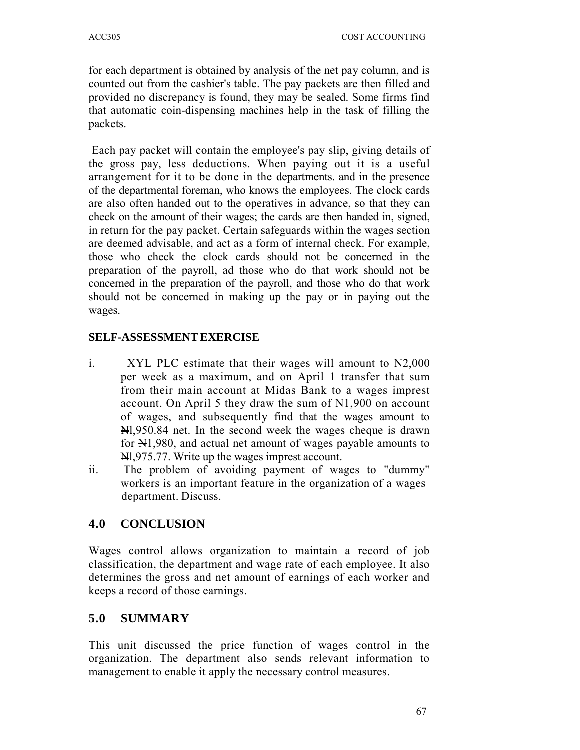for each department is obtained by analysis of the net pay column, and is counted out from the cashier's table. The pay packets are then filled and provided no discrepancy is found, they may be sealed. Some firms find that automatic coin-dispensing machines help in the task of filling the packets.

Each pay packet will contain the employee's pay slip, giving details of the gross pay, less deductions. When paying out it is a useful arrangement for it to be done in the departments. and in the presence of the departmental foreman, who knows the employees. The clock cards are also often handed out to the operatives in advance, so that they can check on the amount of their wages; the cards are then handed in, signed, in return for the pay packet. Certain safeguards within the wages section are deemed advisable, and act as a form of internal check. For example, those who check the clock cards should not be concerned in the preparation of the payroll, ad those who do that work should not be concerned in the preparation of the payroll, and those who do that work should not be concerned in making up the pay or in paying out the wages.

**SELF-ASSESSMENT EXERCISE**

i. XYL PLC estimate that their wages will amount to ₦2,000 per week as a maximum, and on April 1 transfer that sum from their main account at Midas Bank to a wages impress account. On April 5 they draw the sum of ₦1,900 on account of wages, and subsequently find that the wages amount to ₦l,950.84 net. In the second week the wages cheque is drawn for ₦1,980, and actual net amount of wages payable amounts to ₦l,975.77. Write up the wages impress account.

ii. The problem of avoiding payment of wages to "dummy" workers is an important feature in the organization of a wages department. Discuss.

## 4.0 CONCLUSION

Wages control allows organization to maintain a record of job classification, the department and wage rate of each employee. It also determines the gross and net amount of earnings of each worker and keeps a record of those earnings.

## 5.0 SUMMARY

This unit discussed the price function of wages control in the organization. The department also sends relevant information to management to enable it apply the necessary control measures.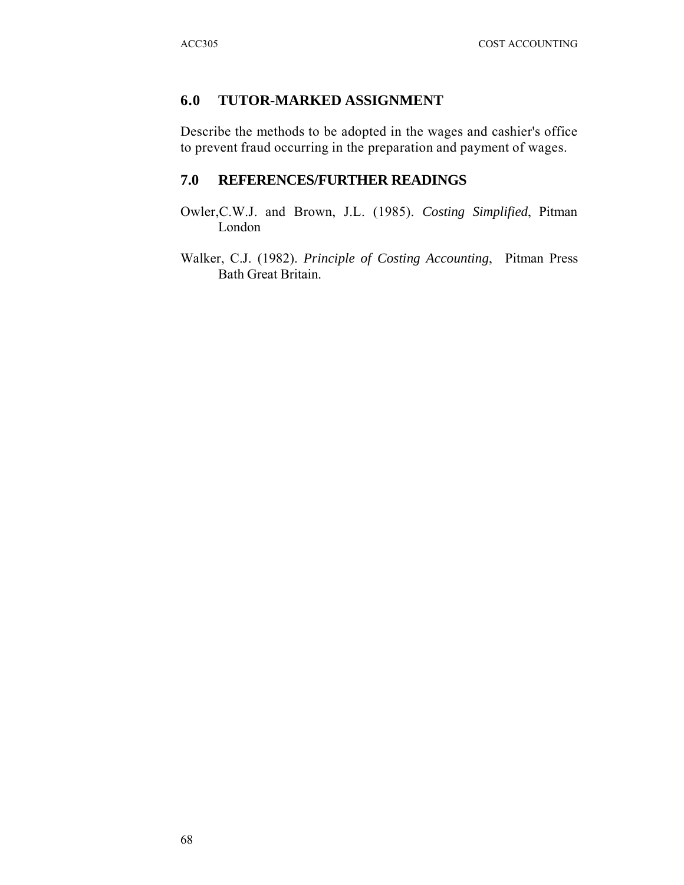## 6.0 TUTOR-MARKED ASSIGNMENT

Describe the methods to be adopted in the wages and cashier's office to prevent fraud occurring in the preparation and payment of wages.

## 7.0 REFERENCES/FURTHER READINGS

Owler,C.W.J. and Brown, J.L. (1985). *Costing Simplified*, Pitman London

Walker, C.J. (1982). *Principle of Costing Accounting*, Pitman Press Bath Great Britain.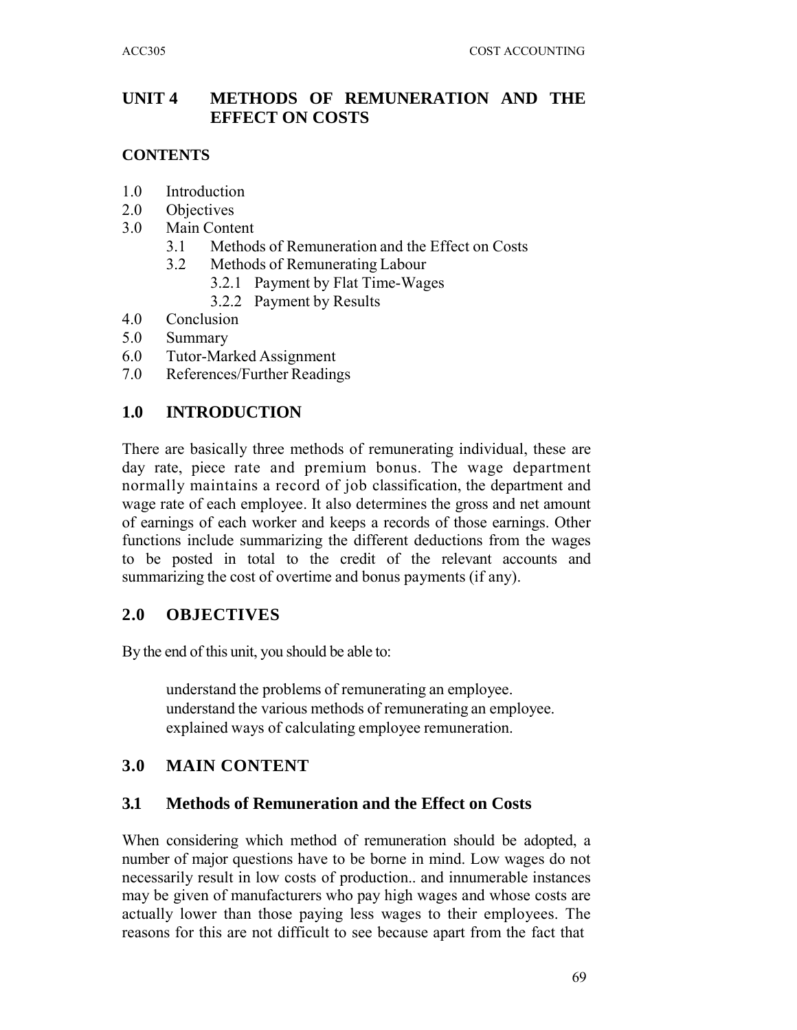## UNIT 4 METHODS OF REMUNERATION AND THE EFFECT ON COSTS

### CONTENTS

1.0 Introduction
2.0 Objectives
3.0 Main Content
   3.1 Methods of Remuneration and the Effect on Costs
   3.2 Methods of Remunerating Labour
      3.2.1 Payment by Flat Time-Wages
      3.2.2 Payment by Results
4.0 Conclusion
5.0 Summary
6.0 Tutor-Marked Assignment
7.0 References/Further Readings

## 1.0 INTRODUCTION

There are basically three methods of remunerating individual, these are day rate, piece rate and premium bonus. The wage department normally maintains a record of job classification, the department and wage rate of each employee. It also determines the gross and net amount of earnings of each worker and keeps a records of those earnings. Other functions include summarizing the different deductions from the wages to be posted in total to the credit of the relevant accounts and summarizing the cost of overtime and bonus payments (if any).

## 2.0 OBJECTIVES

By the end of this unit, you should be able to:

- understand the problems of remunerating an employee.
- understand the various methods of remunerating an employee.
- explained ways of calculating employee remuneration.

## 3.0 MAIN CONTENT

### 3.1 Methods of Remuneration and the Effect on Costs

When considering which method of remuneration should be adopted, a number of major questions have to be borne in mind. Low wages do not necessarily result in low costs of production.. and innumerable instances may be given of manufacturers who pay high wages and whose costs are actually lower than those paying less wages to their employees. The reasons for this are not difficult to see because apart from the fact that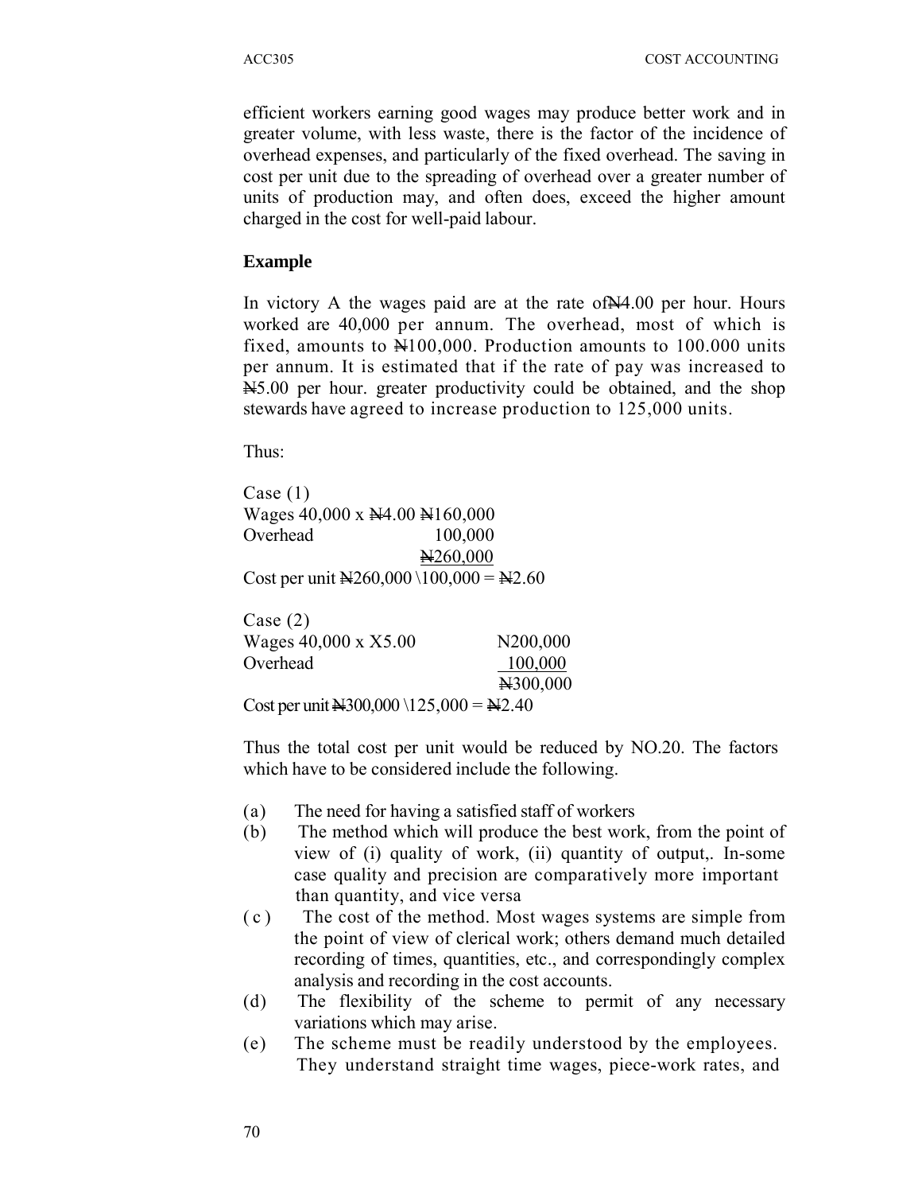efficient workers earning good wages may produce better work and in greater volume, with less waste, there is the factor of the incidence of overhead expenses, and particularly of the fixed overhead. The saving in cost per unit due to the spreading of overhead over a greater number of units of production may, and often does, exceed the higher amount charged in the cost for well-paid labour.

**Example**

In victory A the wages paid are at the rate of₦4.00 per hour. Hours worked are 40,000 per annum. The overhead, most of which is fixed, amounts to ₦100,000. Production amounts to 100.000 units per annum. It is estimated that if the rate of pay was increased to ₦5.00 per hour. greater productivity could be obtained, and the shop stewards have agreed to increase production to 125,000 units.

Thus:

Case (1)

| | |
|---|---|
| Wages 40,000 x ₦4.00 | ₦160,000 |
| Overhead | 100,000 |
| | ₦260,000 |

Cost per unit ₦260,000 \100,000 = ₦2.60

Case (2)

| | |
|---|---|
| Wages 40,000 x X5.00 | N200,000 |
| Overhead | 100,000 |
| | ₦300,000 |

Cost per unit ₦300,000 \125,000 = ₦2.40

Thus the total cost per unit would be reduced by NO.20. The factors which have to be considered include the following.

(a) The need for having a satisfied staff of workers

(b) The method which will produce the best work, from the point of view of (i) quality of work, (ii) quantity of output,. In-some case quality and precision are comparatively more important than quantity, and vice versa

(c) The cost of the method. Most wages systems are simple from the point of view of clerical work; others demand much detailed recording of times, quantities, etc., and correspondingly complex analysis and recording in the cost accounts.

(d) The flexibility of the scheme to permit of any necessary variations which may arise.

(e) The scheme must be readily understood by the employees. They understand straight time wages, piece-work rates, and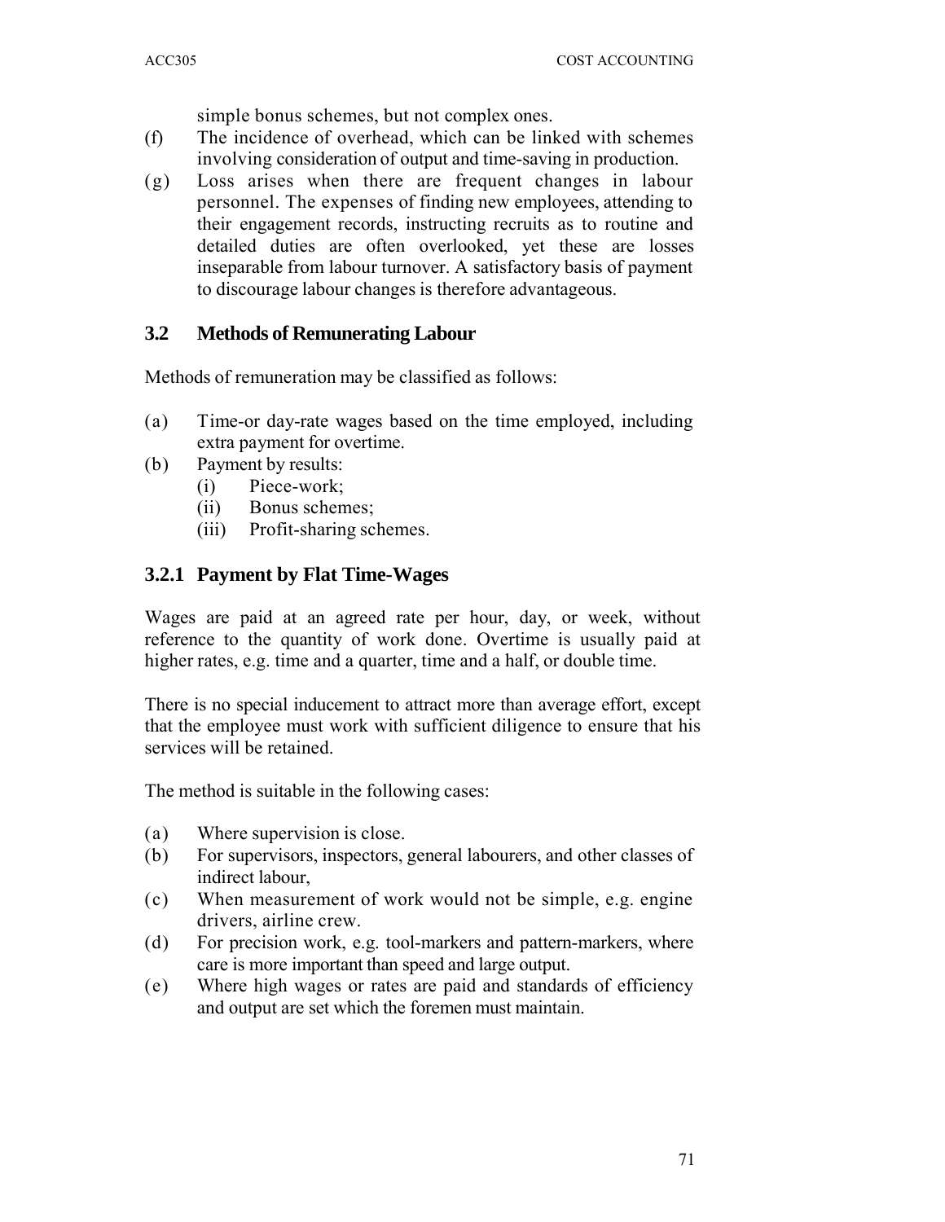simple bonus schemes, but not complex ones.

(f) The incidence of overhead, which can be linked with schemes involving consideration of output and time-saving in production.

(g) Loss arises when there are frequent changes in labour personnel. The expenses of finding new employees, attending to their engagement records, instructing recruits as to routine and detailed duties are often overlooked, yet these are losses inseparable from labour turnover. A satisfactory basis of payment to discourage labour changes is therefore advantageous.

### 3.2 Methods of Remunerating Labour

Methods of remuneration may be classified as follows:

(a) Time-or day-rate wages based on the time employed, including extra payment for overtime.

(b) Payment by results:
   - (i) Piece-work;
   - (ii) Bonus schemes;
   - (iii) Profit-sharing schemes.

#### 3.2.1 Payment by Flat Time-Wages

Wages are paid at an agreed rate per hour, day, or week, without reference to the quantity of work done. Overtime is usually paid at higher rates, e.g. time and a quarter, time and a half, or double time.

There is no special inducement to attract more than average effort, except that the employee must work with sufficient diligence to ensure that his services will be retained.

The method is suitable in the following cases:

(a) Where supervision is close.

(b) For supervisors, inspectors, general labourers, and other classes of indirect labour,

(c) When measurement of work would not be simple, e.g. engine drivers, airline crew.

(d) For precision work, e.g. tool-markers and pattern-markers, where care is more important than speed and large output.

(e) Where high wages or rates are paid and standards of efficiency and output are set which the foremen must maintain.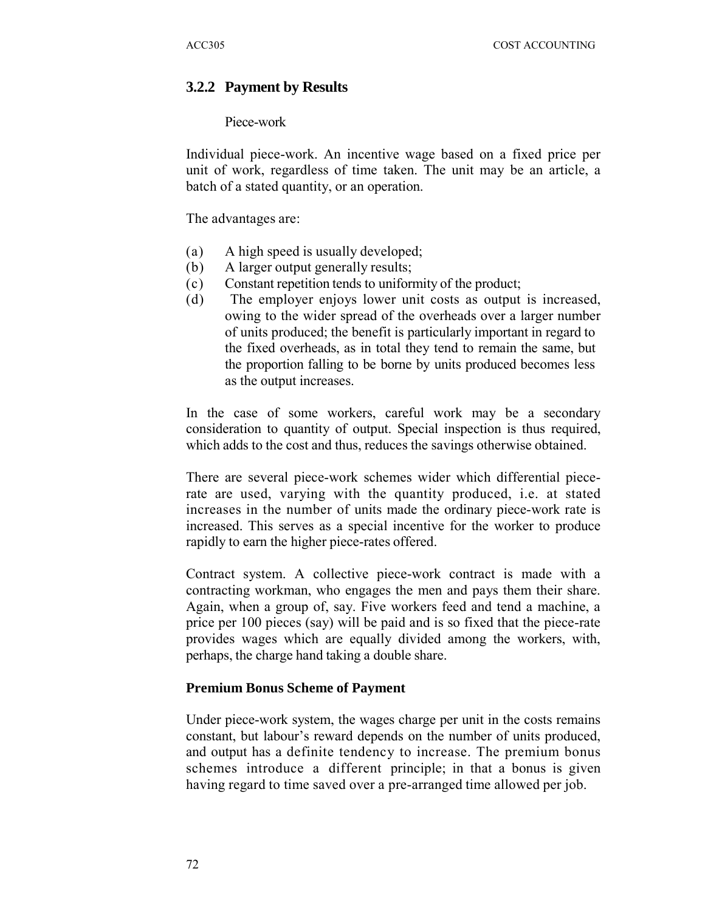### 3.2.2 Payment by Results

Piece-work

Individual piece-work. An incentive wage based on a fixed price per unit of work, regardless of time taken. The unit may be an article, a batch of a stated quantity, or an operation.

The advantages are:

(a) A high speed is usually developed;
(b) A larger output generally results;
(c) Constant repetition tends to uniformity of the product;
(d) The employer enjoys lower unit costs as output is increased, owing to the wider spread of the overheads over a larger number of units produced; the benefit is particularly important in regard to the fixed overheads, as in total they tend to remain the same, but the proportion falling to be borne by units produced becomes less as the output increases.

In the case of some workers, careful work may be a secondary consideration to quantity of output. Special inspection is thus required, which adds to the cost and thus, reduces the savings otherwise obtained.

There are several piece-work schemes wider which differential piece-rate are used, varying with the quantity produced, i.e. at stated increases in the number of units made the ordinary piece-work rate is increased. This serves as a special incentive for the worker to produce rapidly to earn the higher piece-rates offered.

Contract system. A collective piece-work contract is made with a contracting workman, who engages the men and pays them their share. Again, when a group of, say. Five workers feed and tend a machine, a price per 100 pieces (say) will be paid and is so fixed that the piece-rate provides wages which are equally divided among the workers, with, perhaps, the charge hand taking a double share.

**Premium Bonus Scheme of Payment**

Under piece-work system, the wages charge per unit in the costs remains constant, but labour's reward depends on the number of units produced, and output has a definite tendency to increase. The premium bonus schemes introduce a different principle; in that a bonus is given having regard to time saved over a pre-arranged time allowed per job.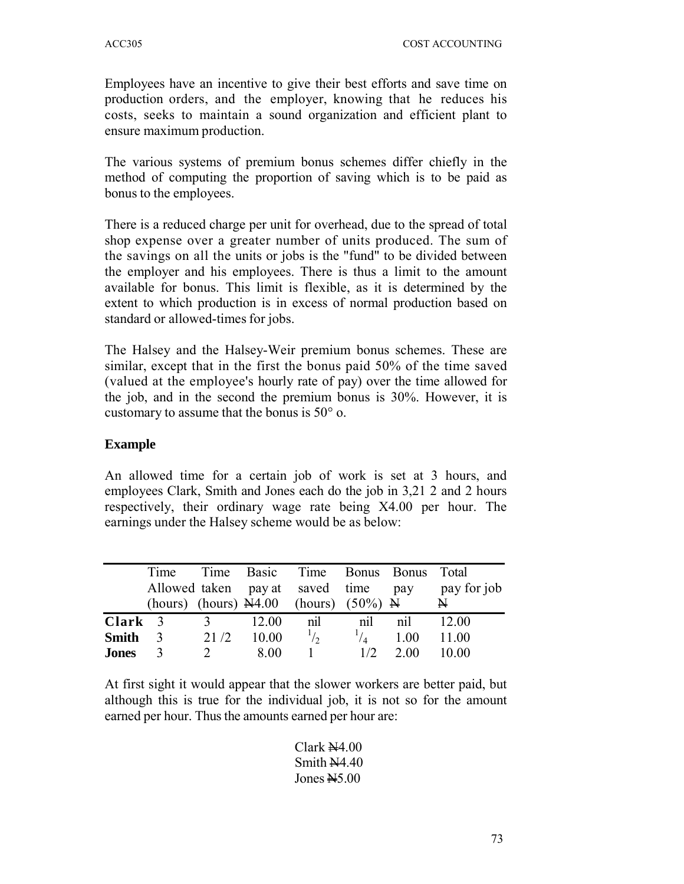Employees have an incentive to give their best efforts and save time on production orders, and the employer, knowing that he reduces his costs, seeks to maintain a sound organization and efficient plant to ensure maximum production.

The various systems of premium bonus schemes differ chiefly in the method of computing the proportion of saving which is to be paid as bonus to the employees.

There is a reduced charge per unit for overhead, due to the spread of total shop expense over a greater number of units produced. The sum of the savings on all the units or jobs is the "fund" to be divided between the employer and his employees. There is thus a limit to the amount available for bonus. This limit is flexible, as it is determined by the extent to which production is in excess of normal production based on standard or allowed-times for jobs.

The Halsey and the Halsey-Weir premium bonus schemes. These are similar, except that in the first the bonus paid 50% of the time saved (valued at the employee's hourly rate of pay) over the time allowed for the job, and in the second the premium bonus is 30%. However, it is customary to assume that the bonus is 50° o.

### Example

An allowed time for a certain job of work is set at 3 hours, and employees Clark, Smith and Jones each do the job in 3,21 2 and 2 hours respectively, their ordinary wage rate being X4.00 per hour. The earnings under the Halsey scheme would be as below:

| | Time Allowed (hours) | Time taken (hours) | Basic pay at ₦4.00 | Time saved (hours) | Bonus time (50%) | Bonus pay ₦ | Total pay for job ₦ |
|---|---|---|---|---|---|---|---|
| **Clark** | 3 | 3 | 12.00 | nil | nil | nil | 12.00 |
| **Smith** | 3 | 21 /2 | 10.00 | $^{1}/_{2}$ | $^{1}/_{4}$ | 1.00 | 11.00 |
| **Jones** | 3 | 2 | 8.00 | 1 | 1/2 | 2.00 | 10.00 |

At first sight it would appear that the slower workers are better paid, but although this is true for the individual job, it is not so for the amount earned per hour. Thus the amounts earned per hour are:

Clark ₦4.00
Smith ₦4.40
Jones ₦5.00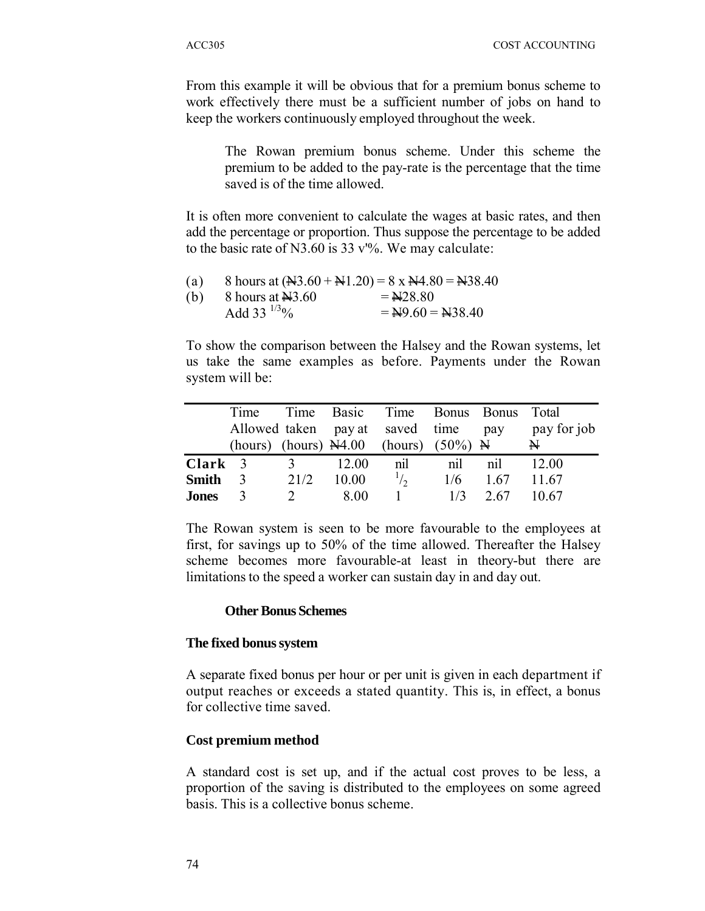From this example it will be obvious that for a premium bonus scheme to work effectively there must be a sufficient number of jobs on hand to keep the workers continuously employed throughout the week.

> The Rowan premium bonus scheme. Under this scheme the premium to be added to the pay-rate is the percentage that the time saved is of the time allowed.

It is often more convenient to calculate the wages at basic rates, and then add the percentage or proportion. Thus suppose the percentage to be added to the basic rate of N3.60 is 33 v'%. We may calculate:

(a) 8 hours at (₦3.60 + ₦1.20) = 8 x ₦4.80 = ₦38.40

(b) 8 hours at ₦3.60 = ₦28.80
Add $33^{1/3}$% = ₦9.60 = ₦38.40

To show the comparison between the Halsey and the Rowan systems, let us take the same examples as before. Payments under the Rowan system will be:

| | Time Allowed (hours) | Time taken (hours) | Basic pay at ₦4.00 | Time saved (hours) | Bonus time (50%) | Bonus pay ₦ | Total pay for job ₦ |
|---|---|---|---|---|---|---|---|
| **Clark** | 3 | 3 | 12.00 | nil | nil | nil | 12.00 |
| **Smith** | 3 | 21/2 | 10.00 | $^{1}/_{2}$ | 1/6 | 1.67 | 11.67 |
| **Jones** | 3 | 2 | 8.00 | 1 | 1/3 | 2.67 | 10.67 |

The Rowan system is seen to be more favourable to the employees at first, for savings up to 50% of the time allowed. Thereafter the Halsey scheme becomes more favourable-at least in theory-but there are limitations to the speed a worker can sustain day in and day out.

### Other Bonus Schemes

#### The fixed bonus system

A separate fixed bonus per hour or per unit is given in each department if output reaches or exceeds a stated quantity. This is, in effect, a bonus for collective time saved.

#### Cost premium method

A standard cost is set up, and if the actual cost proves to be less, a proportion of the saving is distributed to the employees on some agreed basis. This is a collective bonus scheme.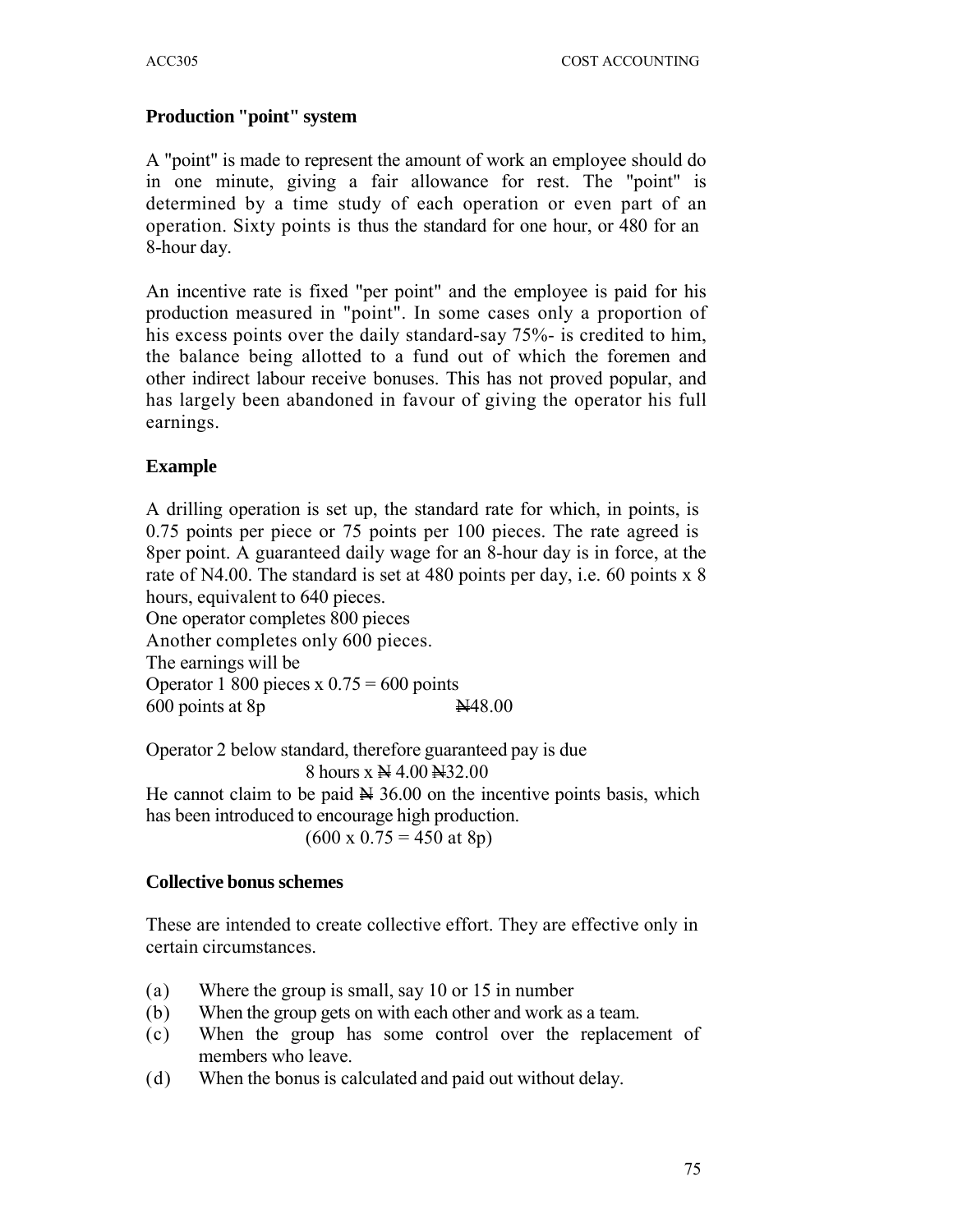**Production "point" system**

A "point" is made to represent the amount of work an employee should do in one minute, giving a fair allowance for rest. The "point" is determined by a time study of each operation or even part of an operation. Sixty points is thus the standard for one hour, or 480 for an 8-hour day.

An incentive rate is fixed "per point" and the employee is paid for his production measured in "point". In some cases only a proportion of his excess points over the daily standard-say 75%- is credited to him, the balance being allotted to a fund out of which the foremen and other indirect labour receive bonuses. This has not proved popular, and has largely been abandoned in favour of giving the operator his full earnings.

**Example**

A drilling operation is set up, the standard rate for which, in points, is 0.75 points per piece or 75 points per 100 pieces. The rate agreed is 8per point. A guaranteed daily wage for an 8-hour day is in force, at the rate of N4.00. The standard is set at 480 points per day, i.e. 60 points x 8 hours, equivalent to 640 pieces.

One operator completes 800 pieces
Another completes only 600 pieces.
The earnings will be
Operator 1 800 pieces x 0.75 = 600 points
600 points at 8p ₦48.00

Operator 2 below standard, therefore guaranteed pay is due
8 hours x ₦ 4.00 ₦32.00
He cannot claim to be paid ₦ 36.00 on the incentive points basis, which has been introduced to encourage high production.
(600 x 0.75 = 450 at 8p)

**Collective bonus schemes**

These are intended to create collective effort. They are effective only in certain circumstances.

(a) Where the group is small, say 10 or 15 in number
(b) When the group gets on with each other and work as a team.
(c) When the group has some control over the replacement of members who leave.
(d) When the bonus is calculated and paid out without delay.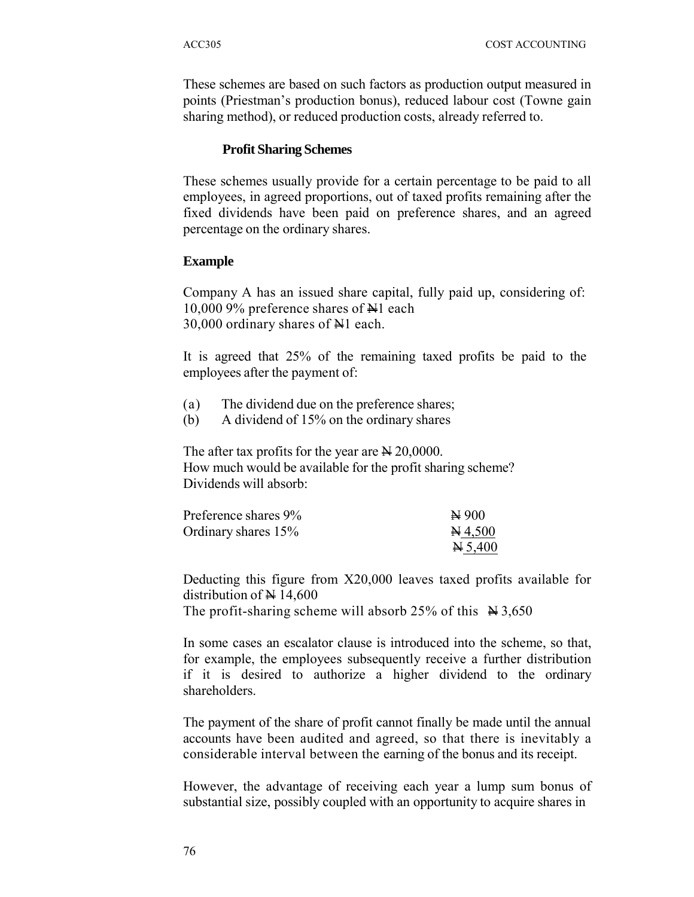These schemes are based on such factors as production output measured in points (Priestman's production bonus), reduced labour cost (Towne gain sharing method), or reduced production costs, already referred to.

### Profit Sharing Schemes

These schemes usually provide for a certain percentage to be paid to all employees, in agreed proportions, out of taxed profits remaining after the fixed dividends have been paid on preference shares, and an agreed percentage on the ordinary shares.

**Example**

Company A has an issued share capital, fully paid up, considering of:
10,000 9% preference shares of ₦1 each
30,000 ordinary shares of ₦1 each.

It is agreed that 25% of the remaining taxed profits be paid to the employees after the payment of:

(a) The dividend due on the preference shares;
(b) A dividend of 15% on the ordinary shares

The after tax profits for the year are ₦ 20,0000.
How much would be available for the profit sharing scheme?
Dividends will absorb:

| | |
|---|---|
| Preference shares 9% | ₦ 900 |
| Ordinary shares 15% | ₦ 4,500 |
| | ₦ 5,400 |

Deducting this figure from X20,000 leaves taxed profits available for distribution of ₦ 14,600
The profit-sharing scheme will absorb 25% of this ₦ 3,650

In some cases an escalator clause is introduced into the scheme, so that, for example, the employees subsequently receive a further distribution if it is desired to authorize a higher dividend to the ordinary shareholders.

The payment of the share of profit cannot finally be made until the annual accounts have been audited and agreed, so that there is inevitably a considerable interval between the earning of the bonus and its receipt.

However, the advantage of receiving each year a lump sum bonus of substantial size, possibly coupled with an opportunity to acquire shares in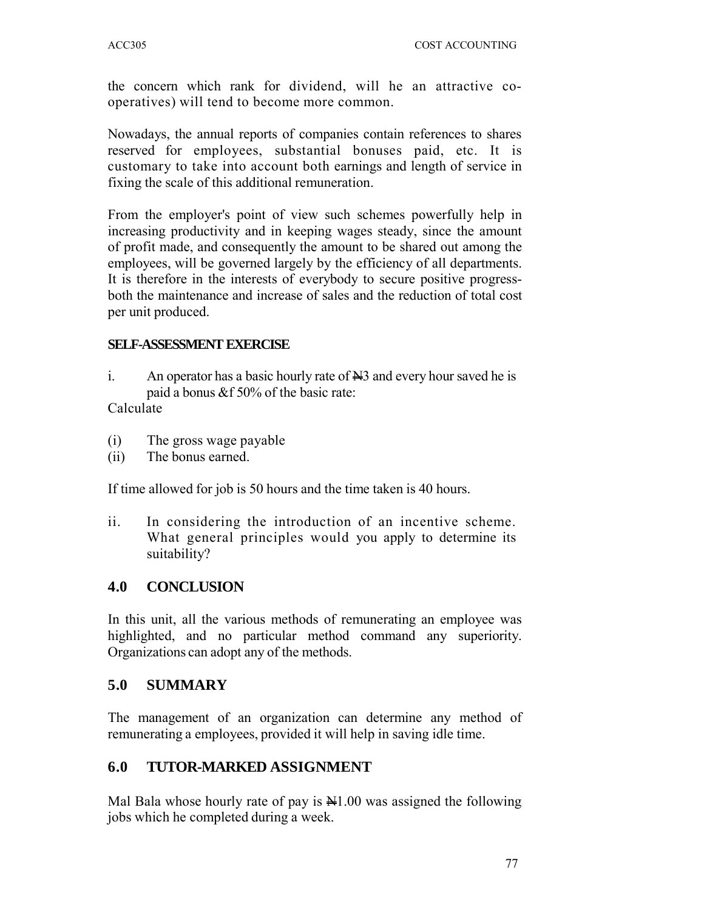the concern which rank for dividend, will he an attractive co-operatives) will tend to become more common.

Nowadays, the annual reports of companies contain references to shares reserved for employees, substantial bonuses paid, etc. It is customary to take into account both earnings and length of service in fixing the scale of this additional remuneration.

From the employer's point of view such schemes powerfully help in increasing productivity and in keeping wages steady, since the amount of profit made, and consequently the amount to be shared out among the employees, will be governed largely by the efficiency of all departments. It is therefore in the interests of everybody to secure positive progress-both the maintenance and increase of sales and the reduction of total cost per unit produced.

**SELF-ASSESSMENT EXERCISE**

i. An operator has a basic hourly rate of ₦3 and every hour saved he is paid a bonus &f 50% of the basic rate:

Calculate

(i) The gross wage payable
(ii) The bonus earned.

If time allowed for job is 50 hours and the time taken is 40 hours.

ii. In considering the introduction of an incentive scheme. What general principles would you apply to determine its suitability?

## 4.0 CONCLUSION

In this unit, all the various methods of remunerating an employee was highlighted, and no particular method command any superiority. Organizations can adopt any of the methods.

## 5.0 SUMMARY

The management of an organization can determine any method of remunerating a employees, provided it will help in saving idle time.

## 6.0 TUTOR-MARKED ASSIGNMENT

Mal Bala whose hourly rate of pay is ₦1.00 was assigned the following jobs which he completed during a week.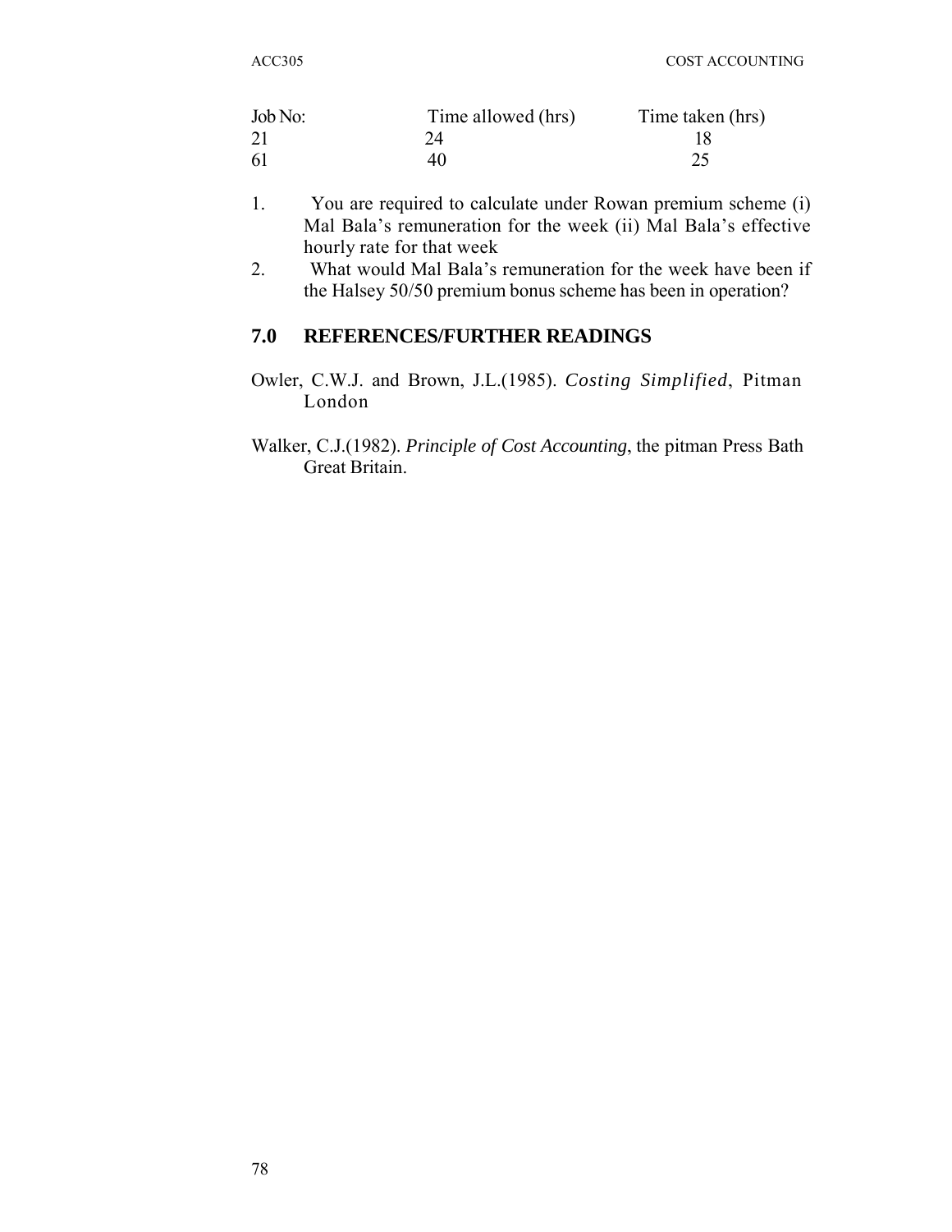| Job No: | Time allowed (hrs) | Time taken (hrs) |
|---|---|---|
| 21 | 24 | 18 |
| 61 | 40 | 25 |

1. You are required to calculate under Rowan premium scheme (i) Mal Bala's remuneration for the week (ii) Mal Bala's effective hourly rate for that week
2. What would Mal Bala's remuneration for the week have been if the Halsey 50/50 premium bonus scheme has been in operation?

## 7.0 REFERENCES/FURTHER READINGS

Owler, C.W.J. and Brown, J.L.(1985). *Costing Simplified*, Pitman London

Walker, C.J.(1982). *Principle of Cost Accounting*, the pitman Press Bath Great Britain.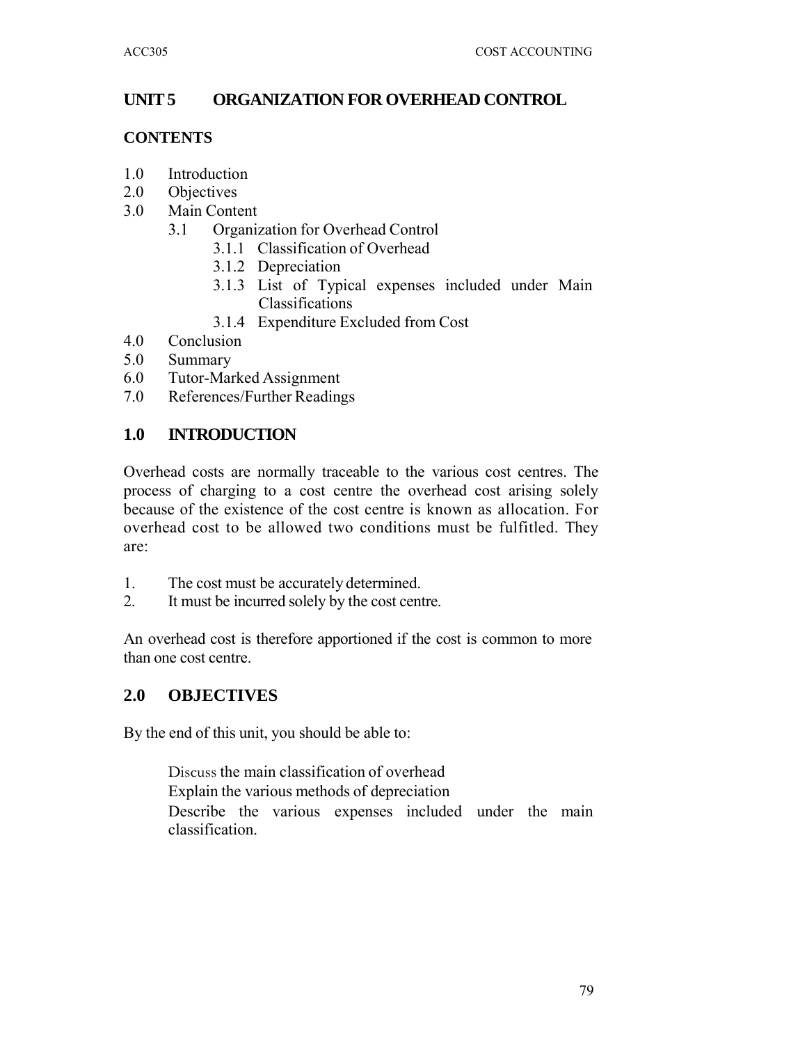# UNIT 5 ORGANIZATION FOR OVERHEAD CONTROL

## CONTENTS

1.0 Introduction
2.0 Objectives
3.0 Main Content
 3.1 Organization for Overhead Control
  3.1.1 Classification of Overhead
  3.1.2 Depreciation
  3.1.3 List of Typical expenses included under Main Classifications
  3.1.4 Expenditure Excluded from Cost
4.0 Conclusion
5.0 Summary
6.0 Tutor-Marked Assignment
7.0 References/Further Readings

## 1.0 INTRODUCTION

Overhead costs are normally traceable to the various cost centres. The process of charging to a cost centre the overhead cost arising solely because of the existence of the cost centre is known as allocation. For overhead cost to be allowed two conditions must be fulfitled. They are:

1. The cost must be accurately determined.
2. It must be incurred solely by the cost centre.

An overhead cost is therefore apportioned if the cost is common to more than one cost centre.

## 2.0 OBJECTIVES

By the end of this unit, you should be able to:

Discuss the main classification of overhead
Explain the various methods of depreciation
Describe the various expenses included under the main classification.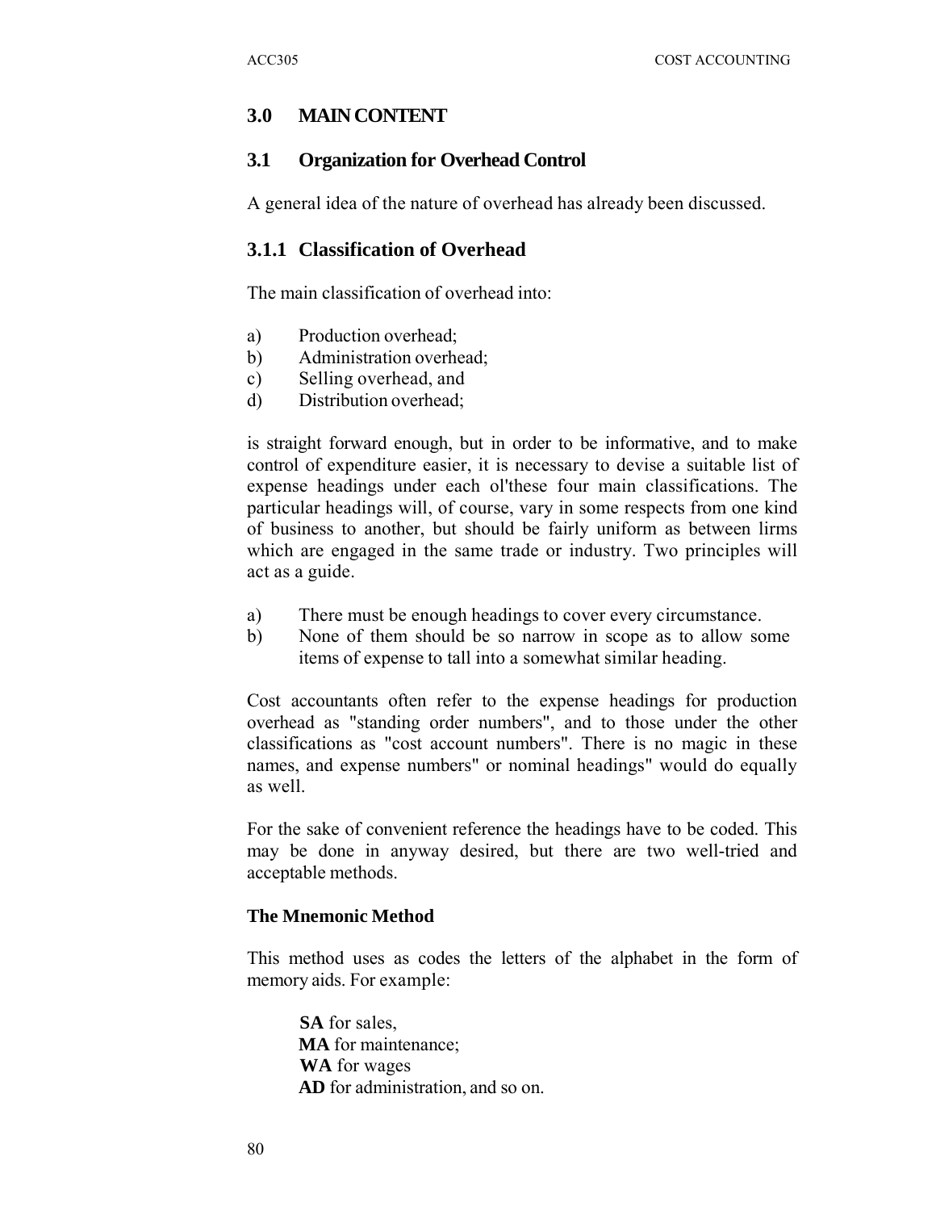## 3.0 MAIN CONTENT

### 3.1 Organization for Overhead Control

A general idea of the nature of overhead has already been discussed.

#### 3.1.1 Classification of Overhead

The main classification of overhead into:

a) Production overhead;
b) Administration overhead;
c) Selling overhead, and
d) Distribution overhead;

is straight forward enough, but in order to be informative, and to make control of expenditure easier, it is necessary to devise a suitable list of expense headings under each ol'these four main classifications. The particular headings will, of course, vary in some respects from one kind of business to another, but should be fairly uniform as between lirms which are engaged in the same trade or industry. Two principles will act as a guide.

a) There must be enough headings to cover every circumstance.
b) None of them should be so narrow in scope as to allow some items of expense to tall into a somewhat similar heading.

Cost accountants often refer to the expense headings for production overhead as "standing order numbers", and to those under the other classifications as "cost account numbers". There is no magic in these names, and expense numbers" or nominal headings" would do equally as well.

For the sake of convenient reference the headings have to be coded. This may be done in anyway desired, but there are two well-tried and acceptable methods.

**The Mnemonic Method**

This method uses as codes the letters of the alphabet in the form of memory aids. For example:

**SA** for sales,
**MA** for maintenance;
**WA** for wages
**AD** for administration, and so on.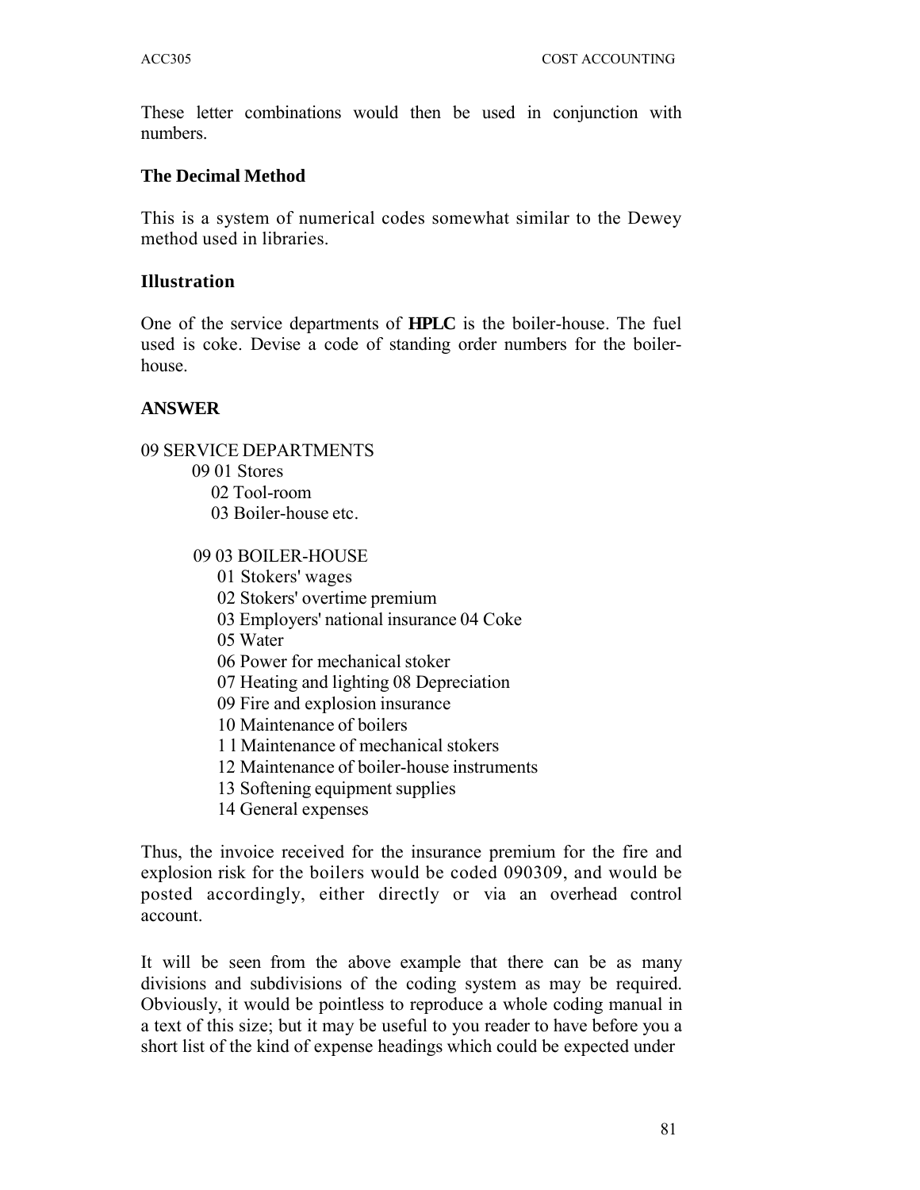These letter combinations would then be used in conjunction with numbers.

### The Decimal Method

This is a system of numerical codes somewhat similar to the Dewey method used in libraries.

### Illustration

One of the service departments of **HPLC** is the boiler-house. The fuel used is coke. Devise a code of standing order numbers for the boiler-house.

### ANSWER

09 SERVICE DEPARTMENTS

- 09 01 Stores
  - 02 Tool-room
  - 03 Boiler-house etc.

09 03 BOILER-HOUSE

- 01 Stokers' wages
- 02 Stokers' overtime premium
- 03 Employers' national insurance 04 Coke
- 05 Water
- 06 Power for mechanical stoker
- 07 Heating and lighting 08 Depreciation
- 09 Fire and explosion insurance
- 10 Maintenance of boilers
- 1 l Maintenance of mechanical stokers
- 12 Maintenance of boiler-house instruments
- 13 Softening equipment supplies
- 14 General expenses

Thus, the invoice received for the insurance premium for the fire and explosion risk for the boilers would be coded 090309, and would be posted accordingly, either directly or via an overhead control account.

It will be seen from the above example that there can be as many divisions and subdivisions of the coding system as may be required. Obviously, it would be pointless to reproduce a whole coding manual in a text of this size; but it may be useful to you reader to have before you a short list of the kind of expense headings which could be expected under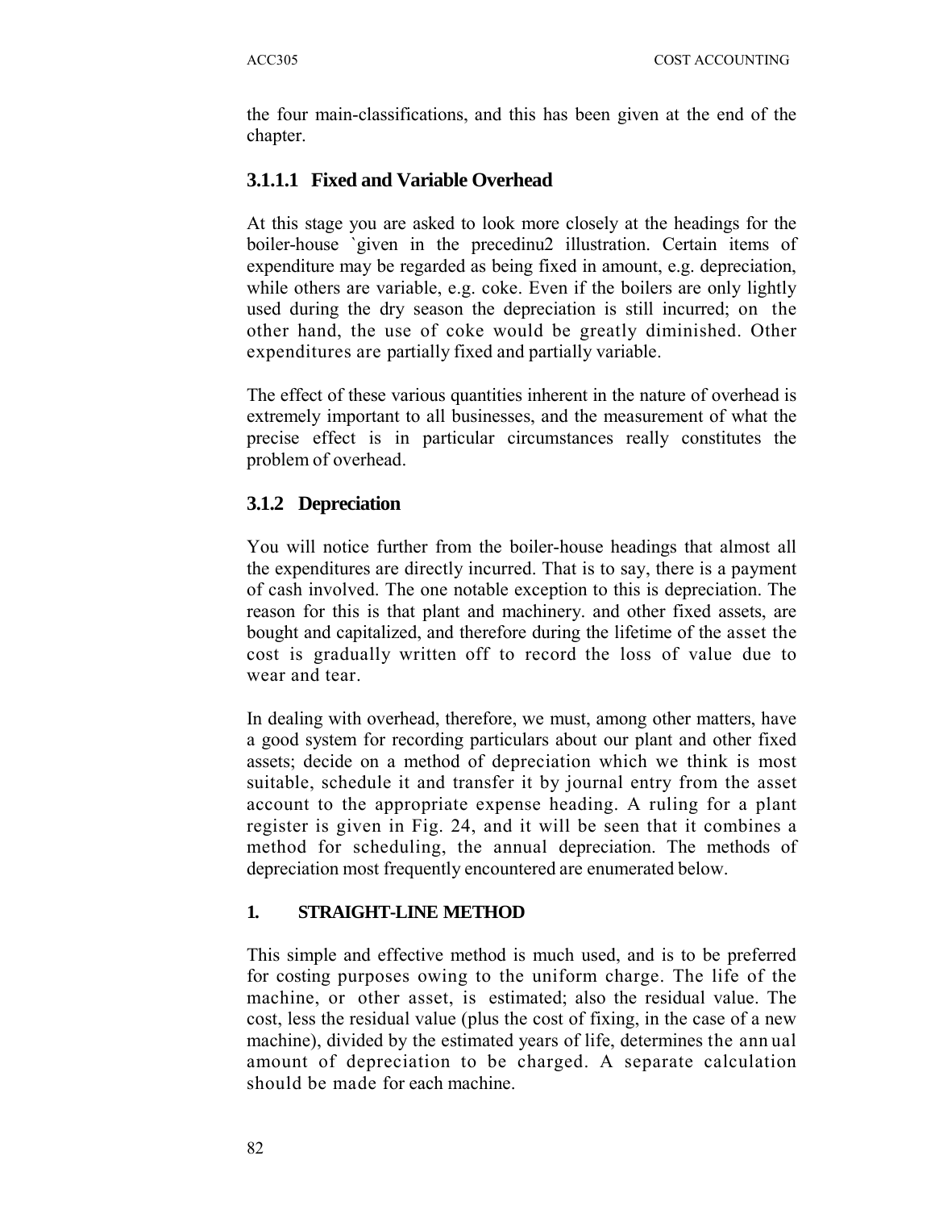the four main-classifications, and this has been given at the end of the chapter.

#### 3.1.1.1 Fixed and Variable Overhead

At this stage you are asked to look more closely at the headings for the boiler-house `given in the precedinu2 illustration. Certain items of expenditure may be regarded as being fixed in amount, e.g. depreciation, while others are variable, e.g. coke. Even if the boilers are only lightly used during the dry season the depreciation is still incurred; on the other hand, the use of coke would be greatly diminished. Other expenditures are partially fixed and partially variable.

The effect of these various quantities inherent in the nature of overhead is extremely important to all businesses, and the measurement of what the precise effect is in particular circumstances really constitutes the problem of overhead.

### 3.1.2 Depreciation

You will notice further from the boiler-house headings that almost all the expenditures are directly incurred. That is to say, there is a payment of cash involved. The one notable exception to this is depreciation. The reason for this is that plant and machinery. and other fixed assets, are bought and capitalized, and therefore during the lifetime of the asset the cost is gradually written off to record the loss of value due to wear and tear.

In dealing with overhead, therefore, we must, among other matters, have a good system for recording particulars about our plant and other fixed assets; decide on a method of depreciation which we think is most suitable, schedule it and transfer it by journal entry from the asset account to the appropriate expense heading. A ruling for a plant register is given in Fig. 24, and it will be seen that it combines a method for scheduling, the annual depreciation. The methods of depreciation most frequently encountered are enumerated below.

**1. STRAIGHT-LINE METHOD**

This simple and effective method is much used, and is to be preferred for costing purposes owing to the uniform charge. The life of the machine, or other asset, is estimated; also the residual value. The cost, less the residual value (plus the cost of fixing, in the case of a new machine), divided by the estimated years of life, determines the ann ual amount of depreciation to be charged. A separate calculation should be made for each machine.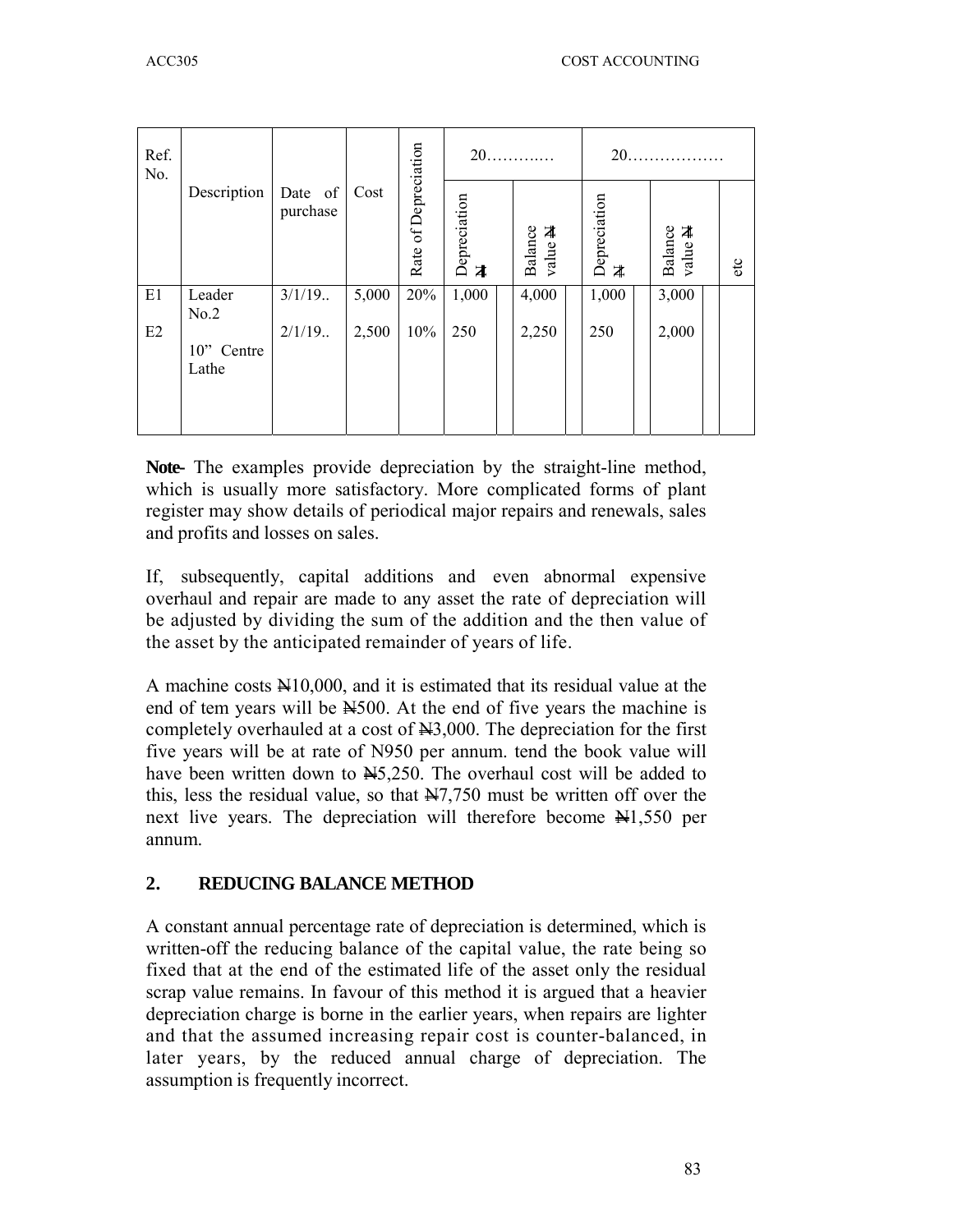| Ref. No. | Description | Date of purchase | Cost | Rate of Depreciation | 20………… | | 20……………… | | |
|---|---|---|---|---|---|---|---|---|---|
| | | | | | Depreciation ₦ | Balance value ₦ | Depreciation ₦ | Balance value ₦ | etc |
| E1 | Leader No.2 | 3/1/19.. | 5,000 | 20% | 1,000 | 4,000 | 1,000 | 3,000 | |
| E2 | 10" Centre Lathe | 2/1/19.. | 2,500 | 10% | 250 | 2,250 | 250 | 2,000 | |

**Note-** The examples provide depreciation by the straight-line method, which is usually more satisfactory. More complicated forms of plant register may show details of periodical major repairs and renewals, sales and profits and losses on sales.

If, subsequently, capital additions and even abnormal expensive overhaul and repair are made to any asset the rate of depreciation will be adjusted by dividing the sum of the addition and the then value of the asset by the anticipated remainder of years of life.

A machine costs ₦10,000, and it is estimated that its residual value at the end of tem years will be ₦500. At the end of five years the machine is completely overhauled at a cost of ₦3,000. The depreciation for the first five years will be at rate of N950 per annum. tend the book value will have been written down to ₦5,250. The overhaul cost will be added to this, less the residual value, so that ₦7,750 must be written off over the next live years. The depreciation will therefore become ₦1,550 per annum.

## 2. REDUCING BALANCE METHOD

A constant annual percentage rate of depreciation is determined, which is written-off the reducing balance of the capital value, the rate being so fixed that at the end of the estimated life of the asset only the residual scrap value remains. In favour of this method it is argued that a heavier depreciation charge is borne in the earlier years, when repairs are lighter and that the assumed increasing repair cost is counter-balanced, in later years, by the reduced annual charge of depreciation. The assumption is frequently incorrect.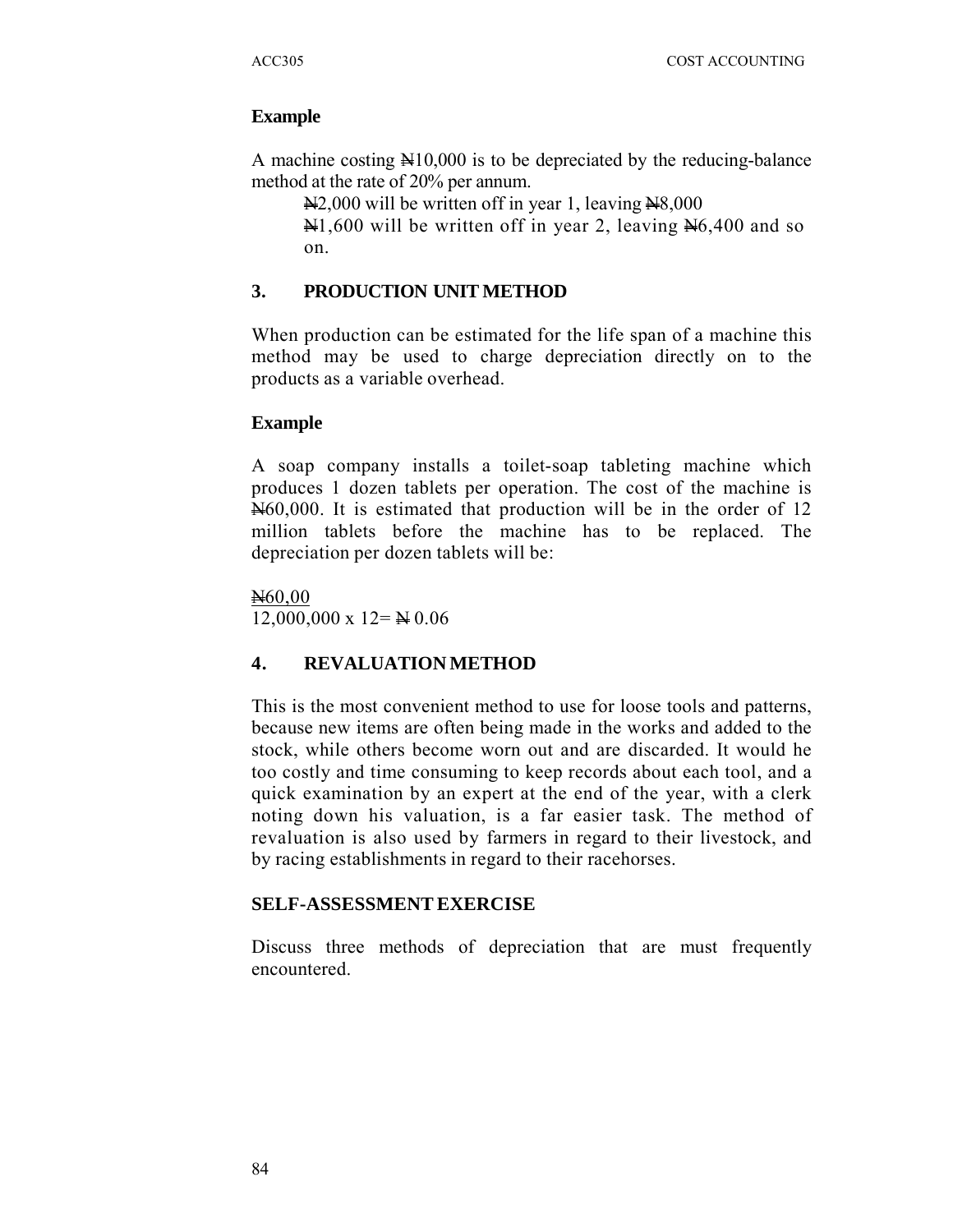### Example

A machine costing ₦10,000 is to be depreciated by the reducing-balance method at the rate of 20% per annum.

> ₦2,000 will be written off in year 1, leaving ₦8,000
> ₦1,600 will be written off in year 2, leaving ₦6,400 and so on.

### 3. PRODUCTION UNIT METHOD

When production can be estimated for the life span of a machine this method may be used to charge depreciation directly on to the products as a variable overhead.

### Example

A soap company installs a toilet-soap tableting machine which produces 1 dozen tablets per operation. The cost of the machine is ₦60,000. It is estimated that production will be in the order of 12 million tablets before the machine has to be replaced. The depreciation per dozen tablets will be:

$$\frac{₦60{,}00}{12{,}000{,}000 \times 12} = ₦\ 0.06$$

### 4. REVALUATION METHOD

This is the most convenient method to use for loose tools and patterns, because new items are often being made in the works and added to the stock, while others become worn out and are discarded. It would he too costly and time consuming to keep records about each tool, and a quick examination by an expert at the end of the year, with a clerk noting down his valuation, is a far easier task. The method of revaluation is also used by farmers in regard to their livestock, and by racing establishments in regard to their racehorses.

### SELF-ASSESSMENT EXERCISE

Discuss three methods of depreciation that are must frequently encountered.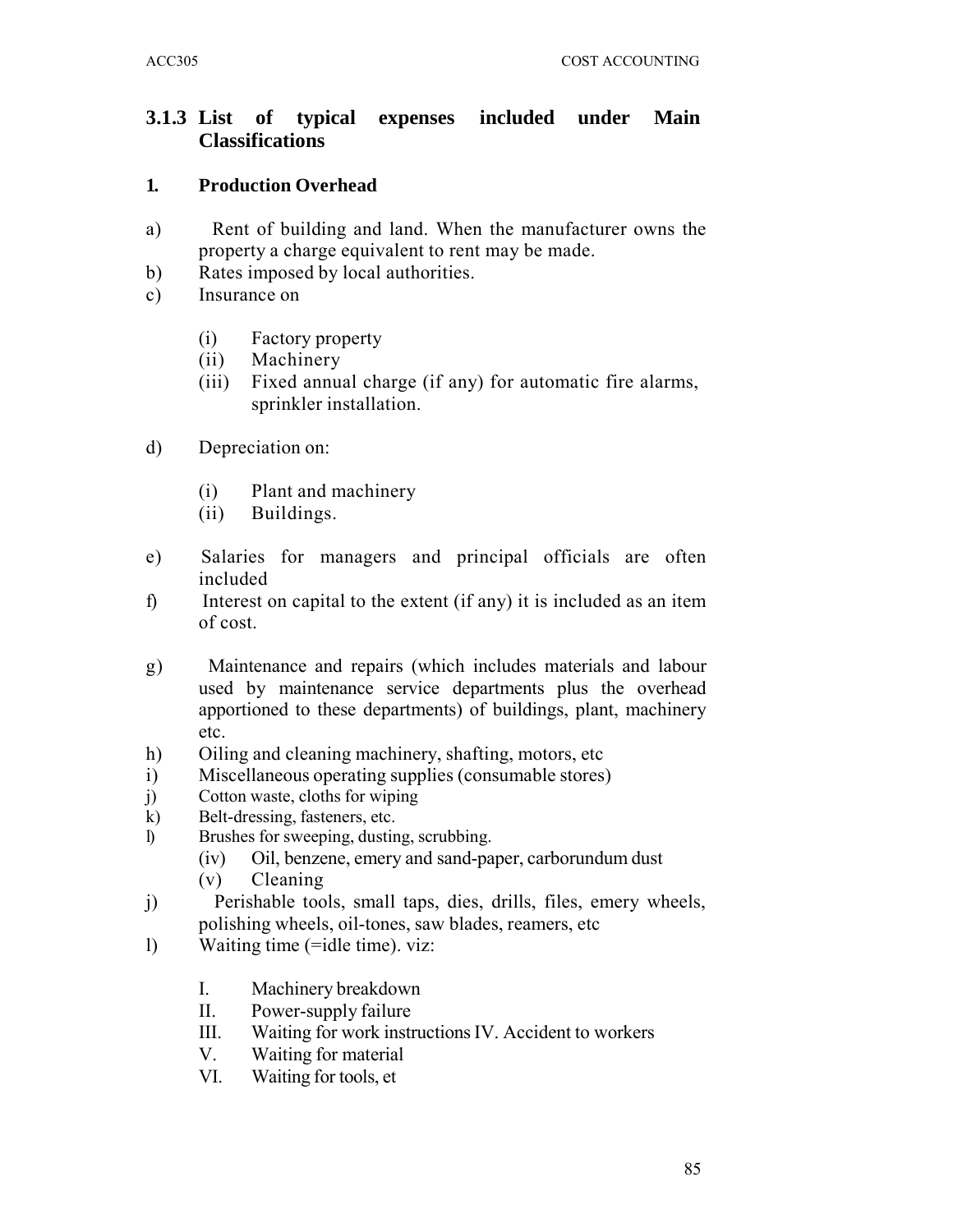### 3.1.3 List of typical expenses included under Main Classifications

#### 1. Production Overhead

a) Rent of building and land. When the manufacturer owns the property a charge equivalent to rent may be made.

b) Rates imposed by local authorities.

c) Insurance on

   (i) Factory property
   (ii) Machinery
   (iii) Fixed annual charge (if any) for automatic fire alarms, sprinkler installation.

d) Depreciation on:

   (i) Plant and machinery
   (ii) Buildings.

e) Salaries for managers and principal officials are often included

f) Interest on capital to the extent (if any) it is included as an item of cost.

g) Maintenance and repairs (which includes materials and labour used by maintenance service departments plus the overhead apportioned to these departments) of buildings, plant, machinery etc.

h) Oiling and cleaning machinery, shafting, motors, etc

i) Miscellaneous operating supplies (consumable stores)

j) Cotton waste, cloths for wiping

k) Belt-dressing, fasteners, etc.

l) Brushes for sweeping, dusting, scrubbing.

   (iv) Oil, benzene, emery and sand-paper, carborundum dust
   (v) Cleaning

j) Perishable tools, small taps, dies, drills, files, emery wheels, polishing wheels, oil-tones, saw blades, reamers, etc

l) Waiting time (=idle time). viz:

   I. Machinery breakdown
   II. Power-supply failure
   III. Waiting for work instructions IV. Accident to workers
   V. Waiting for material
   VI. Waiting for tools, et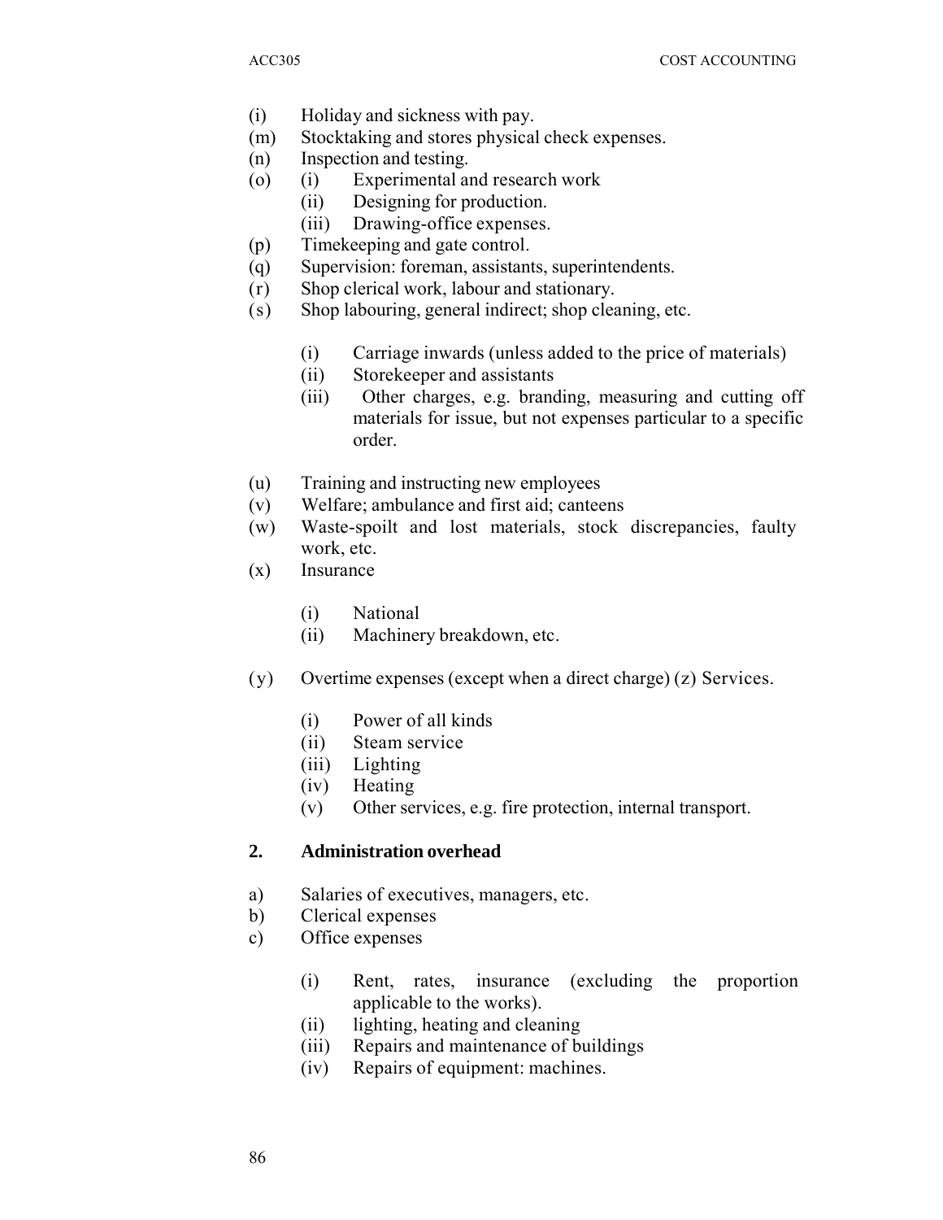(i) Holiday and sickness with pay.
(m) Stocktaking and stores physical check expenses.
(n) Inspection and testing.
(o) (i) Experimental and research work
    (ii) Designing for production.
    (iii) Drawing-office expenses.
(p) Timekeeping and gate control.
(q) Supervision: foreman, assistants, superintendents.
(r) Shop clerical work, labour and stationary.
(s) Shop labouring, general indirect; shop cleaning, etc.

    (i) Carriage inwards (unless added to the price of materials)
    (ii) Storekeeper and assistants
    (iii) Other charges, e.g. branding, measuring and cutting off materials for issue, but not expenses particular to a specific order.

(u) Training and instructing new employees
(v) Welfare; ambulance and first aid; canteens
(w) Waste-spoilt and lost materials, stock discrepancies, faulty work, etc.
(x) Insurance

    (i) National
    (ii) Machinery breakdown, etc.

(y) Overtime expenses (except when a direct charge) (z) Services.

    (i) Power of all kinds
    (ii) Steam service
    (iii) Lighting
    (iv) Heating
    (v) Other services, e.g. fire protection, internal transport.

**2. Administration overhead**

a) Salaries of executives, managers, etc.
b) Clerical expenses
c) Office expenses

    (i) Rent, rates, insurance (excluding the proportion applicable to the works).
    (ii) lighting, heating and cleaning
    (iii) Repairs and maintenance of buildings
    (iv) Repairs of equipment: machines.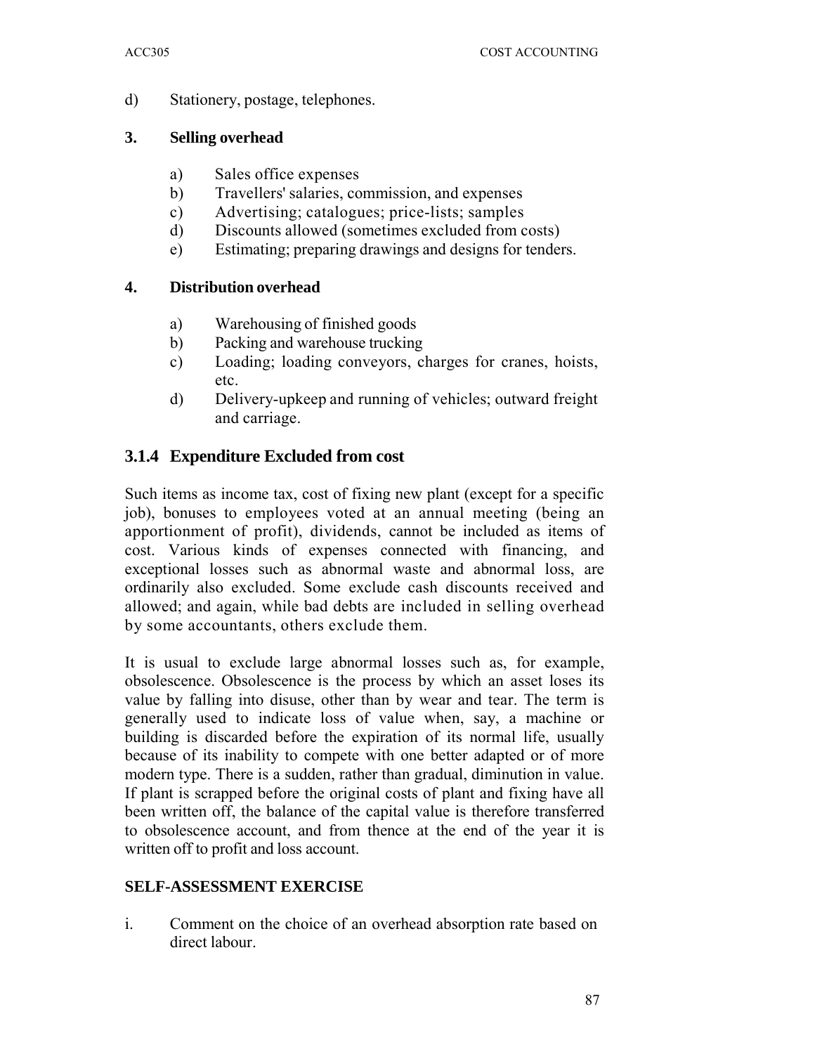d) Stationery, postage, telephones.

**3. Selling overhead**

a) Sales office expenses
b) Travellers' salaries, commission, and expenses
c) Advertising; catalogues; price-lists; samples
d) Discounts allowed (sometimes excluded from costs)
e) Estimating; preparing drawings and designs for tenders.

**4. Distribution overhead**

a) Warehousing of finished goods
b) Packing and warehouse trucking
c) Loading; loading conveyors, charges for cranes, hoists, etc.
d) Delivery-upkeep and running of vehicles; outward freight and carriage.

### 3.1.4 Expenditure Excluded from cost

Such items as income tax, cost of fixing new plant (except for a specific job), bonuses to employees voted at an annual meeting (being an apportionment of profit), dividends, cannot be included as items of cost. Various kinds of expenses connected with financing, and exceptional losses such as abnormal waste and abnormal loss, are ordinarily also excluded. Some exclude cash discounts received and allowed; and again, while bad debts are included in selling overhead by some accountants, others exclude them.

It is usual to exclude large abnormal losses such as, for example, obsolescence. Obsolescence is the process by which an asset loses its value by falling into disuse, other than by wear and tear. The term is generally used to indicate loss of value when, say, a machine or building is discarded before the expiration of its normal life, usually because of its inability to compete with one better adapted or of more modern type. There is a sudden, rather than gradual, diminution in value. If plant is scrapped before the original costs of plant and fixing have all been written off, the balance of the capital value is therefore transferred to obsolescence account, and from thence at the end of the year it is written off to profit and loss account.

**SELF-ASSESSMENT EXERCISE**

i. Comment on the choice of an overhead absorption rate based on direct labour.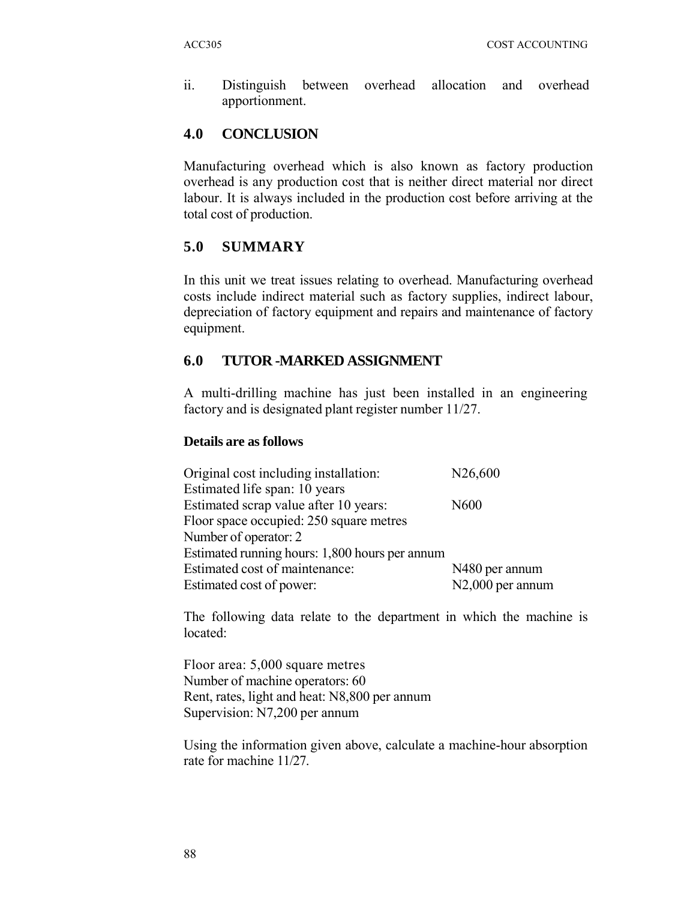ii. Distinguish between overhead allocation and overhead apportionment.

## 4.0 CONCLUSION

Manufacturing overhead which is also known as factory production overhead is any production cost that is neither direct material nor direct labour. It is always included in the production cost before arriving at the total cost of production.

## 5.0 SUMMARY

In this unit we treat issues relating to overhead. Manufacturing overhead costs include indirect material such as factory supplies, indirect labour, depreciation of factory equipment and repairs and maintenance of factory equipment.

## 6.0 TUTOR -MARKED ASSIGNMENT

A multi-drilling machine has just been installed in an engineering factory and is designated plant register number 11/27.

**Details are as follows**

| | |
|---|---|
| Original cost including installation: | N26,600 |
| Estimated life span: 10 years | |
| Estimated scrap value after 10 years: | N600 |
| Floor space occupied: 250 square metres | |
| Number of operator: 2 | |
| Estimated running hours: 1,800 hours per annum | |
| Estimated cost of maintenance: | N480 per annum |
| Estimated cost of power: | N2,000 per annum |

The following data relate to the department in which the machine is located:

Floor area: 5,000 square metres  
Number of machine operators: 60  
Rent, rates, light and heat: N8,800 per annum  
Supervision: N7,200 per annum

Using the information given above, calculate a machine-hour absorption rate for machine 11/27.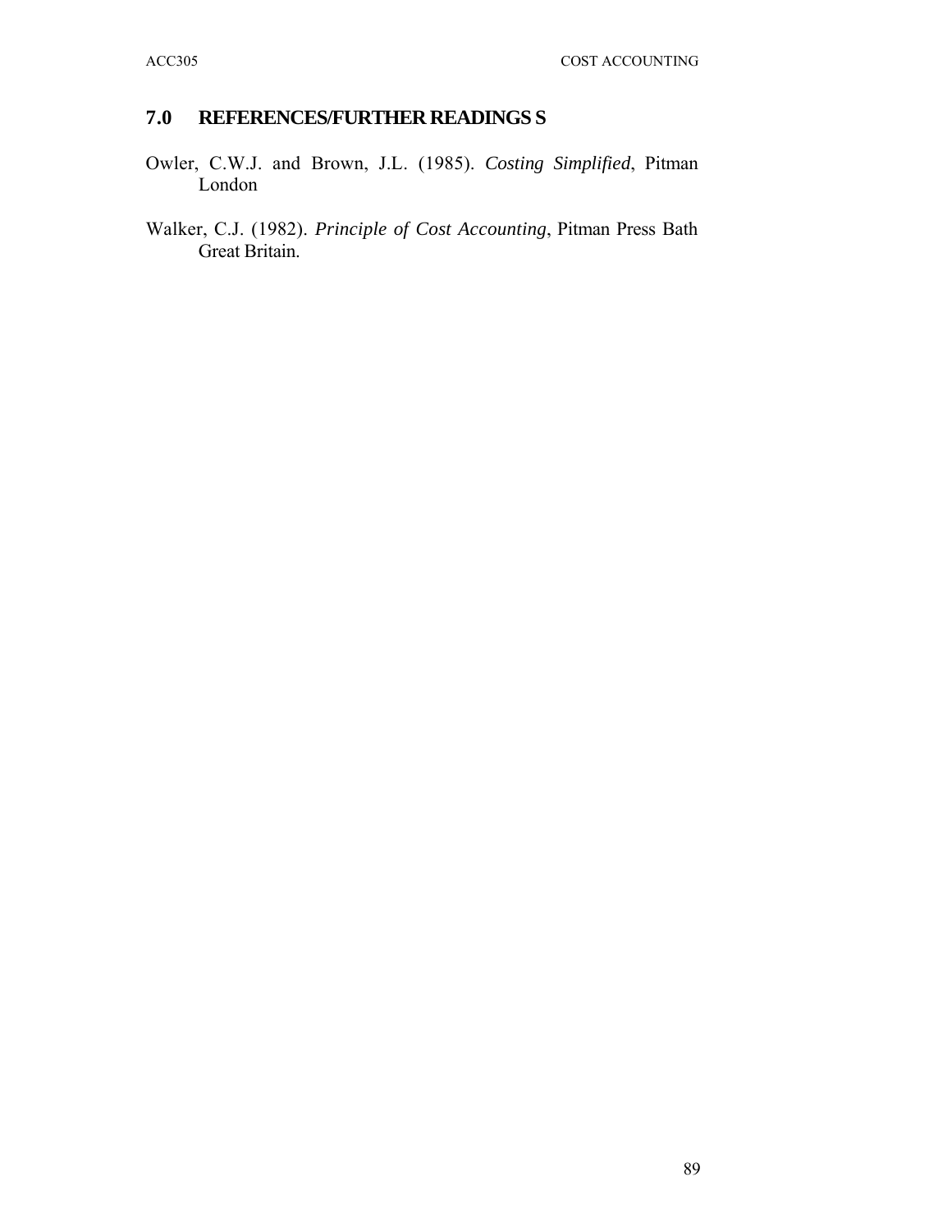## 7.0 REFERENCES/FURTHER READINGS S

Owler, C.W.J. and Brown, J.L. (1985). *Costing Simplified*, Pitman London

Walker, C.J. (1982). *Principle of Cost Accounting*, Pitman Press Bath Great Britain.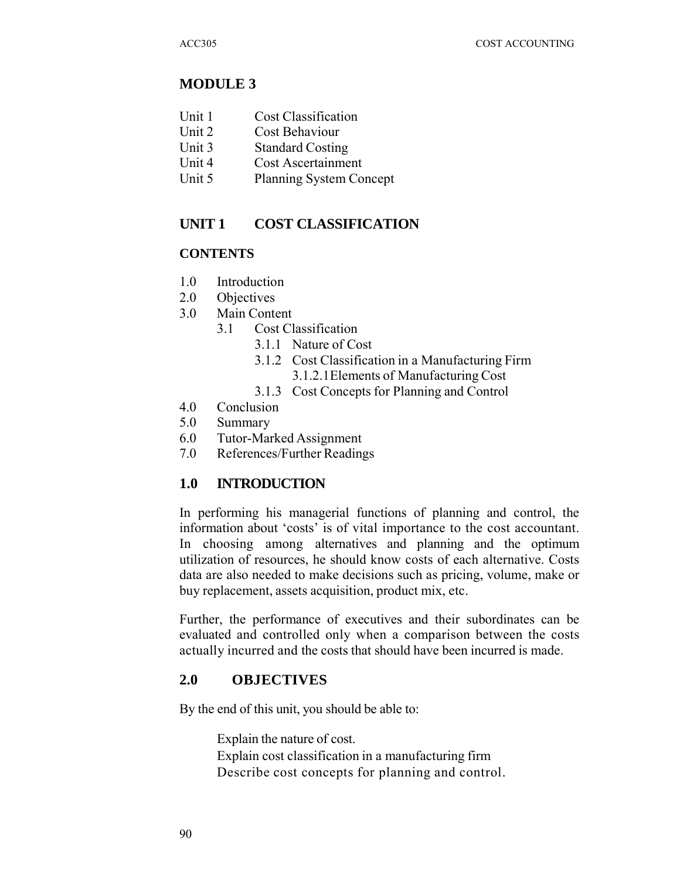## MODULE 3

Unit 1 Cost Classification
Unit 2 Cost Behaviour
Unit 3 Standard Costing
Unit 4 Cost Ascertainment
Unit 5 Planning System Concept

## UNIT 1 COST CLASSIFICATION

### CONTENTS

1.0 Introduction
2.0 Objectives
3.0 Main Content
  3.1 Cost Classification
    3.1.1 Nature of Cost
    3.1.2 Cost Classification in a Manufacturing Firm
      3.1.2.1 Elements of Manufacturing Cost
    3.1.3 Cost Concepts for Planning and Control
4.0 Conclusion
5.0 Summary
6.0 Tutor-Marked Assignment
7.0 References/Further Readings

## 1.0 INTRODUCTION

In performing his managerial functions of planning and control, the information about 'costs' is of vital importance to the cost accountant. In choosing among alternatives and planning and the optimum utilization of resources, he should know costs of each alternative. Costs data are also needed to make decisions such as pricing, volume, make or buy replacement, assets acquisition, product mix, etc.

Further, the performance of executives and their subordinates can be evaluated and controlled only when a comparison between the costs actually incurred and the costs that should have been incurred is made.

## 2.0 OBJECTIVES

By the end of this unit, you should be able to:

- Explain the nature of cost.
- Explain cost classification in a manufacturing firm
- Describe cost concepts for planning and control.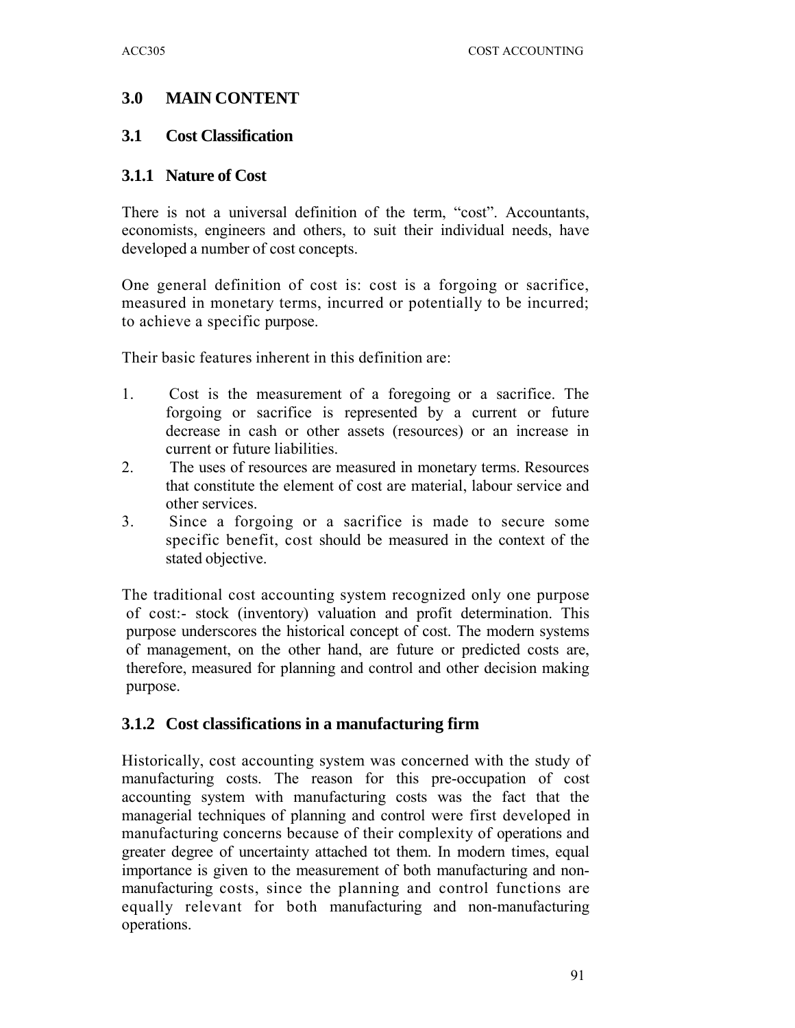## 3.0 MAIN CONTENT

### 3.1 Cost Classification

#### 3.1.1 Nature of Cost

There is not a universal definition of the term, "cost". Accountants, economists, engineers and others, to suit their individual needs, have developed a number of cost concepts.

One general definition of cost is: cost is a forgoing or sacrifice, measured in monetary terms, incurred or potentially to be incurred; to achieve a specific purpose.

Their basic features inherent in this definition are:

1. Cost is the measurement of a foregoing or a sacrifice. The forgoing or sacrifice is represented by a current or future decrease in cash or other assets (resources) or an increase in current or future liabilities.
2. The uses of resources are measured in monetary terms. Resources that constitute the element of cost are material, labour service and other services.
3. Since a forgoing or a sacrifice is made to secure some specific benefit, cost should be measured in the context of the stated objective.

The traditional cost accounting system recognized only one purpose of cost:- stock (inventory) valuation and profit determination. This purpose underscores the historical concept of cost. The modern systems of management, on the other hand, are future or predicted costs are, therefore, measured for planning and control and other decision making purpose.

#### 3.1.2 Cost classifications in a manufacturing firm

Historically, cost accounting system was concerned with the study of manufacturing costs. The reason for this pre-occupation of cost accounting system with manufacturing costs was the fact that the managerial techniques of planning and control were first developed in manufacturing concerns because of their complexity of operations and greater degree of uncertainty attached tot them. In modern times, equal importance is given to the measurement of both manufacturing and non-manufacturing costs, since the planning and control functions are equally relevant for both manufacturing and non-manufacturing operations.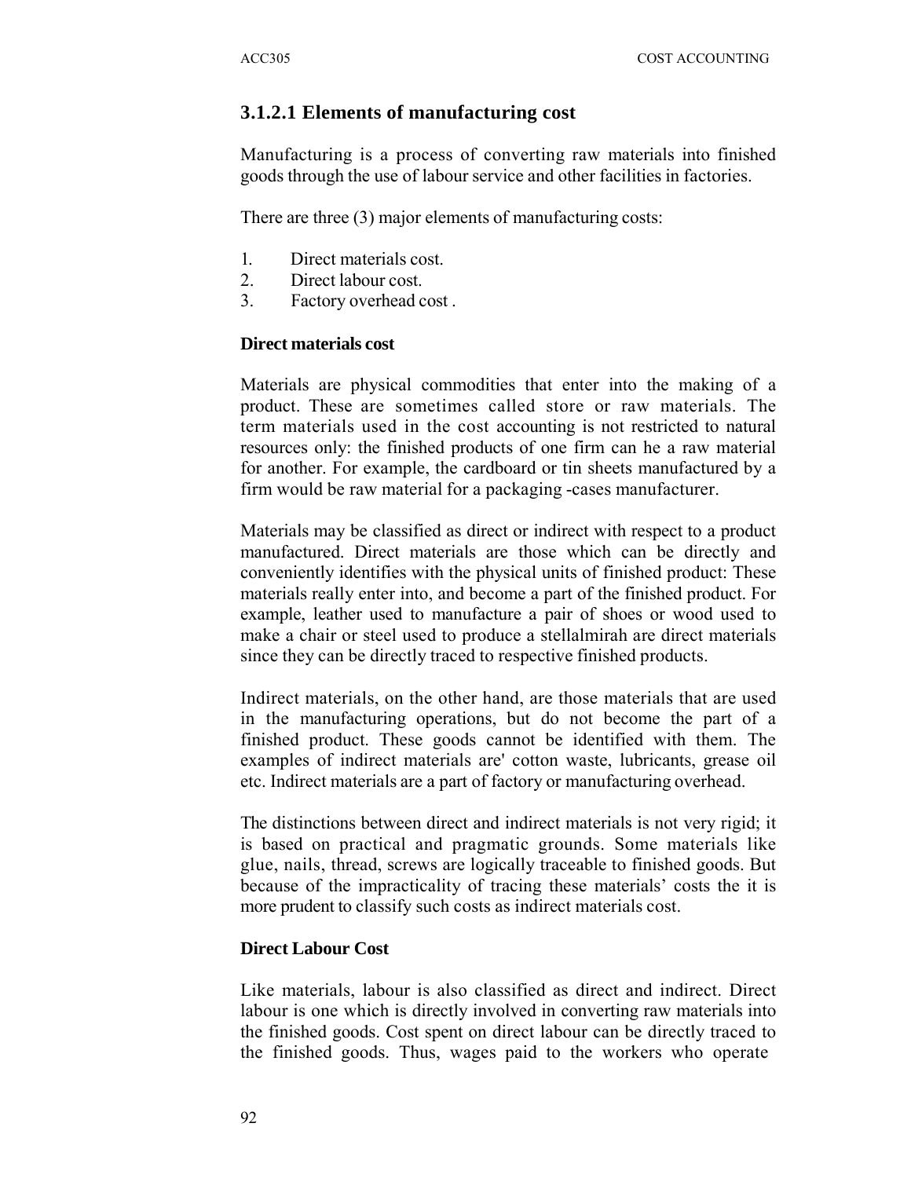### 3.1.2.1 Elements of manufacturing cost

Manufacturing is a process of converting raw materials into finished goods through the use of labour service and other facilities in factories.

There are three (3) major elements of manufacturing costs:

1. Direct materials cost.
2. Direct labour cost.
3. Factory overhead cost .

**Direct materials cost**

Materials are physical commodities that enter into the making of a product. These are sometimes called store or raw materials. The term materials used in the cost accounting is not restricted to natural resources only: the finished products of one firm can he a raw material for another. For example, the cardboard or tin sheets manufactured by a firm would be raw material for a packaging -cases manufacturer.

Materials may be classified as direct or indirect with respect to a product manufactured. Direct materials are those which can be directly and conveniently identifies with the physical units of finished product: These materials really enter into, and become a part of the finished product. For example, leather used to manufacture a pair of shoes or wood used to make a chair or steel used to produce a stellalmirah are direct materials since they can be directly traced to respective finished products.

Indirect materials, on the other hand, are those materials that are used in the manufacturing operations, but do not become the part of a finished product. These goods cannot be identified with them. The examples of indirect materials are' cotton waste, lubricants, grease oil etc. Indirect materials are a part of factory or manufacturing overhead.

The distinctions between direct and indirect materials is not very rigid; it is based on practical and pragmatic grounds. Some materials like glue, nails, thread, screws are logically traceable to finished goods. But because of the impracticality of tracing these materials' costs the it is more prudent to classify such costs as indirect materials cost.

**Direct Labour Cost**

Like materials, labour is also classified as direct and indirect. Direct labour is one which is directly involved in converting raw materials into the finished goods. Cost spent on direct labour can be directly traced to the finished goods. Thus, wages paid to the workers who operate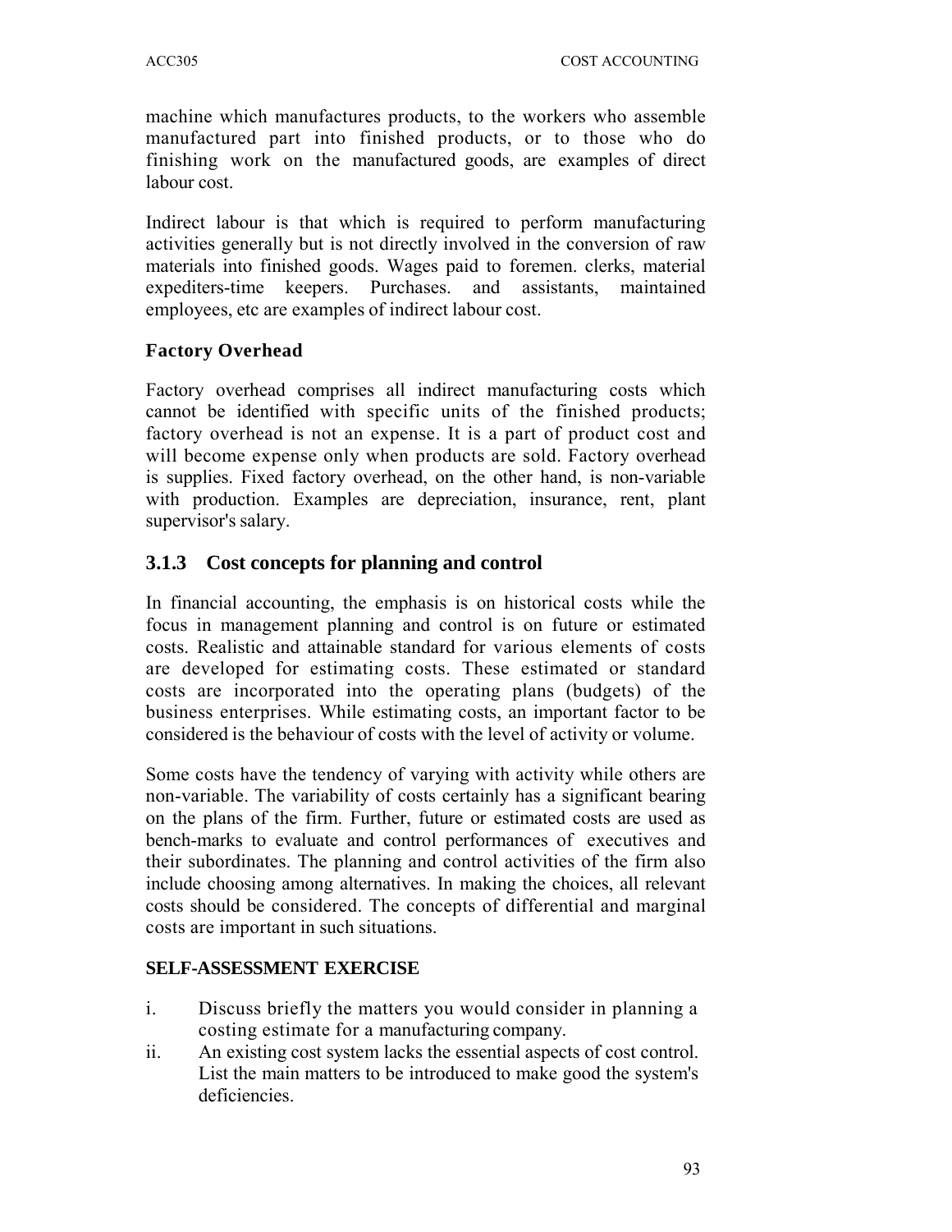machine which manufactures products, to the workers who assemble manufactured part into finished products, or to those who do finishing work on the manufactured goods, are examples of direct labour cost.

Indirect labour is that which is required to perform manufacturing activities generally but is not directly involved in the conversion of raw materials into finished goods. Wages paid to foremen. clerks, material expediters-time keepers. Purchases. and assistants, maintained employees, etc are examples of indirect labour cost.

### Factory Overhead

Factory overhead comprises all indirect manufacturing costs which cannot be identified with specific units of the finished products; factory overhead is not an expense. It is a part of product cost and will become expense only when products are sold. Factory overhead is supplies. Fixed factory overhead, on the other hand, is non-variable with production. Examples are depreciation, insurance, rent, plant supervisor's salary.

## 3.1.3 Cost concepts for planning and control

In financial accounting, the emphasis is on historical costs while the focus in management planning and control is on future or estimated costs. Realistic and attainable standard for various elements of costs are developed for estimating costs. These estimated or standard costs are incorporated into the operating plans (budgets) of the business enterprises. While estimating costs, an important factor to be considered is the behaviour of costs with the level of activity or volume.

Some costs have the tendency of varying with activity while others are non-variable. The variability of costs certainly has a significant bearing on the plans of the firm. Further, future or estimated costs are used as bench-marks to evaluate and control performances of executives and their subordinates. The planning and control activities of the firm also include choosing among alternatives. In making the choices, all relevant costs should be considered. The concepts of differential and marginal costs are important in such situations.

### SELF-ASSESSMENT EXERCISE

i. Discuss briefly the matters you would consider in planning a costing estimate for a manufacturing company.
ii. An existing cost system lacks the essential aspects of cost control. List the main matters to be introduced to make good the system's deficiencies.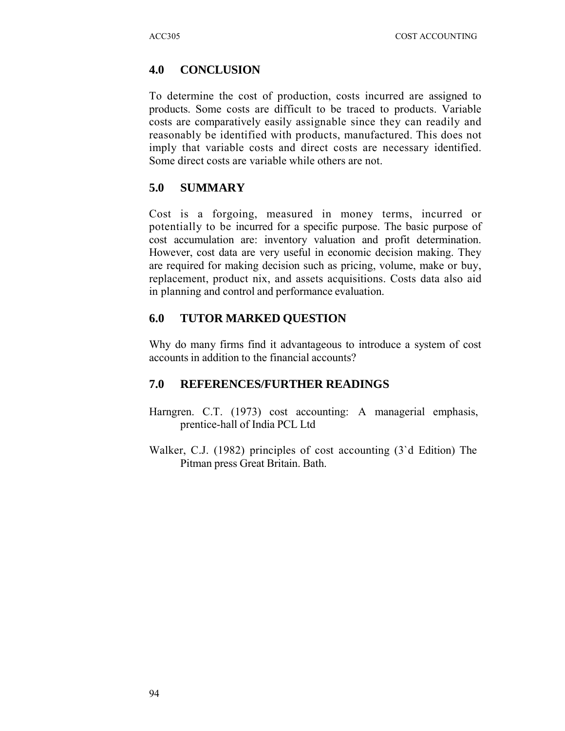## 4.0 CONCLUSION

To determine the cost of production, costs incurred are assigned to products. Some costs are difficult to be traced to products. Variable costs are comparatively easily assignable since they can readily and reasonably be identified with products, manufactured. This does not imply that variable costs and direct costs are necessary identified. Some direct costs are variable while others are not.

## 5.0 SUMMARY

Cost is a forgoing, measured in money terms, incurred or potentially to be incurred for a specific purpose. The basic purpose of cost accumulation are: inventory valuation and profit determination. However, cost data are very useful in economic decision making. They are required for making decision such as pricing, volume, make or buy, replacement, product nix, and assets acquisitions. Costs data also aid in planning and control and performance evaluation.

## 6.0 TUTOR MARKED QUESTION

Why do many firms find it advantageous to introduce a system of cost accounts in addition to the financial accounts?

## 7.0 REFERENCES/FURTHER READINGS

Harngren. C.T. (1973) cost accounting: A managerial emphasis, prentice-hall of India PCL Ltd

Walker, C.J. (1982) principles of cost accounting (3`d Edition) The Pitman press Great Britain. Bath.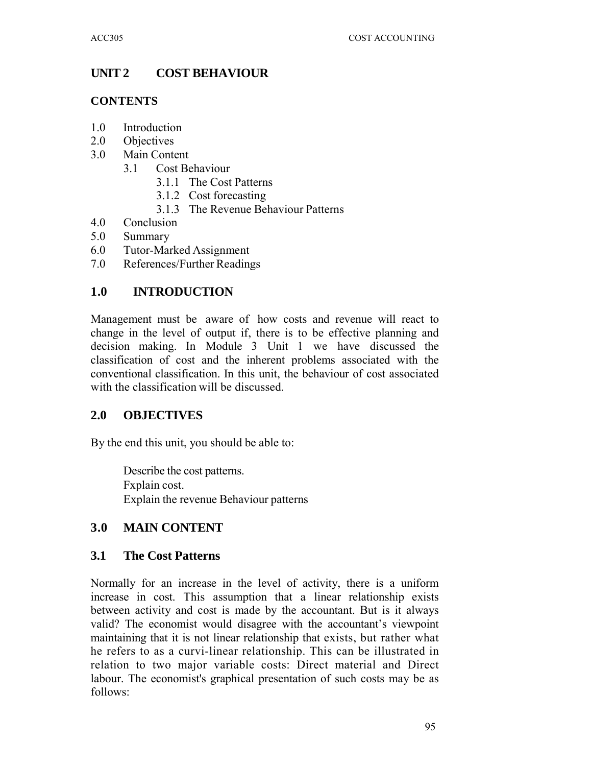# UNIT 2 COST BEHAVIOUR

## CONTENTS

1.0 Introduction
2.0 Objectives
3.0 Main Content
  3.1 Cost Behaviour
    3.1.1 The Cost Patterns
    3.1.2 Cost forecasting
    3.1.3 The Revenue Behaviour Patterns
4.0 Conclusion
5.0 Summary
6.0 Tutor-Marked Assignment
7.0 References/Further Readings

## 1.0 INTRODUCTION

Management must be aware of how costs and revenue will react to change in the level of output if, there is to be effective planning and decision making. In Module 3 Unit 1 we have discussed the classification of cost and the inherent problems associated with the conventional classification. In this unit, the behaviour of cost associated with the classification will be discussed.

## 2.0 OBJECTIVES

By the end this unit, you should be able to:

Describe the cost patterns.
Fxplain cost.
Explain the revenue Behaviour patterns

## 3.0 MAIN CONTENT

## 3.1 The Cost Patterns

Normally for an increase in the level of activity, there is a uniform increase in cost. This assumption that a linear relationship exists between activity and cost is made by the accountant. But is it always valid? The economist would disagree with the accountant's viewpoint maintaining that it is not linear relationship that exists, but rather what he refers to as a curvi-linear relationship. This can be illustrated in relation to two major variable costs: Direct material and Direct labour. The economist's graphical presentation of such costs may be as follows: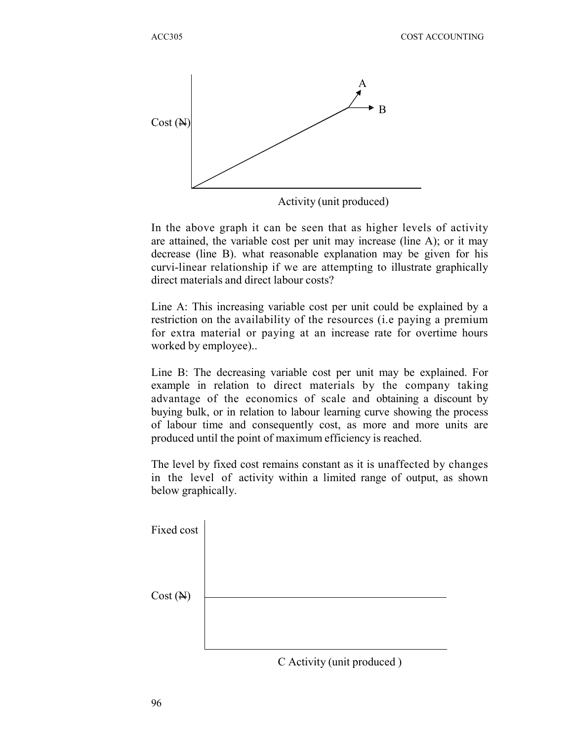A

B

Cost (₦)

Activity (unit produced)

In the above graph it can be seen that as higher levels of activity are attained, the variable cost per unit may increase (line A); or it may decrease (line B). what reasonable explanation may be given for his curvi-linear relationship if we are attempting to illustrate graphically direct materials and direct labour costs?

Line A: This increasing variable cost per unit could be explained by a restriction on the availability of the resources (i.e paying a premium for extra material or paying at an increase rate for overtime hours worked by employee)..

Line B: The decreasing variable cost per unit may be explained. For example in relation to direct materials by the company taking advantage of the economics of scale and obtaining a discount by buying bulk, or in relation to labour learning curve showing the process of labour time and consequently cost, as more and more units are produced until the point of maximum efficiency is reached.

The level by fixed cost remains constant as it is unaffected by changes in the level of activity within a limited range of output, as shown below graphically.

Fixed cost

Cost (₦)

C Activity (unit produced )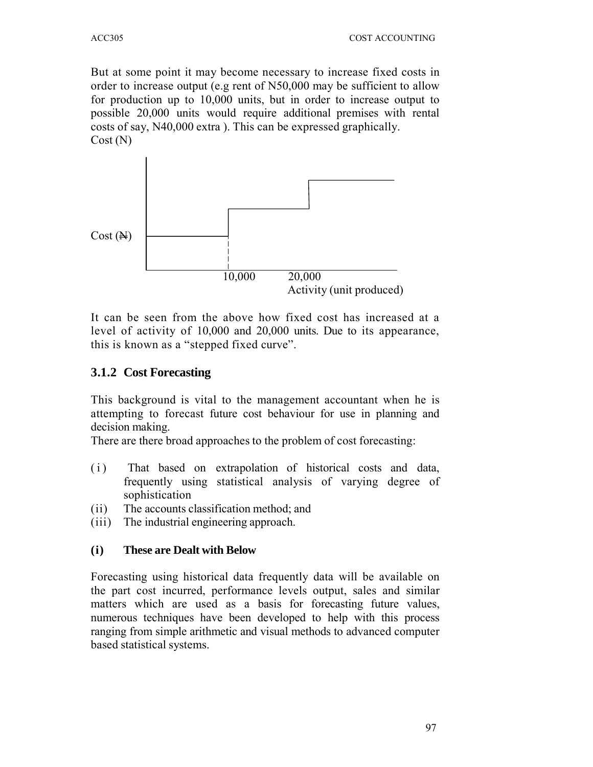But at some point it may become necessary to increase fixed costs in order to increase output (e.g rent of N50,000 may be sufficient to allow for production up to 10,000 units, but in order to increase output to possible 20,000 units would require additional premises with rental costs of say, N40,000 extra ). This can be expressed graphically.

Cost (N)

Cost (₦)

10,000

20,000

Activity (unit produced)

It can be seen from the above how fixed cost has increased at a level of activity of 10,000 and 20,000 units. Due to its appearance, this is known as a "stepped fixed curve".

### 3.1.2 Cost Forecasting

This background is vital to the management accountant when he is attempting to forecast future cost behaviour for use in planning and decision making.

There are there broad approaches to the problem of cost forecasting:

(i) That based on extrapolation of historical costs and data, frequently using statistical analysis of varying degree of sophistication
(ii) The accounts classification method; and
(iii) The industrial engineering approach.

**(i) These are Dealt with Below**

Forecasting using historical data frequently data will be available on the part cost incurred, performance levels output, sales and similar matters which are used as a basis for forecasting future values, numerous techniques have been developed to help with this process ranging from simple arithmetic and visual methods to advanced computer based statistical systems.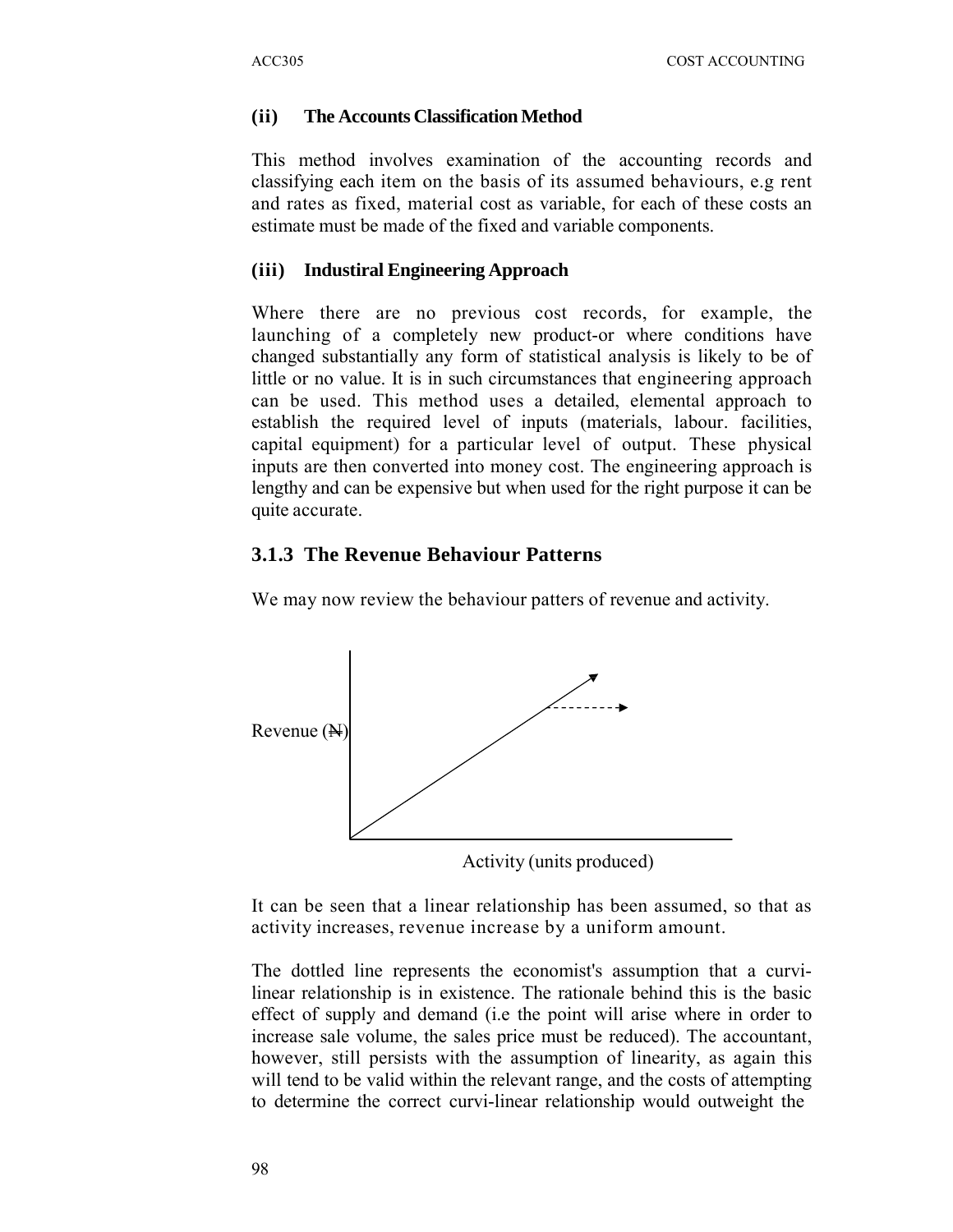**(ii) The Accounts Classification Method**

This method involves examination of the accounting records and classifying each item on the basis of its assumed behaviours, e.g rent and rates as fixed, material cost as variable, for each of these costs an estimate must be made of the fixed and variable components.

**(iii) Industiral Engineering Approach**

Where there are no previous cost records, for example, the launching of a completely new product-or where conditions have changed substantially any form of statistical analysis is likely to be of little or no value. It is in such circumstances that engineering approach can be used. This method uses a detailed, elemental approach to establish the required level of inputs (materials, labour. facilities, capital equipment) for a particular level of output. These physical inputs are then converted into money cost. The engineering approach is lengthy and can be expensive but when used for the right purpose it can be quite accurate.

### 3.1.3 The Revenue Behaviour Patterns

We may now review the behaviour patters of revenue and activity.

Revenue (₦)

Activity (units produced)

It can be seen that a linear relationship has been assumed, so that as activity increases, revenue increase by a uniform amount.

The dottled line represents the economist's assumption that a curvi-linear relationship is in existence. The rationale behind this is the basic effect of supply and demand (i.e the point will arise where in order to increase sale volume, the sales price must be reduced). The accountant, however, still persists with the assumption of linearity, as again this will tend to be valid within the relevant range, and the costs of attempting to determine the correct curvi-linear relationship would outweight the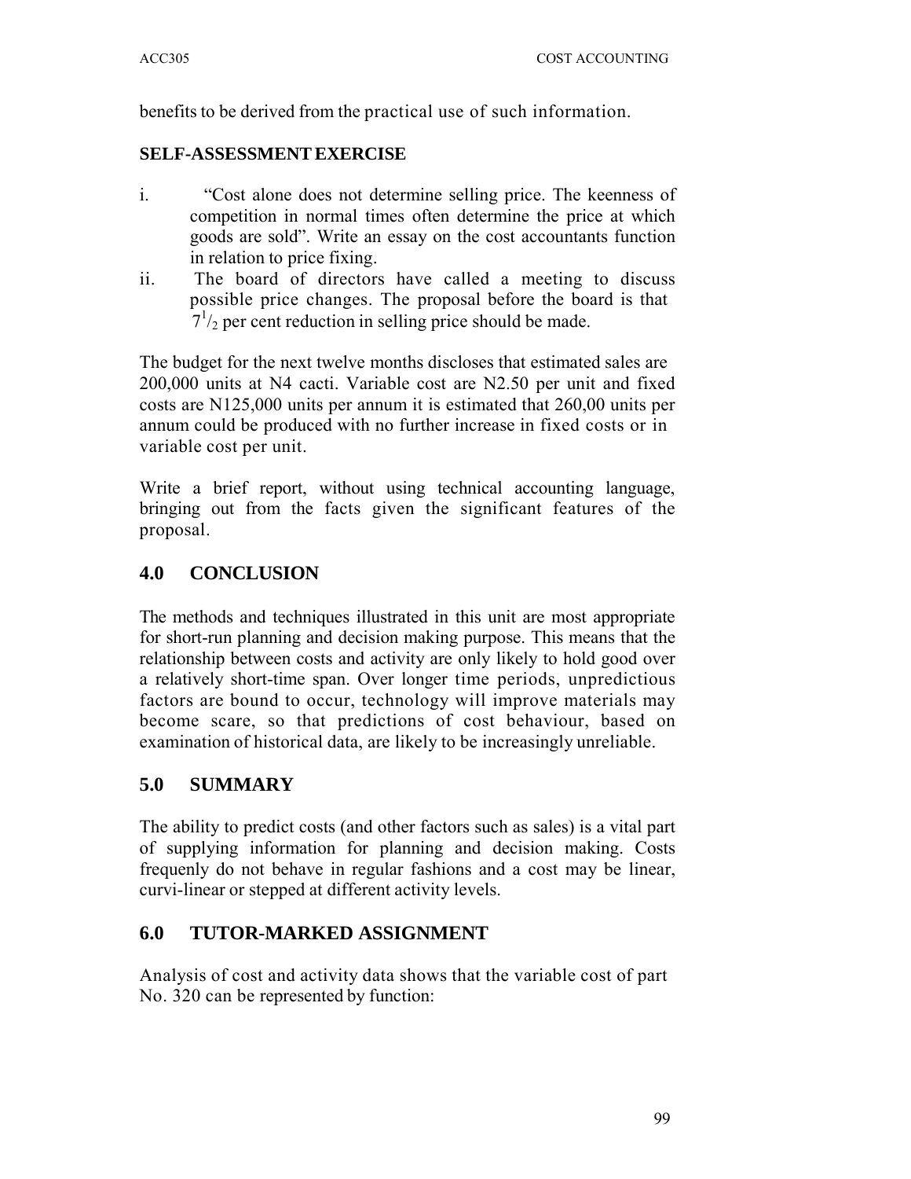benefits to be derived from the practical use of such information.

**SELF-ASSESSMENT EXERCISE**

i. "Cost alone does not determine selling price. The keenness of competition in normal times often determine the price at which goods are sold". Write an essay on the cost accountants function in relation to price fixing.

ii. The board of directors have called a meeting to discuss possible price changes. The proposal before the board is that $7^1/_2$ per cent reduction in selling price should be made.

The budget for the next twelve months discloses that estimated sales are 200,000 units at N4 cacti. Variable cost are N2.50 per unit and fixed costs are N125,000 units per annum it is estimated that 260,00 units per annum could be produced with no further increase in fixed costs or in variable cost per unit.

Write a brief report, without using technical accounting language, bringing out from the facts given the significant features of the proposal.

## 4.0 CONCLUSION

The methods and techniques illustrated in this unit are most appropriate for short-run planning and decision making purpose. This means that the relationship between costs and activity are only likely to hold good over a relatively short-time span. Over longer time periods, unpredictious factors are bound to occur, technology will improve materials may become scare, so that predictions of cost behaviour, based on examination of historical data, are likely to be increasingly unreliable.

## 5.0 SUMMARY

The ability to predict costs (and other factors such as sales) is a vital part of supplying information for planning and decision making. Costs frequenly do not behave in regular fashions and a cost may be linear, curvi-linear or stepped at different activity levels.

## 6.0 TUTOR-MARKED ASSIGNMENT

Analysis of cost and activity data shows that the variable cost of part No. 320 can be represented by function: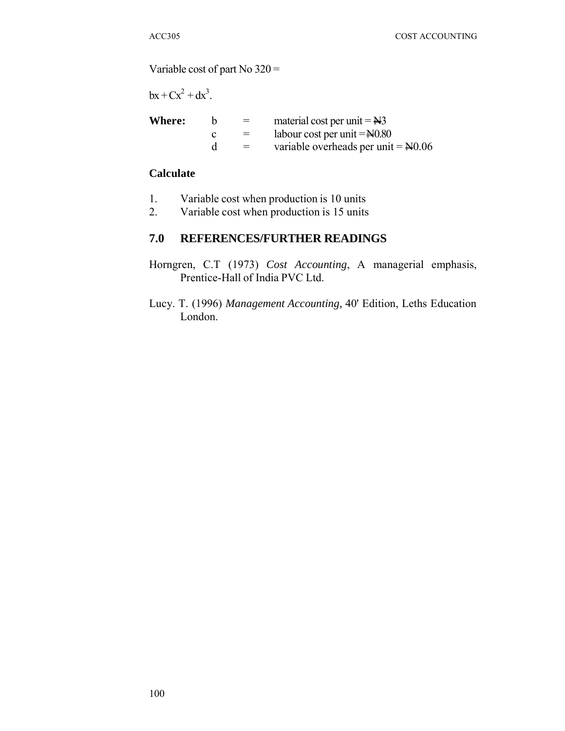Variable cost of part No 320 =

$bx + Cx^2 + dx^3$.

**Where:** b = material cost per unit = ₦3
c = labour cost per unit = ₦0.80
d = variable overheads per unit = ₦0.06

**Calculate**

1. Variable cost when production is 10 units
2. Variable cost when production is 15 units

## 7.0 REFERENCES/FURTHER READINGS

Horngren, C.T (1973) *Cost Accounting*, A managerial emphasis, Prentice-Hall of India PVC Ltd.

Lucy. T. (1996) *Management Accounting*, 40' Edition, Leths Education London.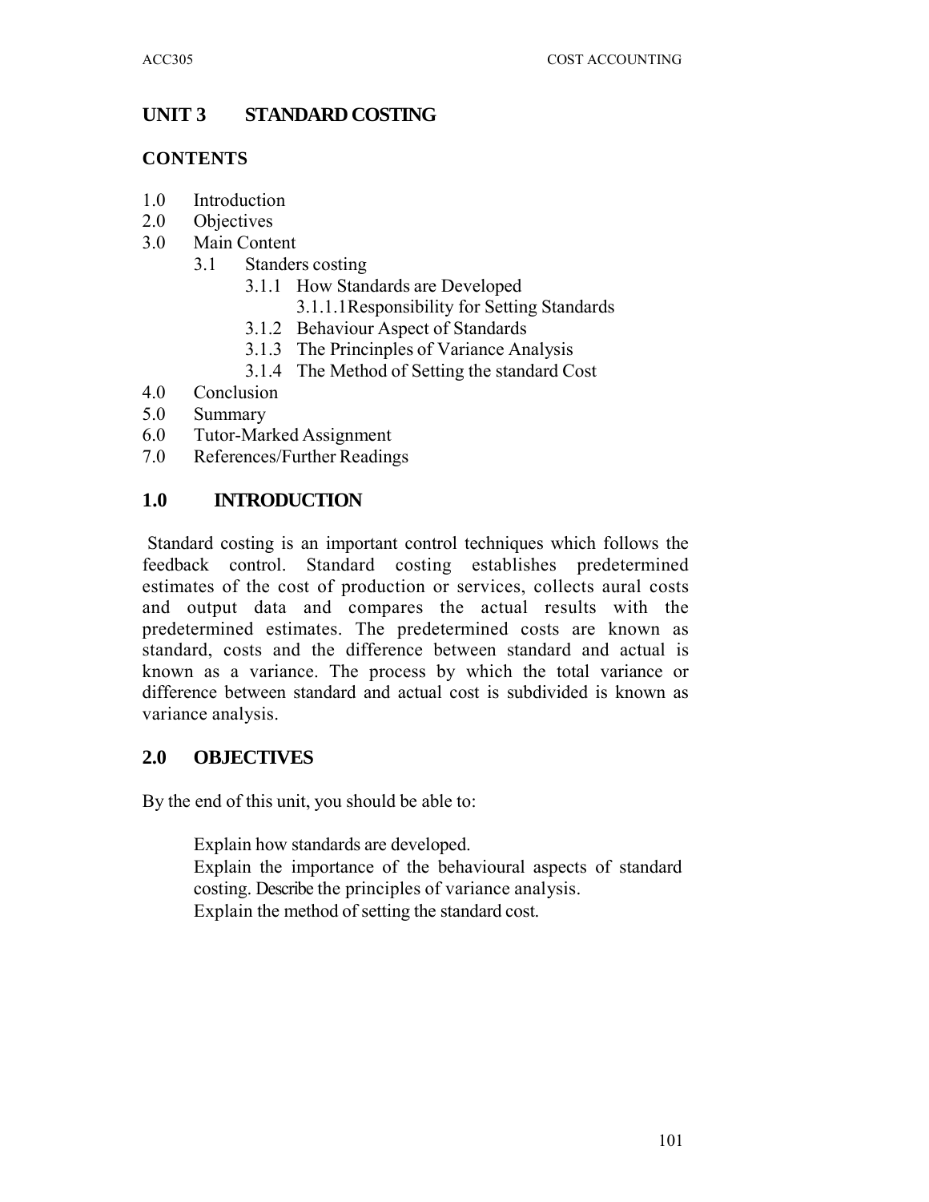## UNIT 3 STANDARD COSTING

### CONTENTS

1.0 Introduction
2.0 Objectives
3.0 Main Content
    3.1 Standers costing
        3.1.1 How Standards are Developed
            3.1.1.1 Responsibility for Setting Standards
        3.1.2 Behaviour Aspect of Standards
        3.1.3 The Princinples of Variance Analysis
        3.1.4 The Method of Setting the standard Cost
4.0 Conclusion
5.0 Summary
6.0 Tutor-Marked Assignment
7.0 References/Further Readings

## 1.0 INTRODUCTION

Standard costing is an important control techniques which follows the feedback control. Standard costing establishes predetermined estimates of the cost of production or services, collects aural costs and output data and compares the actual results with the predetermined estimates. The predetermined costs are known as standard, costs and the difference between standard and actual is known as a variance. The process by which the total variance or difference between standard and actual cost is subdivided is known as variance analysis.

## 2.0 OBJECTIVES

By the end of this unit, you should be able to:

Explain how standards are developed.
Explain the importance of the behavioural aspects of standard costing. Describe the principles of variance analysis.
Explain the method of setting the standard cost.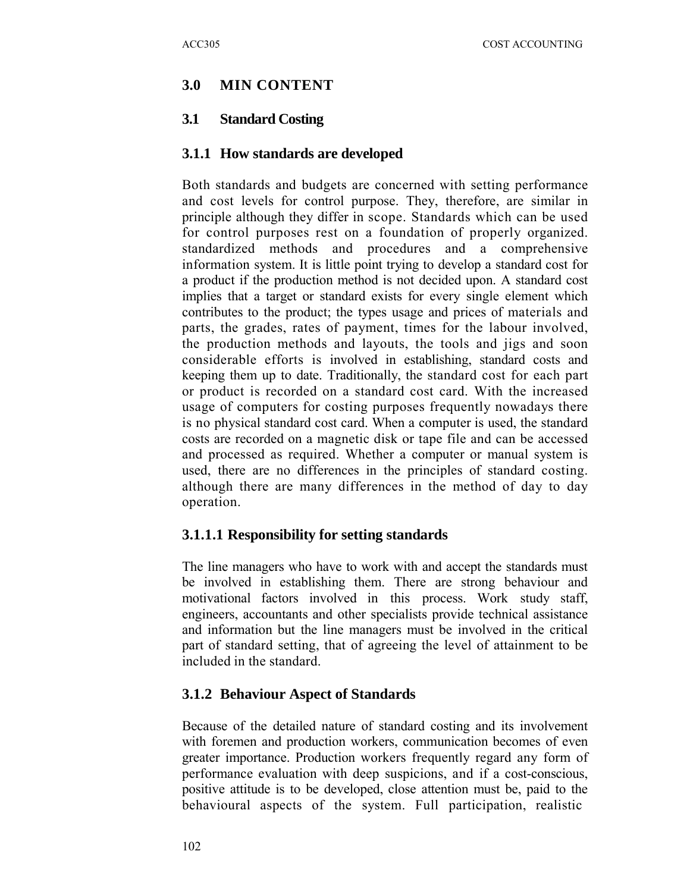## 3.0 MIN CONTENT

### 3.1 Standard Costing

#### 3.1.1 How standards are developed

Both standards and budgets are concerned with setting performance and cost levels for control purpose. They, therefore, are similar in principle although they differ in scope. Standards which can be used for control purposes rest on a foundation of properly organized. standardized methods and procedures and a comprehensive information system. It is little point trying to develop a standard cost for a product if the production method is not decided upon. A standard cost implies that a target or standard exists for every single element which contributes to the product; the types usage and prices of materials and parts, the grades, rates of payment, times for the labour involved, the production methods and layouts, the tools and jigs and soon considerable efforts is involved in establishing, standard costs and keeping them up to date. Traditionally, the standard cost for each part or product is recorded on a standard cost card. With the increased usage of computers for costing purposes frequently nowadays there is no physical standard cost card. When a computer is used, the standard costs are recorded on a magnetic disk or tape file and can be accessed and processed as required. Whether a computer or manual system is used, there are no differences in the principles of standard costing. although there are many differences in the method of day to day operation.

##### 3.1.1.1 Responsibility for setting standards

The line managers who have to work with and accept the standards must be involved in establishing them. There are strong behaviour and motivational factors involved in this process. Work study staff, engineers, accountants and other specialists provide technical assistance and information but the line managers must be involved in the critical part of standard setting, that of agreeing the level of attainment to be included in the standard.

#### 3.1.2 Behaviour Aspect of Standards

Because of the detailed nature of standard costing and its involvement with foremen and production workers, communication becomes of even greater importance. Production workers frequently regard any form of performance evaluation with deep suspicions, and if a cost-conscious, positive attitude is to be developed, close attention must be, paid to the behavioural aspects of the system. Full participation, realistic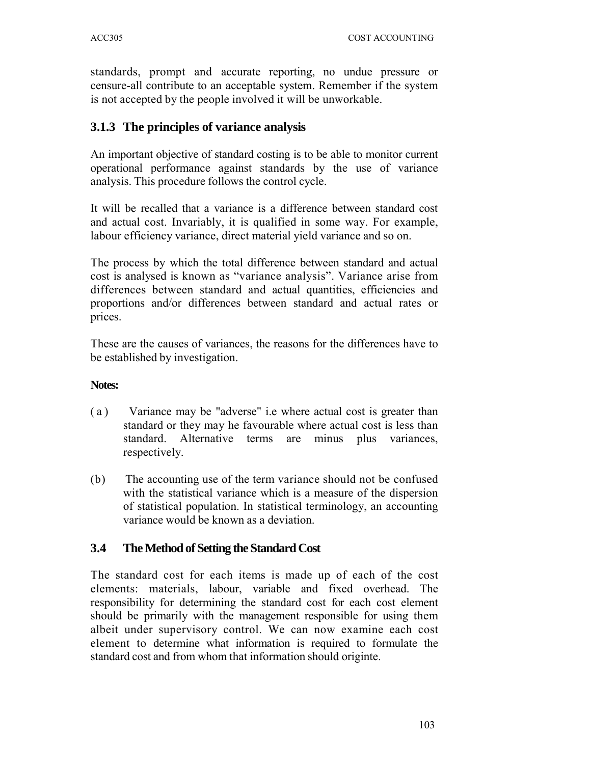standards, prompt and accurate reporting, no undue pressure or censure-all contribute to an acceptable system. Remember if the system is not accepted by the people involved it will be unworkable.

### 3.1.3 The principles of variance analysis

An important objective of standard costing is to be able to monitor current operational performance against standards by the use of variance analysis. This procedure follows the control cycle.

It will be recalled that a variance is a difference between standard cost and actual cost. Invariably, it is qualified in some way. For example, labour efficiency variance, direct material yield variance and so on.

The process by which the total difference between standard and actual cost is analysed is known as "variance analysis". Variance arise from differences between standard and actual quantities, efficiencies and proportions and/or differences between standard and actual rates or prices.

These are the causes of variances, the reasons for the differences have to be established by investigation.

**Notes:**

( a ) Variance may be "adverse" i.e where actual cost is greater than standard or they may he favourable where actual cost is less than standard. Alternative terms are minus plus variances, respectively.

(b) The accounting use of the term variance should not be confused with the statistical variance which is a measure of the dispersion of statistical population. In statistical terminology, an accounting variance would be known as a deviation.

## 3.4 The Method of Setting the Standard Cost

The standard cost for each items is made up of each of the cost elements: materials, labour, variable and fixed overhead. The responsibility for determining the standard cost for each cost element should be primarily with the management responsible for using them albeit under supervisory control. We can now examine each cost element to determine what information is required to formulate the standard cost and from whom that information should originte.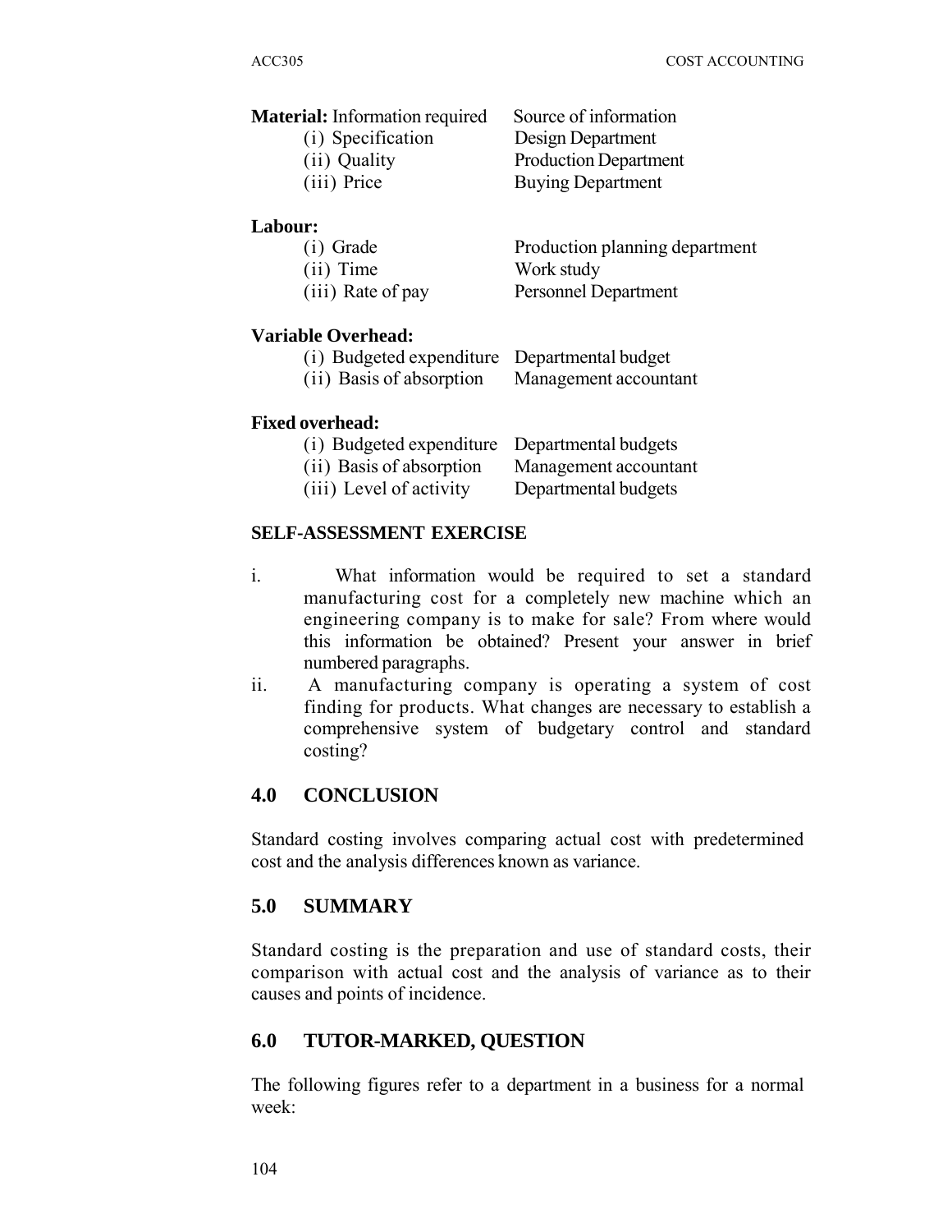| **Material:** Information required | Source of information |
|---|---|
| (i) Specification | Design Department |
| (ii) Quality | Production Department |
| (iii) Price | Buying Department |

**Labour:**

| | |
|---|---|
| (i) Grade | Production planning department |
| (ii) Time | Work study |
| (iii) Rate of pay | Personnel Department |

**Variable Overhead:**

| | |
|---|---|
| (i) Budgeted expenditure | Departmental budget |
| (ii) Basis of absorption | Management accountant |

**Fixed overhead:**

| | |
|---|---|
| (i) Budgeted expenditure | Departmental budgets |
| (ii) Basis of absorption | Management accountant |
| (iii) Level of activity | Departmental budgets |

**SELF-ASSESSMENT EXERCISE**

i. What information would be required to set a standard manufacturing cost for a completely new machine which an engineering company is to make for sale? From where would this information be obtained? Present your answer in brief numbered paragraphs.

ii. A manufacturing company is operating a system of cost finding for products. What changes are necessary to establish a comprehensive system of budgetary control and standard costing?

## 4.0 CONCLUSION

Standard costing involves comparing actual cost with predetermined cost and the analysis differences known as variance.

## 5.0 SUMMARY

Standard costing is the preparation and use of standard costs, their comparison with actual cost and the analysis of variance as to their causes and points of incidence.

## 6.0 TUTOR-MARKED, QUESTION

The following figures refer to a department in a business for a normal week: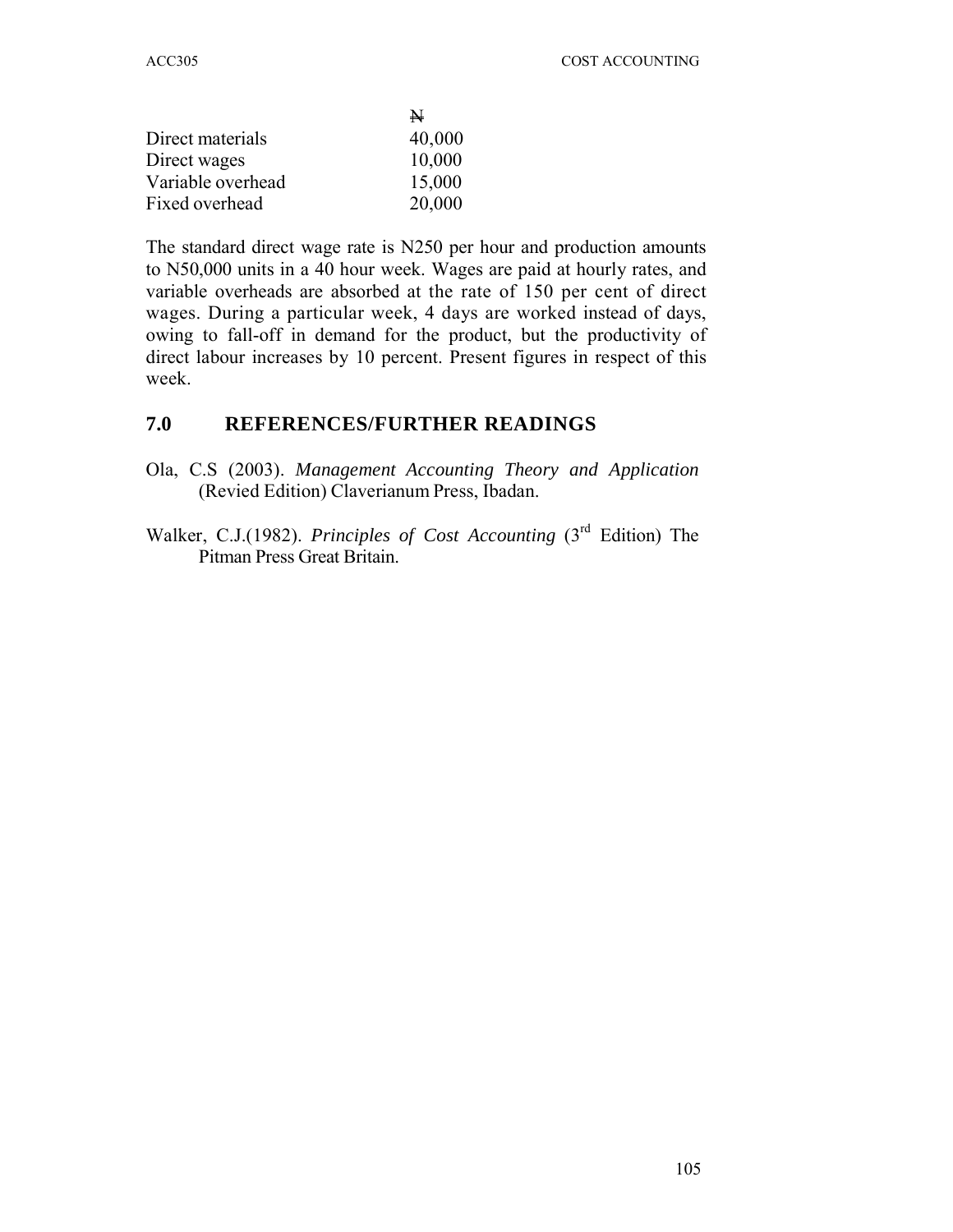| | ₦ |
|---|---|
| Direct materials | 40,000 |
| Direct wages | 10,000 |
| Variable overhead | 15,000 |
| Fixed overhead | 20,000 |

The standard direct wage rate is N250 per hour and production amounts to N50,000 units in a 40 hour week. Wages are paid at hourly rates, and variable overheads are absorbed at the rate of 150 per cent of direct wages. During a particular week, 4 days are worked instead of days, owing to fall-off in demand for the product, but the productivity of direct labour increases by 10 percent. Present figures in respect of this week.

## 7.0 REFERENCES/FURTHER READINGS

Ola, C.S (2003). *Management Accounting Theory and Application* (Revied Edition) Claverianum Press, Ibadan.

Walker, C.J.(1982). *Principles of Cost Accounting* (3rd Edition) The Pitman Press Great Britain.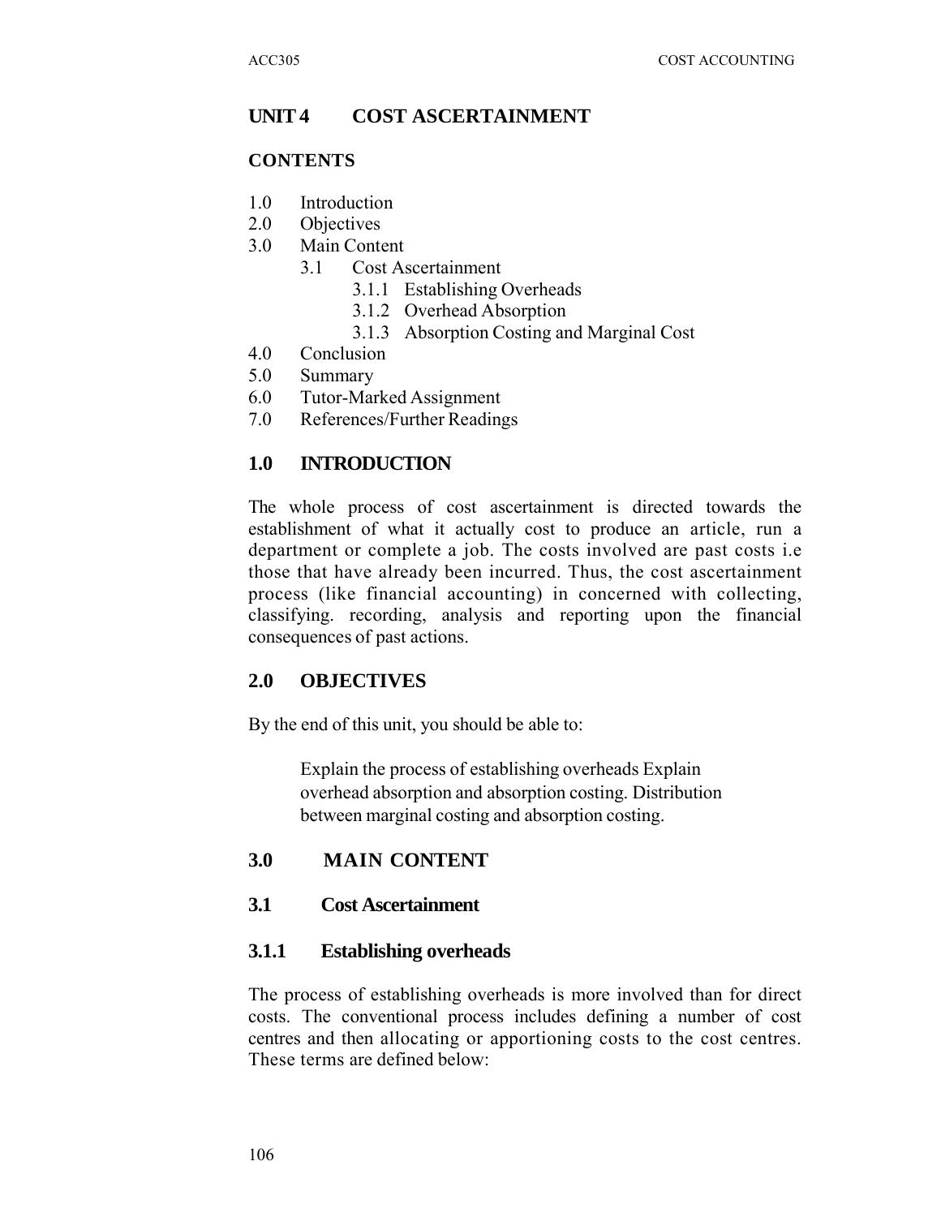## UNIT 4 COST ASCERTAINMENT

### CONTENTS

1.0 Introduction
2.0 Objectives
3.0 Main Content
   3.1 Cost Ascertainment
      3.1.1 Establishing Overheads
      3.1.2 Overhead Absorption
      3.1.3 Absorption Costing and Marginal Cost
4.0 Conclusion
5.0 Summary
6.0 Tutor-Marked Assignment
7.0 References/Further Readings

### 1.0 INTRODUCTION

The whole process of cost ascertainment is directed towards the establishment of what it actually cost to produce an article, run a department or complete a job. The costs involved are past costs i.e those that have already been incurred. Thus, the cost ascertainment process (like financial accounting) in concerned with collecting, classifying. recording, analysis and reporting upon the financial consequences of past actions.

### 2.0 OBJECTIVES

By the end of this unit, you should be able to:

Explain the process of establishing overheads Explain overhead absorption and absorption costing. Distribution between marginal costing and absorption costing.

### 3.0 MAIN CONTENT

### 3.1 Cost Ascertainment

#### 3.1.1 Establishing overheads

The process of establishing overheads is more involved than for direct costs. The conventional process includes defining a number of cost centres and then allocating or apportioning costs to the cost centres. These terms are defined below: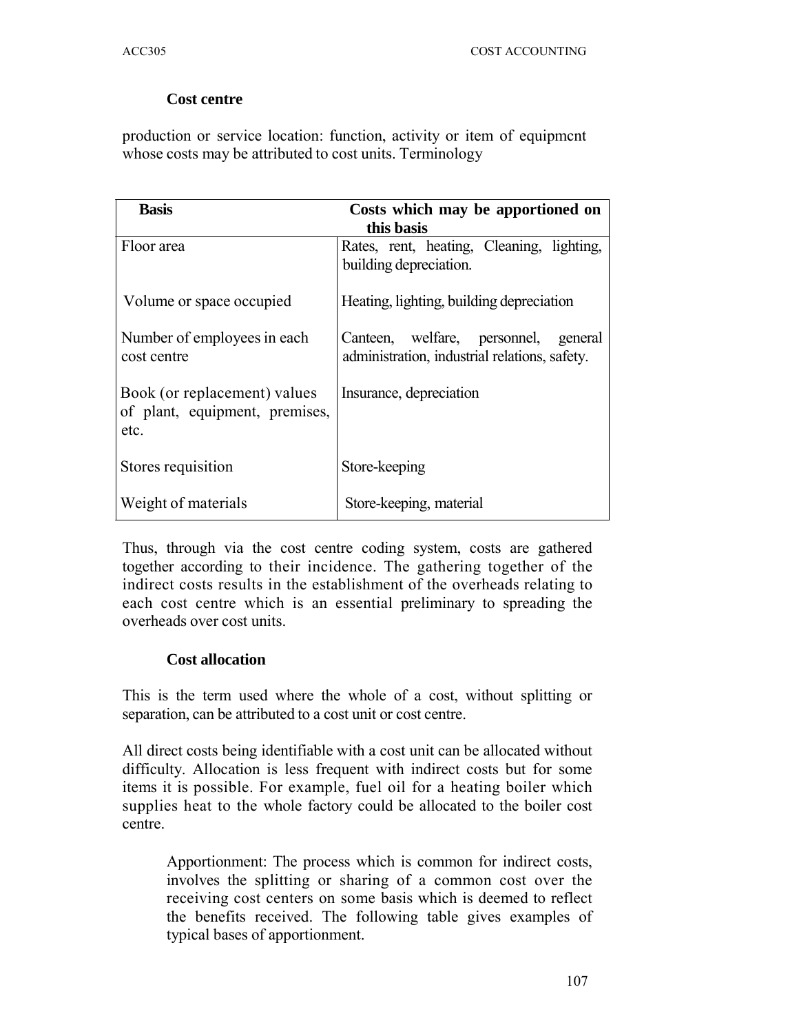**Cost centre**

production or service location: function, activity or item of equipmcnt whose costs may be attributed to cost units. Terminology

| Basis | Costs which may be apportioned on this basis |
|---|---|
| Floor area | Rates, rent, heating, Cleaning, lighting, building depreciation. |
| Volume or space occupied | Heating, lighting, building depreciation |
| Number of employees in each cost centre | Canteen, welfare, personnel, general administration, industrial relations, safety. |
| Book (or replacement) values of plant, equipment, premises, etc. | Insurance, depreciation |
| Stores requisition | Store-keeping |
| Weight of materials | Store-keeping, material |

Thus, through via the cost centre coding system, costs are gathered together according to their incidence. The gathering together of the indirect costs results in the establishment of the overheads relating to each cost centre which is an essential preliminary to spreading the overheads over cost units.

**Cost allocation**

This is the term used where the whole of a cost, without splitting or separation, can be attributed to a cost unit or cost centre.

All direct costs being identifiable with a cost unit can be allocated without difficulty. Allocation is less frequent with indirect costs but for some items it is possible. For example, fuel oil for a heating boiler which supplies heat to the whole factory could be allocated to the boiler cost centre.

Apportionment: The process which is common for indirect costs, involves the splitting or sharing of a common cost over the receiving cost centers on some basis which is deemed to reflect the benefits received. The following table gives examples of typical bases of apportionment.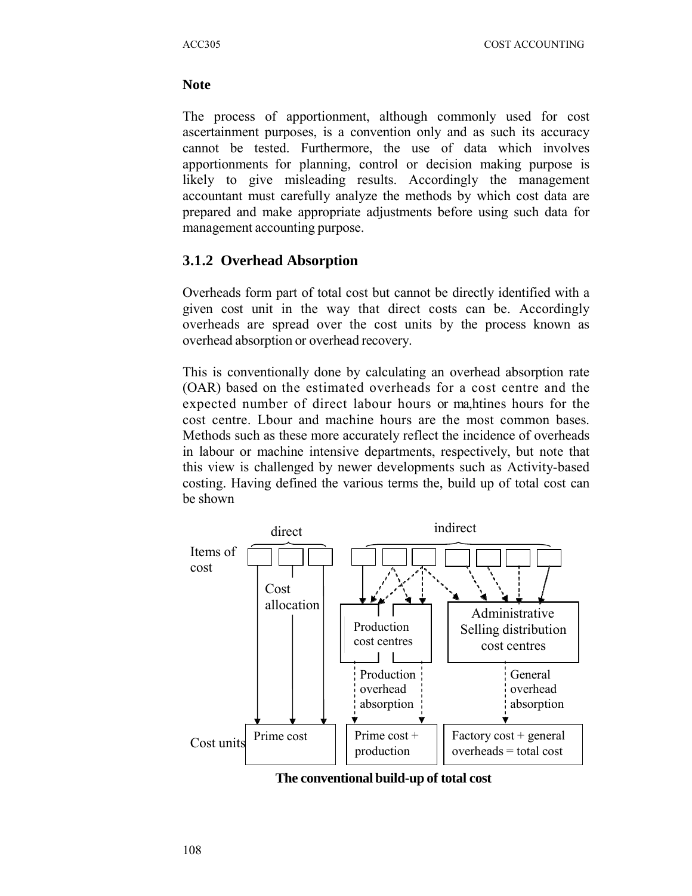**Note**

The process of apportionment, although commonly used for cost ascertainment purposes, is a convention only and as such its accuracy cannot be tested. Furthermore, the use of data which involves apportionments for planning, control or decision making purpose is likely to give misleading results. Accordingly the management accountant must carefully analyze the methods by which cost data are prepared and make appropriate adjustments before using such data for management accounting purpose.

### 3.1.2 Overhead Absorption

Overheads form part of total cost but cannot be directly identified with a given cost unit in the way that direct costs can be. Accordingly overheads are spread over the cost units by the process known as overhead absorption or overhead recovery.

This is conventionally done by calculating an overhead absorption rate (OAR) based on the estimated overheads for a cost centre and the expected number of direct labour hours or ma,htines hours for the cost centre. Lbour and machine hours are the most common bases. Methods such as these more accurately reflect the incidence of overheads in labour or machine intensive departments, respectively, but note that this view is challenged by newer developments such as Activity-based costing. Having defined the various terms the, build up of total cost can be shown

direct

indirect

Items of cost

Cost allocation

Production cost centres

Administrative Selling distribution cost centres

Production overhead absorption

General overhead absorption

Cost units

Prime cost

Prime cost + production

Factory cost + general overheads = total cost

**The conventional build-up of total cost**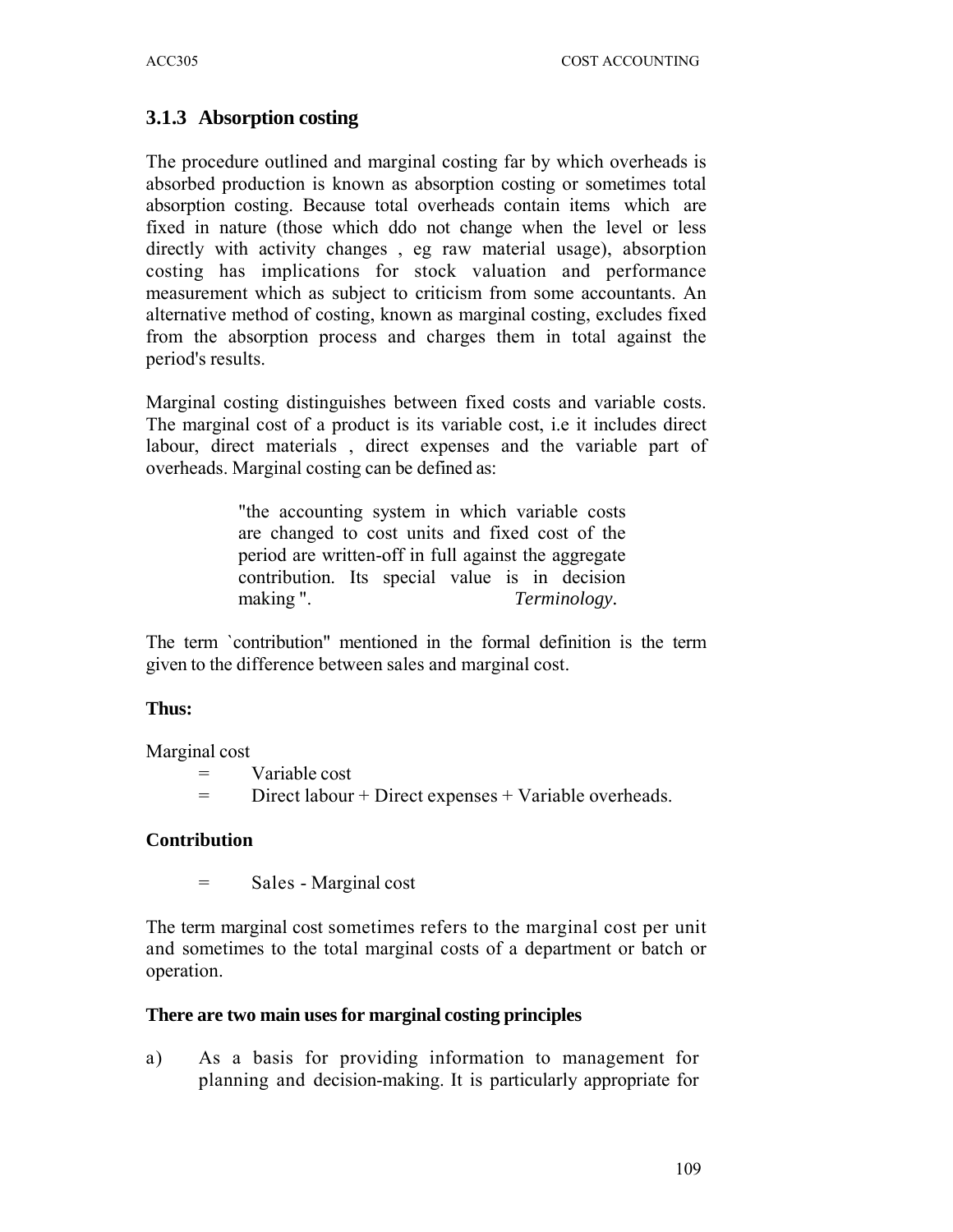### 3.1.3 Absorption costing

The procedure outlined and marginal costing far by which overheads is absorbed production is known as absorption costing or sometimes total absorption costing. Because total overheads contain items which are fixed in nature (those which ddo not change when the level or less directly with activity changes , eg raw material usage), absorption costing has implications for stock valuation and performance measurement which as subject to criticism from some accountants. An alternative method of costing, known as marginal costing, excludes fixed from the absorption process and charges them in total against the period's results.

Marginal costing distinguishes between fixed costs and variable costs. The marginal cost of a product is its variable cost, i.e it includes direct labour, direct materials , direct expenses and the variable part of overheads. Marginal costing can be defined as:

> "the accounting system in which variable costs are changed to cost units and fixed cost of the period are written-off in full against the aggregate contribution. Its special value is in decision making ". *Terminology.*

The term `contribution" mentioned in the formal definition is the term given to the difference between sales and marginal cost.

**Thus:**

Marginal cost

= Variable cost

= Direct labour + Direct expenses + Variable overheads.

**Contribution**

= Sales - Marginal cost

The term marginal cost sometimes refers to the marginal cost per unit and sometimes to the total marginal costs of a department or batch or operation.

**There are two main uses for marginal costing principles**

a) As a basis for providing information to management for planning and decision-making. It is particularly appropriate for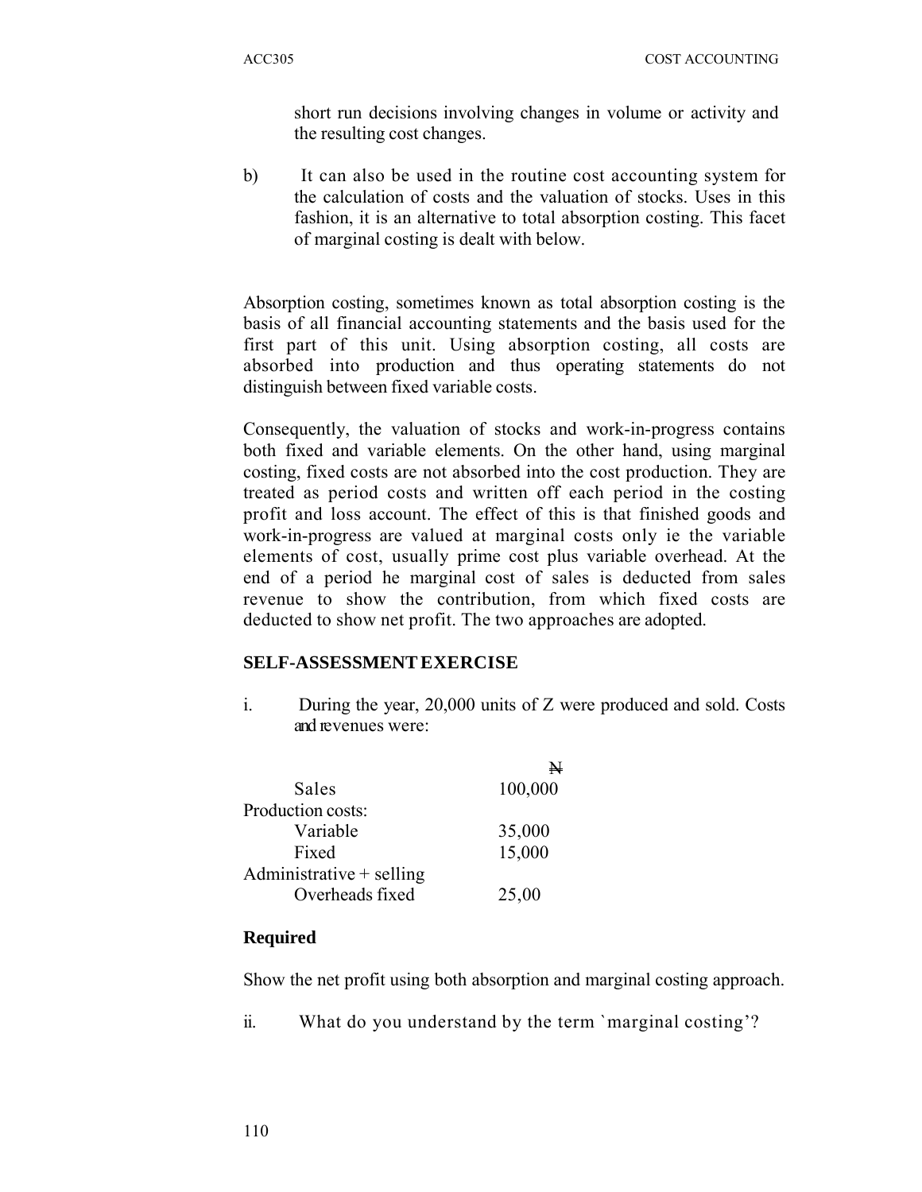short run decisions involving changes in volume or activity and the resulting cost changes.

b) It can also be used in the routine cost accounting system for the calculation of costs and the valuation of stocks. Uses in this fashion, it is an alternative to total absorption costing. This facet of marginal costing is dealt with below.

Absorption costing, sometimes known as total absorption costing is the basis of all financial accounting statements and the basis used for the first part of this unit. Using absorption costing, all costs are absorbed into production and thus operating statements do not distinguish between fixed variable costs.

Consequently, the valuation of stocks and work-in-progress contains both fixed and variable elements. On the other hand, using marginal costing, fixed costs are not absorbed into the cost production. They are treated as period costs and written off each period in the costing profit and loss account. The effect of this is that finished goods and work-in-progress are valued at marginal costs only ie the variable elements of cost, usually prime cost plus variable overhead. At the end of a period he marginal cost of sales is deducted from sales revenue to show the contribution, from which fixed costs are deducted to show net profit. The two approaches are adopted.

**SELF-ASSESSMENT EXERCISE**

i. During the year, 20,000 units of Z were produced and sold. Costs and revenues were:

| | |
|---|---|
| | ₦ |
| Sales | 100,000 |
| Production costs: | |
| Variable | 35,000 |
| Fixed | 15,000 |
| Administrative + selling | |
| Overheads fixed | 25,00 |

**Required**

Show the net profit using both absorption and marginal costing approach.

ii. What do you understand by the term `marginal costing'?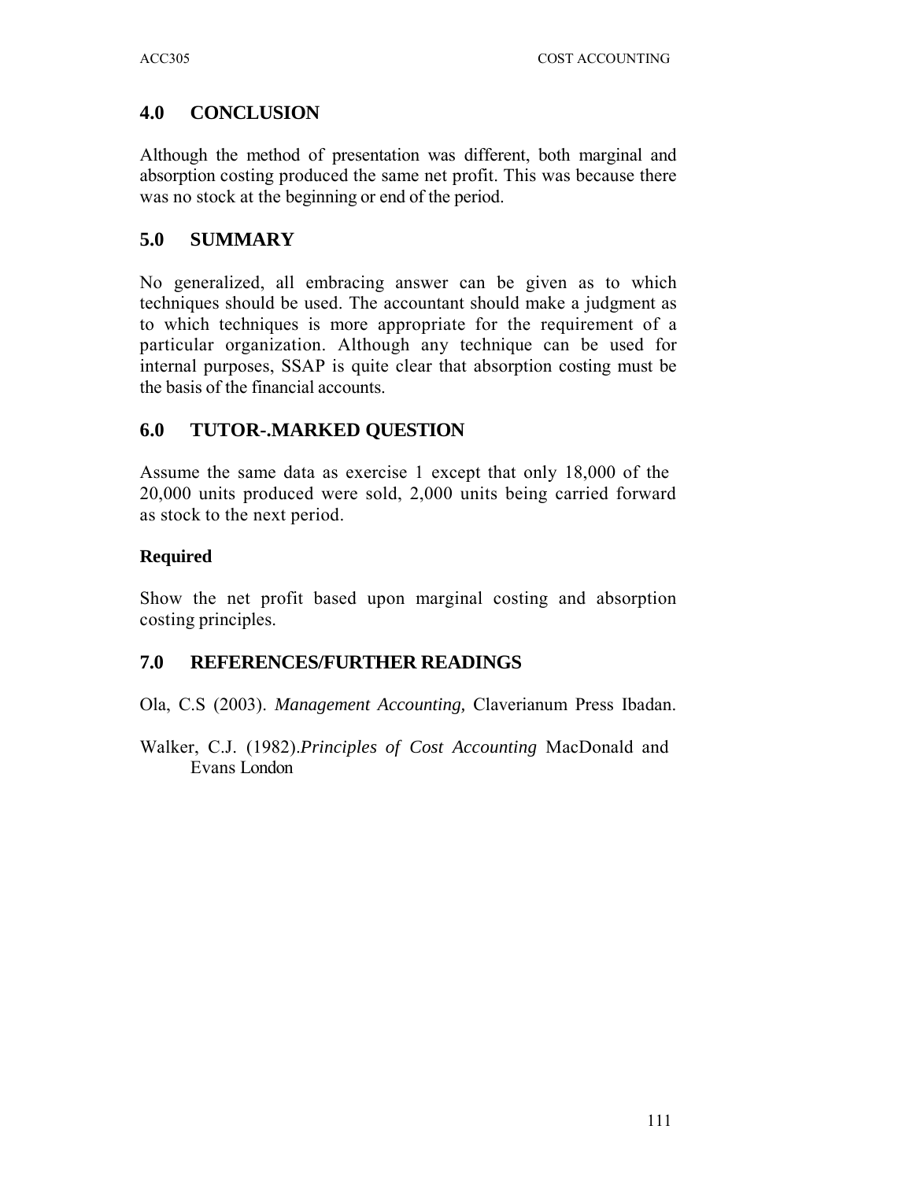## 4.0 CONCLUSION

Although the method of presentation was different, both marginal and absorption costing produced the same net profit. This was because there was no stock at the beginning or end of the period.

## 5.0 SUMMARY

No generalized, all embracing answer can be given as to which techniques should be used. The accountant should make a judgment as to which techniques is more appropriate for the requirement of a particular organization. Although any technique can be used for internal purposes, SSAP is quite clear that absorption costing must be the basis of the financial accounts.

## 6.0 TUTOR-.MARKED QUESTION

Assume the same data as exercise 1 except that only 18,000 of the 20,000 units produced were sold, 2,000 units being carried forward as stock to the next period.

**Required**

Show the net profit based upon marginal costing and absorption costing principles.

## 7.0 REFERENCES/FURTHER READINGS

Ola, C.S (2003). *Management Accounting,* Claverianum Press Ibadan.

Walker, C.J. (1982).*Principles of Cost Accounting* MacDonald and Evans London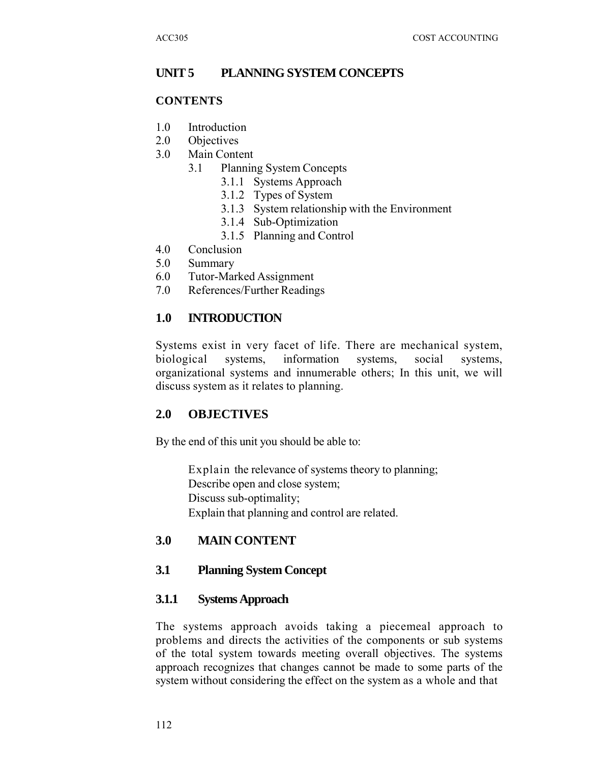## UNIT 5 PLANNING SYSTEM CONCEPTS

### CONTENTS

1.0 Introduction
2.0 Objectives
3.0 Main Content
    3.1 Planning System Concepts
        3.1.1 Systems Approach
        3.1.2 Types of System
        3.1.3 System relationship with the Environment
        3.1.4 Sub-Optimization
        3.1.5 Planning and Control
4.0 Conclusion
5.0 Summary
6.0 Tutor-Marked Assignment
7.0 References/Further Readings

### 1.0 INTRODUCTION

Systems exist in very facet of life. There are mechanical system, biological systems, information systems, social systems, organizational systems and innumerable others; In this unit, we will discuss system as it relates to planning.

### 2.0 OBJECTIVES

By the end of this unit you should be able to:

- Explain the relevance of systems theory to planning;
- Describe open and close system;
- Discuss sub-optimality;
- Explain that planning and control are related.

### 3.0 MAIN CONTENT

### 3.1 Planning System Concept

#### 3.1.1 Systems Approach

The systems approach avoids taking a piecemeal approach to problems and directs the activities of the components or sub systems of the total system towards meeting overall objectives. The systems approach recognizes that changes cannot be made to some parts of the system without considering the effect on the system as a whole and that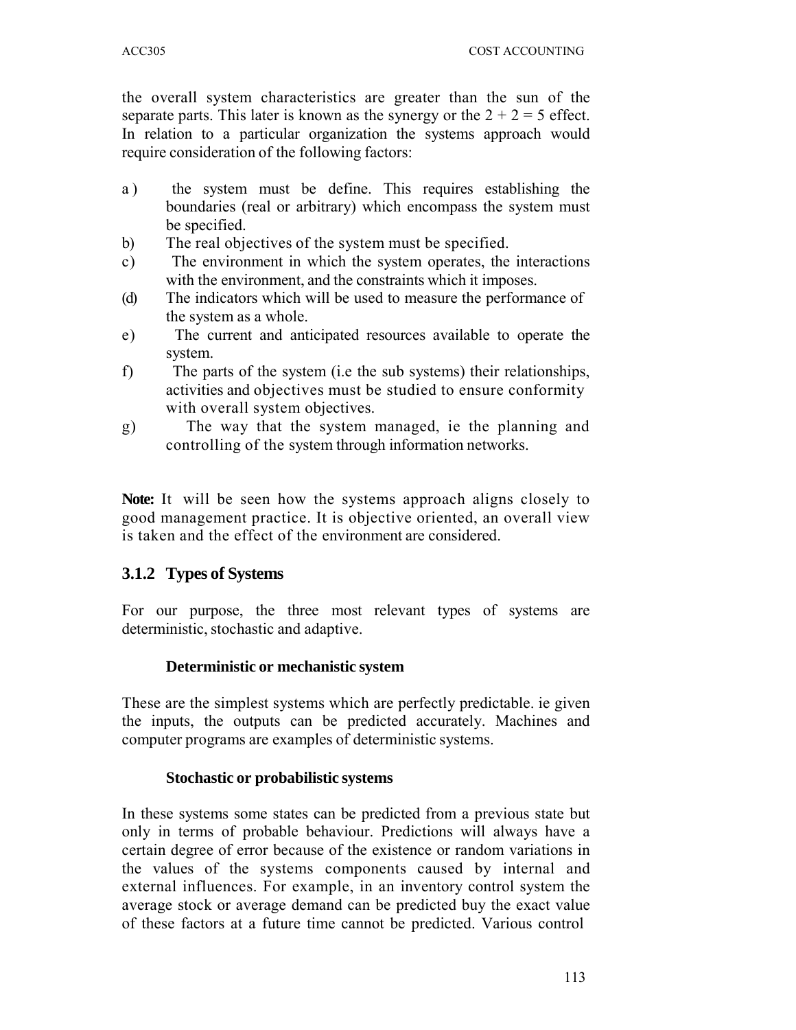the overall system characteristics are greater than the sun of the separate parts. This later is known as the synergy or the $2 + 2 = 5$ effect. In relation to a particular organization the systems approach would require consideration of the following factors:

a ) the system must be define. This requires establishing the boundaries (real or arbitrary) which encompass the system must be specified.

b) The real objectives of the system must be specified.

c) The environment in which the system operates, the interactions with the environment, and the constraints which it imposes.

(d) The indicators which will be used to measure the performance of the system as a whole.

e) The current and anticipated resources available to operate the system.

f) The parts of the system (i.e the sub systems) their relationships, activities and objectives must be studied to ensure conformity with overall system objectives.

g) The way that the system managed, ie the planning and controlling of the system through information networks.

**Note:** It will be seen how the systems approach aligns closely to good management practice. It is objective oriented, an overall view is taken and the effect of the environment are considered.

### 3.1.2 Types of Systems

For our purpose, the three most relevant types of systems are deterministic, stochastic and adaptive.

**Deterministic or mechanistic system**

These are the simplest systems which are perfectly predictable. ie given the inputs, the outputs can be predicted accurately. Machines and computer programs are examples of deterministic systems.

**Stochastic or probabilistic systems**

In these systems some states can be predicted from a previous state but only in terms of probable behaviour. Predictions will always have a certain degree of error because of the existence or random variations in the values of the systems components caused by internal and external influences. For example, in an inventory control system the average stock or average demand can be predicted buy the exact value of these factors at a future time cannot be predicted. Various control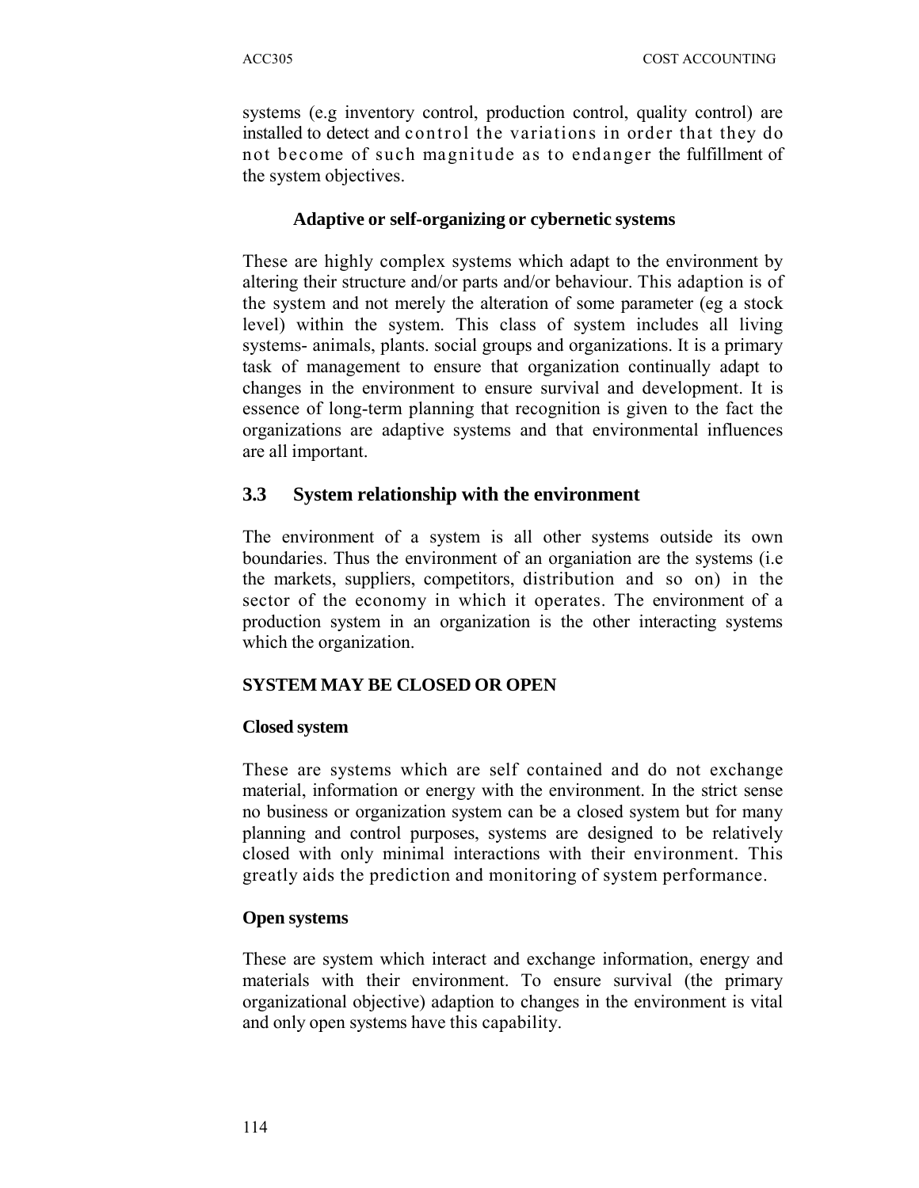systems (e.g inventory control, production control, quality control) are installed to detect and control the variations in order that they do not become of such magnitude as to endanger the fulfillment of the system objectives.

**Adaptive or self-organizing or cybernetic systems**

These are highly complex systems which adapt to the environment by altering their structure and/or parts and/or behaviour. This adaption is of the system and not merely the alteration of some parameter (eg a stock level) within the system. This class of system includes all living systems- animals, plants. social groups and organizations. It is a primary task of management to ensure that organization continually adapt to changes in the environment to ensure survival and development. It is essence of long-term planning that recognition is given to the fact the organizations are adaptive systems and that environmental influences are all important.

## 3.3 System relationship with the environment

The environment of a system is all other systems outside its own boundaries. Thus the environment of an organiation are the systems (i.e the markets, suppliers, competitors, distribution and so on) in the sector of the economy in which it operates. The environment of a production system in an organization is the other interacting systems which the organization.

**SYSTEM MAY BE CLOSED OR OPEN**

**Closed system**

These are systems which are self contained and do not exchange material, information or energy with the environment. In the strict sense no business or organization system can be a closed system but for many planning and control purposes, systems are designed to be relatively closed with only minimal interactions with their environment. This greatly aids the prediction and monitoring of system performance.

**Open systems**

These are system which interact and exchange information, energy and materials with their environment. To ensure survival (the primary organizational objective) adaption to changes in the environment is vital and only open systems have this capability.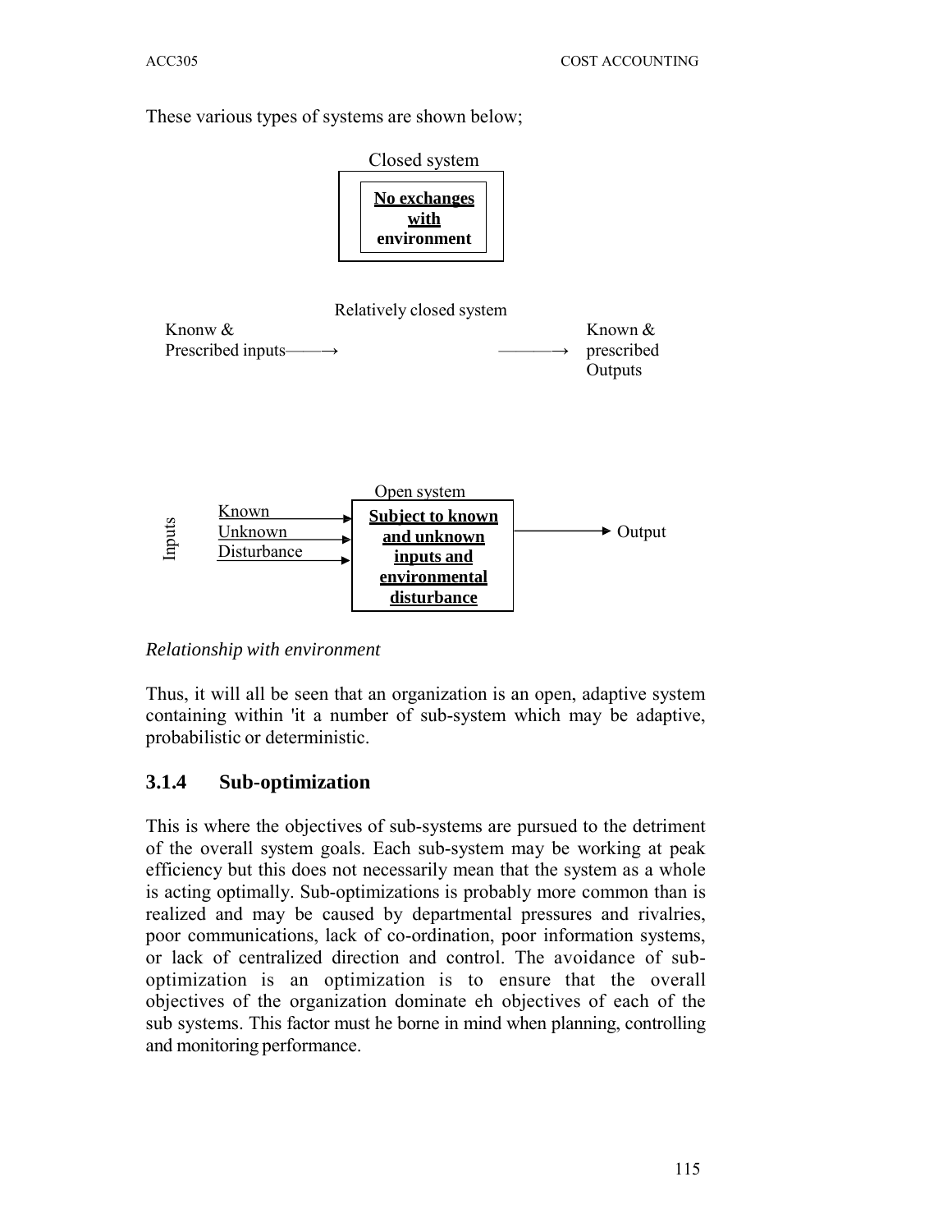These various types of systems are shown below;

Closed system

**No exchanges with environment**

Relatively closed system

Knonw & Prescribed inputs ——→ ——→ Known & prescribed Outputs

Open system

Inputs

Known

Unknown

Disturbance

**Subject to known and unknown inputs and environmental disturbance**

→ Output

*Relationship with environment*

Thus, it will all be seen that an organization is an open, adaptive system containing within 'it a number of sub-system which may be adaptive, probabilistic or deterministic.

### 3.1.4 Sub-optimization

This is where the objectives of sub-systems are pursued to the detriment of the overall system goals. Each sub-system may be working at peak efficiency but this does not necessarily mean that the system as a whole is acting optimally. Sub-optimizations is probably more common than is realized and may be caused by departmental pressures and rivalries, poor communications, lack of co-ordination, poor information systems, or lack of centralized direction and control. The avoidance of sub-optimization is an optimization is to ensure that the overall objectives of the organization dominate eh objectives of each of the sub systems. This factor must he borne in mind when planning, controlling and monitoring performance.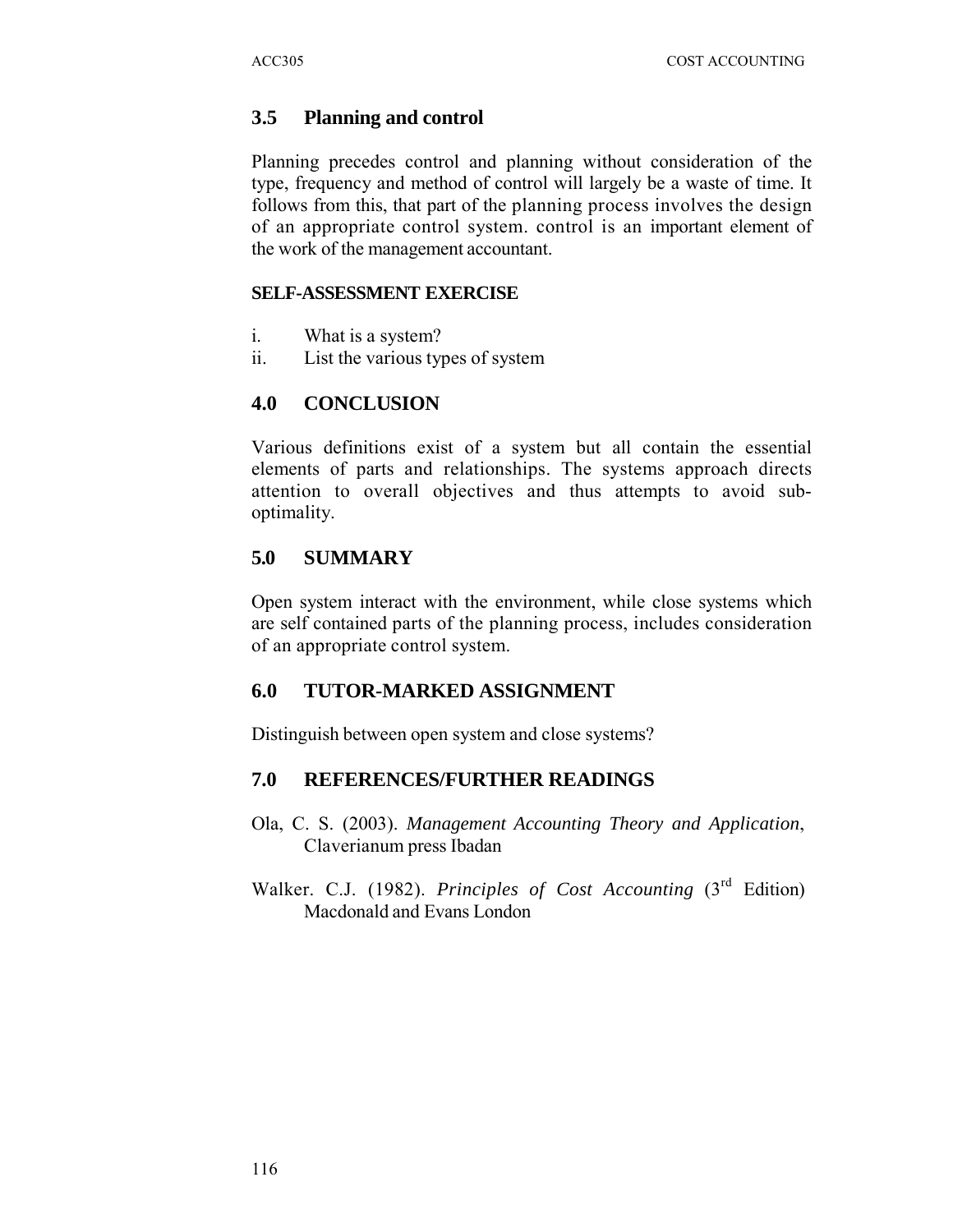### 3.5 Planning and control

Planning precedes control and planning without consideration of the type, frequency and method of control will largely be a waste of time. It follows from this, that part of the planning process involves the design of an appropriate control system. control is an important element of the work of the management accountant.

#### SELF-ASSESSMENT EXERCISE

i. What is a system?
ii. List the various types of system

## 4.0 CONCLUSION

Various definitions exist of a system but all contain the essential elements of parts and relationships. The systems approach directs attention to overall objectives and thus attempts to avoid sub-optimality.

## 5.0 SUMMARY

Open system interact with the environment, while close systems which are self contained parts of the planning process, includes consideration of an appropriate control system.

## 6.0 TUTOR-MARKED ASSIGNMENT

Distinguish between open system and close systems?

## 7.0 REFERENCES/FURTHER READINGS

Ola, C. S. (2003). *Management Accounting Theory and Application*, Claverianum press Ibadan

Walker. C.J. (1982). *Principles of Cost Accounting* (3rd Edition) Macdonald and Evans London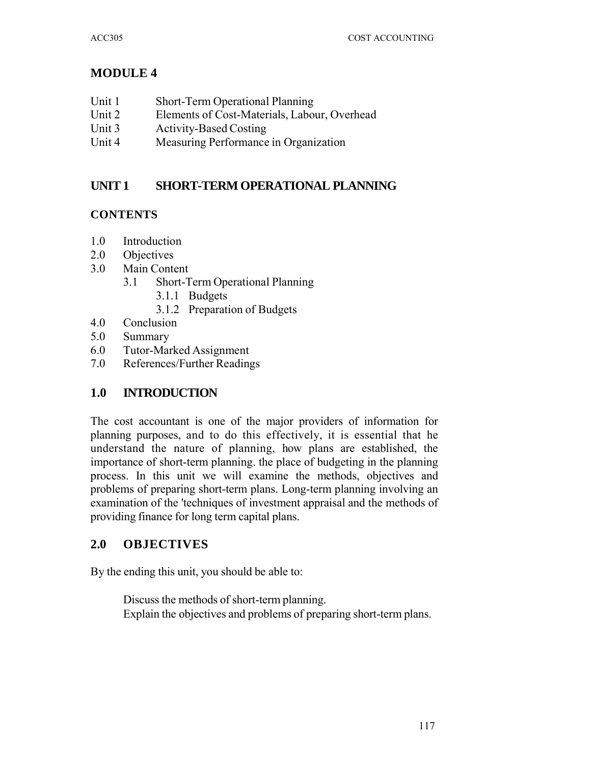# MODULE 4

Unit 1 Short-Term Operational Planning
Unit 2 Elements of Cost-Materials, Labour, Overhead
Unit 3 Activity-Based Costing
Unit 4 Measuring Performance in Organization

## UNIT 1 SHORT-TERM OPERATIONAL PLANNING

### CONTENTS

- 1.0 Introduction
- 2.0 Objectives
- 3.0 Main Content
  - 3.1 Short-Term Operational Planning
    - 3.1.1 Budgets
    - 3.1.2 Preparation of Budgets
- 4.0 Conclusion
- 5.0 Summary
- 6.0 Tutor-Marked Assignment
- 7.0 References/Further Readings

## 1.0 INTRODUCTION

The cost accountant is one of the major providers of information for planning purposes, and to do this effectively, it is essential that he understand the nature of planning, how plans are established, the importance of short-term planning. the place of budgeting in the planning process. In this unit we will examine the methods, objectives and problems of preparing short-term plans. Long-term planning involving an examination of the 'techniques of investment appraisal and the methods of providing finance for long term capital plans.

## 2.0 OBJECTIVES

By the ending this unit, you should be able to:

Discuss the methods of short-term planning.
Explain the objectives and problems of preparing short-term plans.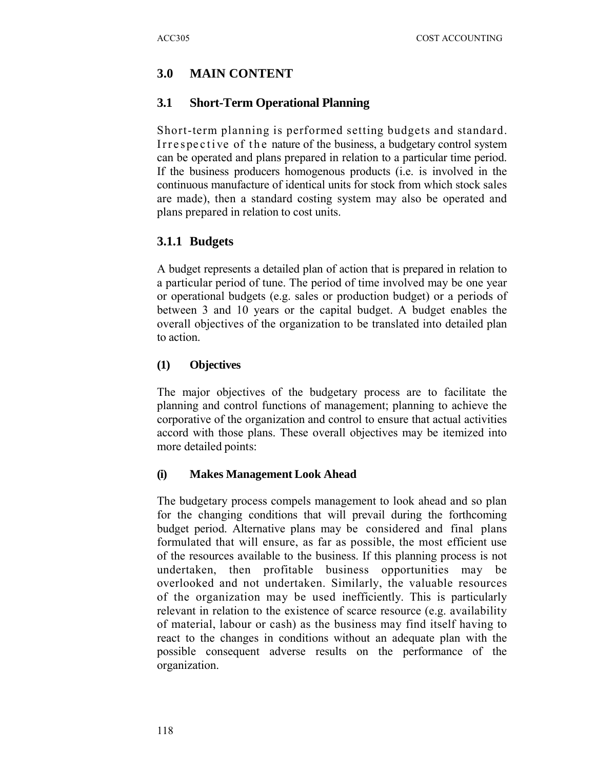## 3.0 MAIN CONTENT

### 3.1 Short-Term Operational Planning

Short-term planning is performed setting budgets and standard. Irrespective of the nature of the business, a budgetary control system can be operated and plans prepared in relation to a particular time period. If the business producers homogenous products (i.e. is involved in the continuous manufacture of identical units for stock from which stock sales are made), then a standard costing system may also be operated and plans prepared in relation to cost units.

#### 3.1.1 Budgets

A budget represents a detailed plan of action that is prepared in relation to a particular period of tune. The period of time involved may be one year or operational budgets (e.g. sales or production budget) or a periods of between 3 and 10 years or the capital budget. A budget enables the overall objectives of the organization to be translated into detailed plan to action.

**(1) Objectives**

The major objectives of the budgetary process are to facilitate the planning and control functions of management; planning to achieve the corporative of the organization and control to ensure that actual activities accord with those plans. These overall objectives may be itemized into more detailed points:

**(i) Makes Management Look Ahead**

The budgetary process compels management to look ahead and so plan for the changing conditions that will prevail during the forthcoming budget period. Alternative plans may be considered and final plans formulated that will ensure, as far as possible, the most efficient use of the resources available to the business. If this planning process is not undertaken, then profitable business opportunities may be overlooked and not undertaken. Similarly, the valuable resources of the organization may be used inefficiently. This is particularly relevant in relation to the existence of scarce resource (e.g. availability of material, labour or cash) as the business may find itself having to react to the changes in conditions without an adequate plan with the possible consequent adverse results on the performance of the organization.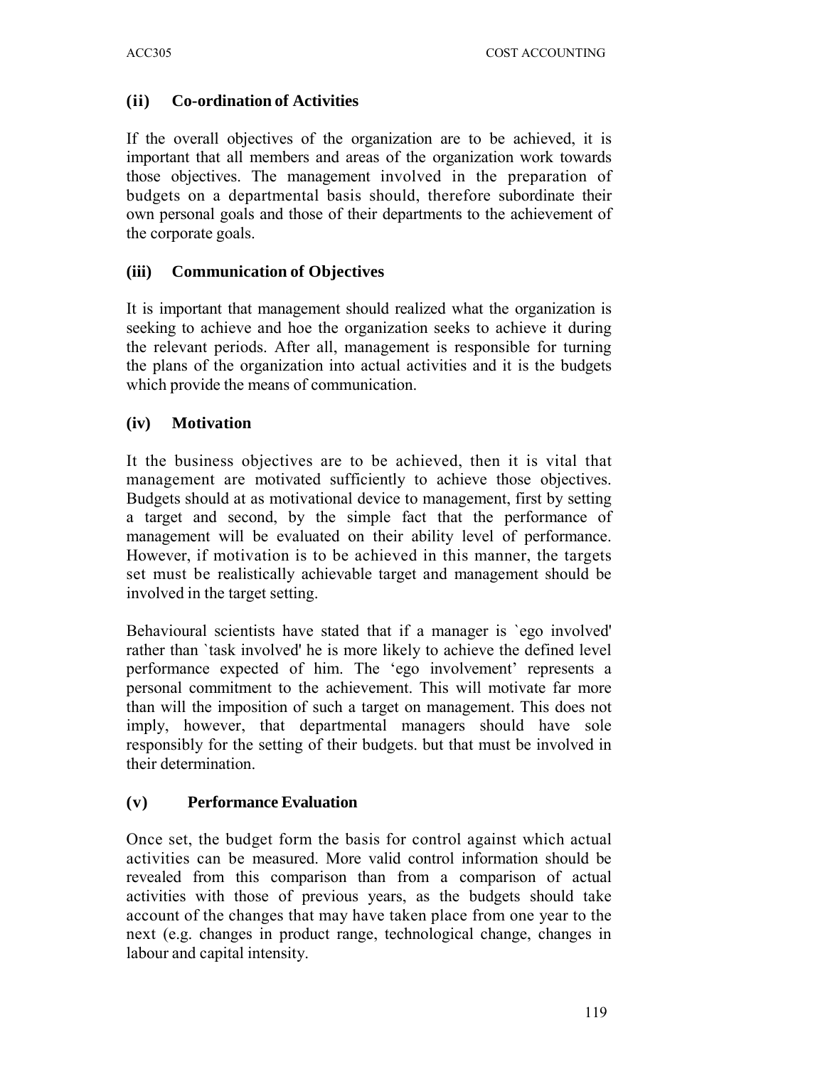### (ii) Co-ordination of Activities

If the overall objectives of the organization are to be achieved, it is important that all members and areas of the organization work towards those objectives. The management involved in the preparation of budgets on a departmental basis should, therefore subordinate their own personal goals and those of their departments to the achievement of the corporate goals.

### (iii) Communication of Objectives

It is important that management should realized what the organization is seeking to achieve and hoe the organization seeks to achieve it during the relevant periods. After all, management is responsible for turning the plans of the organization into actual activities and it is the budgets which provide the means of communication.

### (iv) Motivation

It the business objectives are to be achieved, then it is vital that management are motivated sufficiently to achieve those objectives. Budgets should at as motivational device to management, first by setting a target and second, by the simple fact that the performance of management will be evaluated on their ability level of performance. However, if motivation is to be achieved in this manner, the targets set must be realistically achievable target and management should be involved in the target setting.

Behavioural scientists have stated that if a manager is `ego involved' rather than `task involved' he is more likely to achieve the defined level performance expected of him. The 'ego involvement' represents a personal commitment to the achievement. This will motivate far more than will the imposition of such a target on management. This does not imply, however, that departmental managers should have sole responsibly for the setting of their budgets. but that must be involved in their determination.

### (v) Performance Evaluation

Once set, the budget form the basis for control against which actual activities can be measured. More valid control information should be revealed from this comparison than from a comparison of actual activities with those of previous years, as the budgets should take account of the changes that may have taken place from one year to the next (e.g. changes in product range, technological change, changes in labour and capital intensity.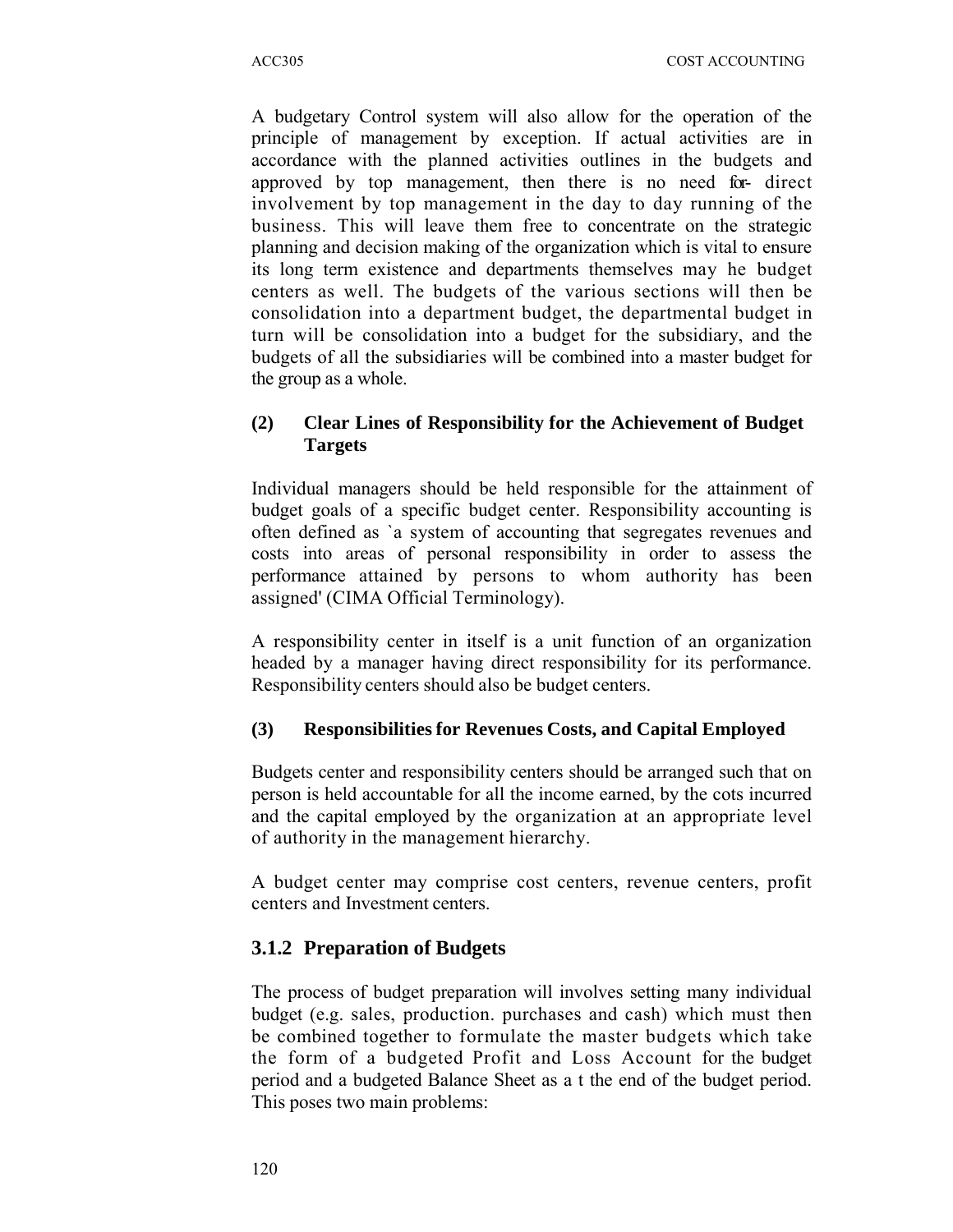A budgetary Control system will also allow for the operation of the principle of management by exception. If actual activities are in accordance with the planned activities outlines in the budgets and approved by top management, then there is no need for- direct involvement by top management in the day to day running of the business. This will leave them free to concentrate on the strategic planning and decision making of the organization which is vital to ensure its long term existence and departments themselves may he budget centers as well. The budgets of the various sections will then be consolidation into a department budget, the departmental budget in turn will be consolidation into a budget for the subsidiary, and the budgets of all the subsidiaries will be combined into a master budget for the group as a whole.

#### (2) Clear Lines of Responsibility for the Achievement of Budget Targets

Individual managers should be held responsible for the attainment of budget goals of a specific budget center. Responsibility accounting is often defined as `a system of accounting that segregates revenues and costs into areas of personal responsibility in order to assess the performance attained by persons to whom authority has been assigned' (CIMA Official Terminology).

A responsibility center in itself is a unit function of an organization headed by a manager having direct responsibility for its performance. Responsibility centers should also be budget centers.

#### (3) Responsibilities for Revenues Costs, and Capital Employed

Budgets center and responsibility centers should be arranged such that on person is held accountable for all the income earned, by the cots incurred and the capital employed by the organization at an appropriate level of authority in the management hierarchy.

A budget center may comprise cost centers, revenue centers, profit centers and Investment centers.

### 3.1.2 Preparation of Budgets

The process of budget preparation will involves setting many individual budget (e.g. sales, production. purchases and cash) which must then be combined together to formulate the master budgets which take the form of a budgeted Profit and Loss Account for the budget period and a budgeted Balance Sheet as a t the end of the budget period. This poses two main problems: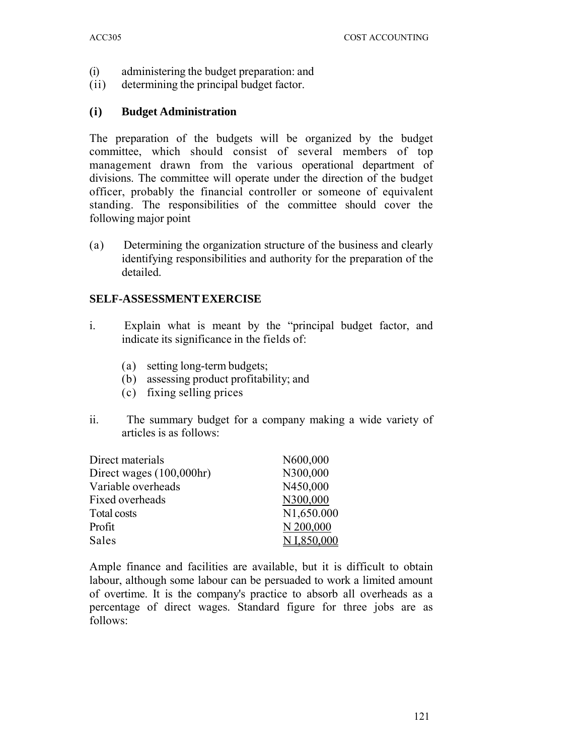(i) administering the budget preparation: and
(ii) determining the principal budget factor.

### (i) Budget Administration

The preparation of the budgets will be organized by the budget committee, which should consist of several members of top management drawn from the various operational department of divisions. The committee will operate under the direction of the budget officer, probably the financial controller or someone of equivalent standing. The responsibilities of the committee should cover the following major point

(a) Determining the organization structure of the business and clearly identifying responsibilities and authority for the preparation of the detailed.

### SELF-ASSESSMENT EXERCISE

i. Explain what is meant by the "principal budget factor, and indicate its significance in the fields of:

   (a) setting long-term budgets;
   (b) assessing product profitability; and
   (c) fixing selling prices

ii. The summary budget for a company making a wide variety of articles is as follows:

| | |
|---|---|
| Direct materials | N600,000 |
| Direct wages (100,000hr) | N300,000 |
| Variable overheads | N450,000 |
| Fixed overheads | N300,000 |
| Total costs | N1,650.000 |
| Profit | N 200,000 |
| Sales | N I,850,000 |

Ample finance and facilities are available, but it is difficult to obtain labour, although some labour can be persuaded to work a limited amount of overtime. It is the company's practice to absorb all overheads as a percentage of direct wages. Standard figure for three jobs are as follows: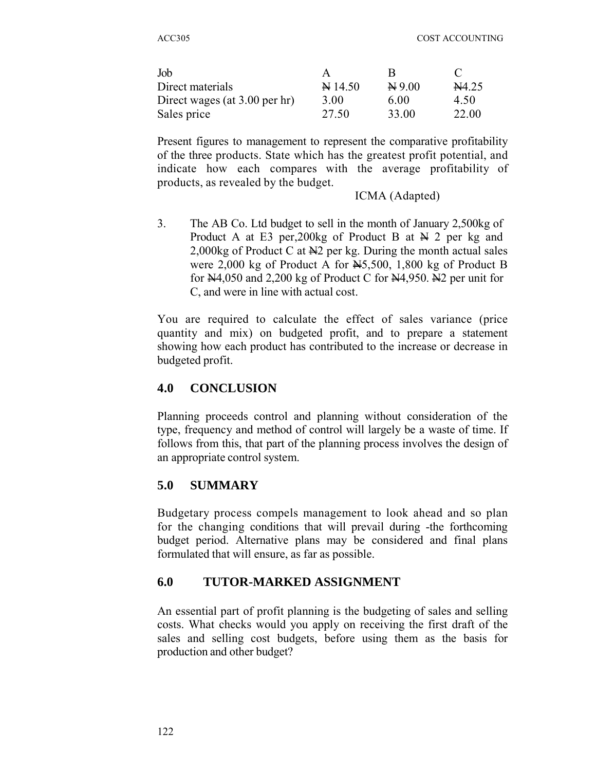| Job | A | B | C |
|---|---|---|---|
| Direct materials | ₦ 14.50 | ₦ 9.00 | ₦4.25 |
| Direct wages (at 3.00 per hr) | 3.00 | 6.00 | 4.50 |
| Sales price | 27.50 | 33.00 | 22.00 |

Present figures to management to represent the comparative profitability of the three products. State which has the greatest profit potential, and indicate how each compares with the average profitability of products, as revealed by the budget.

ICMA (Adapted)

3. The AB Co. Ltd budget to sell in the month of January 2,500kg of Product A at E3 per,200kg of Product B at ₦ 2 per kg and 2,000kg of Product C at ₦2 per kg. During the month actual sales were 2,000 kg of Product A for ₦5,500, 1,800 kg of Product B for ₦4,050 and 2,200 kg of Product C for ₦4,950. ₦2 per unit for C, and were in line with actual cost.

You are required to calculate the effect of sales variance (price quantity and mix) on budgeted profit, and to prepare a statement showing how each product has contributed to the increase or decrease in budgeted profit.

## 4.0 CONCLUSION

Planning proceeds control and planning without consideration of the type, frequency and method of control will largely be a waste of time. If follows from this, that part of the planning process involves the design of an appropriate control system.

## 5.0 SUMMARY

Budgetary process compels management to look ahead and so plan for the changing conditions that will prevail during -the forthcoming budget period. Alternative plans may be considered and final plans formulated that will ensure, as far as possible.

## 6.0 TUTOR-MARKED ASSIGNMENT

An essential part of profit planning is the budgeting of sales and selling costs. What checks would you apply on receiving the first draft of the sales and selling cost budgets, before using them as the basis for production and other budget?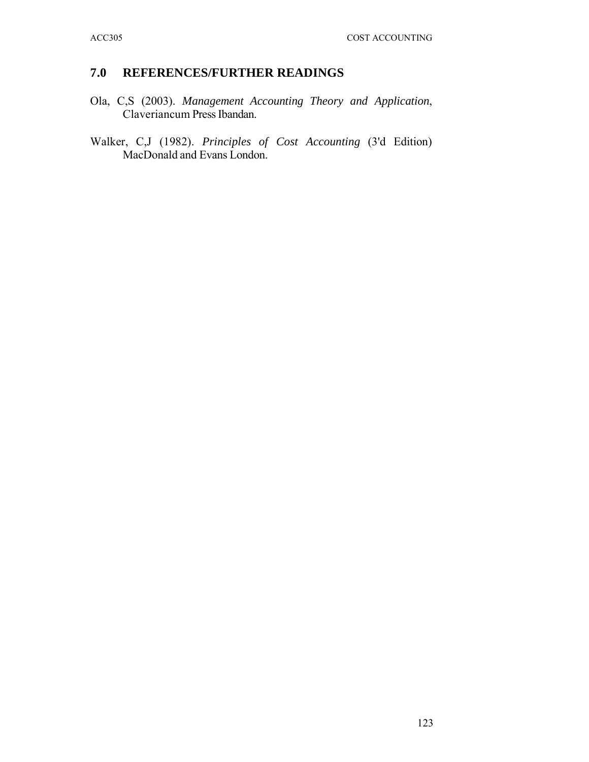## 7.0 REFERENCES/FURTHER READINGS

Ola, C,S (2003). *Management Accounting Theory and Application*, Claveriancum Press Ibandan.

Walker, C,J (1982). *Principles of Cost Accounting* (3'd Edition) MacDonald and Evans London.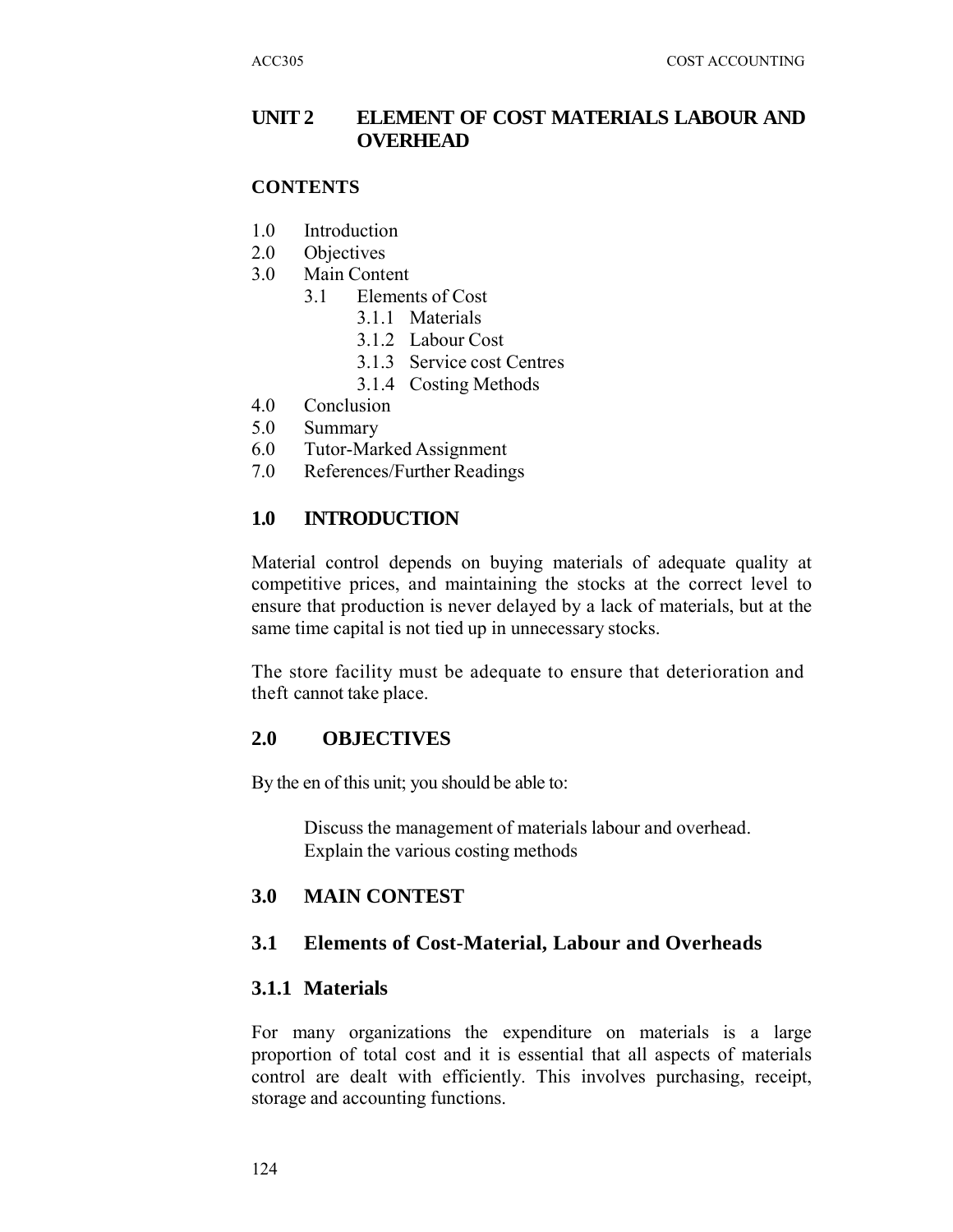## UNIT 2 ELEMENT OF COST MATERIALS LABOUR AND OVERHEAD

**CONTENTS**

1.0 Introduction
2.0 Objectives
3.0 Main Content
   3.1 Elements of Cost
      3.1.1 Materials
      3.1.2 Labour Cost
      3.1.3 Service cost Centres
      3.1.4 Costing Methods
4.0 Conclusion
5.0 Summary
6.0 Tutor-Marked Assignment
7.0 References/Further Readings

## 1.0 INTRODUCTION

Material control depends on buying materials of adequate quality at competitive prices, and maintaining the stocks at the correct level to ensure that production is never delayed by a lack of materials, but at the same time capital is not tied up in unnecessary stocks.

The store facility must be adequate to ensure that deterioration and theft cannot take place.

## 2.0 OBJECTIVES

By the en of this unit; you should be able to:

Discuss the management of materials labour and overhead.
Explain the various costing methods

## 3.0 MAIN CONTEST

### 3.1 Elements of Cost-Material, Labour and Overheads

#### 3.1.1 Materials

For many organizations the expenditure on materials is a large proportion of total cost and it is essential that all aspects of materials control are dealt with efficiently. This involves purchasing, receipt, storage and accounting functions.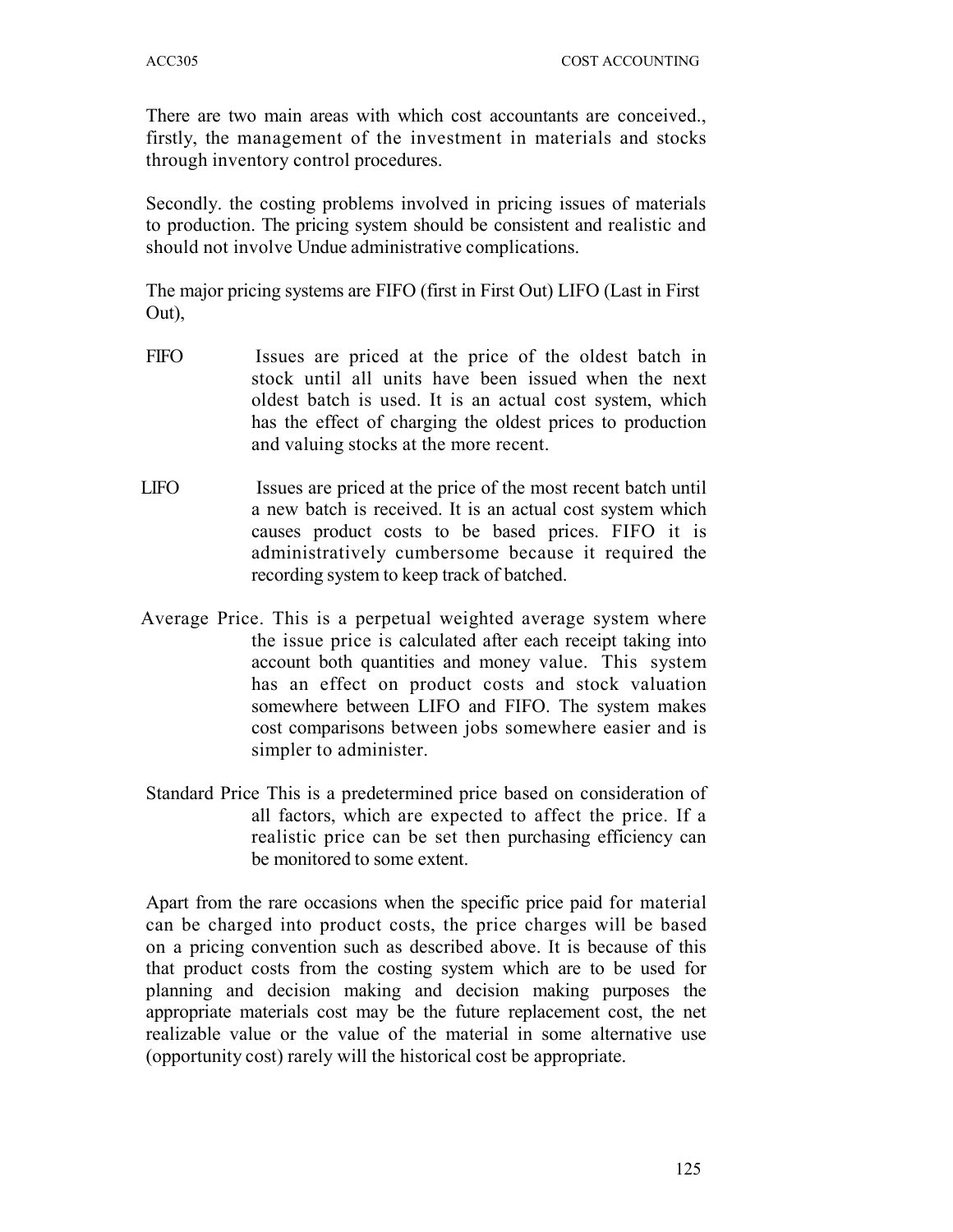There are two main areas with which cost accountants are conceived., firstly, the management of the investment in materials and stocks through inventory control procedures.

Secondly. the costing problems involved in pricing issues of materials to production. The pricing system should be consistent and realistic and should not involve Undue administrative complications.

The major pricing systems are FIFO (first in First Out) LIFO (Last in First Out),

FIFO Issues are priced at the price of the oldest batch in stock until all units have been issued when the next oldest batch is used. It is an actual cost system, which has the effect of charging the oldest prices to production and valuing stocks at the more recent.

LIFO Issues are priced at the price of the most recent batch until a new batch is received. It is an actual cost system which causes product costs to be based prices. FIFO it is administratively cumbersome because it required the recording system to keep track of batched.

Average Price. This is a perpetual weighted average system where the issue price is calculated after each receipt taking into account both quantities and money value. This system has an effect on product costs and stock valuation somewhere between LIFO and FIFO. The system makes cost comparisons between jobs somewhere easier and is simpler to administer.

Standard Price This is a predetermined price based on consideration of all factors, which are expected to affect the price. If a realistic price can be set then purchasing efficiency can be monitored to some extent.

Apart from the rare occasions when the specific price paid for material can be charged into product costs, the price charges will be based on a pricing convention such as described above. It is because of this that product costs from the costing system which are to be used for planning and decision making and decision making purposes the appropriate materials cost may be the future replacement cost, the net realizable value or the value of the material in some alternative use (opportunity cost) rarely will the historical cost be appropriate.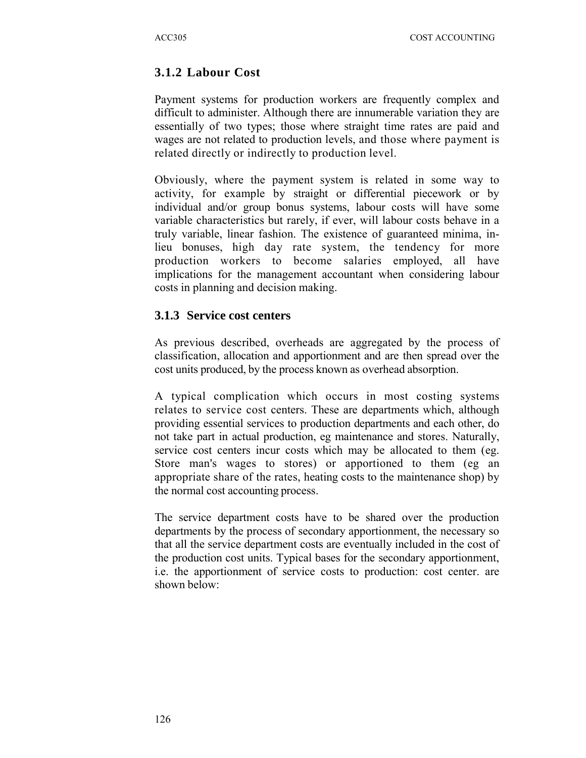### 3.1.2 Labour Cost

Payment systems for production workers are frequently complex and difficult to administer. Although there are innumerable variation they are essentially of two types; those where straight time rates are paid and wages are not related to production levels, and those where payment is related directly or indirectly to production level.

Obviously, where the payment system is related in some way to activity, for example by straight or differential piecework or by individual and/or group bonus systems, labour costs will have some variable characteristics but rarely, if ever, will labour costs behave in a truly variable, linear fashion. The existence of guaranteed minima, in-lieu bonuses, high day rate system, the tendency for more production workers to become salaries employed, all have implications for the management accountant when considering labour costs in planning and decision making.

### 3.1.3 Service cost centers

As previous described, overheads are aggregated by the process of classification, allocation and apportionment and are then spread over the cost units produced, by the process known as overhead absorption.

A typical complication which occurs in most costing systems relates to service cost centers. These are departments which, although providing essential services to production departments and each other, do not take part in actual production, eg maintenance and stores. Naturally, service cost centers incur costs which may be allocated to them (eg. Store man's wages to stores) or apportioned to them (eg an appropriate share of the rates, heating costs to the maintenance shop) by the normal cost accounting process.

The service department costs have to be shared over the production departments by the process of secondary apportionment, the necessary so that all the service department costs are eventually included in the cost of the production cost units. Typical bases for the secondary apportionment, i.e. the apportionment of service costs to production: cost center. are shown below: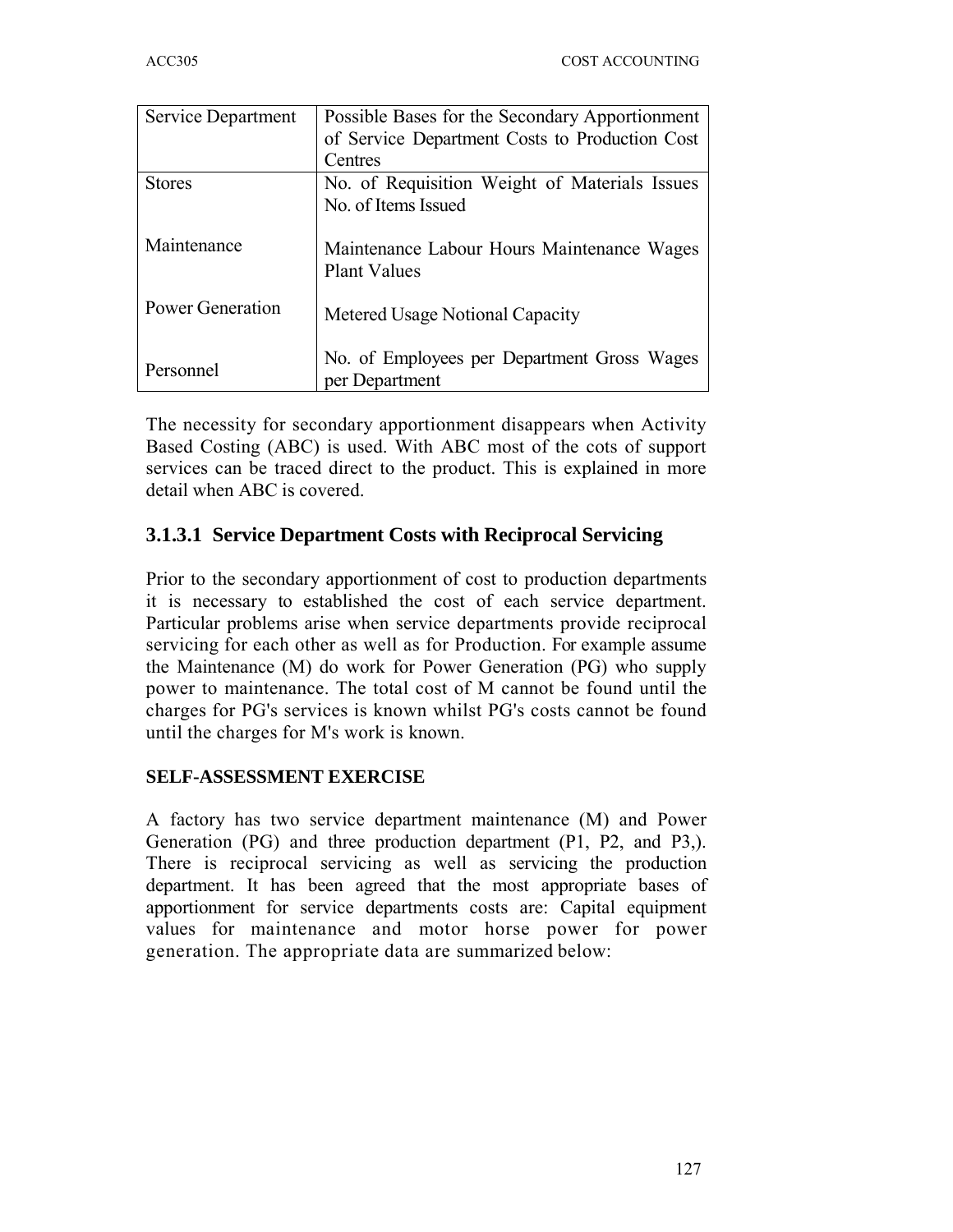| Service Department | Possible Bases for the Secondary Apportionment of Service Department Costs to Production Cost Centres |
|---|---|
| Stores | No. of Requisition Weight of Materials Issues No. of Items Issued |
| Maintenance | Maintenance Labour Hours Maintenance Wages Plant Values |
| Power Generation | Metered Usage Notional Capacity |
| Personnel | No. of Employees per Department Gross Wages per Department |

The necessity for secondary apportionment disappears when Activity Based Costing (ABC) is used. With ABC most of the cots of support services can be traced direct to the product. This is explained in more detail when ABC is covered.

### 3.1.3.1 Service Department Costs with Reciprocal Servicing

Prior to the secondary apportionment of cost to production departments it is necessary to established the cost of each service department. Particular problems arise when service departments provide reciprocal servicing for each other as well as for Production. For example assume the Maintenance (M) do work for Power Generation (PG) who supply power to maintenance. The total cost of M cannot be found until the charges for PG's services is known whilst PG's costs cannot be found until the charges for M's work is known.

**SELF-ASSESSMENT EXERCISE**

A factory has two service department maintenance (M) and Power Generation (PG) and three production department (P1, P2, and P3,). There is reciprocal servicing as well as servicing the production department. It has been agreed that the most appropriate bases of apportionment for service departments costs are: Capital equipment values for maintenance and motor horse power for power generation. The appropriate data are summarized below: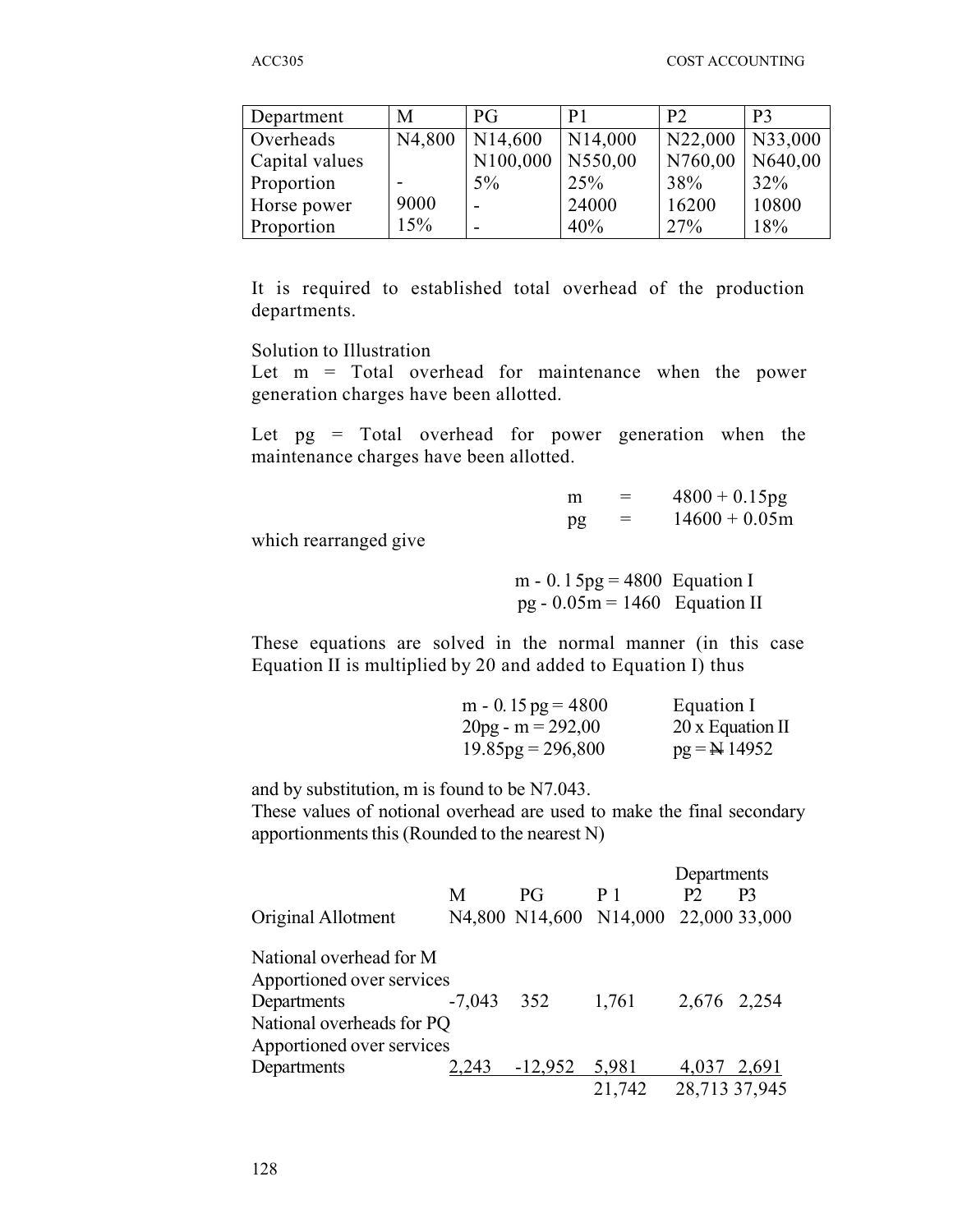| Department | M | PG | P1 | P2 | P3 |
|---|---|---|---|---|---|
| Overheads | N4,800 | N14,600 | N14,000 | N22,000 | N33,000 |
| Capital values | | N100,000 | N550,00 | N760,00 | N640,00 |
| Proportion | - | 5% | 25% | 38% | 32% |
| Horse power | 9000 | - | 24000 | 16200 | 10800 |
| Proportion | 15% | - | 40% | 27% | 18% |

It is required to established total overhead of the production departments.

Solution to Illustration

Let m = Total overhead for maintenance when the power generation charges have been allotted.

Let pg = Total overhead for power generation when the maintenance charges have been allotted.

$$m = 4800 + 0.15pg$$
$$pg = 14600 + 0.05m$$

which rearranged give

$$m - 0.15pg = 4800 \quad \text{Equation I}$$
$$pg - 0.05m = 1460 \quad \text{Equation II}$$

These equations are solved in the normal manner (in this case Equation II is multiplied by 20 and added to Equation I) thus

| | |
|---|---|
| $m - 0.15\,pg = 4800$ | Equation I |
| $20pg - m = 292{,}00$ | 20 x Equation II |
| $19.85pg = 296{,}800$ | pg = ₦ 14952 |

and by substitution, m is found to be N7.043.

These values of notional overhead are used to make the final secondary apportionments this (Rounded to the nearest N)

| | M | PG | P 1 | P2 | P3 |
|---|---|---|---|---|---|
| | | | | Departments | |
| Original Allotment | N4,800 | N14,600 | N14,000 | 22,000 | 33,000 |
| National overhead for M Apportioned over services Departments | -7,043 | 352 | 1,761 | 2,676 | 2,254 |
| National overheads for PQ Apportioned over services Departments | 2,243 | -12,952 | 5,981 | 4,037 | 2,691 |
| | | | 21,742 | 28,713 | 37,945 |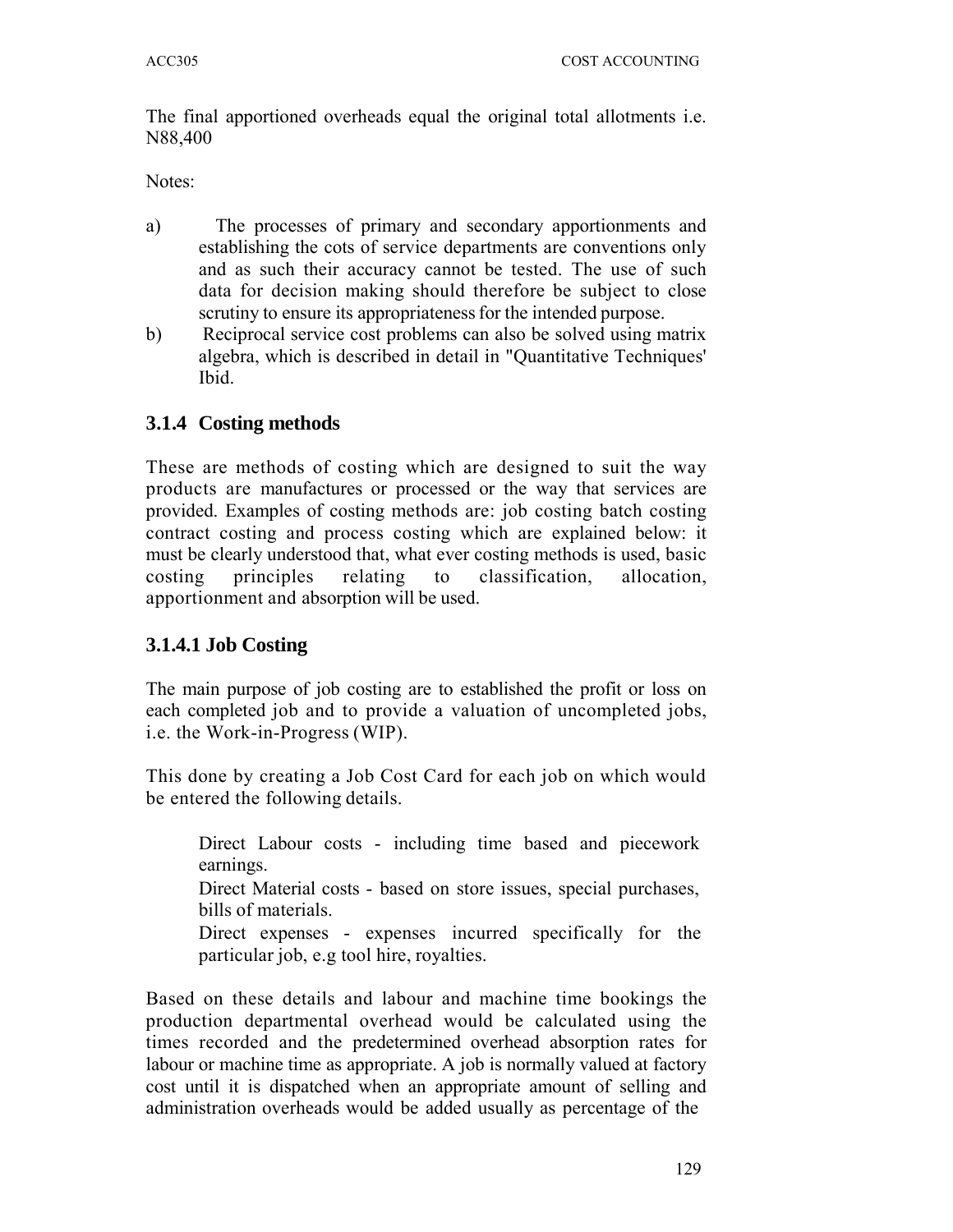The final apportioned overheads equal the original total allotments i.e. N88,400

Notes:

a) The processes of primary and secondary apportionments and establishing the cots of service departments are conventions only and as such their accuracy cannot be tested. The use of such data for decision making should therefore be subject to close scrutiny to ensure its appropriateness for the intended purpose.
b) Reciprocal service cost problems can also be solved using matrix algebra, which is described in detail in "Quantitative Techniques' Ibid.

### 3.1.4 Costing methods

These are methods of costing which are designed to suit the way products are manufactures or processed or the way that services are provided. Examples of costing methods are: job costing batch costing contract costing and process costing which are explained below: it must be clearly understood that, what ever costing methods is used, basic costing principles relating to classification, allocation, apportionment and absorption will be used.

### 3.1.4.1 Job Costing

The main purpose of job costing are to established the profit or loss on each completed job and to provide a valuation of uncompleted jobs, i.e. the Work-in-Progress (WIP).

This done by creating a Job Cost Card for each job on which would be entered the following details.

Direct Labour costs - including time based and piecework earnings.

Direct Material costs - based on store issues, special purchases, bills of materials.

Direct expenses - expenses incurred specifically for the particular job, e.g tool hire, royalties.

Based on these details and labour and machine time bookings the production departmental overhead would be calculated using the times recorded and the predetermined overhead absorption rates for labour or machine time as appropriate. A job is normally valued at factory cost until it is dispatched when an appropriate amount of selling and administration overheads would be added usually as percentage of the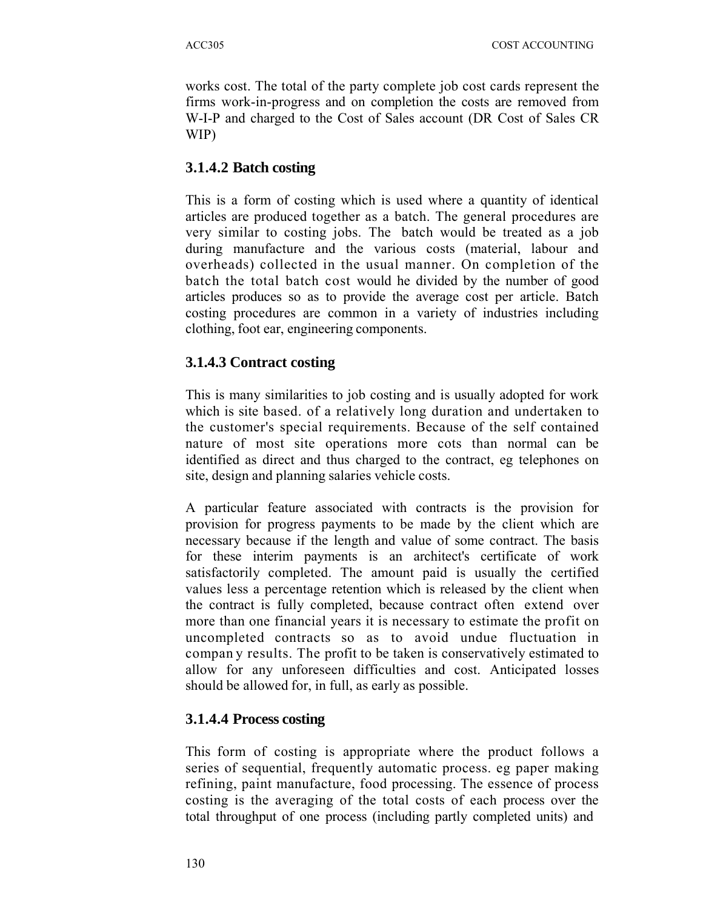works cost. The total of the party complete job cost cards represent the firms work-in-progress and on completion the costs are removed from W-I-P and charged to the Cost of Sales account (DR Cost of Sales CR WIP)

### 3.1.4.2 Batch costing

This is a form of costing which is used where a quantity of identical articles are produced together as a batch. The general procedures are very similar to costing jobs. The batch would be treated as a job during manufacture and the various costs (material, labour and overheads) collected in the usual manner. On completion of the batch the total batch cost would he divided by the number of good articles produces so as to provide the average cost per article. Batch costing procedures are common in a variety of industries including clothing, foot ear, engineering components.

### 3.1.4.3 Contract costing

This is many similarities to job costing and is usually adopted for work which is site based. of a relatively long duration and undertaken to the customer's special requirements. Because of the self contained nature of most site operations more cots than normal can be identified as direct and thus charged to the contract, eg telephones on site, design and planning salaries vehicle costs.

A particular feature associated with contracts is the provision for provision for progress payments to be made by the client which are necessary because if the length and value of some contract. The basis for these interim payments is an architect's certificate of work satisfactorily completed. The amount paid is usually the certified values less a percentage retention which is released by the client when the contract is fully completed, because contract often extend over more than one financial years it is necessary to estimate the profit on uncompleted contracts so as to avoid undue fluctuation in compan y results. The profit to be taken is conservatively estimated to allow for any unforeseen difficulties and cost. Anticipated losses should be allowed for, in full, as early as possible.

### 3.1.4.4 Process costing

This form of costing is appropriate where the product follows a series of sequential, frequently automatic process. eg paper making refining, paint manufacture, food processing. The essence of process costing is the averaging of the total costs of each process over the total throughput of one process (including partly completed units) and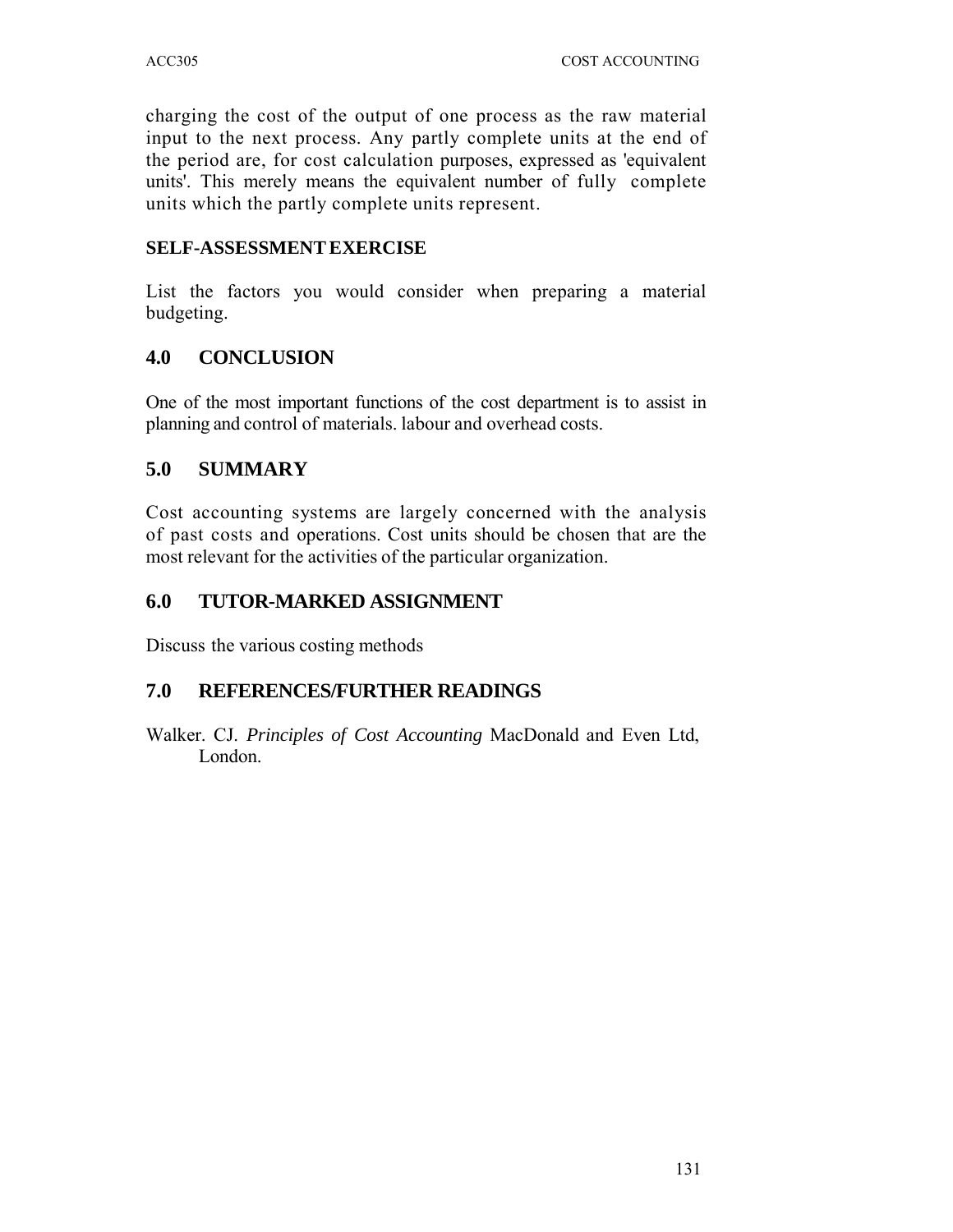charging the cost of the output of one process as the raw material input to the next process. Any partly complete units at the end of the period are, for cost calculation purposes, expressed as 'equivalent units'. This merely means the equivalent number of fully complete units which the partly complete units represent.

**SELF-ASSESSMENT EXERCISE**

List the factors you would consider when preparing a material budgeting.

## 4.0 CONCLUSION

One of the most important functions of the cost department is to assist in planning and control of materials. labour and overhead costs.

## 5.0 SUMMARY

Cost accounting systems are largely concerned with the analysis of past costs and operations. Cost units should be chosen that are the most relevant for the activities of the particular organization.

## 6.0 TUTOR-MARKED ASSIGNMENT

Discuss the various costing methods

## 7.0 REFERENCES/FURTHER READINGS

Walker. CJ. *Principles of Cost Accounting* MacDonald and Even Ltd, London.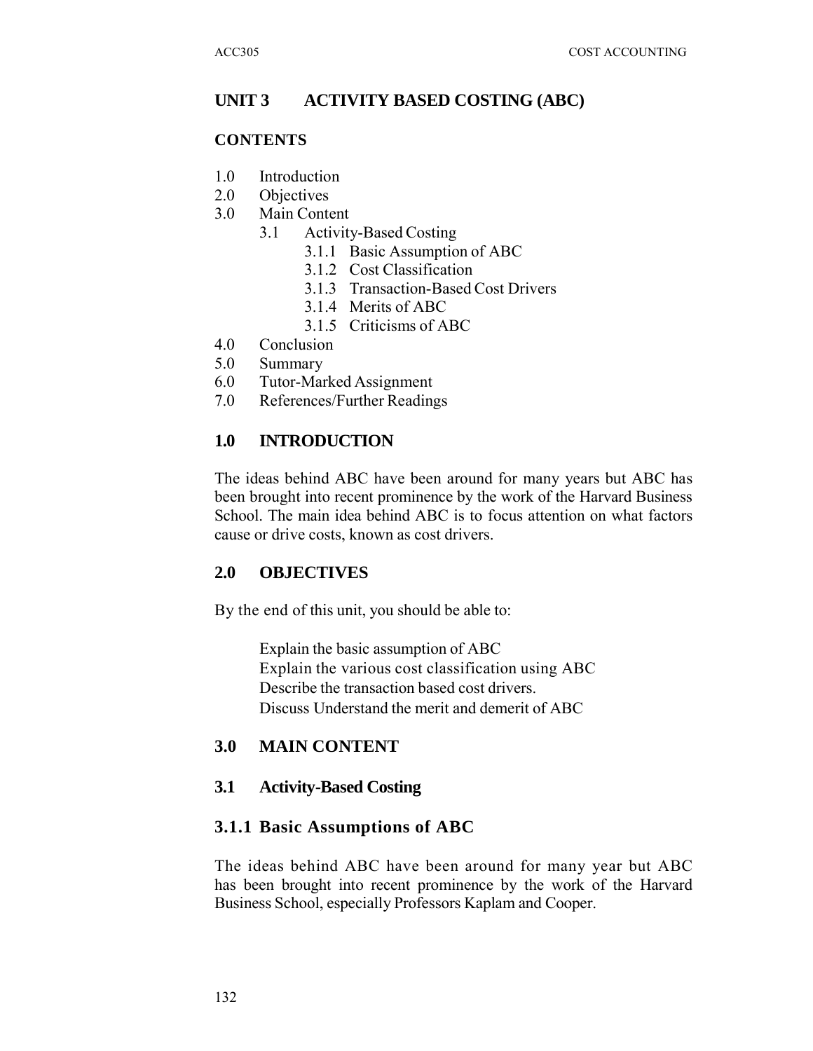# UNIT 3 ACTIVITY BASED COSTING (ABC)

## CONTENTS

1.0 Introduction
2.0 Objectives
3.0 Main Content
  3.1 Activity-Based Costing
    3.1.1 Basic Assumption of ABC
    3.1.2 Cost Classification
    3.1.3 Transaction-Based Cost Drivers
    3.1.4 Merits of ABC
    3.1.5 Criticisms of ABC
4.0 Conclusion
5.0 Summary
6.0 Tutor-Marked Assignment
7.0 References/Further Readings

## 1.0 INTRODUCTION

The ideas behind ABC have been around for many years but ABC has been brought into recent prominence by the work of the Harvard Business School. The main idea behind ABC is to focus attention on what factors cause or drive costs, known as cost drivers.

## 2.0 OBJECTIVES

By the end of this unit, you should be able to:

Explain the basic assumption of ABC
Explain the various cost classification using ABC
Describe the transaction based cost drivers.
Discuss Understand the merit and demerit of ABC

## 3.0 MAIN CONTENT

### 3.1 Activity-Based Costing

### 3.1.1 Basic Assumptions of ABC

The ideas behind ABC have been around for many year but ABC has been brought into recent prominence by the work of the Harvard Business School, especially Professors Kaplam and Cooper.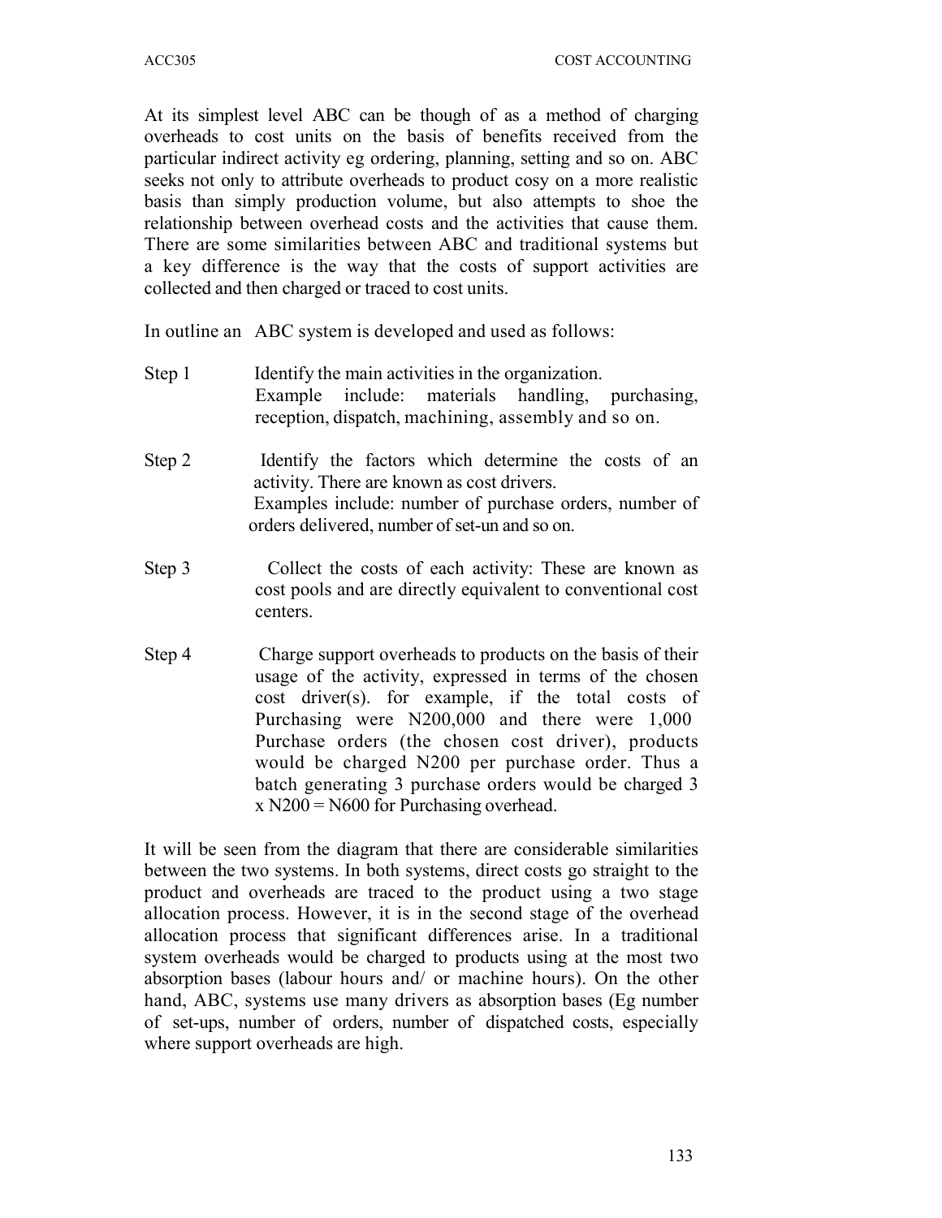At its simplest level ABC can be though of as a method of charging overheads to cost units on the basis of benefits received from the particular indirect activity eg ordering, planning, setting and so on. ABC seeks not only to attribute overheads to product cosy on a more realistic basis than simply production volume, but also attempts to shoe the relationship between overhead costs and the activities that cause them. There are some similarities between ABC and traditional systems but a key difference is the way that the costs of support activities are collected and then charged or traced to cost units.

In outline an ABC system is developed and used as follows:

Step 1 Identify the main activities in the organization. Example include: materials handling, purchasing, reception, dispatch, machining, assembly and so on.

Step 2 Identify the factors which determine the costs of an activity. There are known as cost drivers. Examples include: number of purchase orders, number of orders delivered, number of set-un and so on.

Step 3 Collect the costs of each activity: These are known as cost pools and are directly equivalent to conventional cost centers.

Step 4 Charge support overheads to products on the basis of their usage of the activity, expressed in terms of the chosen cost driver(s). for example, if the total costs of Purchasing were N200,000 and there were 1,000 Purchase orders (the chosen cost driver), products would be charged N200 per purchase order. Thus a batch generating 3 purchase orders would be charged 3 x N200 = N600 for Purchasing overhead.

It will be seen from the diagram that there are considerable similarities between the two systems. In both systems, direct costs go straight to the product and overheads are traced to the product using a two stage allocation process. However, it is in the second stage of the overhead allocation process that significant differences arise. In a traditional system overheads would be charged to products using at the most two absorption bases (labour hours and/ or machine hours). On the other hand, ABC, systems use many drivers as absorption bases (Eg number of set-ups, number of orders, number of dispatched costs, especially where support overheads are high.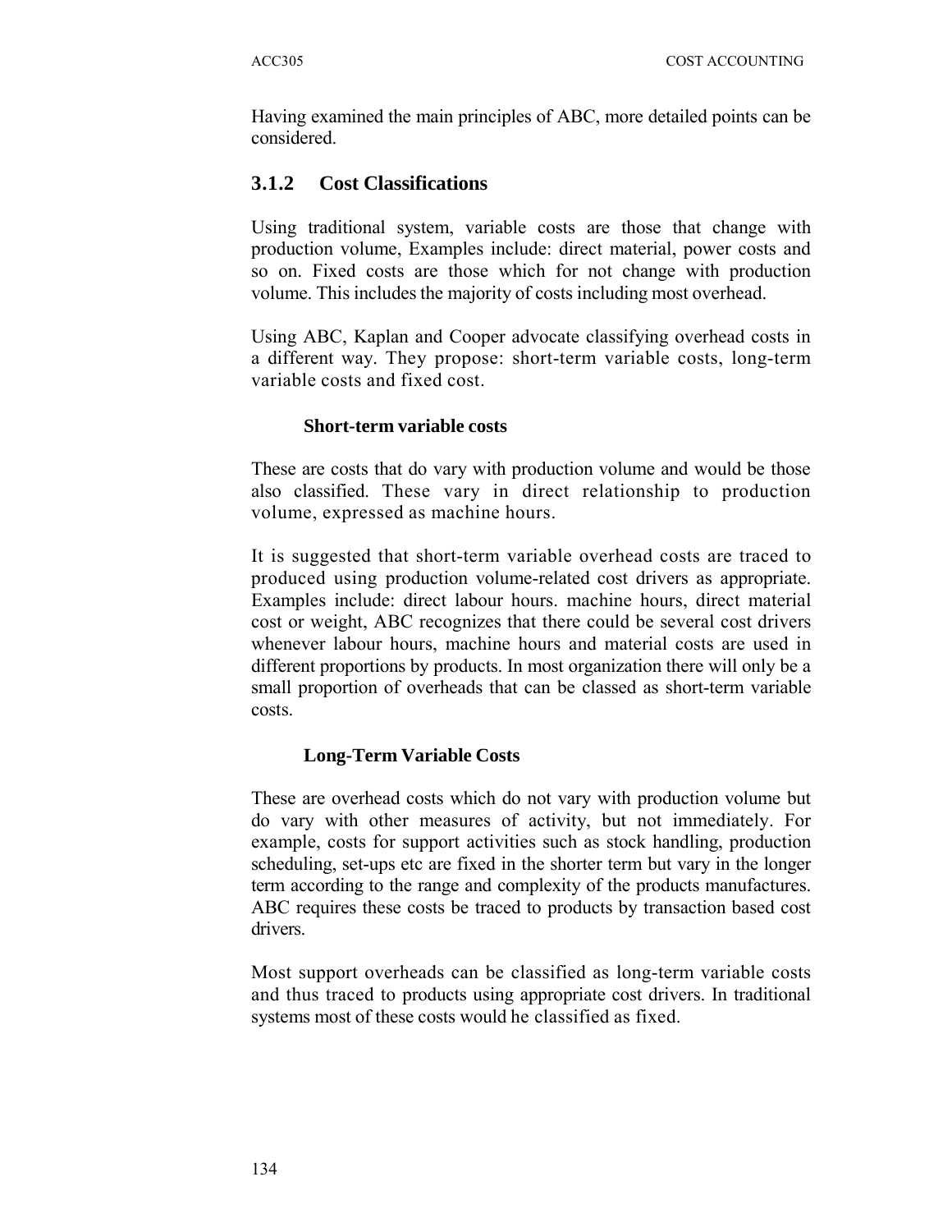Having examined the main principles of ABC, more detailed points can be considered.

### 3.1.2 Cost Classifications

Using traditional system, variable costs are those that change with production volume, Examples include: direct material, power costs and so on. Fixed costs are those which for not change with production volume. This includes the majority of costs including most overhead.

Using ABC, Kaplan and Cooper advocate classifying overhead costs in a different way. They propose: short-term variable costs, long-term variable costs and fixed cost.

**Short-term variable costs**

These are costs that do vary with production volume and would be those also classified. These vary in direct relationship to production volume, expressed as machine hours.

It is suggested that short-term variable overhead costs are traced to produced using production volume-related cost drivers as appropriate. Examples include: direct labour hours. machine hours, direct material cost or weight, ABC recognizes that there could be several cost drivers whenever labour hours, machine hours and material costs are used in different proportions by products. In most organization there will only be a small proportion of overheads that can be classed as short-term variable costs.

**Long-Term Variable Costs**

These are overhead costs which do not vary with production volume but do vary with other measures of activity, but not immediately. For example, costs for support activities such as stock handling, production scheduling, set-ups etc are fixed in the shorter term but vary in the longer term according to the range and complexity of the products manufactures. ABC requires these costs be traced to products by transaction based cost drivers.

Most support overheads can be classified as long-term variable costs and thus traced to products using appropriate cost drivers. In traditional systems most of these costs would he classified as fixed.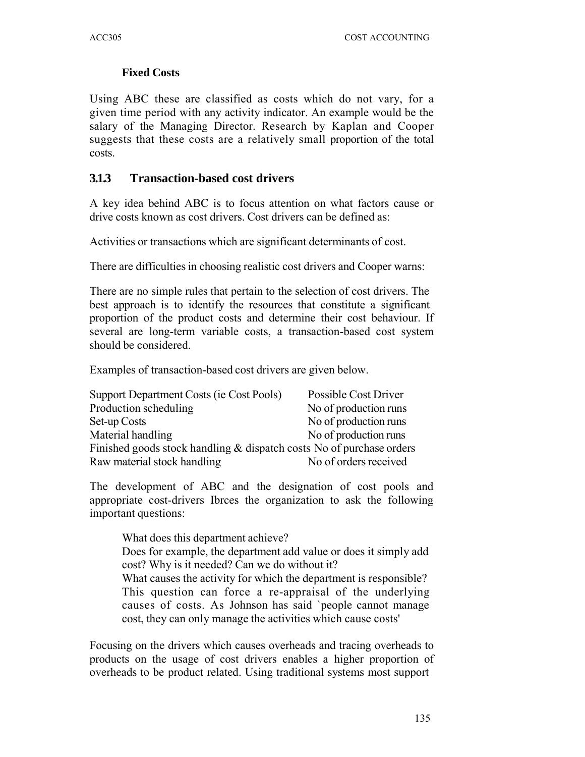**Fixed Costs**

Using ABC these are classified as costs which do not vary, for a given time period with any activity indicator. An example would be the salary of the Managing Director. Research by Kaplan and Cooper suggests that these costs are a relatively small proportion of the total costs.

### 3.1.3 Transaction-based cost drivers

A key idea behind ABC is to focus attention on what factors cause or drive costs known as cost drivers. Cost drivers can be defined as:

Activities or transactions which are significant determinants of cost.

There are difficulties in choosing realistic cost drivers and Cooper warns:

There are no simple rules that pertain to the selection of cost drivers. The best approach is to identify the resources that constitute a significant proportion of the product costs and determine their cost behaviour. If several are long-term variable costs, a transaction-based cost system should be considered.

Examples of transaction-based cost drivers are given below.

| Support Department Costs (ie Cost Pools) | Possible Cost Driver |
|---|---|
| Production scheduling | No of production runs |
| Set-up Costs | No of production runs |
| Material handling | No of production runs |
| Finished goods stock handling & dispatch costs | No of purchase orders |
| Raw material stock handling | No of orders received |

The development of ABC and the designation of cost pools and appropriate cost-drivers Ibrces the organization to ask the following important questions:

What does this department achieve?
Does for example, the department add value or does it simply add cost? Why is it needed? Can we do without it?
What causes the activity for which the department is responsible? This question can force a re-appraisal of the underlying causes of costs. As Johnson has said `people cannot manage cost, they can only manage the activities which cause costs'

Focusing on the drivers which causes overheads and tracing overheads to products on the usage of cost drivers enables a higher proportion of overheads to be product related. Using traditional systems most support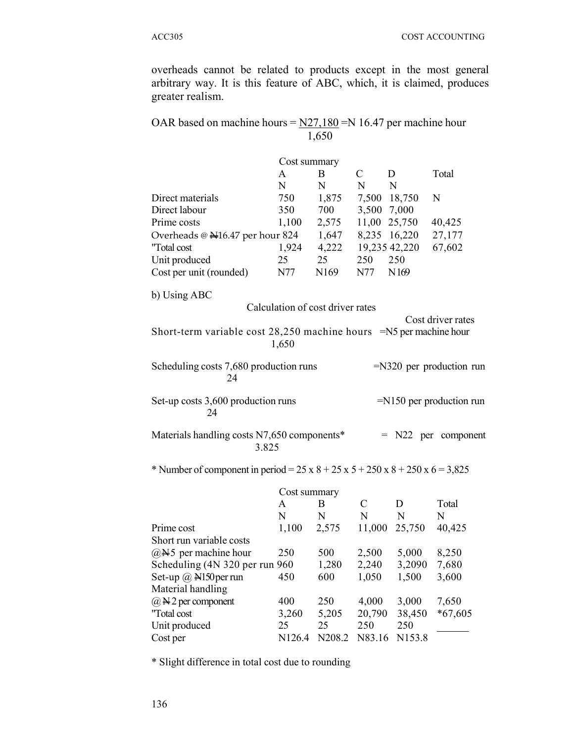overheads cannot be related to products except in the most general arbitrary way. It is this feature of ABC, which, it is claimed, produces greater realism.

OAR based on machine hours = $\frac{N27,180}{1,650}$ =N 16.47 per machine hour

Cost summary

| | A | B | C | D | Total |
|---|---|---|---|---|---|
| | N | N | N | N | |
| Direct materials | 750 | 1,875 | 7,500 | 18,750 | N |
| Direct labour | 350 | 700 | 3,500 | 7,000 | |
| Prime costs | 1,100 | 2,575 | 11,00 | 25,750 | 40,425 |
| Overheads @ ₦16.47 per hour | 824 | 1,647 | 8,235 | 16,220 | 27,177 |
| "Total cost | 1,924 | 4,222 | 19,235 | 42,220 | 67,602 |
| Unit produced | 25 | 25 | 250 | 250 | |
| Cost per unit (rounded) | N77 | N169 | N77 | N169 | |

b) Using ABC

Calculation of cost driver rates

| | Cost driver rates |
|---|---|
| Short-term variable cost $\frac{28,250}{1,650}$ machine hours | =N5 per machine hour |
| Scheduling costs $\frac{7,680}{24}$ production runs | =N320 per production run |
| Set-up costs $\frac{3,600}{24}$ production runs | =N150 per production run |
| Materials handling costs $\frac{N7,650}{3.825}$ components* | = N22 per component |

\* Number of component in period = 25 x 8 + 25 x 5 + 250 x 8 + 250 x 6 = 3,825

Cost summary

| | A | B | C | D | Total |
|---|---|---|---|---|---|
| | N | N | N | N | N |
| Prime cost | 1,100 | 2,575 | 11,000 | 25,750 | 40,425 |
| Short run variable costs | | | | | |
| @₦5 per machine hour | 250 | 500 | 2,500 | 5,000 | 8,250 |
| Scheduling (4N 320 per run | 960 | 1,280 | 2,240 | 3,2090 | 7,680 |
| Set-up @ ₦150per run | 450 | 600 | 1,050 | 1,500 | 3,600 |
| Material handling | | | | | |
| @ ₦2 per component | 400 | 250 | 4,000 | 3,000 | 7,650 |
| "Total cost | 3,260 | 5,205 | 20,790 | 38,450 | *67,605 |
| Unit produced | 25 | 25 | 250 | 250 | |
| Cost per | N126.4 | N208.2 | N83.16 | N153.8 | |

\* Slight difference in total cost due to rounding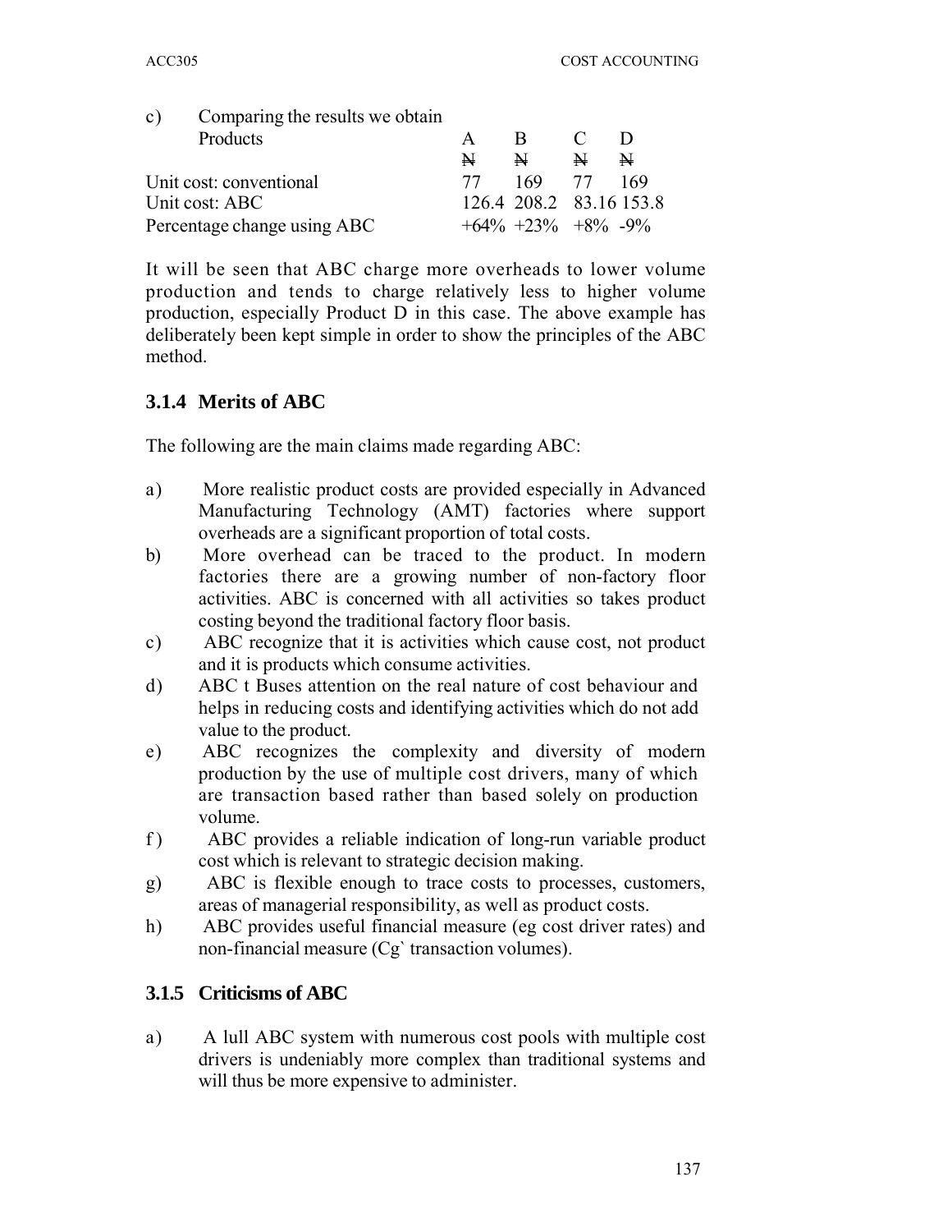c) Comparing the results we obtain

| Products | A | B | C | D |
| --- | --- | --- | --- | --- |
| | ₦ | ₦ | ₦ | ₦ |
| Unit cost: conventional | 77 | 169 | 77 | 169 |
| Unit cost: ABC | 126.4 | 208.2 | 83.16 | 153.8 |
| Percentage change using ABC | +64% | +23% | +8% | -9% |

It will be seen that ABC charge more overheads to lower volume production and tends to charge relatively less to higher volume production, especially Product D in this case. The above example has deliberately been kept simple in order to show the principles of the ABC method.

### 3.1.4 Merits of ABC

The following are the main claims made regarding ABC:

a) More realistic product costs are provided especially in Advanced Manufacturing Technology (AMT) factories where support overheads are a significant proportion of total costs.

b) More overhead can be traced to the product. In modern factories there are a growing number of non-factory floor activities. ABC is concerned with all activities so takes product costing beyond the traditional factory floor basis.

c) ABC recognize that it is activities which cause cost, not product and it is products which consume activities.

d) ABC t Buses attention on the real nature of cost behaviour and helps in reducing costs and identifying activities which do not add value to the product.

e) ABC recognizes the complexity and diversity of modern production by the use of multiple cost drivers, many of which are transaction based rather than based solely on production volume.

f) ABC provides a reliable indication of long-run variable product cost which is relevant to strategic decision making.

g) ABC is flexible enough to trace costs to processes, customers, areas of managerial responsibility, as well as product costs.

h) ABC provides useful financial measure (eg cost driver rates) and non-financial measure (Cg` transaction volumes).

### 3.1.5 Criticisms of ABC

a) A lull ABC system with numerous cost pools with multiple cost drivers is undeniably more complex than traditional systems and will thus be more expensive to administer.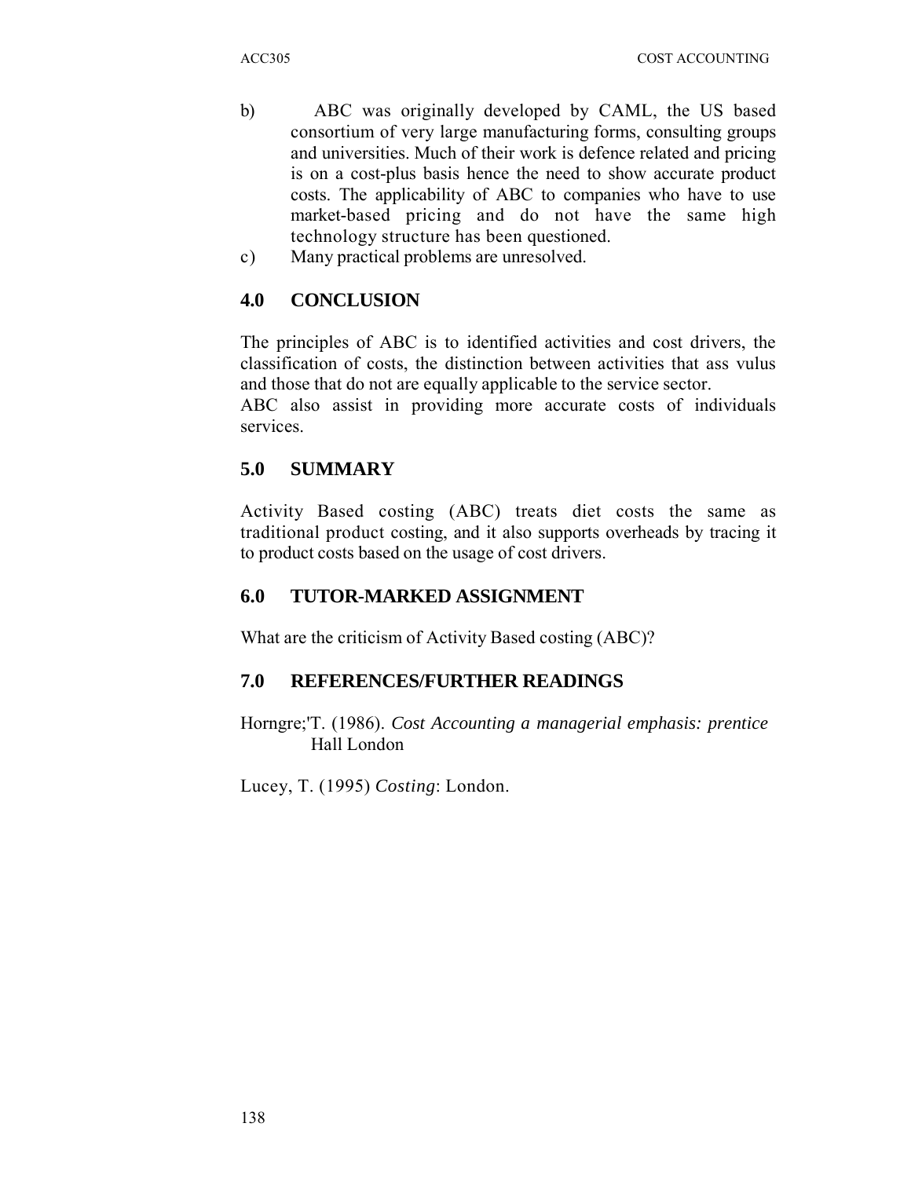b) ABC was originally developed by CAML, the US based consortium of very large manufacturing forms, consulting groups and universities. Much of their work is defence related and pricing is on a cost-plus basis hence the need to show accurate product costs. The applicability of ABC to companies who have to use market-based pricing and do not have the same high technology structure has been questioned.

c) Many practical problems are unresolved.

## 4.0 CONCLUSION

The principles of ABC is to identified activities and cost drivers, the classification of costs, the distinction between activities that ass vulus and those that do not are equally applicable to the service sector.
ABC also assist in providing more accurate costs of individuals services.

## 5.0 SUMMARY

Activity Based costing (ABC) treats diet costs the same as traditional product costing, and it also supports overheads by tracing it to product costs based on the usage of cost drivers.

## 6.0 TUTOR-MARKED ASSIGNMENT

What are the criticism of Activity Based costing (ABC)?

## 7.0 REFERENCES/FURTHER READINGS

Horngre;'T. (1986). *Cost Accounting a managerial emphasis: prentice* Hall London

Lucey, T. (1995) *Costing*: London.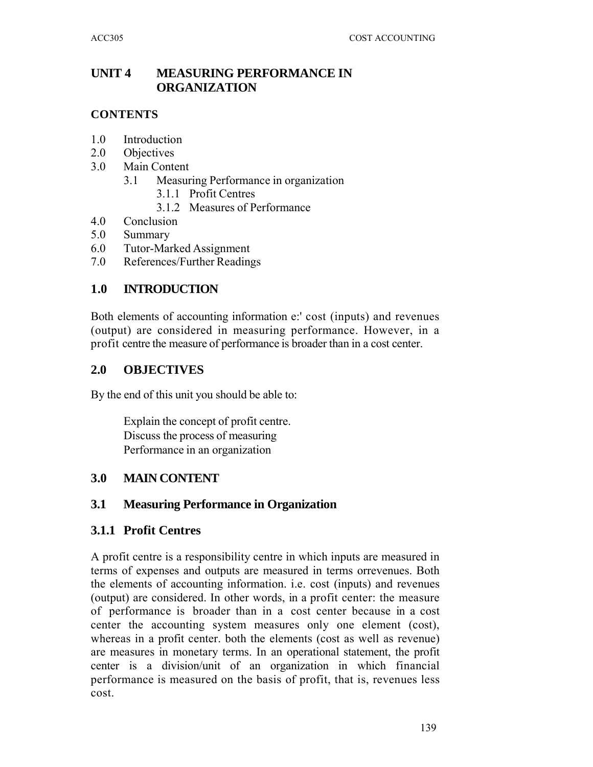# UNIT 4 MEASURING PERFORMANCE IN ORGANIZATION

## CONTENTS

1.0 Introduction
2.0 Objectives
3.0 Main Content
   3.1 Measuring Performance in organization
      3.1.1 Profit Centres
      3.1.2 Measures of Performance
4.0 Conclusion
5.0 Summary
6.0 Tutor-Marked Assignment
7.0 References/Further Readings

## 1.0 INTRODUCTION

Both elements of accounting information e:' cost (inputs) and revenues (output) are considered in measuring performance. However, in a profit centre the measure of performance is broader than in a cost center.

## 2.0 OBJECTIVES

By the end of this unit you should be able to:

Explain the concept of profit centre.
Discuss the process of measuring
Performance in an organization

## 3.0 MAIN CONTENT

## 3.1 Measuring Performance in Organization

### 3.1.1 Profit Centres

A profit centre is a responsibility centre in which inputs are measured in terms of expenses and outputs are measured in terms orrevenues. Both the elements of accounting information. i.e. cost (inputs) and revenues (output) are considered. In other words, in a profit center: the measure of performance is broader than in a cost center because in a cost center the accounting system measures only one element (cost), whereas in a profit center. both the elements (cost as well as revenue) are measures in monetary terms. In an operational statement, the profit center is a division/unit of an organization in which financial performance is measured on the basis of profit, that is, revenues less cost.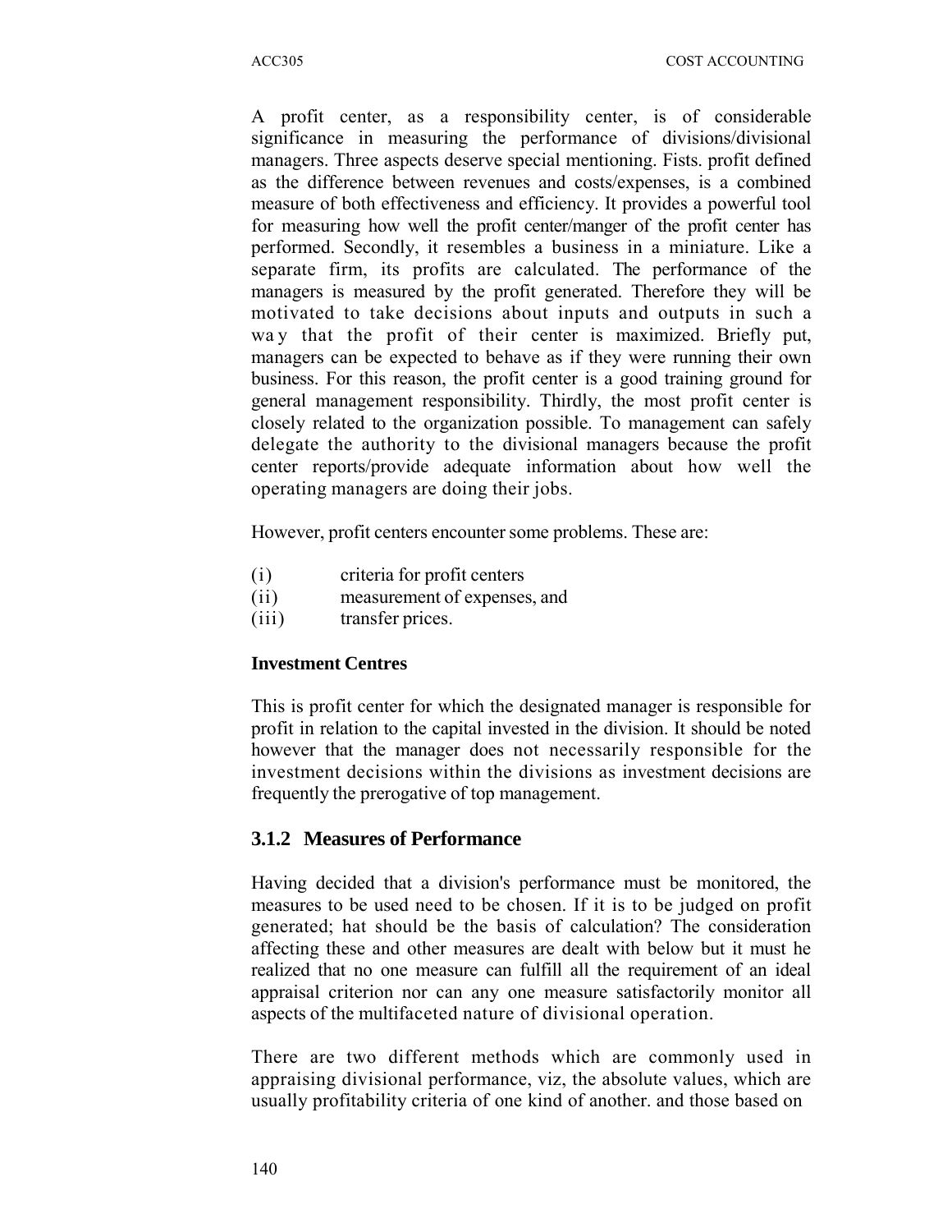A profit center, as a responsibility center, is of considerable significance in measuring the performance of divisions/divisional managers. Three aspects deserve special mentioning. Fists. profit defined as the difference between revenues and costs/expenses, is a combined measure of both effectiveness and efficiency. It provides a powerful tool for measuring how well the profit center/manger of the profit center has performed. Secondly, it resembles a business in a miniature. Like a separate firm, its profits are calculated. The performance of the managers is measured by the profit generated. Therefore they will be motivated to take decisions about inputs and outputs in such a way that the profit of their center is maximized. Briefly put, managers can be expected to behave as if they were running their own business. For this reason, the profit center is a good training ground for general management responsibility. Thirdly, the most profit center is closely related to the organization possible. To management can safely delegate the authority to the divisional managers because the profit center reports/provide adequate information about how well the operating managers are doing their jobs.

However, profit centers encounter some problems. These are:

(i) criteria for profit centers
(ii) measurement of expenses, and
(iii) transfer prices.

**Investment Centres**

This is profit center for which the designated manager is responsible for profit in relation to the capital invested in the division. It should be noted however that the manager does not necessarily responsible for the investment decisions within the divisions as investment decisions are frequently the prerogative of top management.

### 3.1.2 Measures of Performance

Having decided that a division's performance must be monitored, the measures to be used need to be chosen. If it is to be judged on profit generated; hat should be the basis of calculation? The consideration affecting these and other measures are dealt with below but it must he realized that no one measure can fulfill all the requirement of an ideal appraisal criterion nor can any one measure satisfactorily monitor all aspects of the multifaceted nature of divisional operation.

There are two different methods which are commonly used in appraising divisional performance, viz, the absolute values, which are usually profitability criteria of one kind of another. and those based on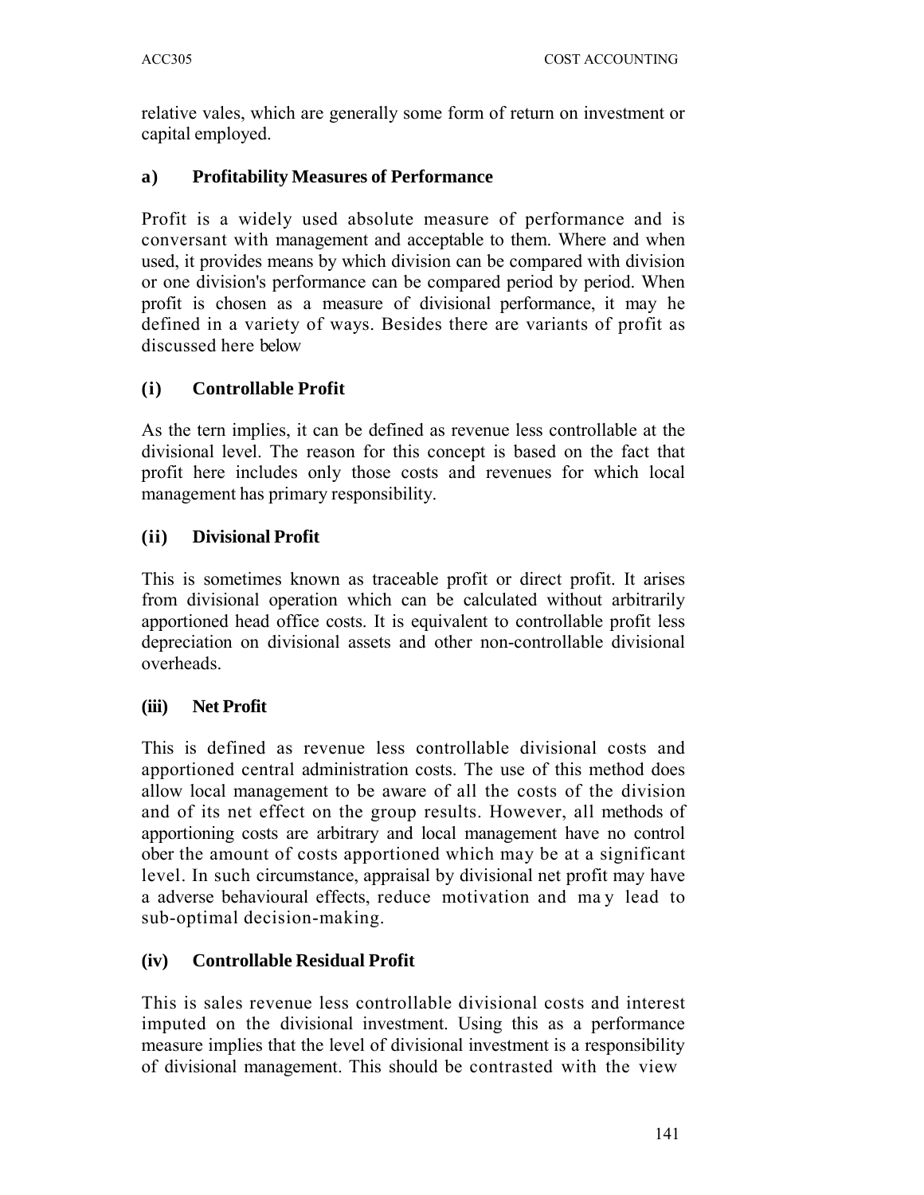relative vales, which are generally some form of return on investment or capital employed.

### a) Profitability Measures of Performance

Profit is a widely used absolute measure of performance and is conversant with management and acceptable to them. Where and when used, it provides means by which division can be compared with division or one division's performance can be compared period by period. When profit is chosen as a measure of divisional performance, it may he defined in a variety of ways. Besides there are variants of profit as discussed here below

#### (i) Controllable Profit

As the tern implies, it can be defined as revenue less controllable at the divisional level. The reason for this concept is based on the fact that profit here includes only those costs and revenues for which local management has primary responsibility.

#### (ii) Divisional Profit

This is sometimes known as traceable profit or direct profit. It arises from divisional operation which can be calculated without arbitrarily apportioned head office costs. It is equivalent to controllable profit less depreciation on divisional assets and other non-controllable divisional overheads.

#### (iii) Net Profit

This is defined as revenue less controllable divisional costs and apportioned central administration costs. The use of this method does allow local management to be aware of all the costs of the division and of its net effect on the group results. However, all methods of apportioning costs are arbitrary and local management have no control ober the amount of costs apportioned which may be at a significant level. In such circumstance, appraisal by divisional net profit may have a adverse behavioural effects, reduce motivation and may lead to sub-optimal decision-making.

#### (iv) Controllable Residual Profit

This is sales revenue less controllable divisional costs and interest imputed on the divisional investment. Using this as a performance measure implies that the level of divisional investment is a responsibility of divisional management. This should be contrasted with the view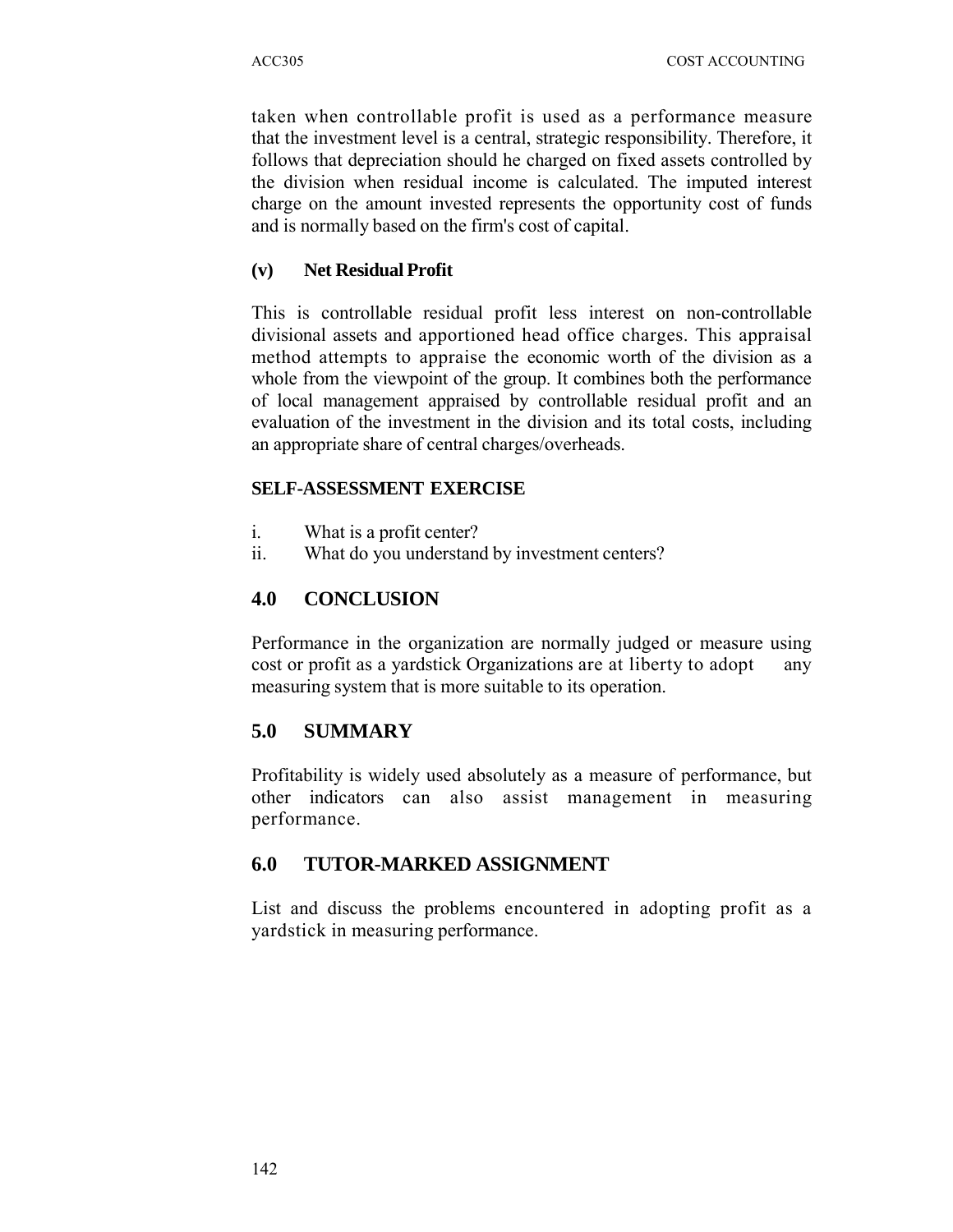taken when controllable profit is used as a performance measure that the investment level is a central, strategic responsibility. Therefore, it follows that depreciation should he charged on fixed assets controlled by the division when residual income is calculated. The imputed interest charge on the amount invested represents the opportunity cost of funds and is normally based on the firm's cost of capital.

**(v) Net Residual Profit**

This is controllable residual profit less interest on non-controllable divisional assets and apportioned head office charges. This appraisal method attempts to appraise the economic worth of the division as a whole from the viewpoint of the group. It combines both the performance of local management appraised by controllable residual profit and an evaluation of the investment in the division and its total costs, including an appropriate share of central charges/overheads.

**SELF-ASSESSMENT EXERCISE**

i. What is a profit center?
ii. What do you understand by investment centers?

## 4.0 CONCLUSION

Performance in the organization are normally judged or measure using cost or profit as a yardstick Organizations are at liberty to adopt any measuring system that is more suitable to its operation.

## 5.0 SUMMARY

Profitability is widely used absolutely as a measure of performance, but other indicators can also assist management in measuring performance.

## 6.0 TUTOR-MARKED ASSIGNMENT

List and discuss the problems encountered in adopting profit as a yardstick in measuring performance.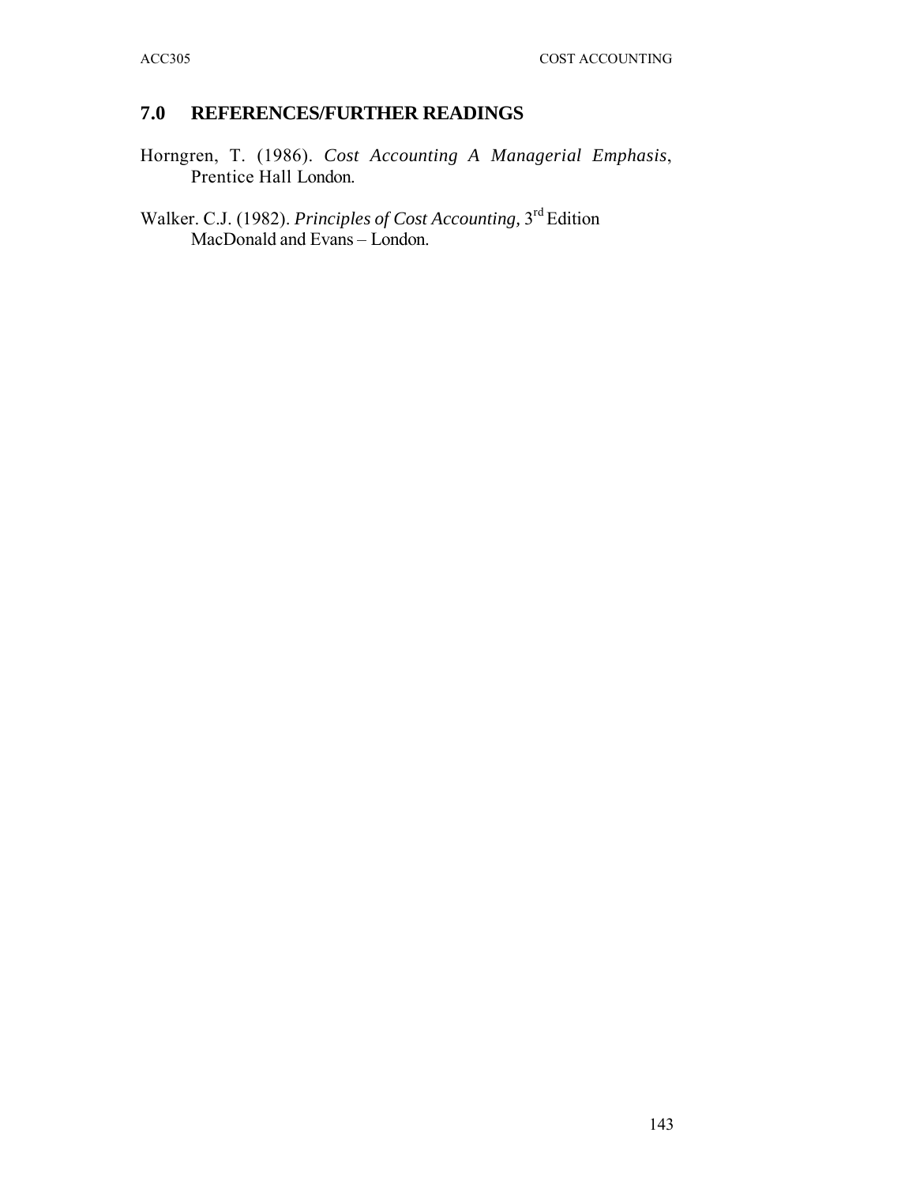## 7.0 REFERENCES/FURTHER READINGS

Horngren, T. (1986). *Cost Accounting A Managerial Emphasis*, Prentice Hall London.

Walker. C.J. (1982). *Principles of Cost Accounting*, 3rd Edition MacDonald and Evans – London.